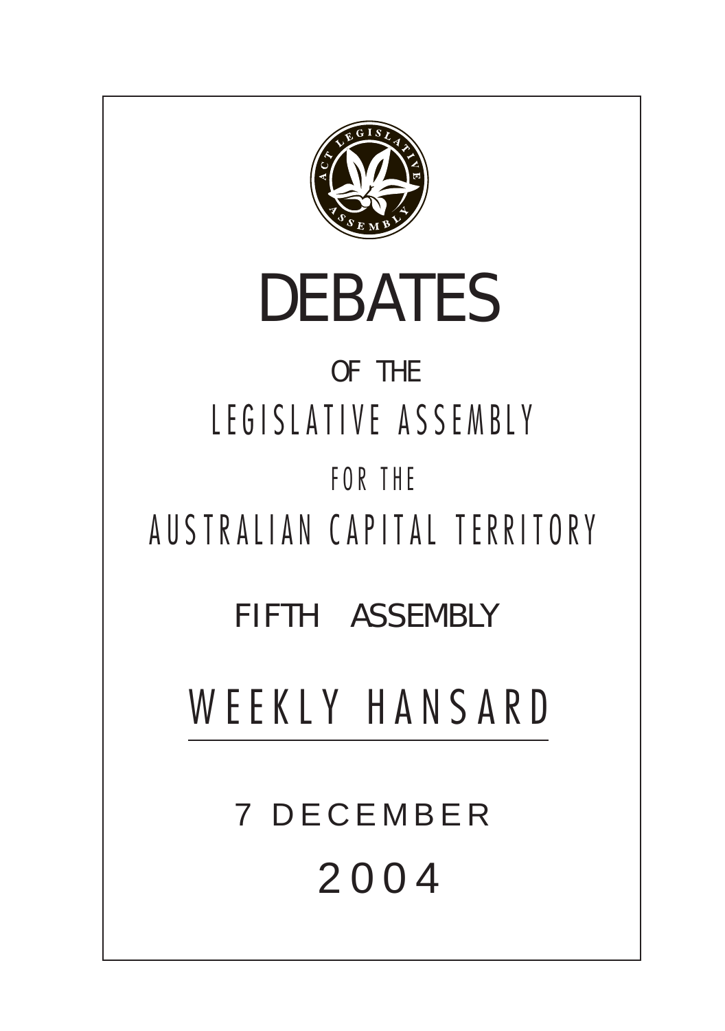# DEBATES

OF THE

LEGISLATIVE ASSEMBLY

FOR THE

AUSTRALIAN CAPITAL TERRITORY

FIFTH ASSEMBLY

## WEEKLY HANSARD

7 DECEMBER

2004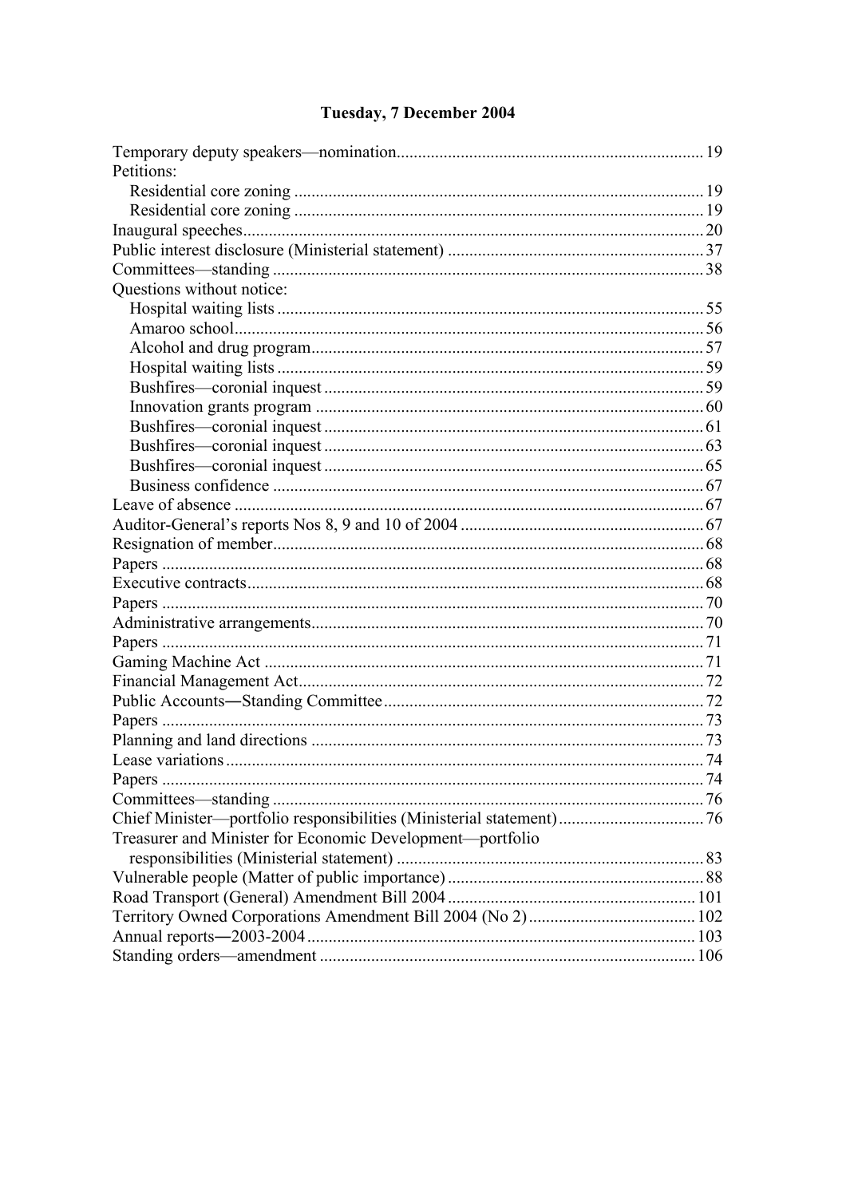## Tuesday, 7 December 2004

| | |
|---|---|
| Temporary deputy speakers—nomination | 19 |
| Petitions: | |
| Residential core zoning | 19 |
| Residential core zoning | 19 |
| Inaugural speeches | 20 |
| Public interest disclosure (Ministerial statement) | 37 |
| Committees—standing | 38 |
| Questions without notice: | |
| Hospital waiting lists | 55 |
| Amaroo school | 56 |
| Alcohol and drug program | 57 |
| Hospital waiting lists | 59 |
| Bushfires—coronial inquest | 59 |
| Innovation grants program | 60 |
| Bushfires—coronial inquest | 61 |
| Bushfires—coronial inquest | 63 |
| Bushfires—coronial inquest | 65 |
| Business confidence | 67 |
| Leave of absence | 67 |
| Auditor-General's reports Nos 8, 9 and 10 of 2004 | 67 |
| Resignation of member | 68 |
| Papers | 68 |
| Executive contracts | 68 |
| Papers | 70 |
| Administrative arrangements | 70 |
| Papers | 71 |
| Gaming Machine Act | 71 |
| Financial Management Act | 72 |
| Public Accounts―Standing Committee | 72 |
| Papers | 73 |
| Planning and land directions | 73 |
| Lease variations | 74 |
| Papers | 74 |
| Committees—standing | 76 |
| Chief Minister—portfolio responsibilities (Ministerial statement) | 76 |
| Treasurer and Minister for Economic Development—portfolio responsibilities (Ministerial statement) | 83 |
| Vulnerable people (Matter of public importance) | 88 |
| Road Transport (General) Amendment Bill 2004 | 101 |
| Territory Owned Corporations Amendment Bill 2004 (No 2) | 102 |
| Annual reports―2003-2004 | 103 |
| Standing orders—amendment | 106 |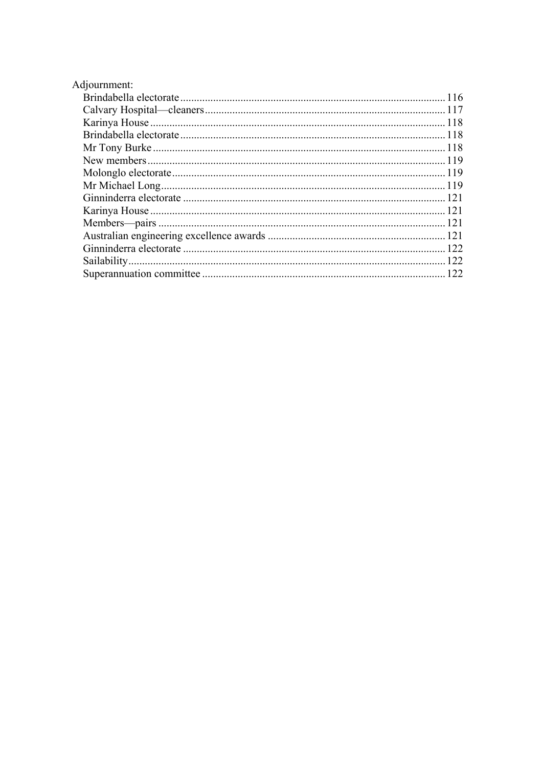Adjournment:

Brindabella electorate ................................................................................................ 116
Calvary Hospital—cleaners ....................................................................................... 117
Karinya House ........................................................................................................... 118
Brindabella electorate ................................................................................................ 118
Mr Tony Burke .......................................................................................................... 118
New members ............................................................................................................ 119
Molonglo electorate ................................................................................................... 119
Mr Michael Long ....................................................................................................... 119
Ginninderra electorate ............................................................................................... 121
Karinya House ........................................................................................................... 121
Members—pairs ........................................................................................................ 121
Australian engineering excellence awards ................................................................ 121
Ginninderra electorate ............................................................................................... 122
Sailability ................................................................................................................... 122
Superannuation committee ........................................................................................ 122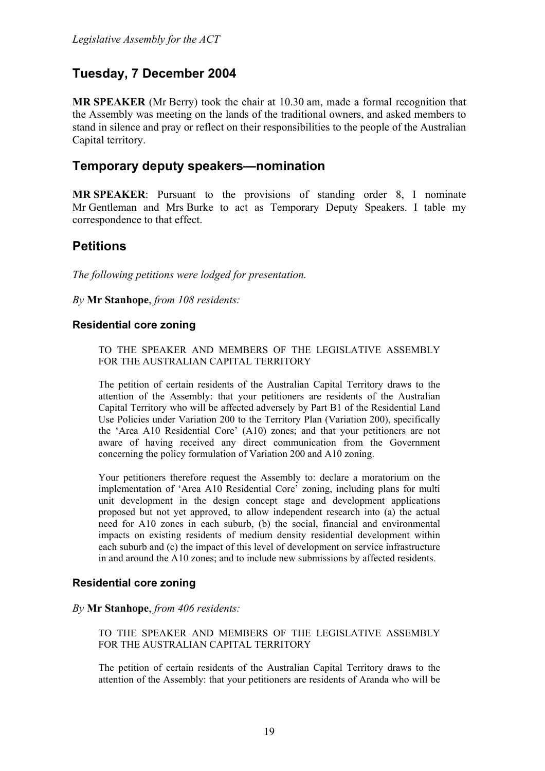## Tuesday, 7 December 2004

**MR SPEAKER** (Mr Berry) took the chair at 10.30 am, made a formal recognition that the Assembly was meeting on the lands of the traditional owners, and asked members to stand in silence and pray or reflect on their responsibilities to the people of the Australian Capital territory.

## Temporary deputy speakers—nomination

**MR SPEAKER**: Pursuant to the provisions of standing order 8, I nominate Mr Gentleman and Mrs Burke to act as Temporary Deputy Speakers. I table my correspondence to that effect.

## Petitions

*The following petitions were lodged for presentation.*

*By* **Mr Stanhope**, *from 108 residents:*

### Residential core zoning

TO THE SPEAKER AND MEMBERS OF THE LEGISLATIVE ASSEMBLY FOR THE AUSTRALIAN CAPITAL TERRITORY

The petition of certain residents of the Australian Capital Territory draws to the attention of the Assembly: that your petitioners are residents of the Australian Capital Territory who will be affected adversely by Part B1 of the Residential Land Use Policies under Variation 200 to the Territory Plan (Variation 200), specifically the 'Area A10 Residential Core' (A10) zones; and that your petitioners are not aware of having received any direct communication from the Government concerning the policy formulation of Variation 200 and A10 zoning.

Your petitioners therefore request the Assembly to: declare a moratorium on the implementation of 'Area A10 Residential Core' zoning, including plans for multi unit development in the design concept stage and development applications proposed but not yet approved, to allow independent research into (a) the actual need for A10 zones in each suburb, (b) the social, financial and environmental impacts on existing residents of medium density residential development within each suburb and (c) the impact of this level of development on service infrastructure in and around the A10 zones; and to include new submissions by affected residents.

### Residential core zoning

*By* **Mr Stanhope**, *from 406 residents:*

TO THE SPEAKER AND MEMBERS OF THE LEGISLATIVE ASSEMBLY FOR THE AUSTRALIAN CAPITAL TERRITORY

The petition of certain residents of the Australian Capital Territory draws to the attention of the Assembly: that your petitioners are residents of Aranda who will be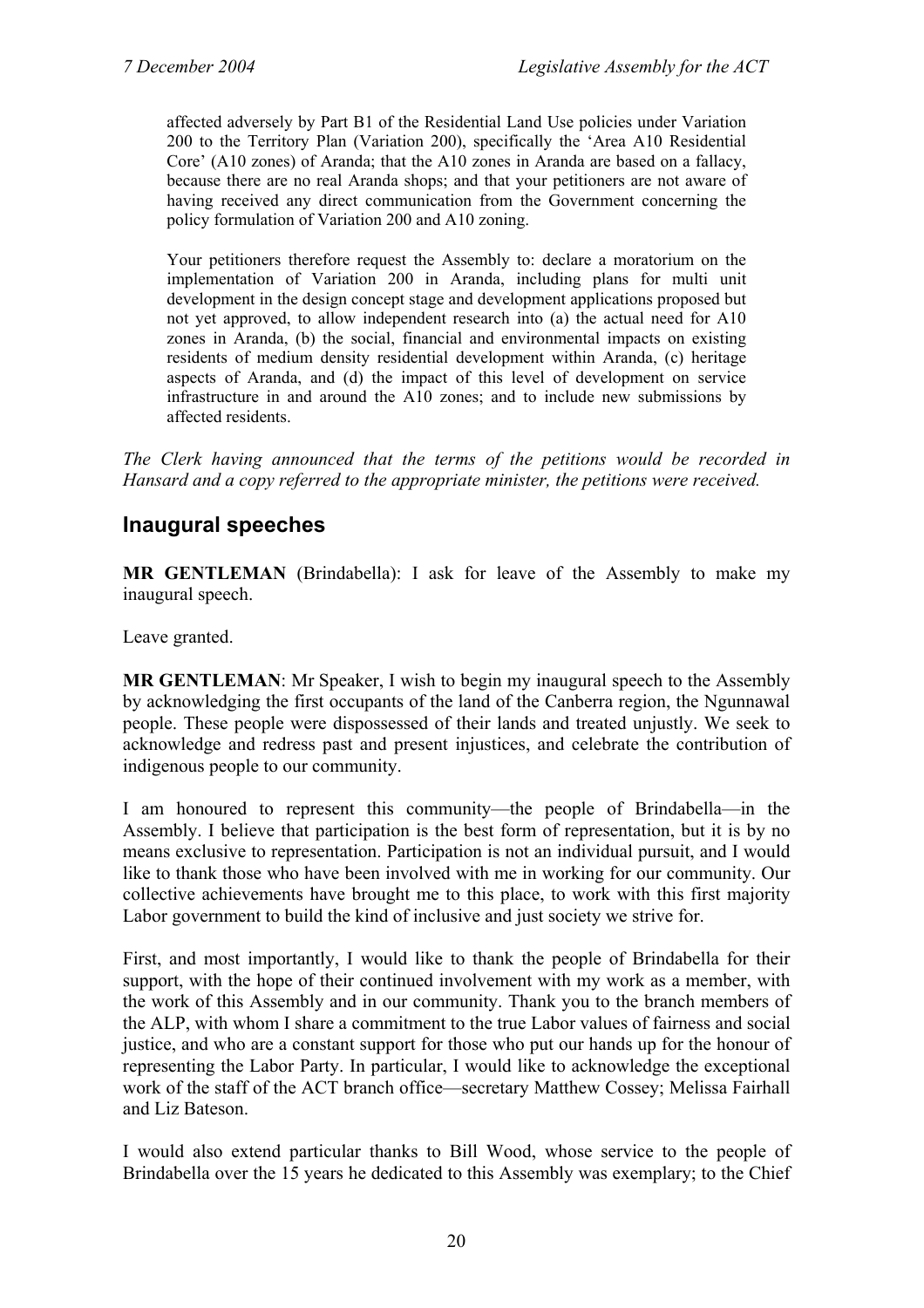affected adversely by Part B1 of the Residential Land Use policies under Variation 200 to the Territory Plan (Variation 200), specifically the 'Area A10 Residential Core' (A10 zones) of Aranda; that the A10 zones in Aranda are based on a fallacy, because there are no real Aranda shops; and that your petitioners are not aware of having received any direct communication from the Government concerning the policy formulation of Variation 200 and A10 zoning.

> Your petitioners therefore request the Assembly to: declare a moratorium on the implementation of Variation 200 in Aranda, including plans for multi unit development in the design concept stage and development applications proposed but not yet approved, to allow independent research into (a) the actual need for A10 zones in Aranda, (b) the social, financial and environmental impacts on existing residents of medium density residential development within Aranda, (c) heritage aspects of Aranda, and (d) the impact of this level of development on service infrastructure in and around the A10 zones; and to include new submissions by affected residents.

*The Clerk having announced that the terms of the petitions would be recorded in Hansard and a copy referred to the appropriate minister, the petitions were received.*

## Inaugural speeches

**MR GENTLEMAN** (Brindabella): I ask for leave of the Assembly to make my inaugural speech.

Leave granted.

**MR GENTLEMAN**: Mr Speaker, I wish to begin my inaugural speech to the Assembly by acknowledging the first occupants of the land of the Canberra region, the Ngunnawal people. These people were dispossessed of their lands and treated unjustly. We seek to acknowledge and redress past and present injustices, and celebrate the contribution of indigenous people to our community.

I am honoured to represent this community—the people of Brindabella—in the Assembly. I believe that participation is the best form of representation, but it is by no means exclusive to representation. Participation is not an individual pursuit, and I would like to thank those who have been involved with me in working for our community. Our collective achievements have brought me to this place, to work with this first majority Labor government to build the kind of inclusive and just society we strive for.

First, and most importantly, I would like to thank the people of Brindabella for their support, with the hope of their continued involvement with my work as a member, with the work of this Assembly and in our community. Thank you to the branch members of the ALP, with whom I share a commitment to the true Labor values of fairness and social justice, and who are a constant support for those who put our hands up for the honour of representing the Labor Party. In particular, I would like to acknowledge the exceptional work of the staff of the ACT branch office—secretary Matthew Cossey; Melissa Fairhall and Liz Bateson.

I would also extend particular thanks to Bill Wood, whose service to the people of Brindabella over the 15 years he dedicated to this Assembly was exemplary; to the Chief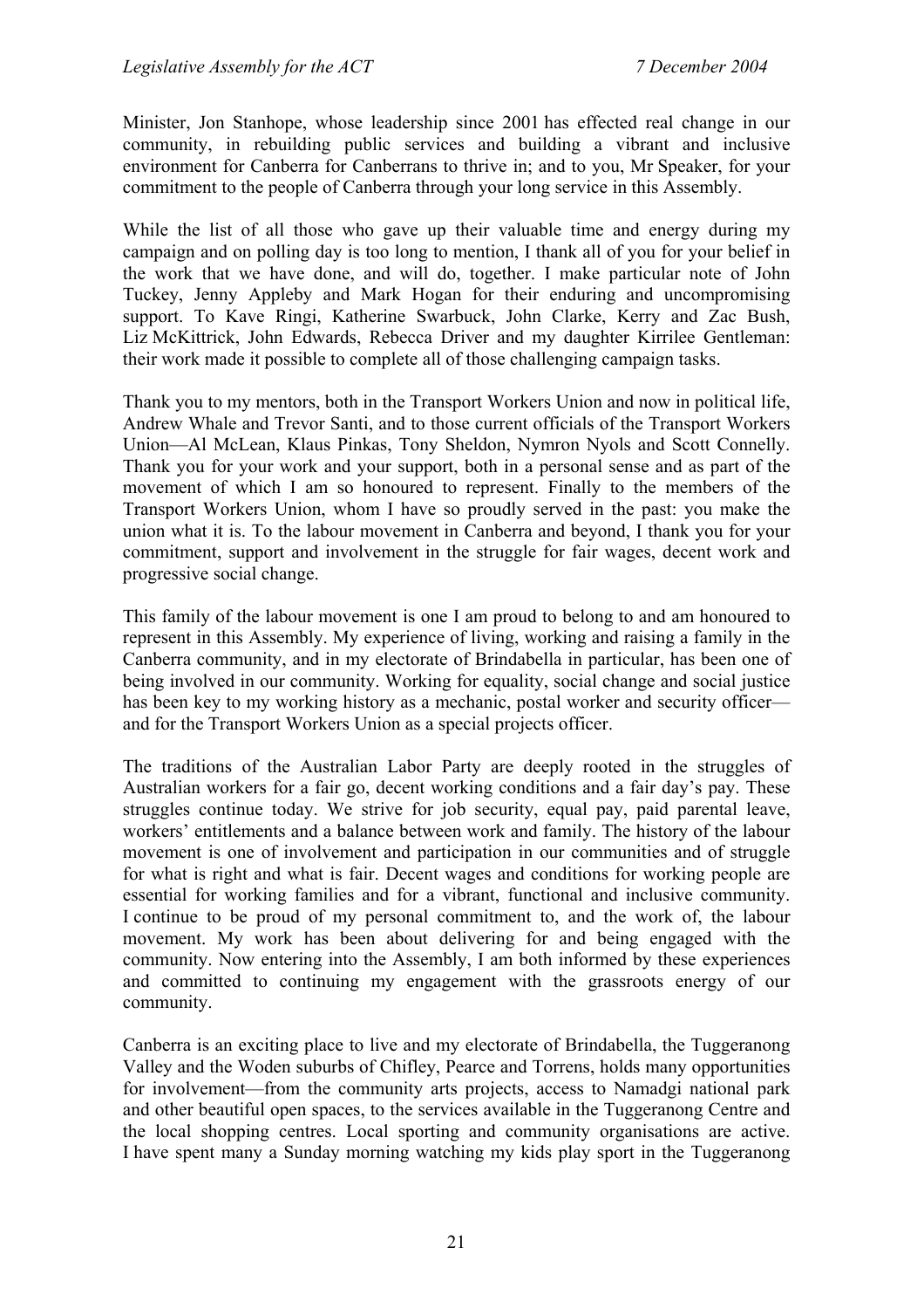Minister, Jon Stanhope, whose leadership since 2001 has effected real change in our community, in rebuilding public services and building a vibrant and inclusive environment for Canberra for Canberrans to thrive in; and to you, Mr Speaker, for your commitment to the people of Canberra through your long service in this Assembly.

While the list of all those who gave up their valuable time and energy during my campaign and on polling day is too long to mention, I thank all of you for your belief in the work that we have done, and will do, together. I make particular note of John Tuckey, Jenny Appleby and Mark Hogan for their enduring and uncompromising support. To Kave Ringi, Katherine Swarbuck, John Clarke, Kerry and Zac Bush, Liz McKittrick, John Edwards, Rebecca Driver and my daughter Kirrilee Gentleman: their work made it possible to complete all of those challenging campaign tasks.

Thank you to my mentors, both in the Transport Workers Union and now in political life, Andrew Whale and Trevor Santi, and to those current officials of the Transport Workers Union—Al McLean, Klaus Pinkas, Tony Sheldon, Nymron Nyols and Scott Connelly. Thank you for your work and your support, both in a personal sense and as part of the movement of which I am so honoured to represent. Finally to the members of the Transport Workers Union, whom I have so proudly served in the past: you make the union what it is. To the labour movement in Canberra and beyond, I thank you for your commitment, support and involvement in the struggle for fair wages, decent work and progressive social change.

This family of the labour movement is one I am proud to belong to and am honoured to represent in this Assembly. My experience of living, working and raising a family in the Canberra community, and in my electorate of Brindabella in particular, has been one of being involved in our community. Working for equality, social change and social justice has been key to my working history as a mechanic, postal worker and security officer—and for the Transport Workers Union as a special projects officer.

The traditions of the Australian Labor Party are deeply rooted in the struggles of Australian workers for a fair go, decent working conditions and a fair day's pay. These struggles continue today. We strive for job security, equal pay, paid parental leave, workers' entitlements and a balance between work and family. The history of the labour movement is one of involvement and participation in our communities and of struggle for what is right and what is fair. Decent wages and conditions for working people are essential for working families and for a vibrant, functional and inclusive community. I continue to be proud of my personal commitment to, and the work of, the labour movement. My work has been about delivering for and being engaged with the community. Now entering into the Assembly, I am both informed by these experiences and committed to continuing my engagement with the grassroots energy of our community.

Canberra is an exciting place to live and my electorate of Brindabella, the Tuggeranong Valley and the Woden suburbs of Chifley, Pearce and Torrens, holds many opportunities for involvement—from the community arts projects, access to Namadgi national park and other beautiful open spaces, to the services available in the Tuggeranong Centre and the local shopping centres. Local sporting and community organisations are active. I have spent many a Sunday morning watching my kids play sport in the Tuggeranong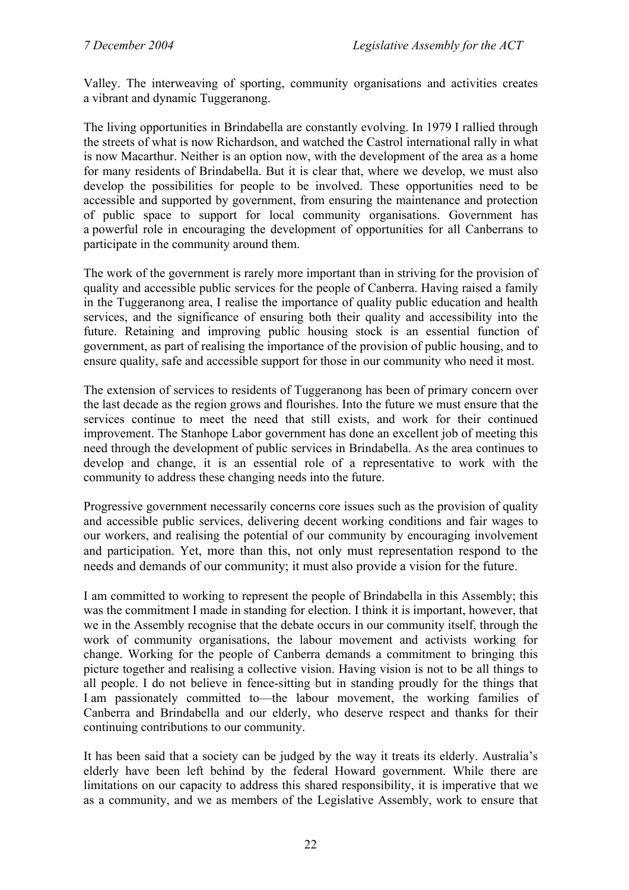Valley. The interweaving of sporting, community organisations and activities creates a vibrant and dynamic Tuggeranong.

The living opportunities in Brindabella are constantly evolving. In 1979 I rallied through the streets of what is now Richardson, and watched the Castrol international rally in what is now Macarthur. Neither is an option now, with the development of the area as a home for many residents of Brindabella. But it is clear that, where we develop, we must also develop the possibilities for people to be involved. These opportunities need to be accessible and supported by government, from ensuring the maintenance and protection of public space to support for local community organisations. Government has a powerful role in encouraging the development of opportunities for all Canberrans to participate in the community around them.

The work of the government is rarely more important than in striving for the provision of quality and accessible public services for the people of Canberra. Having raised a family in the Tuggeranong area, I realise the importance of quality public education and health services, and the significance of ensuring both their quality and accessibility into the future. Retaining and improving public housing stock is an essential function of government, as part of realising the importance of the provision of public housing, and to ensure quality, safe and accessible support for those in our community who need it most.

The extension of services to residents of Tuggeranong has been of primary concern over the last decade as the region grows and flourishes. Into the future we must ensure that the services continue to meet the need that still exists, and work for their continued improvement. The Stanhope Labor government has done an excellent job of meeting this need through the development of public services in Brindabella. As the area continues to develop and change, it is an essential role of a representative to work with the community to address these changing needs into the future.

Progressive government necessarily concerns core issues such as the provision of quality and accessible public services, delivering decent working conditions and fair wages to our workers, and realising the potential of our community by encouraging involvement and participation. Yet, more than this, not only must representation respond to the needs and demands of our community; it must also provide a vision for the future.

I am committed to working to represent the people of Brindabella in this Assembly; this was the commitment I made in standing for election. I think it is important, however, that we in the Assembly recognise that the debate occurs in our community itself, through the work of community organisations, the labour movement and activists working for change. Working for the people of Canberra demands a commitment to bringing this picture together and realising a collective vision. Having vision is not to be all things to all people. I do not believe in fence-sitting but in standing proudly for the things that I am passionately committed to—the labour movement, the working families of Canberra and Brindabella and our elderly, who deserve respect and thanks for their continuing contributions to our community.

It has been said that a society can be judged by the way it treats its elderly. Australia's elderly have been left behind by the federal Howard government. While there are limitations on our capacity to address this shared responsibility, it is imperative that we as a community, and we as members of the Legislative Assembly, work to ensure that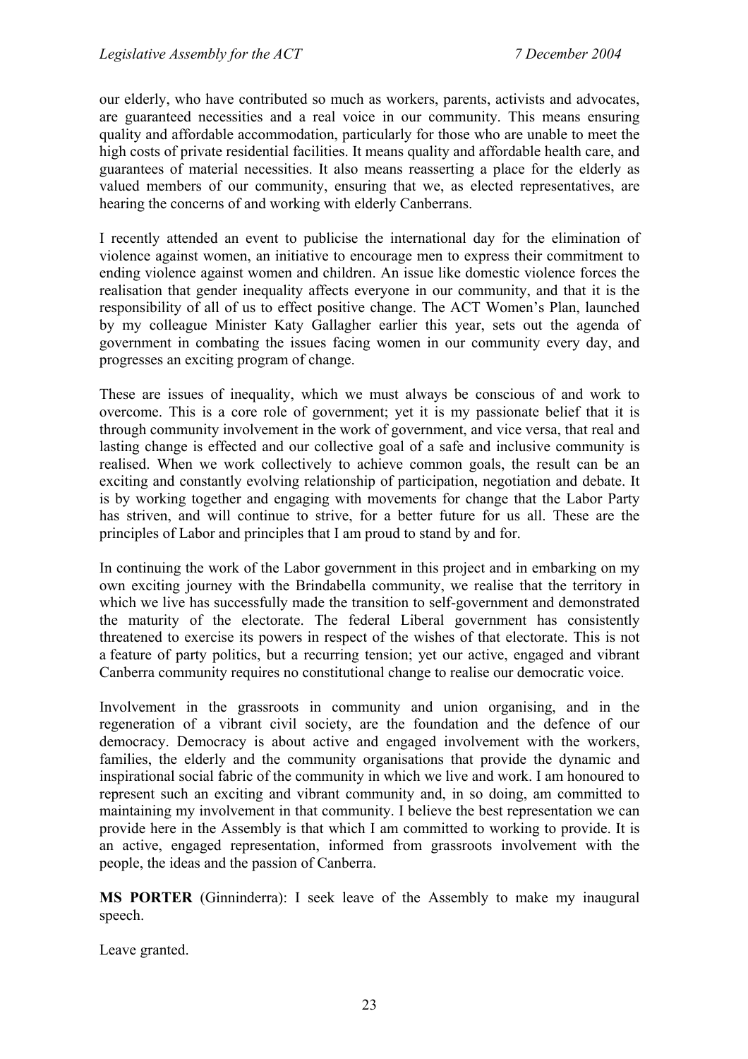our elderly, who have contributed so much as workers, parents, activists and advocates, are guaranteed necessities and a real voice in our community. This means ensuring quality and affordable accommodation, particularly for those who are unable to meet the high costs of private residential facilities. It means quality and affordable health care, and guarantees of material necessities. It also means reasserting a place for the elderly as valued members of our community, ensuring that we, as elected representatives, are hearing the concerns of and working with elderly Canberrans.

I recently attended an event to publicise the international day for the elimination of violence against women, an initiative to encourage men to express their commitment to ending violence against women and children. An issue like domestic violence forces the realisation that gender inequality affects everyone in our community, and that it is the responsibility of all of us to effect positive change. The ACT Women's Plan, launched by my colleague Minister Katy Gallagher earlier this year, sets out the agenda of government in combating the issues facing women in our community every day, and progresses an exciting program of change.

These are issues of inequality, which we must always be conscious of and work to overcome. This is a core role of government; yet it is my passionate belief that it is through community involvement in the work of government, and vice versa, that real and lasting change is effected and our collective goal of a safe and inclusive community is realised. When we work collectively to achieve common goals, the result can be an exciting and constantly evolving relationship of participation, negotiation and debate. It is by working together and engaging with movements for change that the Labor Party has striven, and will continue to strive, for a better future for us all. These are the principles of Labor and principles that I am proud to stand by and for.

In continuing the work of the Labor government in this project and in embarking on my own exciting journey with the Brindabella community, we realise that the territory in which we live has successfully made the transition to self-government and demonstrated the maturity of the electorate. The federal Liberal government has consistently threatened to exercise its powers in respect of the wishes of that electorate. This is not a feature of party politics, but a recurring tension; yet our active, engaged and vibrant Canberra community requires no constitutional change to realise our democratic voice.

Involvement in the grassroots in community and union organising, and in the regeneration of a vibrant civil society, are the foundation and the defence of our democracy. Democracy is about active and engaged involvement with the workers, families, the elderly and the community organisations that provide the dynamic and inspirational social fabric of the community in which we live and work. I am honoured to represent such an exciting and vibrant community and, in so doing, am committed to maintaining my involvement in that community. I believe the best representation we can provide here in the Assembly is that which I am committed to working to provide. It is an active, engaged representation, informed from grassroots involvement with the people, the ideas and the passion of Canberra.

**MS PORTER** (Ginninderra): I seek leave of the Assembly to make my inaugural speech.

Leave granted.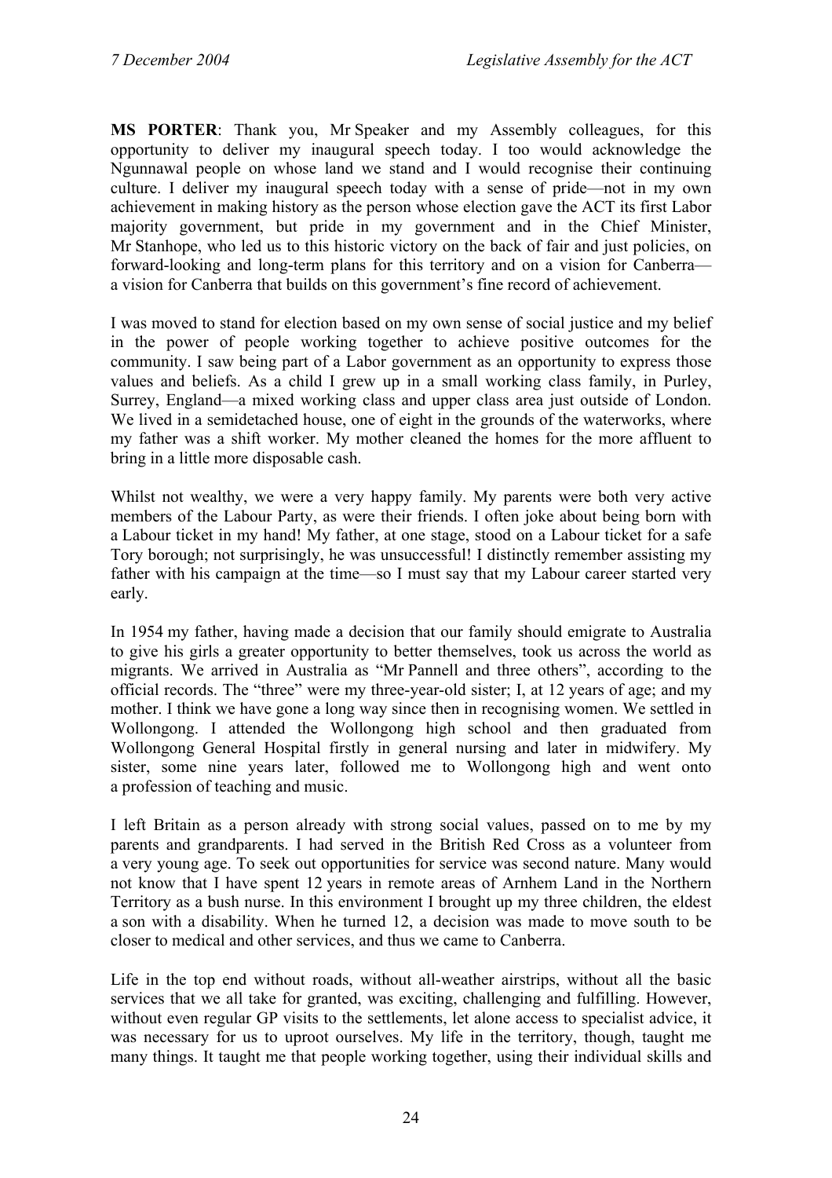**MS PORTER**: Thank you, Mr Speaker and my Assembly colleagues, for this opportunity to deliver my inaugural speech today. I too would acknowledge the Ngunnawal people on whose land we stand and I would recognise their continuing culture. I deliver my inaugural speech today with a sense of pride—not in my own achievement in making history as the person whose election gave the ACT its first Labor majority government, but pride in my government and in the Chief Minister, Mr Stanhope, who led us to this historic victory on the back of fair and just policies, on forward-looking and long-term plans for this territory and on a vision for Canberra—a vision for Canberra that builds on this government's fine record of achievement.

I was moved to stand for election based on my own sense of social justice and my belief in the power of people working together to achieve positive outcomes for the community. I saw being part of a Labor government as an opportunity to express those values and beliefs. As a child I grew up in a small working class family, in Purley, Surrey, England—a mixed working class and upper class area just outside of London. We lived in a semidetached house, one of eight in the grounds of the waterworks, where my father was a shift worker. My mother cleaned the homes for the more affluent to bring in a little more disposable cash.

Whilst not wealthy, we were a very happy family. My parents were both very active members of the Labour Party, as were their friends. I often joke about being born with a Labour ticket in my hand! My father, at one stage, stood on a Labour ticket for a safe Tory borough; not surprisingly, he was unsuccessful! I distinctly remember assisting my father with his campaign at the time—so I must say that my Labour career started very early.

In 1954 my father, having made a decision that our family should emigrate to Australia to give his girls a greater opportunity to better themselves, took us across the world as migrants. We arrived in Australia as "Mr Pannell and three others", according to the official records. The "three" were my three-year-old sister; I, at 12 years of age; and my mother. I think we have gone a long way since then in recognising women. We settled in Wollongong. I attended the Wollongong high school and then graduated from Wollongong General Hospital firstly in general nursing and later in midwifery. My sister, some nine years later, followed me to Wollongong high and went onto a profession of teaching and music.

I left Britain as a person already with strong social values, passed on to me by my parents and grandparents. I had served in the British Red Cross as a volunteer from a very young age. To seek out opportunities for service was second nature. Many would not know that I have spent 12 years in remote areas of Arnhem Land in the Northern Territory as a bush nurse. In this environment I brought up my three children, the eldest a son with a disability. When he turned 12, a decision was made to move south to be closer to medical and other services, and thus we came to Canberra.

Life in the top end without roads, without all-weather airstrips, without all the basic services that we all take for granted, was exciting, challenging and fulfilling. However, without even regular GP visits to the settlements, let alone access to specialist advice, it was necessary for us to uproot ourselves. My life in the territory, though, taught me many things. It taught me that people working together, using their individual skills and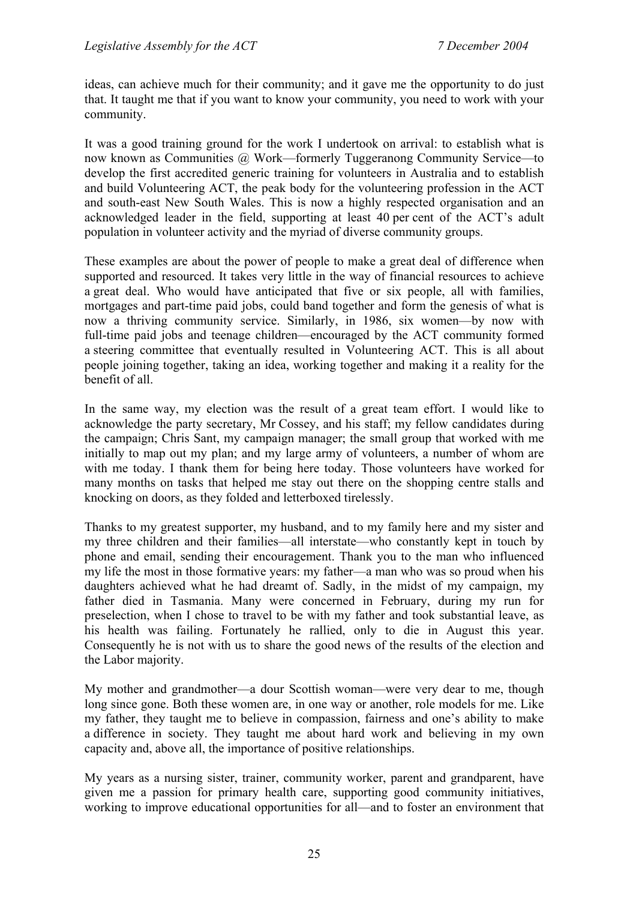ideas, can achieve much for their community; and it gave me the opportunity to do just that. It taught me that if you want to know your community, you need to work with your community.

It was a good training ground for the work I undertook on arrival: to establish what is now known as Communities @ Work—formerly Tuggeranong Community Service—to develop the first accredited generic training for volunteers in Australia and to establish and build Volunteering ACT, the peak body for the volunteering profession in the ACT and south-east New South Wales. This is now a highly respected organisation and an acknowledged leader in the field, supporting at least 40 per cent of the ACT's adult population in volunteer activity and the myriad of diverse community groups.

These examples are about the power of people to make a great deal of difference when supported and resourced. It takes very little in the way of financial resources to achieve a great deal. Who would have anticipated that five or six people, all with families, mortgages and part-time paid jobs, could band together and form the genesis of what is now a thriving community service. Similarly, in 1986, six women—by now with full-time paid jobs and teenage children—encouraged by the ACT community formed a steering committee that eventually resulted in Volunteering ACT. This is all about people joining together, taking an idea, working together and making it a reality for the benefit of all.

In the same way, my election was the result of a great team effort. I would like to acknowledge the party secretary, Mr Cossey, and his staff; my fellow candidates during the campaign; Chris Sant, my campaign manager; the small group that worked with me initially to map out my plan; and my large army of volunteers, a number of whom are with me today. I thank them for being here today. Those volunteers have worked for many months on tasks that helped me stay out there on the shopping centre stalls and knocking on doors, as they folded and letterboxed tirelessly.

Thanks to my greatest supporter, my husband, and to my family here and my sister and my three children and their families—all interstate—who constantly kept in touch by phone and email, sending their encouragement. Thank you to the man who influenced my life the most in those formative years: my father—a man who was so proud when his daughters achieved what he had dreamt of. Sadly, in the midst of my campaign, my father died in Tasmania. Many were concerned in February, during my run for preselection, when I chose to travel to be with my father and took substantial leave, as his health was failing. Fortunately he rallied, only to die in August this year. Consequently he is not with us to share the good news of the results of the election and the Labor majority.

My mother and grandmother—a dour Scottish woman—were very dear to me, though long since gone. Both these women are, in one way or another, role models for me. Like my father, they taught me to believe in compassion, fairness and one's ability to make a difference in society. They taught me about hard work and believing in my own capacity and, above all, the importance of positive relationships.

My years as a nursing sister, trainer, community worker, parent and grandparent, have given me a passion for primary health care, supporting good community initiatives, working to improve educational opportunities for all—and to foster an environment that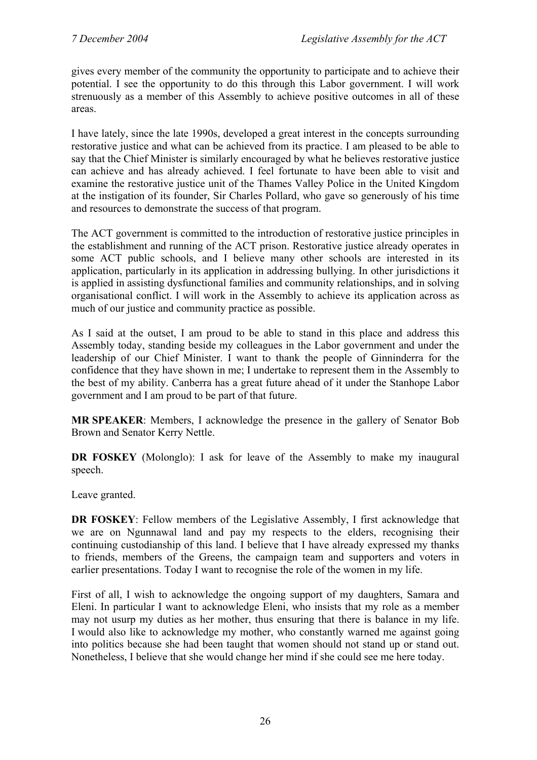gives every member of the community the opportunity to participate and to achieve their potential. I see the opportunity to do this through this Labor government. I will work strenuously as a member of this Assembly to achieve positive outcomes in all of these areas.

I have lately, since the late 1990s, developed a great interest in the concepts surrounding restorative justice and what can be achieved from its practice. I am pleased to be able to say that the Chief Minister is similarly encouraged by what he believes restorative justice can achieve and has already achieved. I feel fortunate to have been able to visit and examine the restorative justice unit of the Thames Valley Police in the United Kingdom at the instigation of its founder, Sir Charles Pollard, who gave so generously of his time and resources to demonstrate the success of that program.

The ACT government is committed to the introduction of restorative justice principles in the establishment and running of the ACT prison. Restorative justice already operates in some ACT public schools, and I believe many other schools are interested in its application, particularly in its application in addressing bullying. In other jurisdictions it is applied in assisting dysfunctional families and community relationships, and in solving organisational conflict. I will work in the Assembly to achieve its application across as much of our justice and community practice as possible.

As I said at the outset, I am proud to be able to stand in this place and address this Assembly today, standing beside my colleagues in the Labor government and under the leadership of our Chief Minister. I want to thank the people of Ginninderra for the confidence that they have shown in me; I undertake to represent them in the Assembly to the best of my ability. Canberra has a great future ahead of it under the Stanhope Labor government and I am proud to be part of that future.

**MR SPEAKER**: Members, I acknowledge the presence in the gallery of Senator Bob Brown and Senator Kerry Nettle.

**DR FOSKEY** (Molonglo): I ask for leave of the Assembly to make my inaugural speech.

Leave granted.

**DR FOSKEY**: Fellow members of the Legislative Assembly, I first acknowledge that we are on Ngunnawal land and pay my respects to the elders, recognising their continuing custodianship of this land. I believe that I have already expressed my thanks to friends, members of the Greens, the campaign team and supporters and voters in earlier presentations. Today I want to recognise the role of the women in my life.

First of all, I wish to acknowledge the ongoing support of my daughters, Samara and Eleni. In particular I want to acknowledge Eleni, who insists that my role as a member may not usurp my duties as her mother, thus ensuring that there is balance in my life. I would also like to acknowledge my mother, who constantly warned me against going into politics because she had been taught that women should not stand up or stand out. Nonetheless, I believe that she would change her mind if she could see me here today.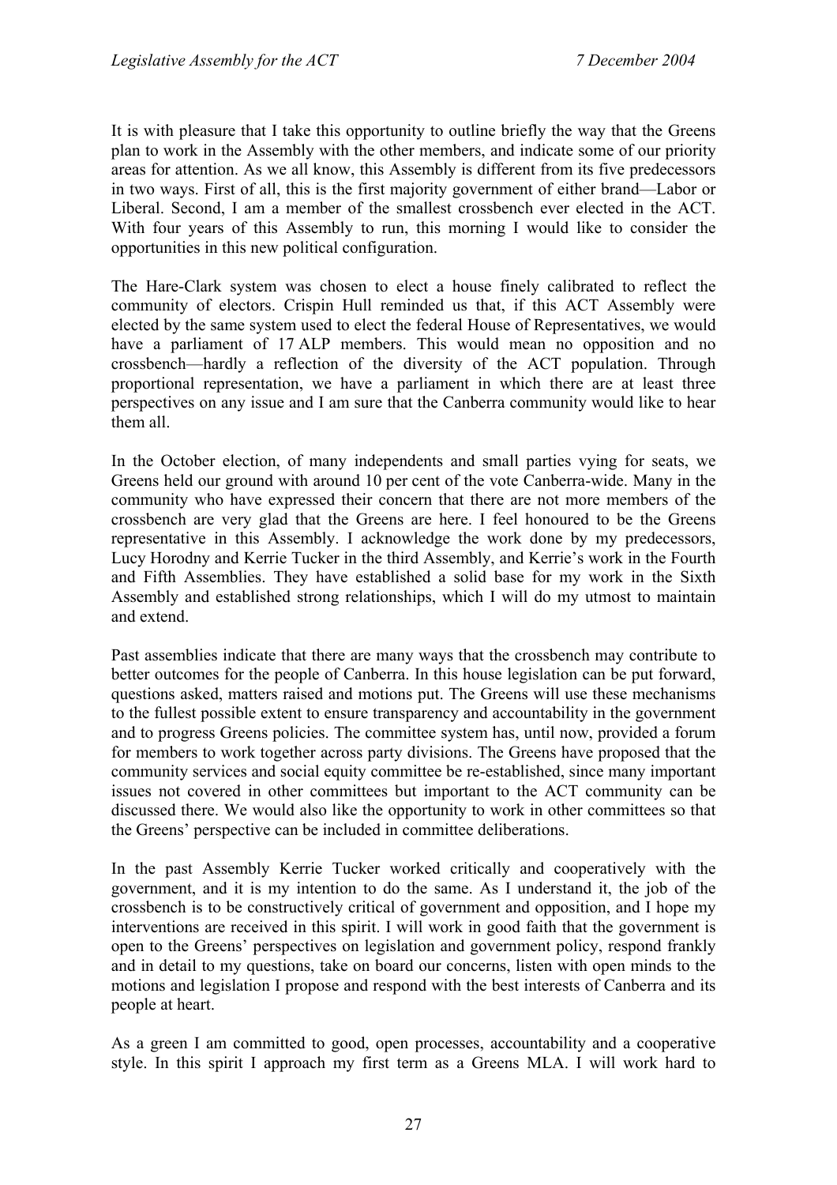It is with pleasure that I take this opportunity to outline briefly the way that the Greens plan to work in the Assembly with the other members, and indicate some of our priority areas for attention. As we all know, this Assembly is different from its five predecessors in two ways. First of all, this is the first majority government of either brand—Labor or Liberal. Second, I am a member of the smallest crossbench ever elected in the ACT. With four years of this Assembly to run, this morning I would like to consider the opportunities in this new political configuration.

The Hare-Clark system was chosen to elect a house finely calibrated to reflect the community of electors. Crispin Hull reminded us that, if this ACT Assembly were elected by the same system used to elect the federal House of Representatives, we would have a parliament of 17 ALP members. This would mean no opposition and no crossbench—hardly a reflection of the diversity of the ACT population. Through proportional representation, we have a parliament in which there are at least three perspectives on any issue and I am sure that the Canberra community would like to hear them all.

In the October election, of many independents and small parties vying for seats, we Greens held our ground with around 10 per cent of the vote Canberra-wide. Many in the community who have expressed their concern that there are not more members of the crossbench are very glad that the Greens are here. I feel honoured to be the Greens representative in this Assembly. I acknowledge the work done by my predecessors, Lucy Horodny and Kerrie Tucker in the third Assembly, and Kerrie's work in the Fourth and Fifth Assemblies. They have established a solid base for my work in the Sixth Assembly and established strong relationships, which I will do my utmost to maintain and extend.

Past assemblies indicate that there are many ways that the crossbench may contribute to better outcomes for the people of Canberra. In this house legislation can be put forward, questions asked, matters raised and motions put. The Greens will use these mechanisms to the fullest possible extent to ensure transparency and accountability in the government and to progress Greens policies. The committee system has, until now, provided a forum for members to work together across party divisions. The Greens have proposed that the community services and social equity committee be re-established, since many important issues not covered in other committees but important to the ACT community can be discussed there. We would also like the opportunity to work in other committees so that the Greens' perspective can be included in committee deliberations.

In the past Assembly Kerrie Tucker worked critically and cooperatively with the government, and it is my intention to do the same. As I understand it, the job of the crossbench is to be constructively critical of government and opposition, and I hope my interventions are received in this spirit. I will work in good faith that the government is open to the Greens' perspectives on legislation and government policy, respond frankly and in detail to my questions, take on board our concerns, listen with open minds to the motions and legislation I propose and respond with the best interests of Canberra and its people at heart.

As a green I am committed to good, open processes, accountability and a cooperative style. In this spirit I approach my first term as a Greens MLA. I will work hard to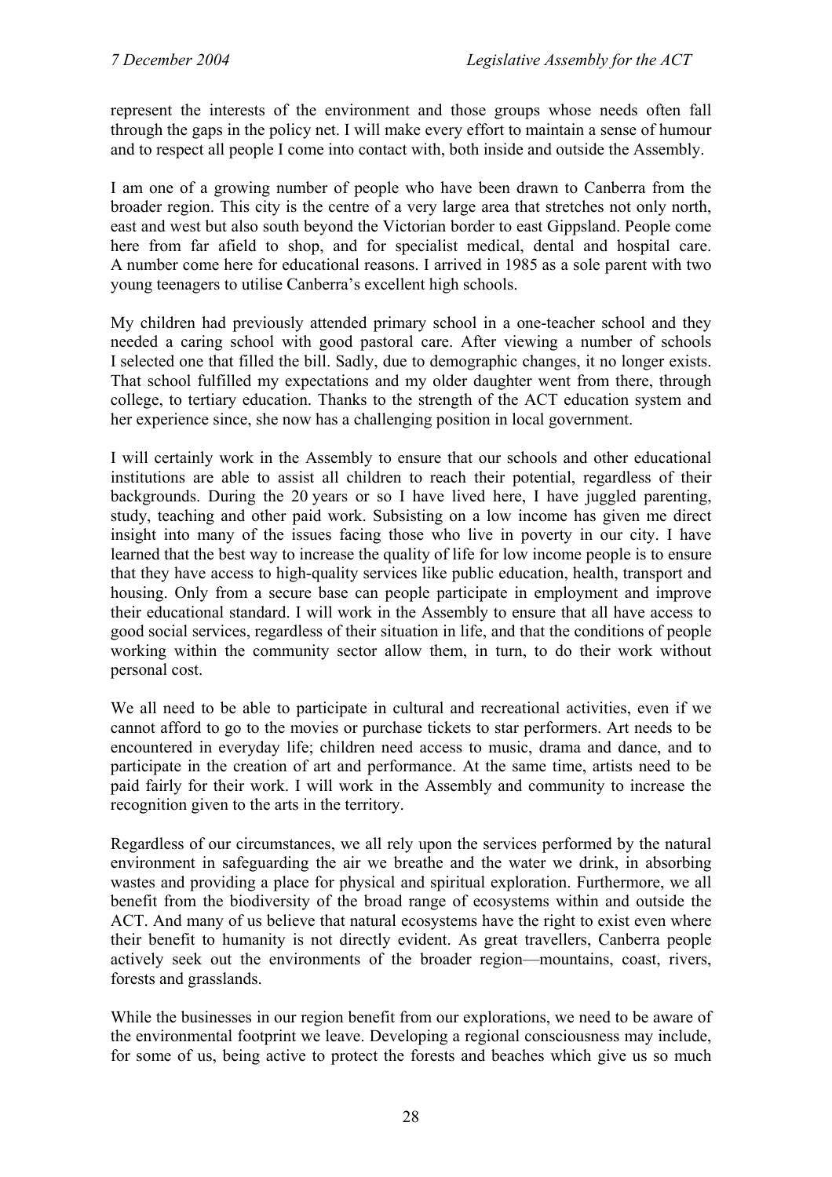represent the interests of the environment and those groups whose needs often fall through the gaps in the policy net. I will make every effort to maintain a sense of humour and to respect all people I come into contact with, both inside and outside the Assembly.

I am one of a growing number of people who have been drawn to Canberra from the broader region. This city is the centre of a very large area that stretches not only north, east and west but also south beyond the Victorian border to east Gippsland. People come here from far afield to shop, and for specialist medical, dental and hospital care. A number come here for educational reasons. I arrived in 1985 as a sole parent with two young teenagers to utilise Canberra's excellent high schools.

My children had previously attended primary school in a one-teacher school and they needed a caring school with good pastoral care. After viewing a number of schools I selected one that filled the bill. Sadly, due to demographic changes, it no longer exists. That school fulfilled my expectations and my older daughter went from there, through college, to tertiary education. Thanks to the strength of the ACT education system and her experience since, she now has a challenging position in local government.

I will certainly work in the Assembly to ensure that our schools and other educational institutions are able to assist all children to reach their potential, regardless of their backgrounds. During the 20 years or so I have lived here, I have juggled parenting, study, teaching and other paid work. Subsisting on a low income has given me direct insight into many of the issues facing those who live in poverty in our city. I have learned that the best way to increase the quality of life for low income people is to ensure that they have access to high-quality services like public education, health, transport and housing. Only from a secure base can people participate in employment and improve their educational standard. I will work in the Assembly to ensure that all have access to good social services, regardless of their situation in life, and that the conditions of people working within the community sector allow them, in turn, to do their work without personal cost.

We all need to be able to participate in cultural and recreational activities, even if we cannot afford to go to the movies or purchase tickets to star performers. Art needs to be encountered in everyday life; children need access to music, drama and dance, and to participate in the creation of art and performance. At the same time, artists need to be paid fairly for their work. I will work in the Assembly and community to increase the recognition given to the arts in the territory.

Regardless of our circumstances, we all rely upon the services performed by the natural environment in safeguarding the air we breathe and the water we drink, in absorbing wastes and providing a place for physical and spiritual exploration. Furthermore, we all benefit from the biodiversity of the broad range of ecosystems within and outside the ACT. And many of us believe that natural ecosystems have the right to exist even where their benefit to humanity is not directly evident. As great travellers, Canberra people actively seek out the environments of the broader region—mountains, coast, rivers, forests and grasslands.

While the businesses in our region benefit from our explorations, we need to be aware of the environmental footprint we leave. Developing a regional consciousness may include, for some of us, being active to protect the forests and beaches which give us so much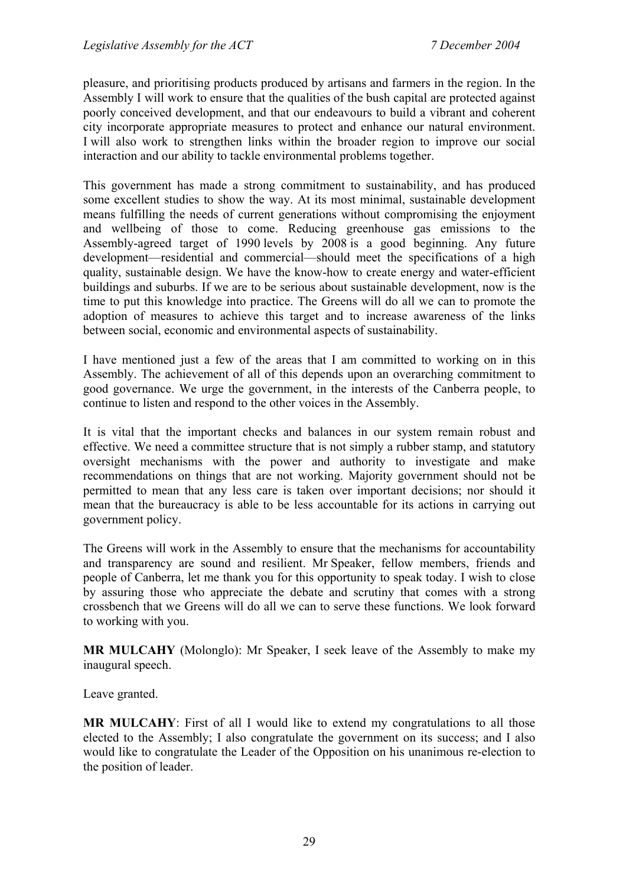pleasure, and prioritising products produced by artisans and farmers in the region. In the Assembly I will work to ensure that the qualities of the bush capital are protected against poorly conceived development, and that our endeavours to build a vibrant and coherent city incorporate appropriate measures to protect and enhance our natural environment. I will also work to strengthen links within the broader region to improve our social interaction and our ability to tackle environmental problems together.

This government has made a strong commitment to sustainability, and has produced some excellent studies to show the way. At its most minimal, sustainable development means fulfilling the needs of current generations without compromising the enjoyment and wellbeing of those to come. Reducing greenhouse gas emissions to the Assembly-agreed target of 1990 levels by 2008 is a good beginning. Any future development—residential and commercial—should meet the specifications of a high quality, sustainable design. We have the know-how to create energy and water-efficient buildings and suburbs. If we are to be serious about sustainable development, now is the time to put this knowledge into practice. The Greens will do all we can to promote the adoption of measures to achieve this target and to increase awareness of the links between social, economic and environmental aspects of sustainability.

I have mentioned just a few of the areas that I am committed to working on in this Assembly. The achievement of all of this depends upon an overarching commitment to good governance. We urge the government, in the interests of the Canberra people, to continue to listen and respond to the other voices in the Assembly.

It is vital that the important checks and balances in our system remain robust and effective. We need a committee structure that is not simply a rubber stamp, and statutory oversight mechanisms with the power and authority to investigate and make recommendations on things that are not working. Majority government should not be permitted to mean that any less care is taken over important decisions; nor should it mean that the bureaucracy is able to be less accountable for its actions in carrying out government policy.

The Greens will work in the Assembly to ensure that the mechanisms for accountability and transparency are sound and resilient. Mr Speaker, fellow members, friends and people of Canberra, let me thank you for this opportunity to speak today. I wish to close by assuring those who appreciate the debate and scrutiny that comes with a strong crossbench that we Greens will do all we can to serve these functions. We look forward to working with you.

**MR MULCAHY** (Molonglo): Mr Speaker, I seek leave of the Assembly to make my inaugural speech.

Leave granted.

**MR MULCAHY**: First of all I would like to extend my congratulations to all those elected to the Assembly; I also congratulate the government on its success; and I also would like to congratulate the Leader of the Opposition on his unanimous re-election to the position of leader.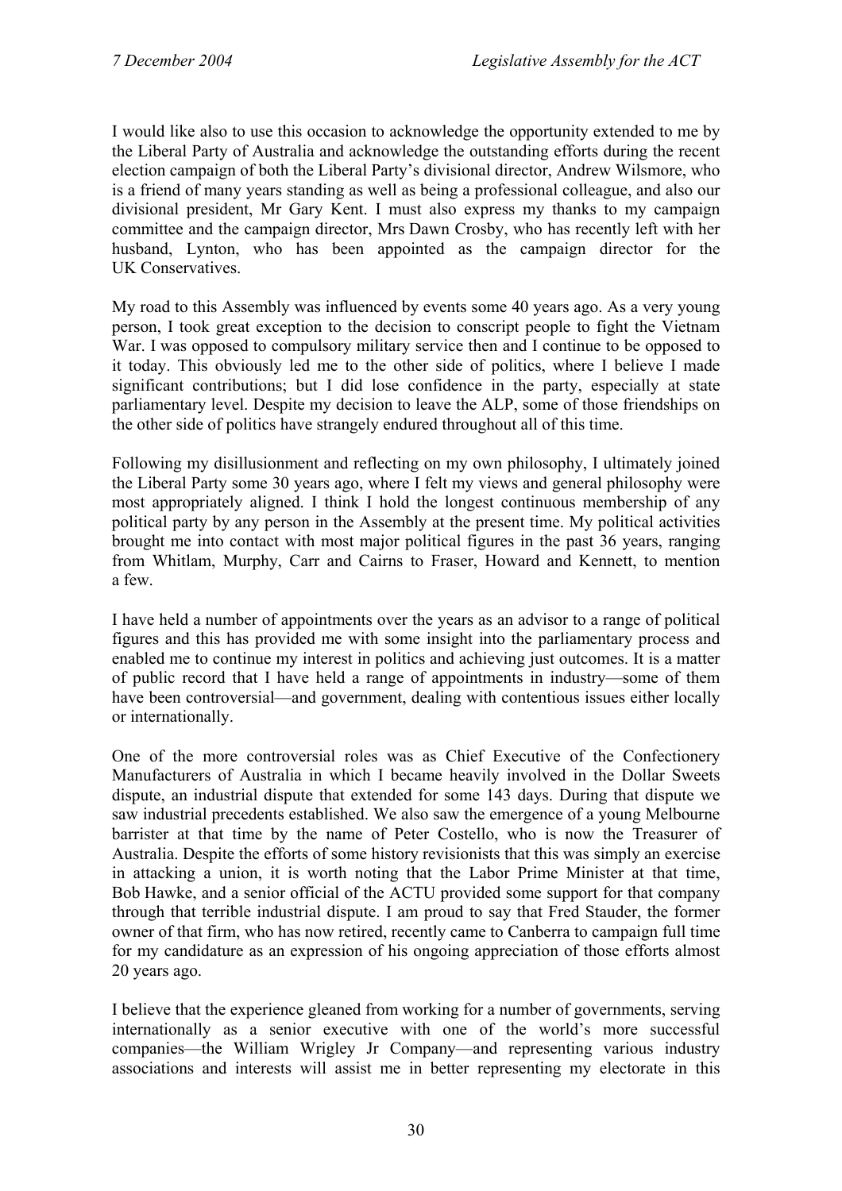I would like also to use this occasion to acknowledge the opportunity extended to me by the Liberal Party of Australia and acknowledge the outstanding efforts during the recent election campaign of both the Liberal Party's divisional director, Andrew Wilsmore, who is a friend of many years standing as well as being a professional colleague, and also our divisional president, Mr Gary Kent. I must also express my thanks to my campaign committee and the campaign director, Mrs Dawn Crosby, who has recently left with her husband, Lynton, who has been appointed as the campaign director for the UK Conservatives.

My road to this Assembly was influenced by events some 40 years ago. As a very young person, I took great exception to the decision to conscript people to fight the Vietnam War. I was opposed to compulsory military service then and I continue to be opposed to it today. This obviously led me to the other side of politics, where I believe I made significant contributions; but I did lose confidence in the party, especially at state parliamentary level. Despite my decision to leave the ALP, some of those friendships on the other side of politics have strangely endured throughout all of this time.

Following my disillusionment and reflecting on my own philosophy, I ultimately joined the Liberal Party some 30 years ago, where I felt my views and general philosophy were most appropriately aligned. I think I hold the longest continuous membership of any political party by any person in the Assembly at the present time. My political activities brought me into contact with most major political figures in the past 36 years, ranging from Whitlam, Murphy, Carr and Cairns to Fraser, Howard and Kennett, to mention a few.

I have held a number of appointments over the years as an advisor to a range of political figures and this has provided me with some insight into the parliamentary process and enabled me to continue my interest in politics and achieving just outcomes. It is a matter of public record that I have held a range of appointments in industry—some of them have been controversial—and government, dealing with contentious issues either locally or internationally.

One of the more controversial roles was as Chief Executive of the Confectionery Manufacturers of Australia in which I became heavily involved in the Dollar Sweets dispute, an industrial dispute that extended for some 143 days. During that dispute we saw industrial precedents established. We also saw the emergence of a young Melbourne barrister at that time by the name of Peter Costello, who is now the Treasurer of Australia. Despite the efforts of some history revisionists that this was simply an exercise in attacking a union, it is worth noting that the Labor Prime Minister at that time, Bob Hawke, and a senior official of the ACTU provided some support for that company through that terrible industrial dispute. I am proud to say that Fred Stauder, the former owner of that firm, who has now retired, recently came to Canberra to campaign full time for my candidature as an expression of his ongoing appreciation of those efforts almost 20 years ago.

I believe that the experience gleaned from working for a number of governments, serving internationally as a senior executive with one of the world's more successful companies—the William Wrigley Jr Company—and representing various industry associations and interests will assist me in better representing my electorate in this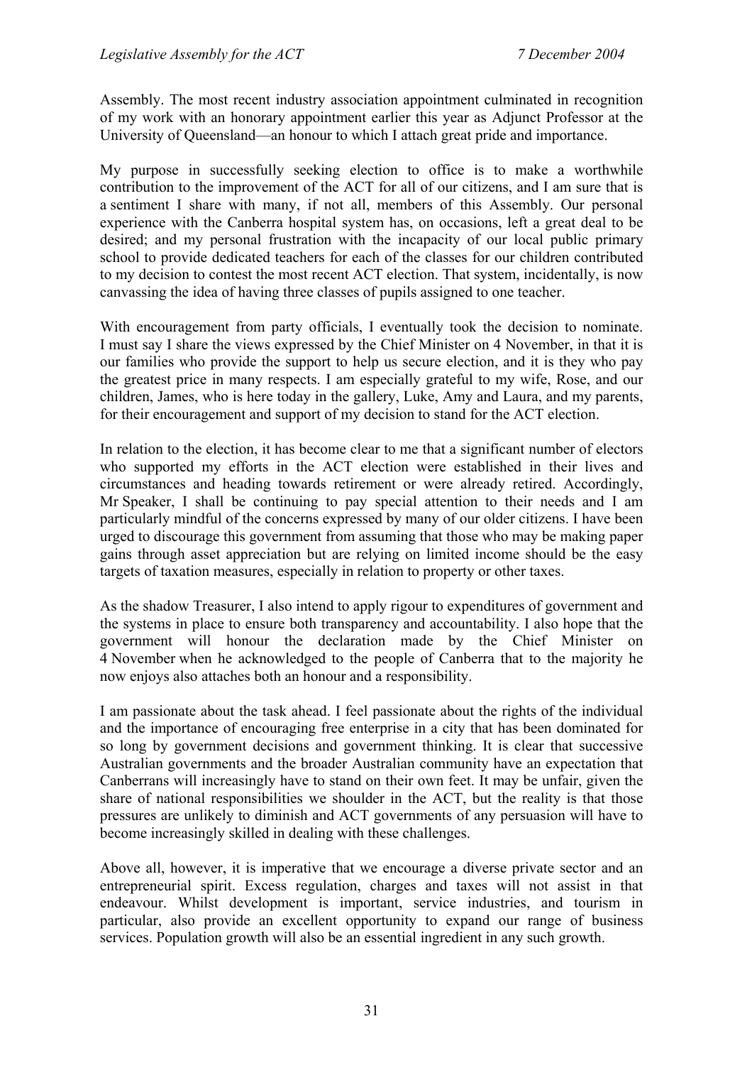Assembly. The most recent industry association appointment culminated in recognition of my work with an honorary appointment earlier this year as Adjunct Professor at the University of Queensland—an honour to which I attach great pride and importance.

My purpose in successfully seeking election to office is to make a worthwhile contribution to the improvement of the ACT for all of our citizens, and I am sure that is a sentiment I share with many, if not all, members of this Assembly. Our personal experience with the Canberra hospital system has, on occasions, left a great deal to be desired; and my personal frustration with the incapacity of our local public primary school to provide dedicated teachers for each of the classes for our children contributed to my decision to contest the most recent ACT election. That system, incidentally, is now canvassing the idea of having three classes of pupils assigned to one teacher.

With encouragement from party officials, I eventually took the decision to nominate. I must say I share the views expressed by the Chief Minister on 4 November, in that it is our families who provide the support to help us secure election, and it is they who pay the greatest price in many respects. I am especially grateful to my wife, Rose, and our children, James, who is here today in the gallery, Luke, Amy and Laura, and my parents, for their encouragement and support of my decision to stand for the ACT election.

In relation to the election, it has become clear to me that a significant number of electors who supported my efforts in the ACT election were established in their lives and circumstances and heading towards retirement or were already retired. Accordingly, Mr Speaker, I shall be continuing to pay special attention to their needs and I am particularly mindful of the concerns expressed by many of our older citizens. I have been urged to discourage this government from assuming that those who may be making paper gains through asset appreciation but are relying on limited income should be the easy targets of taxation measures, especially in relation to property or other taxes.

As the shadow Treasurer, I also intend to apply rigour to expenditures of government and the systems in place to ensure both transparency and accountability. I also hope that the government will honour the declaration made by the Chief Minister on 4 November when he acknowledged to the people of Canberra that to the majority he now enjoys also attaches both an honour and a responsibility.

I am passionate about the task ahead. I feel passionate about the rights of the individual and the importance of encouraging free enterprise in a city that has been dominated for so long by government decisions and government thinking. It is clear that successive Australian governments and the broader Australian community have an expectation that Canberrans will increasingly have to stand on their own feet. It may be unfair, given the share of national responsibilities we shoulder in the ACT, but the reality is that those pressures are unlikely to diminish and ACT governments of any persuasion will have to become increasingly skilled in dealing with these challenges.

Above all, however, it is imperative that we encourage a diverse private sector and an entrepreneurial spirit. Excess regulation, charges and taxes will not assist in that endeavour. Whilst development is important, service industries, and tourism in particular, also provide an excellent opportunity to expand our range of business services. Population growth will also be an essential ingredient in any such growth.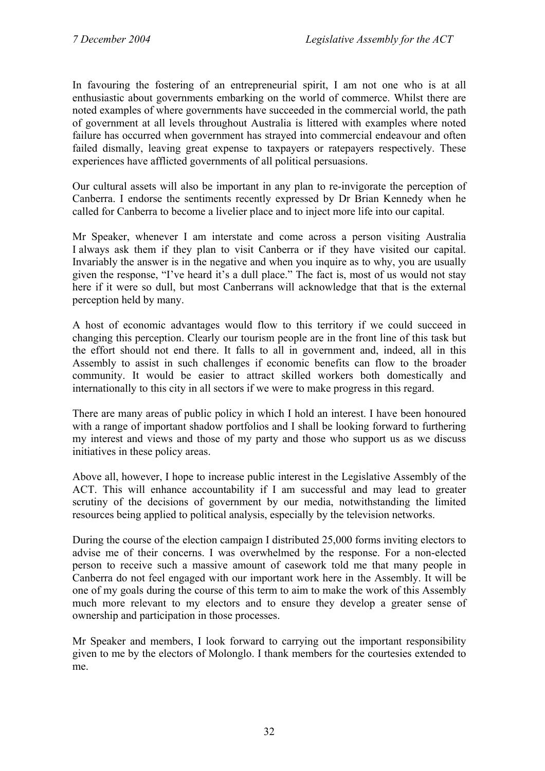In favouring the fostering of an entrepreneurial spirit, I am not one who is at all enthusiastic about governments embarking on the world of commerce. Whilst there are noted examples of where governments have succeeded in the commercial world, the path of government at all levels throughout Australia is littered with examples where noted failure has occurred when government has strayed into commercial endeavour and often failed dismally, leaving great expense to taxpayers or ratepayers respectively. These experiences have afflicted governments of all political persuasions.

Our cultural assets will also be important in any plan to re-invigorate the perception of Canberra. I endorse the sentiments recently expressed by Dr Brian Kennedy when he called for Canberra to become a livelier place and to inject more life into our capital.

Mr Speaker, whenever I am interstate and come across a person visiting Australia I always ask them if they plan to visit Canberra or if they have visited our capital. Invariably the answer is in the negative and when you inquire as to why, you are usually given the response, "I've heard it's a dull place." The fact is, most of us would not stay here if it were so dull, but most Canberrans will acknowledge that that is the external perception held by many.

A host of economic advantages would flow to this territory if we could succeed in changing this perception. Clearly our tourism people are in the front line of this task but the effort should not end there. It falls to all in government and, indeed, all in this Assembly to assist in such challenges if economic benefits can flow to the broader community. It would be easier to attract skilled workers both domestically and internationally to this city in all sectors if we were to make progress in this regard.

There are many areas of public policy in which I hold an interest. I have been honoured with a range of important shadow portfolios and I shall be looking forward to furthering my interest and views and those of my party and those who support us as we discuss initiatives in these policy areas.

Above all, however, I hope to increase public interest in the Legislative Assembly of the ACT. This will enhance accountability if I am successful and may lead to greater scrutiny of the decisions of government by our media, notwithstanding the limited resources being applied to political analysis, especially by the television networks.

During the course of the election campaign I distributed 25,000 forms inviting electors to advise me of their concerns. I was overwhelmed by the response. For a non-elected person to receive such a massive amount of casework told me that many people in Canberra do not feel engaged with our important work here in the Assembly. It will be one of my goals during the course of this term to aim to make the work of this Assembly much more relevant to my electors and to ensure they develop a greater sense of ownership and participation in those processes.

Mr Speaker and members, I look forward to carrying out the important responsibility given to me by the electors of Molonglo. I thank members for the courtesies extended to me.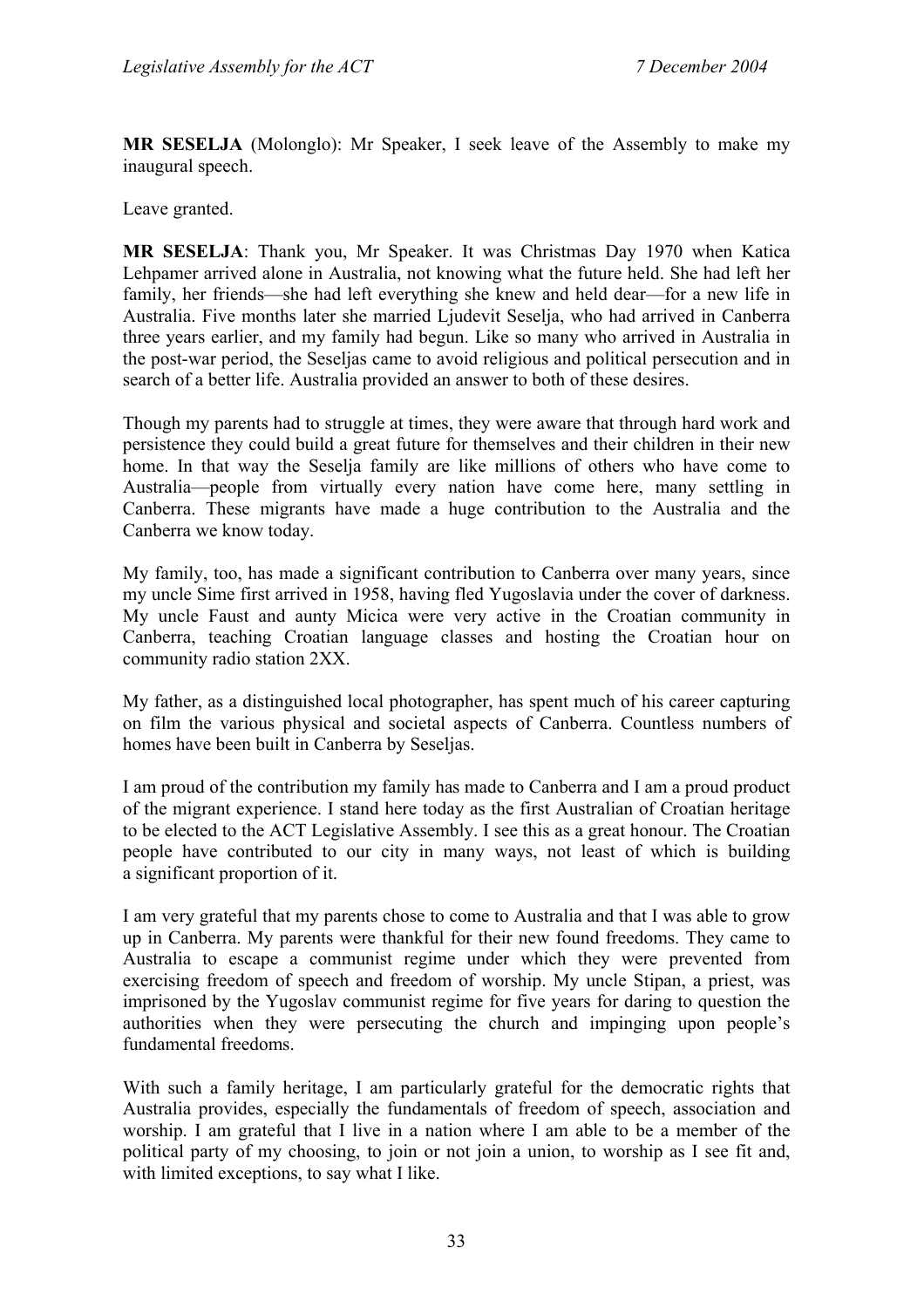**MR SESELJA** (Molonglo): Mr Speaker, I seek leave of the Assembly to make my inaugural speech.

Leave granted.

**MR SESELJA**: Thank you, Mr Speaker. It was Christmas Day 1970 when Katica Lehpamer arrived alone in Australia, not knowing what the future held. She had left her family, her friends—she had left everything she knew and held dear—for a new life in Australia. Five months later she married Ljudevit Seselja, who had arrived in Canberra three years earlier, and my family had begun. Like so many who arrived in Australia in the post-war period, the Seseljas came to avoid religious and political persecution and in search of a better life. Australia provided an answer to both of these desires.

Though my parents had to struggle at times, they were aware that through hard work and persistence they could build a great future for themselves and their children in their new home. In that way the Seselja family are like millions of others who have come to Australia—people from virtually every nation have come here, many settling in Canberra. These migrants have made a huge contribution to the Australia and the Canberra we know today.

My family, too, has made a significant contribution to Canberra over many years, since my uncle Sime first arrived in 1958, having fled Yugoslavia under the cover of darkness. My uncle Faust and aunty Micica were very active in the Croatian community in Canberra, teaching Croatian language classes and hosting the Croatian hour on community radio station 2XX.

My father, as a distinguished local photographer, has spent much of his career capturing on film the various physical and societal aspects of Canberra. Countless numbers of homes have been built in Canberra by Seseljas.

I am proud of the contribution my family has made to Canberra and I am a proud product of the migrant experience. I stand here today as the first Australian of Croatian heritage to be elected to the ACT Legislative Assembly. I see this as a great honour. The Croatian people have contributed to our city in many ways, not least of which is building a significant proportion of it.

I am very grateful that my parents chose to come to Australia and that I was able to grow up in Canberra. My parents were thankful for their new found freedoms. They came to Australia to escape a communist regime under which they were prevented from exercising freedom of speech and freedom of worship. My uncle Stipan, a priest, was imprisoned by the Yugoslav communist regime for five years for daring to question the authorities when they were persecuting the church and impinging upon people's fundamental freedoms.

With such a family heritage, I am particularly grateful for the democratic rights that Australia provides, especially the fundamentals of freedom of speech, association and worship. I am grateful that I live in a nation where I am able to be a member of the political party of my choosing, to join or not join a union, to worship as I see fit and, with limited exceptions, to say what I like.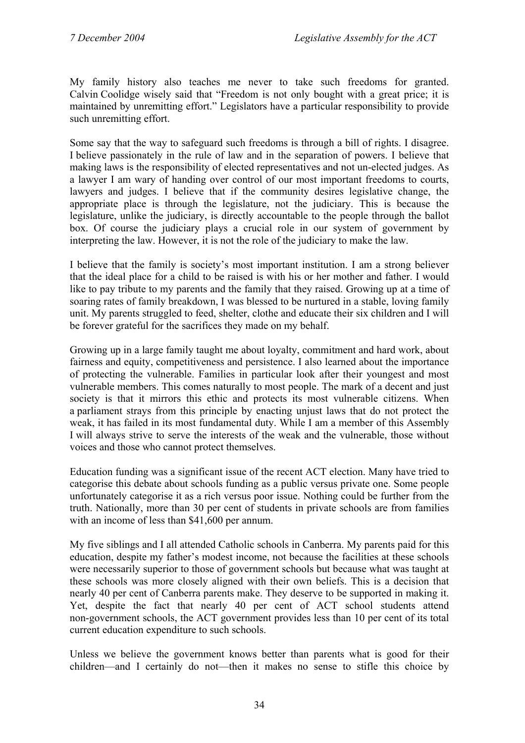My family history also teaches me never to take such freedoms for granted. Calvin Coolidge wisely said that "Freedom is not only bought with a great price; it is maintained by unremitting effort." Legislators have a particular responsibility to provide such unremitting effort.

Some say that the way to safeguard such freedoms is through a bill of rights. I disagree. I believe passionately in the rule of law and in the separation of powers. I believe that making laws is the responsibility of elected representatives and not un-elected judges. As a lawyer I am wary of handing over control of our most important freedoms to courts, lawyers and judges. I believe that if the community desires legislative change, the appropriate place is through the legislature, not the judiciary. This is because the legislature, unlike the judiciary, is directly accountable to the people through the ballot box. Of course the judiciary plays a crucial role in our system of government by interpreting the law. However, it is not the role of the judiciary to make the law.

I believe that the family is society's most important institution. I am a strong believer that the ideal place for a child to be raised is with his or her mother and father. I would like to pay tribute to my parents and the family that they raised. Growing up at a time of soaring rates of family breakdown, I was blessed to be nurtured in a stable, loving family unit. My parents struggled to feed, shelter, clothe and educate their six children and I will be forever grateful for the sacrifices they made on my behalf.

Growing up in a large family taught me about loyalty, commitment and hard work, about fairness and equity, competitiveness and persistence. I also learned about the importance of protecting the vulnerable. Families in particular look after their youngest and most vulnerable members. This comes naturally to most people. The mark of a decent and just society is that it mirrors this ethic and protects its most vulnerable citizens. When a parliament strays from this principle by enacting unjust laws that do not protect the weak, it has failed in its most fundamental duty. While I am a member of this Assembly I will always strive to serve the interests of the weak and the vulnerable, those without voices and those who cannot protect themselves.

Education funding was a significant issue of the recent ACT election. Many have tried to categorise this debate about schools funding as a public versus private one. Some people unfortunately categorise it as a rich versus poor issue. Nothing could be further from the truth. Nationally, more than 30 per cent of students in private schools are from families with an income of less than $41,600 per annum.

My five siblings and I all attended Catholic schools in Canberra. My parents paid for this education, despite my father's modest income, not because the facilities at these schools were necessarily superior to those of government schools but because what was taught at these schools was more closely aligned with their own beliefs. This is a decision that nearly 40 per cent of Canberra parents make. They deserve to be supported in making it. Yet, despite the fact that nearly 40 per cent of ACT school students attend non-government schools, the ACT government provides less than 10 per cent of its total current education expenditure to such schools.

Unless we believe the government knows better than parents what is good for their children—and I certainly do not—then it makes no sense to stifle this choice by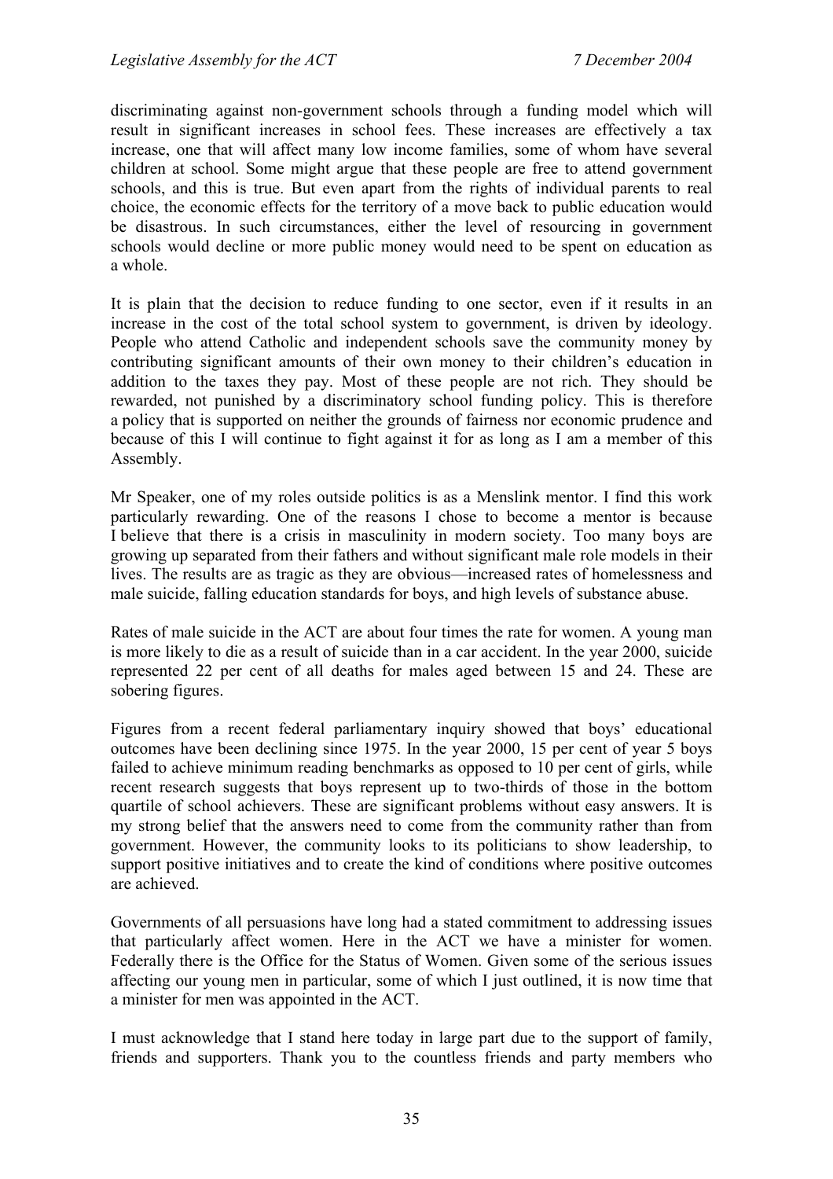discriminating against non-government schools through a funding model which will result in significant increases in school fees. These increases are effectively a tax increase, one that will affect many low income families, some of whom have several children at school. Some might argue that these people are free to attend government schools, and this is true. But even apart from the rights of individual parents to real choice, the economic effects for the territory of a move back to public education would be disastrous. In such circumstances, either the level of resourcing in government schools would decline or more public money would need to be spent on education as a whole.

It is plain that the decision to reduce funding to one sector, even if it results in an increase in the cost of the total school system to government, is driven by ideology. People who attend Catholic and independent schools save the community money by contributing significant amounts of their own money to their children's education in addition to the taxes they pay. Most of these people are not rich. They should be rewarded, not punished by a discriminatory school funding policy. This is therefore a policy that is supported on neither the grounds of fairness nor economic prudence and because of this I will continue to fight against it for as long as I am a member of this Assembly.

Mr Speaker, one of my roles outside politics is as a Menslink mentor. I find this work particularly rewarding. One of the reasons I chose to become a mentor is because I believe that there is a crisis in masculinity in modern society. Too many boys are growing up separated from their fathers and without significant male role models in their lives. The results are as tragic as they are obvious—increased rates of homelessness and male suicide, falling education standards for boys, and high levels of substance abuse.

Rates of male suicide in the ACT are about four times the rate for women. A young man is more likely to die as a result of suicide than in a car accident. In the year 2000, suicide represented 22 per cent of all deaths for males aged between 15 and 24. These are sobering figures.

Figures from a recent federal parliamentary inquiry showed that boys' educational outcomes have been declining since 1975. In the year 2000, 15 per cent of year 5 boys failed to achieve minimum reading benchmarks as opposed to 10 per cent of girls, while recent research suggests that boys represent up to two-thirds of those in the bottom quartile of school achievers. These are significant problems without easy answers. It is my strong belief that the answers need to come from the community rather than from government. However, the community looks to its politicians to show leadership, to support positive initiatives and to create the kind of conditions where positive outcomes are achieved.

Governments of all persuasions have long had a stated commitment to addressing issues that particularly affect women. Here in the ACT we have a minister for women. Federally there is the Office for the Status of Women. Given some of the serious issues affecting our young men in particular, some of which I just outlined, it is now time that a minister for men was appointed in the ACT.

I must acknowledge that I stand here today in large part due to the support of family, friends and supporters. Thank you to the countless friends and party members who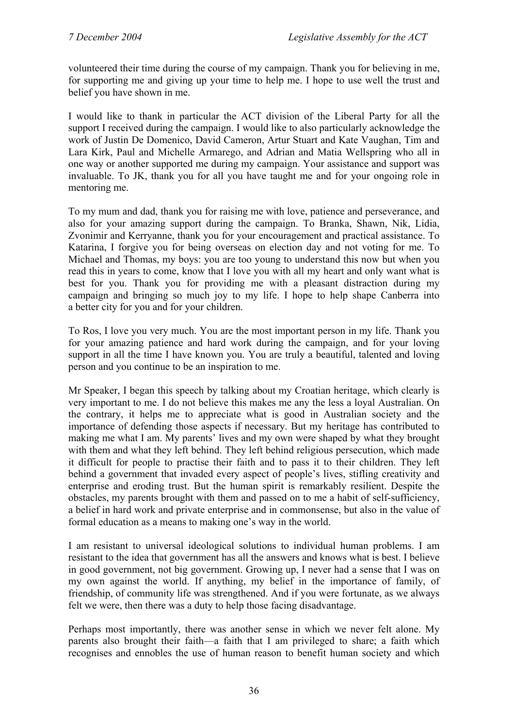volunteered their time during the course of my campaign. Thank you for believing in me, for supporting me and giving up your time to help me. I hope to use well the trust and belief you have shown in me.

I would like to thank in particular the ACT division of the Liberal Party for all the support I received during the campaign. I would like to also particularly acknowledge the work of Justin De Domenico, David Cameron, Artur Stuart and Kate Vaughan, Tim and Lara Kirk, Paul and Michelle Armarego, and Adrian and Matia Wellspring who all in one way or another supported me during my campaign. Your assistance and support was invaluable. To JK, thank you for all you have taught me and for your ongoing role in mentoring me.

To my mum and dad, thank you for raising me with love, patience and perseverance, and also for your amazing support during the campaign. To Branka, Shawn, Nik, Lidia, Zvonimir and Kerryanne, thank you for your encouragement and practical assistance. To Katarina, I forgive you for being overseas on election day and not voting for me. To Michael and Thomas, my boys: you are too young to understand this now but when you read this in years to come, know that I love you with all my heart and only want what is best for you. Thank you for providing me with a pleasant distraction during my campaign and bringing so much joy to my life. I hope to help shape Canberra into a better city for you and for your children.

To Ros, I love you very much. You are the most important person in my life. Thank you for your amazing patience and hard work during the campaign, and for your loving support in all the time I have known you. You are truly a beautiful, talented and loving person and you continue to be an inspiration to me.

Mr Speaker, I began this speech by talking about my Croatian heritage, which clearly is very important to me. I do not believe this makes me any the less a loyal Australian. On the contrary, it helps me to appreciate what is good in Australian society and the importance of defending those aspects if necessary. But my heritage has contributed to making me what I am. My parents' lives and my own were shaped by what they brought with them and what they left behind. They left behind religious persecution, which made it difficult for people to practise their faith and to pass it to their children. They left behind a government that invaded every aspect of people's lives, stifling creativity and enterprise and eroding trust. But the human spirit is remarkably resilient. Despite the obstacles, my parents brought with them and passed on to me a habit of self-sufficiency, a belief in hard work and private enterprise and in commonsense, but also in the value of formal education as a means to making one's way in the world.

I am resistant to universal ideological solutions to individual human problems. I am resistant to the idea that government has all the answers and knows what is best. I believe in good government, not big government. Growing up, I never had a sense that I was on my own against the world. If anything, my belief in the importance of family, of friendship, of community life was strengthened. And if you were fortunate, as we always felt we were, then there was a duty to help those facing disadvantage.

Perhaps most importantly, there was another sense in which we never felt alone. My parents also brought their faith—a faith that I am privileged to share; a faith which recognises and ennobles the use of human reason to benefit human society and which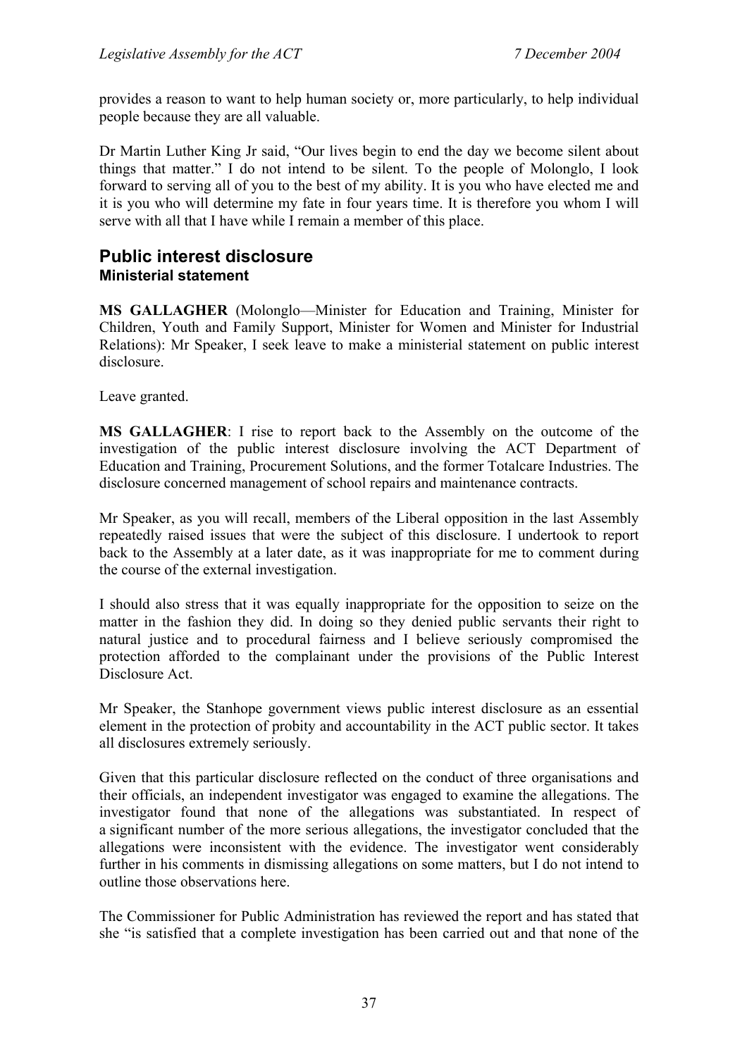provides a reason to want to help human society or, more particularly, to help individual people because they are all valuable.

Dr Martin Luther King Jr said, "Our lives begin to end the day we become silent about things that matter." I do not intend to be silent. To the people of Molonglo, I look forward to serving all of you to the best of my ability. It is you who have elected me and it is you who will determine my fate in four years time. It is therefore you whom I will serve with all that I have while I remain a member of this place.

## Public interest disclosure
### Ministerial statement

**MS GALLAGHER** (Molonglo—Minister for Education and Training, Minister for Children, Youth and Family Support, Minister for Women and Minister for Industrial Relations): Mr Speaker, I seek leave to make a ministerial statement on public interest disclosure.

Leave granted.

**MS GALLAGHER**: I rise to report back to the Assembly on the outcome of the investigation of the public interest disclosure involving the ACT Department of Education and Training, Procurement Solutions, and the former Totalcare Industries. The disclosure concerned management of school repairs and maintenance contracts.

Mr Speaker, as you will recall, members of the Liberal opposition in the last Assembly repeatedly raised issues that were the subject of this disclosure. I undertook to report back to the Assembly at a later date, as it was inappropriate for me to comment during the course of the external investigation.

I should also stress that it was equally inappropriate for the opposition to seize on the matter in the fashion they did. In doing so they denied public servants their right to natural justice and to procedural fairness and I believe seriously compromised the protection afforded to the complainant under the provisions of the Public Interest Disclosure Act.

Mr Speaker, the Stanhope government views public interest disclosure as an essential element in the protection of probity and accountability in the ACT public sector. It takes all disclosures extremely seriously.

Given that this particular disclosure reflected on the conduct of three organisations and their officials, an independent investigator was engaged to examine the allegations. The investigator found that none of the allegations was substantiated. In respect of a significant number of the more serious allegations, the investigator concluded that the allegations were inconsistent with the evidence. The investigator went considerably further in his comments in dismissing allegations on some matters, but I do not intend to outline those observations here.

The Commissioner for Public Administration has reviewed the report and has stated that she "is satisfied that a complete investigation has been carried out and that none of the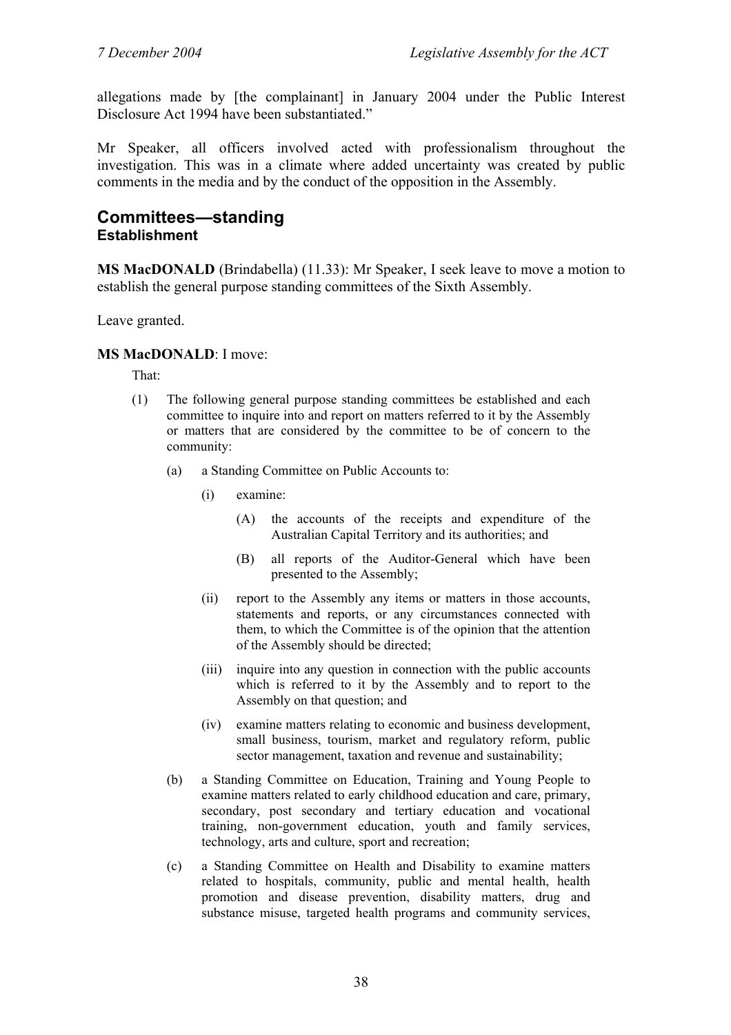allegations made by [the complainant] in January 2004 under the Public Interest Disclosure Act 1994 have been substantiated."

Mr Speaker, all officers involved acted with professionalism throughout the investigation. This was in a climate where added uncertainty was created by public comments in the media and by the conduct of the opposition in the Assembly.

## Committees—standing

### Establishment

**MS MacDONALD** (Brindabella) (11.33): Mr Speaker, I seek leave to move a motion to establish the general purpose standing committees of the Sixth Assembly.

Leave granted.

**MS MacDONALD**: I move:

That:

(1) The following general purpose standing committees be established and each committee to inquire into and report on matters referred to it by the Assembly or matters that are considered by the committee to be of concern to the community:

(a) a Standing Committee on Public Accounts to:

(i) examine:

(A) the accounts of the receipts and expenditure of the Australian Capital Territory and its authorities; and

(B) all reports of the Auditor-General which have been presented to the Assembly;

(ii) report to the Assembly any items or matters in those accounts, statements and reports, or any circumstances connected with them, to which the Committee is of the opinion that the attention of the Assembly should be directed;

(iii) inquire into any question in connection with the public accounts which is referred to it by the Assembly and to report to the Assembly on that question; and

(iv) examine matters relating to economic and business development, small business, tourism, market and regulatory reform, public sector management, taxation and revenue and sustainability;

(b) a Standing Committee on Education, Training and Young People to examine matters related to early childhood education and care, primary, secondary, post secondary and tertiary education and vocational training, non-government education, youth and family services, technology, arts and culture, sport and recreation;

(c) a Standing Committee on Health and Disability to examine matters related to hospitals, community, public and mental health, health promotion and disease prevention, disability matters, drug and substance misuse, targeted health programs and community services,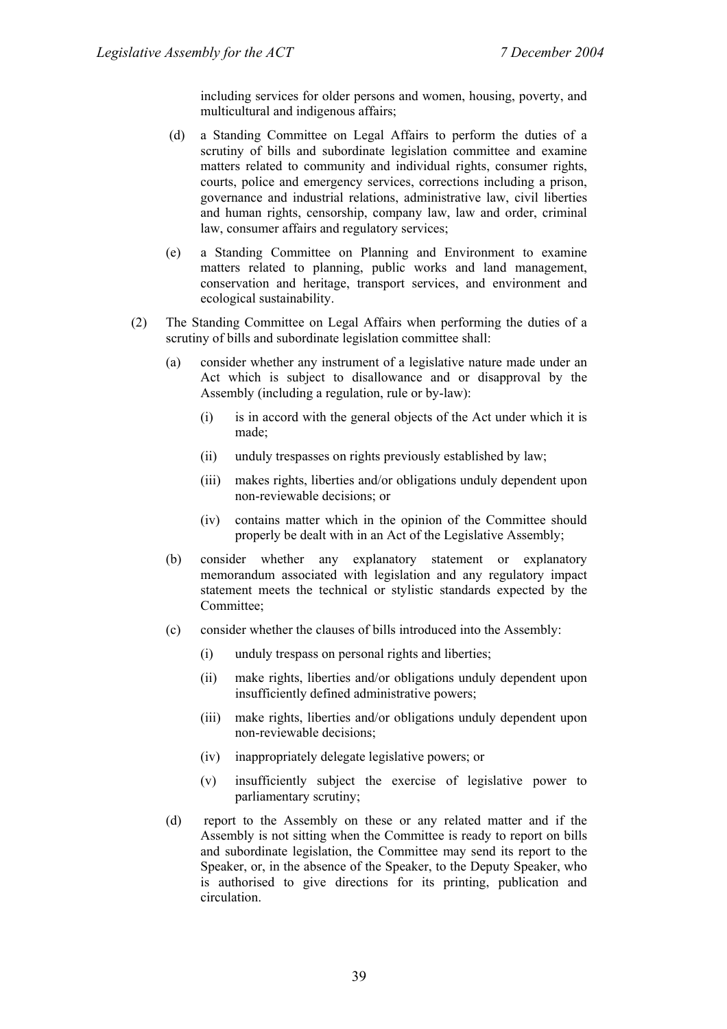including services for older persons and women, housing, poverty, and multicultural and indigenous affairs;

(d) a Standing Committee on Legal Affairs to perform the duties of a scrutiny of bills and subordinate legislation committee and examine matters related to community and individual rights, consumer rights, courts, police and emergency services, corrections including a prison, governance and industrial relations, administrative law, civil liberties and human rights, censorship, company law, law and order, criminal law, consumer affairs and regulatory services;

(e) a Standing Committee on Planning and Environment to examine matters related to planning, public works and land management, conservation and heritage, transport services, and environment and ecological sustainability.

(2) The Standing Committee on Legal Affairs when performing the duties of a scrutiny of bills and subordinate legislation committee shall:

(a) consider whether any instrument of a legislative nature made under an Act which is subject to disallowance and or disapproval by the Assembly (including a regulation, rule or by-law):

(i) is in accord with the general objects of the Act under which it is made;

(ii) unduly trespasses on rights previously established by law;

(iii) makes rights, liberties and/or obligations unduly dependent upon non-reviewable decisions; or

(iv) contains matter which in the opinion of the Committee should properly be dealt with in an Act of the Legislative Assembly;

(b) consider whether any explanatory statement or explanatory memorandum associated with legislation and any regulatory impact statement meets the technical or stylistic standards expected by the Committee;

(c) consider whether the clauses of bills introduced into the Assembly:

(i) unduly trespass on personal rights and liberties;

(ii) make rights, liberties and/or obligations unduly dependent upon insufficiently defined administrative powers;

(iii) make rights, liberties and/or obligations unduly dependent upon non-reviewable decisions;

(iv) inappropriately delegate legislative powers; or

(v) insufficiently subject the exercise of legislative power to parliamentary scrutiny;

(d) report to the Assembly on these or any related matter and if the Assembly is not sitting when the Committee is ready to report on bills and subordinate legislation, the Committee may send its report to the Speaker, or, in the absence of the Speaker, to the Deputy Speaker, who is authorised to give directions for its printing, publication and circulation.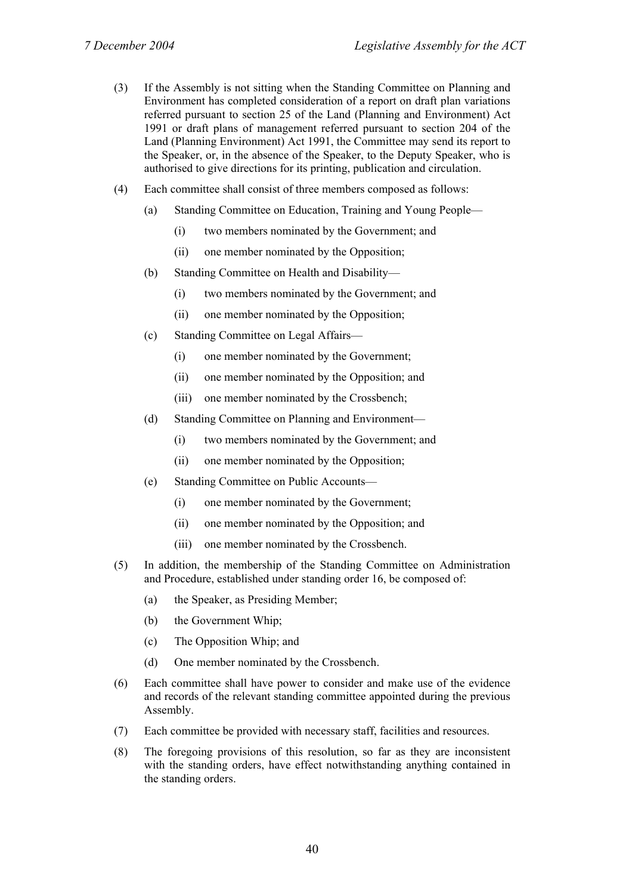(3) If the Assembly is not sitting when the Standing Committee on Planning and Environment has completed consideration of a report on draft plan variations referred pursuant to section 25 of the Land (Planning and Environment) Act 1991 or draft plans of management referred pursuant to section 204 of the Land (Planning Environment) Act 1991, the Committee may send its report to the Speaker, or, in the absence of the Speaker, to the Deputy Speaker, who is authorised to give directions for its printing, publication and circulation.

(4) Each committee shall consist of three members composed as follows:

 (a) Standing Committee on Education, Training and Young People—

  (i) two members nominated by the Government; and

  (ii) one member nominated by the Opposition;

 (b) Standing Committee on Health and Disability—

  (i) two members nominated by the Government; and

  (ii) one member nominated by the Opposition;

 (c) Standing Committee on Legal Affairs—

  (i) one member nominated by the Government;

  (ii) one member nominated by the Opposition; and

  (iii) one member nominated by the Crossbench;

 (d) Standing Committee on Planning and Environment—

  (i) two members nominated by the Government; and

  (ii) one member nominated by the Opposition;

 (e) Standing Committee on Public Accounts—

  (i) one member nominated by the Government;

  (ii) one member nominated by the Opposition; and

  (iii) one member nominated by the Crossbench.

(5) In addition, the membership of the Standing Committee on Administration and Procedure, established under standing order 16, be composed of:

 (a) the Speaker, as Presiding Member;

 (b) the Government Whip;

 (c) The Opposition Whip; and

 (d) One member nominated by the Crossbench.

(6) Each committee shall have power to consider and make use of the evidence and records of the relevant standing committee appointed during the previous Assembly.

(7) Each committee be provided with necessary staff, facilities and resources.

(8) The foregoing provisions of this resolution, so far as they are inconsistent with the standing orders, have effect notwithstanding anything contained in the standing orders.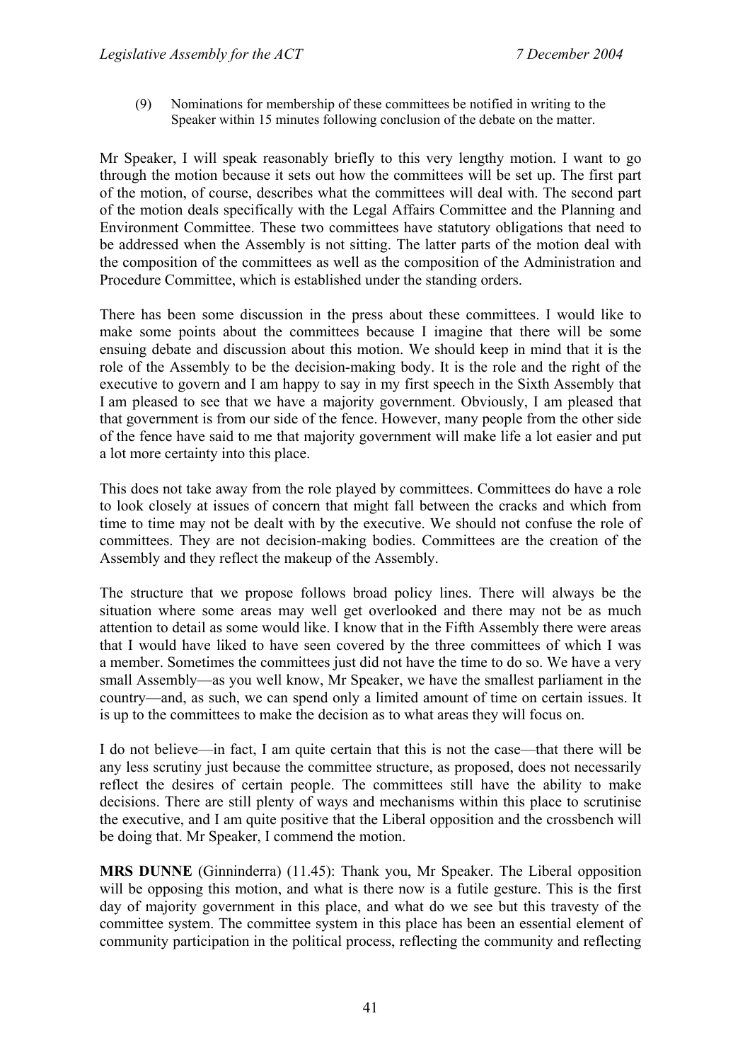(9) Nominations for membership of these committees be notified in writing to the Speaker within 15 minutes following conclusion of the debate on the matter.

Mr Speaker, I will speak reasonably briefly to this very lengthy motion. I want to go through the motion because it sets out how the committees will be set up. The first part of the motion, of course, describes what the committees will deal with. The second part of the motion deals specifically with the Legal Affairs Committee and the Planning and Environment Committee. These two committees have statutory obligations that need to be addressed when the Assembly is not sitting. The latter parts of the motion deal with the composition of the committees as well as the composition of the Administration and Procedure Committee, which is established under the standing orders.

There has been some discussion in the press about these committees. I would like to make some points about the committees because I imagine that there will be some ensuing debate and discussion about this motion. We should keep in mind that it is the role of the Assembly to be the decision-making body. It is the role and the right of the executive to govern and I am happy to say in my first speech in the Sixth Assembly that I am pleased to see that we have a majority government. Obviously, I am pleased that that government is from our side of the fence. However, many people from the other side of the fence have said to me that majority government will make life a lot easier and put a lot more certainty into this place.

This does not take away from the role played by committees. Committees do have a role to look closely at issues of concern that might fall between the cracks and which from time to time may not be dealt with by the executive. We should not confuse the role of committees. They are not decision-making bodies. Committees are the creation of the Assembly and they reflect the makeup of the Assembly.

The structure that we propose follows broad policy lines. There will always be the situation where some areas may well get overlooked and there may not be as much attention to detail as some would like. I know that in the Fifth Assembly there were areas that I would have liked to have seen covered by the three committees of which I was a member. Sometimes the committees just did not have the time to do so. We have a very small Assembly—as you well know, Mr Speaker, we have the smallest parliament in the country—and, as such, we can spend only a limited amount of time on certain issues. It is up to the committees to make the decision as to what areas they will focus on.

I do not believe—in fact, I am quite certain that this is not the case—that there will be any less scrutiny just because the committee structure, as proposed, does not necessarily reflect the desires of certain people. The committees still have the ability to make decisions. There are still plenty of ways and mechanisms within this place to scrutinise the executive, and I am quite positive that the Liberal opposition and the crossbench will be doing that. Mr Speaker, I commend the motion.

**MRS DUNNE** (Ginninderra) (11.45): Thank you, Mr Speaker. The Liberal opposition will be opposing this motion, and what is there now is a futile gesture. This is the first day of majority government in this place, and what do we see but this travesty of the committee system. The committee system in this place has been an essential element of community participation in the political process, reflecting the community and reflecting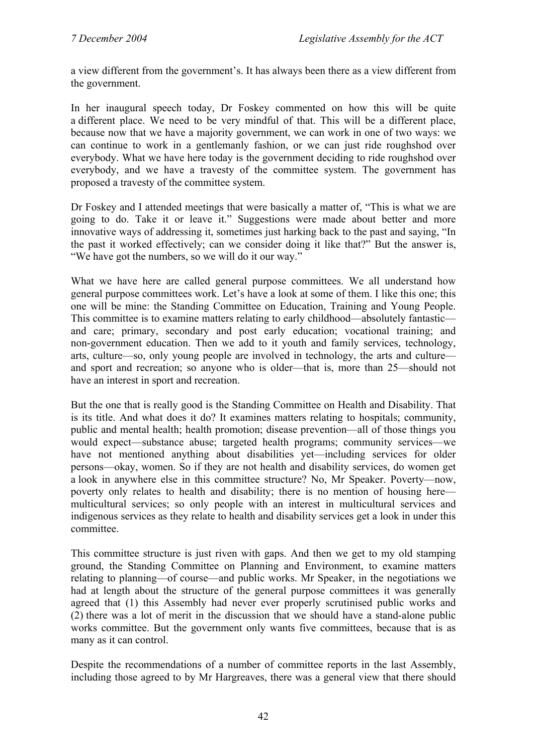a view different from the government's. It has always been there as a view different from the government.

In her inaugural speech today, Dr Foskey commented on how this will be quite a different place. We need to be very mindful of that. This will be a different place, because now that we have a majority government, we can work in one of two ways: we can continue to work in a gentlemanly fashion, or we can just ride roughshod over everybody. What we have here today is the government deciding to ride roughshod over everybody, and we have a travesty of the committee system. The government has proposed a travesty of the committee system.

Dr Foskey and I attended meetings that were basically a matter of, "This is what we are going to do. Take it or leave it." Suggestions were made about better and more innovative ways of addressing it, sometimes just harking back to the past and saying, "In the past it worked effectively; can we consider doing it like that?" But the answer is, "We have got the numbers, so we will do it our way."

What we have here are called general purpose committees. We all understand how general purpose committees work. Let's have a look at some of them. I like this one; this one will be mine: the Standing Committee on Education, Training and Young People. This committee is to examine matters relating to early childhood—absolutely fantastic—and care; primary, secondary and post early education; vocational training; and non-government education. Then we add to it youth and family services, technology, arts, culture—so, only young people are involved in technology, the arts and culture—and sport and recreation; so anyone who is older—that is, more than 25—should not have an interest in sport and recreation.

But the one that is really good is the Standing Committee on Health and Disability. That is its title. And what does it do? It examines matters relating to hospitals; community, public and mental health; health promotion; disease prevention—all of those things you would expect—substance abuse; targeted health programs; community services—we have not mentioned anything about disabilities yet—including services for older persons—okay, women. So if they are not health and disability services, do women get a look in anywhere else in this committee structure? No, Mr Speaker. Poverty—now, poverty only relates to health and disability; there is no mention of housing here—multicultural services; so only people with an interest in multicultural services and indigenous services as they relate to health and disability services get a look in under this committee.

This committee structure is just riven with gaps. And then we get to my old stamping ground, the Standing Committee on Planning and Environment, to examine matters relating to planning—of course—and public works. Mr Speaker, in the negotiations we had at length about the structure of the general purpose committees it was generally agreed that (1) this Assembly had never ever properly scrutinised public works and (2) there was a lot of merit in the discussion that we should have a stand-alone public works committee. But the government only wants five committees, because that is as many as it can control.

Despite the recommendations of a number of committee reports in the last Assembly, including those agreed to by Mr Hargreaves, there was a general view that there should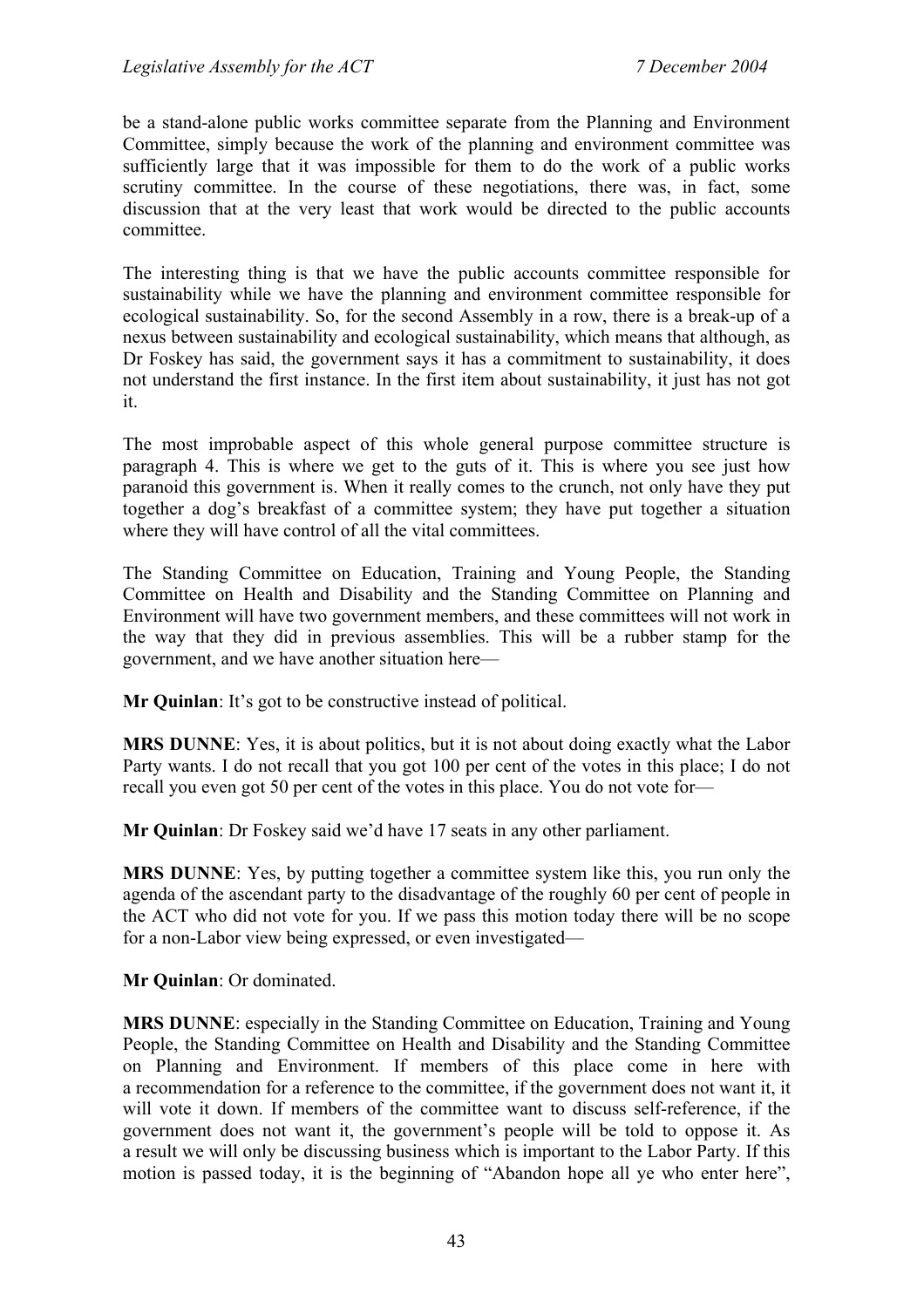be a stand-alone public works committee separate from the Planning and Environment Committee, simply because the work of the planning and environment committee was sufficiently large that it was impossible for them to do the work of a public works scrutiny committee. In the course of these negotiations, there was, in fact, some discussion that at the very least that work would be directed to the public accounts committee.

The interesting thing is that we have the public accounts committee responsible for sustainability while we have the planning and environment committee responsible for ecological sustainability. So, for the second Assembly in a row, there is a break-up of a nexus between sustainability and ecological sustainability, which means that although, as Dr Foskey has said, the government says it has a commitment to sustainability, it does not understand the first instance. In the first item about sustainability, it just has not got it.

The most improbable aspect of this whole general purpose committee structure is paragraph 4. This is where we get to the guts of it. This is where you see just how paranoid this government is. When it really comes to the crunch, not only have they put together a dog's breakfast of a committee system; they have put together a situation where they will have control of all the vital committees.

The Standing Committee on Education, Training and Young People, the Standing Committee on Health and Disability and the Standing Committee on Planning and Environment will have two government members, and these committees will not work in the way that they did in previous assemblies. This will be a rubber stamp for the government, and we have another situation here—

**Mr Quinlan**: It's got to be constructive instead of political.

**MRS DUNNE**: Yes, it is about politics, but it is not about doing exactly what the Labor Party wants. I do not recall that you got 100 per cent of the votes in this place; I do not recall you even got 50 per cent of the votes in this place. You do not vote for—

**Mr Quinlan**: Dr Foskey said we'd have 17 seats in any other parliament.

**MRS DUNNE**: Yes, by putting together a committee system like this, you run only the agenda of the ascendant party to the disadvantage of the roughly 60 per cent of people in the ACT who did not vote for you. If we pass this motion today there will be no scope for a non-Labor view being expressed, or even investigated—

**Mr Quinlan**: Or dominated.

**MRS DUNNE**: especially in the Standing Committee on Education, Training and Young People, the Standing Committee on Health and Disability and the Standing Committee on Planning and Environment. If members of this place come in here with a recommendation for a reference to the committee, if the government does not want it, it will vote it down. If members of the committee want to discuss self-reference, if the government does not want it, the government's people will be told to oppose it. As a result we will only be discussing business which is important to the Labor Party. If this motion is passed today, it is the beginning of "Abandon hope all ye who enter here",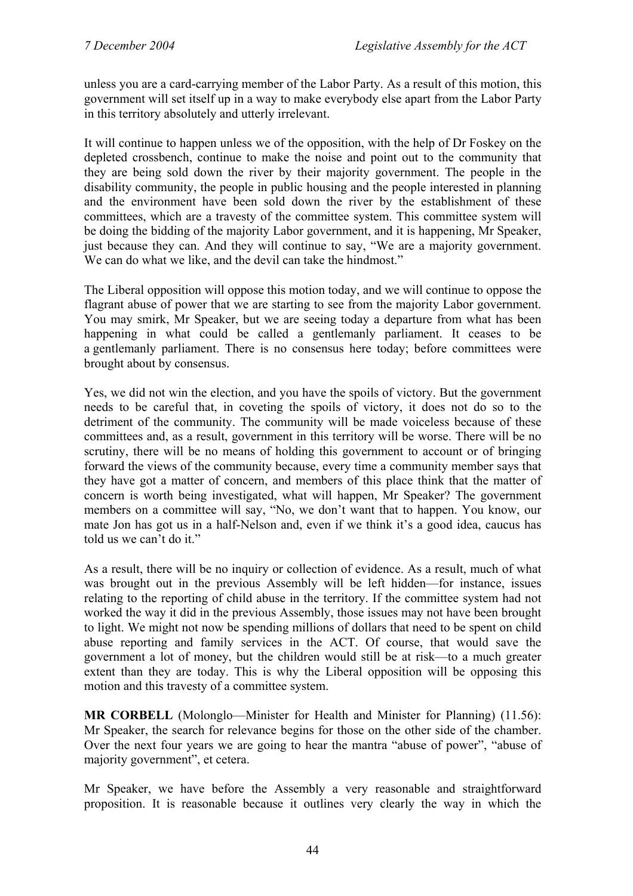unless you are a card-carrying member of the Labor Party. As a result of this motion, this government will set itself up in a way to make everybody else apart from the Labor Party in this territory absolutely and utterly irrelevant.

It will continue to happen unless we of the opposition, with the help of Dr Foskey on the depleted crossbench, continue to make the noise and point out to the community that they are being sold down the river by their majority government. The people in the disability community, the people in public housing and the people interested in planning and the environment have been sold down the river by the establishment of these committees, which are a travesty of the committee system. This committee system will be doing the bidding of the majority Labor government, and it is happening, Mr Speaker, just because they can. And they will continue to say, "We are a majority government. We can do what we like, and the devil can take the hindmost."

The Liberal opposition will oppose this motion today, and we will continue to oppose the flagrant abuse of power that we are starting to see from the majority Labor government. You may smirk, Mr Speaker, but we are seeing today a departure from what has been happening in what could be called a gentlemanly parliament. It ceases to be a gentlemanly parliament. There is no consensus here today; before committees were brought about by consensus.

Yes, we did not win the election, and you have the spoils of victory. But the government needs to be careful that, in coveting the spoils of victory, it does not do so to the detriment of the community. The community will be made voiceless because of these committees and, as a result, government in this territory will be worse. There will be no scrutiny, there will be no means of holding this government to account or of bringing forward the views of the community because, every time a community member says that they have got a matter of concern, and members of this place think that the matter of concern is worth being investigated, what will happen, Mr Speaker? The government members on a committee will say, "No, we don't want that to happen. You know, our mate Jon has got us in a half-Nelson and, even if we think it's a good idea, caucus has told us we can't do it."

As a result, there will be no inquiry or collection of evidence. As a result, much of what was brought out in the previous Assembly will be left hidden—for instance, issues relating to the reporting of child abuse in the territory. If the committee system had not worked the way it did in the previous Assembly, those issues may not have been brought to light. We might not now be spending millions of dollars that need to be spent on child abuse reporting and family services in the ACT. Of course, that would save the government a lot of money, but the children would still be at risk—to a much greater extent than they are today. This is why the Liberal opposition will be opposing this motion and this travesty of a committee system.

**MR CORBELL** (Molonglo—Minister for Health and Minister for Planning) (11.56): Mr Speaker, the search for relevance begins for those on the other side of the chamber. Over the next four years we are going to hear the mantra "abuse of power", "abuse of majority government", et cetera.

Mr Speaker, we have before the Assembly a very reasonable and straightforward proposition. It is reasonable because it outlines very clearly the way in which the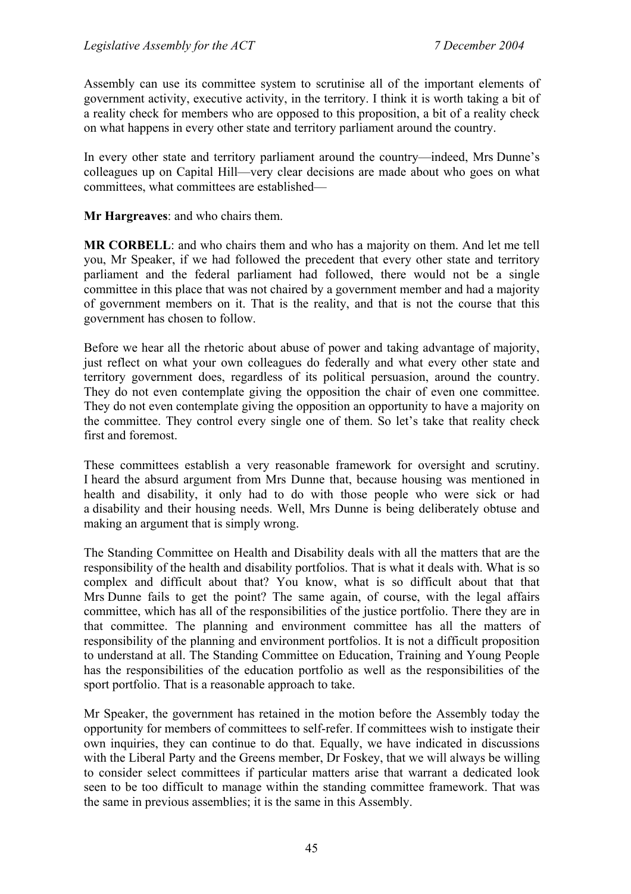Assembly can use its committee system to scrutinise all of the important elements of government activity, executive activity, in the territory. I think it is worth taking a bit of a reality check for members who are opposed to this proposition, a bit of a reality check on what happens in every other state and territory parliament around the country.

In every other state and territory parliament around the country—indeed, Mrs Dunne's colleagues up on Capital Hill—very clear decisions are made about who goes on what committees, what committees are established—

**Mr Hargreaves**: and who chairs them.

**MR CORBELL**: and who chairs them and who has a majority on them. And let me tell you, Mr Speaker, if we had followed the precedent that every other state and territory parliament and the federal parliament had followed, there would not be a single committee in this place that was not chaired by a government member and had a majority of government members on it. That is the reality, and that is not the course that this government has chosen to follow.

Before we hear all the rhetoric about abuse of power and taking advantage of majority, just reflect on what your own colleagues do federally and what every other state and territory government does, regardless of its political persuasion, around the country. They do not even contemplate giving the opposition the chair of even one committee. They do not even contemplate giving the opposition an opportunity to have a majority on the committee. They control every single one of them. So let's take that reality check first and foremost.

These committees establish a very reasonable framework for oversight and scrutiny. I heard the absurd argument from Mrs Dunne that, because housing was mentioned in health and disability, it only had to do with those people who were sick or had a disability and their housing needs. Well, Mrs Dunne is being deliberately obtuse and making an argument that is simply wrong.

The Standing Committee on Health and Disability deals with all the matters that are the responsibility of the health and disability portfolios. That is what it deals with. What is so complex and difficult about that? You know, what is so difficult about that that Mrs Dunne fails to get the point? The same again, of course, with the legal affairs committee, which has all of the responsibilities of the justice portfolio. There they are in that committee. The planning and environment committee has all the matters of responsibility of the planning and environment portfolios. It is not a difficult proposition to understand at all. The Standing Committee on Education, Training and Young People has the responsibilities of the education portfolio as well as the responsibilities of the sport portfolio. That is a reasonable approach to take.

Mr Speaker, the government has retained in the motion before the Assembly today the opportunity for members of committees to self-refer. If committees wish to instigate their own inquiries, they can continue to do that. Equally, we have indicated in discussions with the Liberal Party and the Greens member, Dr Foskey, that we will always be willing to consider select committees if particular matters arise that warrant a dedicated look seen to be too difficult to manage within the standing committee framework. That was the same in previous assemblies; it is the same in this Assembly.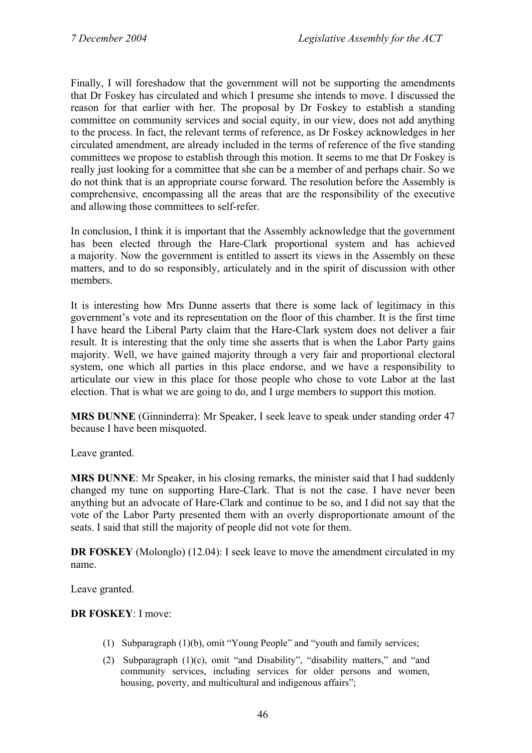Finally, I will foreshadow that the government will not be supporting the amendments that Dr Foskey has circulated and which I presume she intends to move. I discussed the reason for that earlier with her. The proposal by Dr Foskey to establish a standing committee on community services and social equity, in our view, does not add anything to the process. In fact, the relevant terms of reference, as Dr Foskey acknowledges in her circulated amendment, are already included in the terms of reference of the five standing committees we propose to establish through this motion. It seems to me that Dr Foskey is really just looking for a committee that she can be a member of and perhaps chair. So we do not think that is an appropriate course forward. The resolution before the Assembly is comprehensive, encompassing all the areas that are the responsibility of the executive and allowing those committees to self-refer.

In conclusion, I think it is important that the Assembly acknowledge that the government has been elected through the Hare-Clark proportional system and has achieved a majority. Now the government is entitled to assert its views in the Assembly on these matters, and to do so responsibly, articulately and in the spirit of discussion with other members.

It is interesting how Mrs Dunne asserts that there is some lack of legitimacy in this government's vote and its representation on the floor of this chamber. It is the first time I have heard the Liberal Party claim that the Hare-Clark system does not deliver a fair result. It is interesting that the only time she asserts that is when the Labor Party gains majority. Well, we have gained majority through a very fair and proportional electoral system, one which all parties in this place endorse, and we have a responsibility to articulate our view in this place for those people who chose to vote Labor at the last election. That is what we are going to do, and I urge members to support this motion.

**MRS DUNNE** (Ginninderra): Mr Speaker, I seek leave to speak under standing order 47 because I have been misquoted.

Leave granted.

**MRS DUNNE**: Mr Speaker, in his closing remarks, the minister said that I had suddenly changed my tune on supporting Hare-Clark. That is not the case. I have never been anything but an advocate of Hare-Clark and continue to be so, and I did not say that the vote of the Labor Party presented them with an overly disproportionate amount of the seats. I said that still the majority of people did not vote for them.

**DR FOSKEY** (Molonglo) (12.04): I seek leave to move the amendment circulated in my name.

Leave granted.

**DR FOSKEY**: I move:

(1) Subparagraph (1)(b), omit "Young People" and "youth and family services;

(2) Subparagraph (1)(c), omit "and Disability", "disability matters," and "and community services, including services for older persons and women, housing, poverty, and multicultural and indigenous affairs";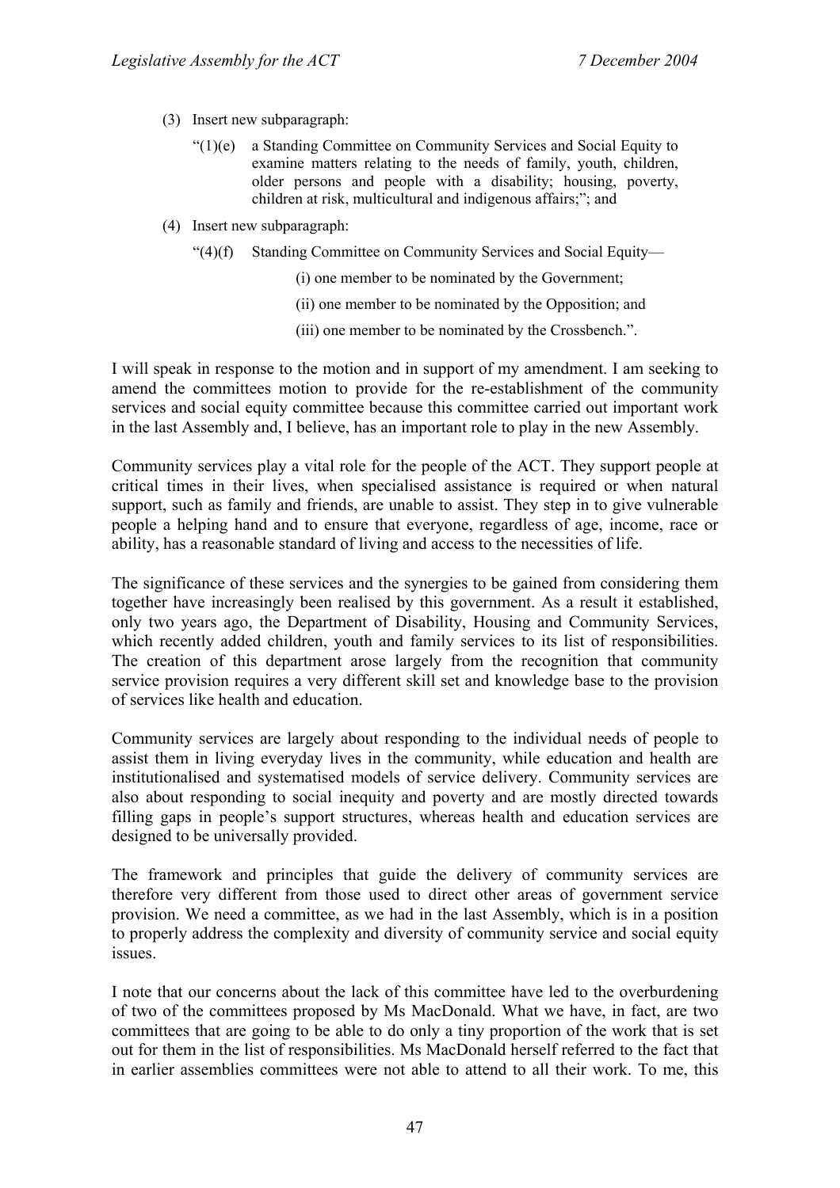(3) Insert new subparagraph:

"(1)(e) a Standing Committee on Community Services and Social Equity to examine matters relating to the needs of family, youth, children, older persons and people with a disability; housing, poverty, children at risk, multicultural and indigenous affairs;"; and

(4) Insert new subparagraph:

"(4)(f) Standing Committee on Community Services and Social Equity—

(i) one member to be nominated by the Government;

(ii) one member to be nominated by the Opposition; and

(iii) one member to be nominated by the Crossbench.".

I will speak in response to the motion and in support of my amendment. I am seeking to amend the committees motion to provide for the re-establishment of the community services and social equity committee because this committee carried out important work in the last Assembly and, I believe, has an important role to play in the new Assembly.

Community services play a vital role for the people of the ACT. They support people at critical times in their lives, when specialised assistance is required or when natural support, such as family and friends, are unable to assist. They step in to give vulnerable people a helping hand and to ensure that everyone, regardless of age, income, race or ability, has a reasonable standard of living and access to the necessities of life.

The significance of these services and the synergies to be gained from considering them together have increasingly been realised by this government. As a result it established, only two years ago, the Department of Disability, Housing and Community Services, which recently added children, youth and family services to its list of responsibilities. The creation of this department arose largely from the recognition that community service provision requires a very different skill set and knowledge base to the provision of services like health and education.

Community services are largely about responding to the individual needs of people to assist them in living everyday lives in the community, while education and health are institutionalised and systematised models of service delivery. Community services are also about responding to social inequity and poverty and are mostly directed towards filling gaps in people's support structures, whereas health and education services are designed to be universally provided.

The framework and principles that guide the delivery of community services are therefore very different from those used to direct other areas of government service provision. We need a committee, as we had in the last Assembly, which is in a position to properly address the complexity and diversity of community service and social equity issues.

I note that our concerns about the lack of this committee have led to the overburdening of two of the committees proposed by Ms MacDonald. What we have, in fact, are two committees that are going to be able to do only a tiny proportion of the work that is set out for them in the list of responsibilities. Ms MacDonald herself referred to the fact that in earlier assemblies committees were not able to attend to all their work. To me, this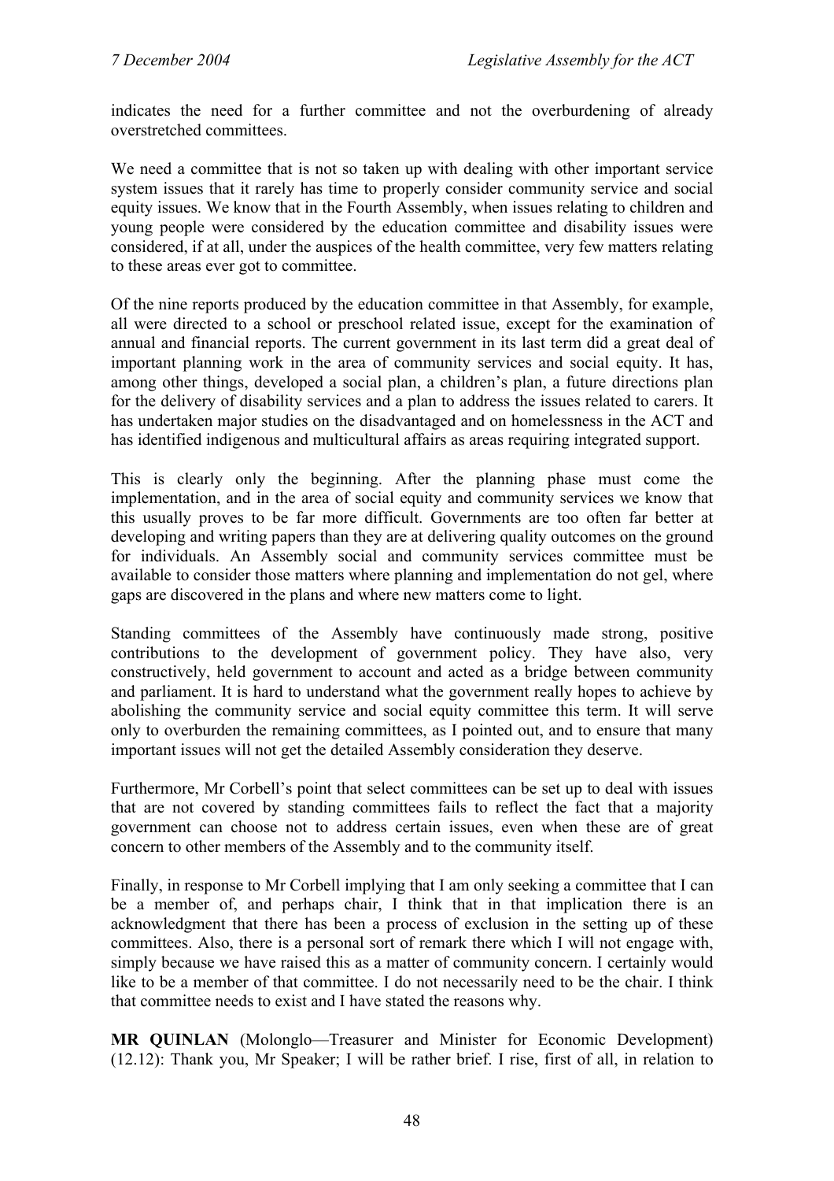indicates the need for a further committee and not the overburdening of already overstretched committees.

We need a committee that is not so taken up with dealing with other important service system issues that it rarely has time to properly consider community service and social equity issues. We know that in the Fourth Assembly, when issues relating to children and young people were considered by the education committee and disability issues were considered, if at all, under the auspices of the health committee, very few matters relating to these areas ever got to committee.

Of the nine reports produced by the education committee in that Assembly, for example, all were directed to a school or preschool related issue, except for the examination of annual and financial reports. The current government in its last term did a great deal of important planning work in the area of community services and social equity. It has, among other things, developed a social plan, a children's plan, a future directions plan for the delivery of disability services and a plan to address the issues related to carers. It has undertaken major studies on the disadvantaged and on homelessness in the ACT and has identified indigenous and multicultural affairs as areas requiring integrated support.

This is clearly only the beginning. After the planning phase must come the implementation, and in the area of social equity and community services we know that this usually proves to be far more difficult. Governments are too often far better at developing and writing papers than they are at delivering quality outcomes on the ground for individuals. An Assembly social and community services committee must be available to consider those matters where planning and implementation do not gel, where gaps are discovered in the plans and where new matters come to light.

Standing committees of the Assembly have continuously made strong, positive contributions to the development of government policy. They have also, very constructively, held government to account and acted as a bridge between community and parliament. It is hard to understand what the government really hopes to achieve by abolishing the community service and social equity committee this term. It will serve only to overburden the remaining committees, as I pointed out, and to ensure that many important issues will not get the detailed Assembly consideration they deserve.

Furthermore, Mr Corbell's point that select committees can be set up to deal with issues that are not covered by standing committees fails to reflect the fact that a majority government can choose not to address certain issues, even when these are of great concern to other members of the Assembly and to the community itself.

Finally, in response to Mr Corbell implying that I am only seeking a committee that I can be a member of, and perhaps chair, I think that in that implication there is an acknowledgment that there has been a process of exclusion in the setting up of these committees. Also, there is a personal sort of remark there which I will not engage with, simply because we have raised this as a matter of community concern. I certainly would like to be a member of that committee. I do not necessarily need to be the chair. I think that committee needs to exist and I have stated the reasons why.

**MR QUINLAN** (Molonglo—Treasurer and Minister for Economic Development) (12.12): Thank you, Mr Speaker; I will be rather brief. I rise, first of all, in relation to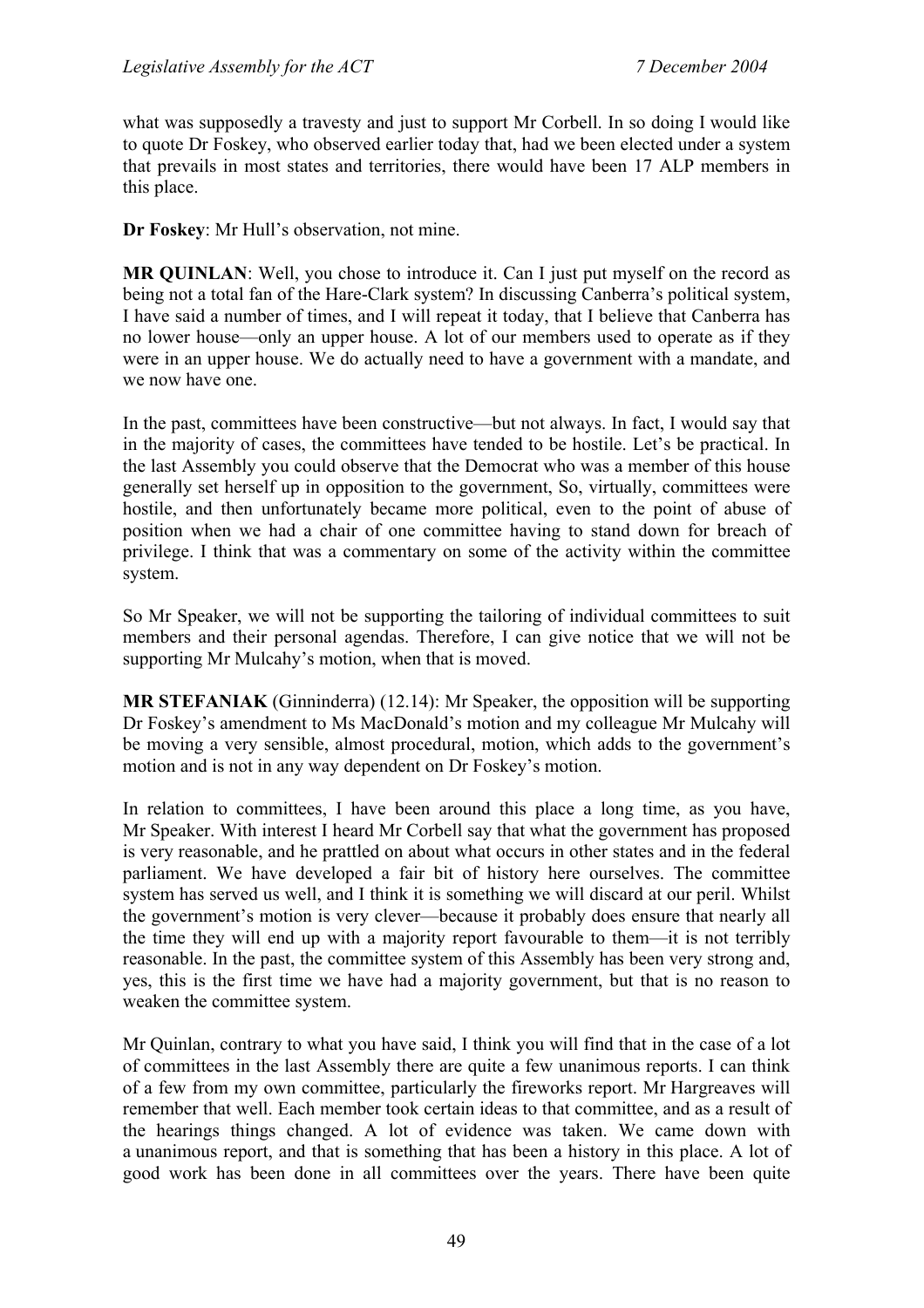what was supposedly a travesty and just to support Mr Corbell. In so doing I would like to quote Dr Foskey, who observed earlier today that, had we been elected under a system that prevails in most states and territories, there would have been 17 ALP members in this place.

**Dr Foskey**: Mr Hull's observation, not mine.

**MR QUINLAN**: Well, you chose to introduce it. Can I just put myself on the record as being not a total fan of the Hare-Clark system? In discussing Canberra's political system, I have said a number of times, and I will repeat it today, that I believe that Canberra has no lower house—only an upper house. A lot of our members used to operate as if they were in an upper house. We do actually need to have a government with a mandate, and we now have one.

In the past, committees have been constructive—but not always. In fact, I would say that in the majority of cases, the committees have tended to be hostile. Let's be practical. In the last Assembly you could observe that the Democrat who was a member of this house generally set herself up in opposition to the government, So, virtually, committees were hostile, and then unfortunately became more political, even to the point of abuse of position when we had a chair of one committee having to stand down for breach of privilege. I think that was a commentary on some of the activity within the committee system.

So Mr Speaker, we will not be supporting the tailoring of individual committees to suit members and their personal agendas. Therefore, I can give notice that we will not be supporting Mr Mulcahy's motion, when that is moved.

**MR STEFANIAK** (Ginninderra) (12.14): Mr Speaker, the opposition will be supporting Dr Foskey's amendment to Ms MacDonald's motion and my colleague Mr Mulcahy will be moving a very sensible, almost procedural, motion, which adds to the government's motion and is not in any way dependent on Dr Foskey's motion.

In relation to committees, I have been around this place a long time, as you have, Mr Speaker. With interest I heard Mr Corbell say that what the government has proposed is very reasonable, and he prattled on about what occurs in other states and in the federal parliament. We have developed a fair bit of history here ourselves. The committee system has served us well, and I think it is something we will discard at our peril. Whilst the government's motion is very clever—because it probably does ensure that nearly all the time they will end up with a majority report favourable to them—it is not terribly reasonable. In the past, the committee system of this Assembly has been very strong and, yes, this is the first time we have had a majority government, but that is no reason to weaken the committee system.

Mr Quinlan, contrary to what you have said, I think you will find that in the case of a lot of committees in the last Assembly there are quite a few unanimous reports. I can think of a few from my own committee, particularly the fireworks report. Mr Hargreaves will remember that well. Each member took certain ideas to that committee, and as a result of the hearings things changed. A lot of evidence was taken. We came down with a unanimous report, and that is something that has been a history in this place. A lot of good work has been done in all committees over the years. There have been quite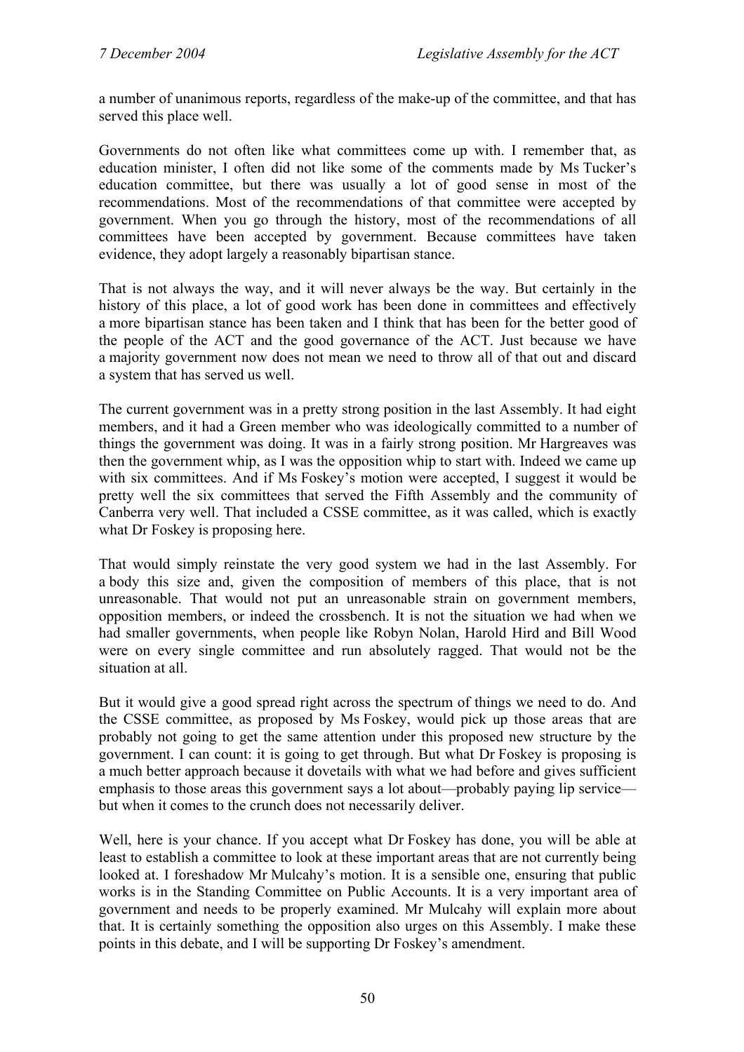a number of unanimous reports, regardless of the make-up of the committee, and that has served this place well.

Governments do not often like what committees come up with. I remember that, as education minister, I often did not like some of the comments made by Ms Tucker's education committee, but there was usually a lot of good sense in most of the recommendations. Most of the recommendations of that committee were accepted by government. When you go through the history, most of the recommendations of all committees have been accepted by government. Because committees have taken evidence, they adopt largely a reasonably bipartisan stance.

That is not always the way, and it will never always be the way. But certainly in the history of this place, a lot of good work has been done in committees and effectively a more bipartisan stance has been taken and I think that has been for the better good of the people of the ACT and the good governance of the ACT. Just because we have a majority government now does not mean we need to throw all of that out and discard a system that has served us well.

The current government was in a pretty strong position in the last Assembly. It had eight members, and it had a Green member who was ideologically committed to a number of things the government was doing. It was in a fairly strong position. Mr Hargreaves was then the government whip, as I was the opposition whip to start with. Indeed we came up with six committees. And if Ms Foskey's motion were accepted, I suggest it would be pretty well the six committees that served the Fifth Assembly and the community of Canberra very well. That included a CSSE committee, as it was called, which is exactly what Dr Foskey is proposing here.

That would simply reinstate the very good system we had in the last Assembly. For a body this size and, given the composition of members of this place, that is not unreasonable. That would not put an unreasonable strain on government members, opposition members, or indeed the crossbench. It is not the situation we had when we had smaller governments, when people like Robyn Nolan, Harold Hird and Bill Wood were on every single committee and run absolutely ragged. That would not be the situation at all.

But it would give a good spread right across the spectrum of things we need to do. And the CSSE committee, as proposed by Ms Foskey, would pick up those areas that are probably not going to get the same attention under this proposed new structure by the government. I can count: it is going to get through. But what Dr Foskey is proposing is a much better approach because it dovetails with what we had before and gives sufficient emphasis to those areas this government says a lot about—probably paying lip service—but when it comes to the crunch does not necessarily deliver.

Well, here is your chance. If you accept what Dr Foskey has done, you will be able at least to establish a committee to look at these important areas that are not currently being looked at. I foreshadow Mr Mulcahy's motion. It is a sensible one, ensuring that public works is in the Standing Committee on Public Accounts. It is a very important area of government and needs to be properly examined. Mr Mulcahy will explain more about that. It is certainly something the opposition also urges on this Assembly. I make these points in this debate, and I will be supporting Dr Foskey's amendment.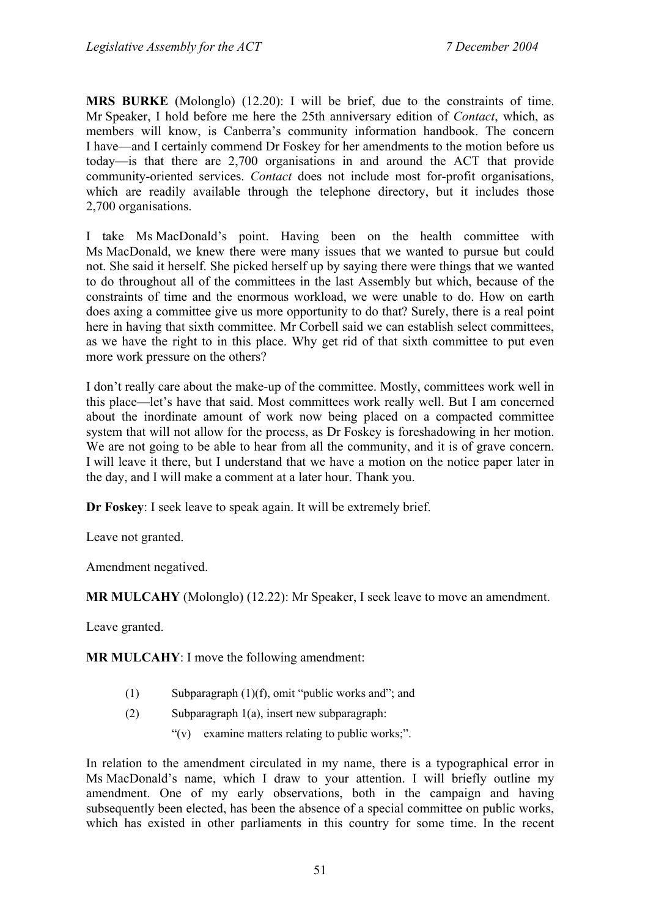**MRS BURKE** (Molonglo) (12.20): I will be brief, due to the constraints of time. Mr Speaker, I hold before me here the 25th anniversary edition of *Contact*, which, as members will know, is Canberra's community information handbook. The concern I have—and I certainly commend Dr Foskey for her amendments to the motion before us today—is that there are 2,700 organisations in and around the ACT that provide community-oriented services. *Contact* does not include most for-profit organisations, which are readily available through the telephone directory, but it includes those 2,700 organisations.

I take Ms MacDonald's point. Having been on the health committee with Ms MacDonald, we knew there were many issues that we wanted to pursue but could not. She said it herself. She picked herself up by saying there were things that we wanted to do throughout all of the committees in the last Assembly but which, because of the constraints of time and the enormous workload, we were unable to do. How on earth does axing a committee give us more opportunity to do that? Surely, there is a real point here in having that sixth committee. Mr Corbell said we can establish select committees, as we have the right to in this place. Why get rid of that sixth committee to put even more work pressure on the others?

I don't really care about the make-up of the committee. Mostly, committees work well in this place—let's have that said. Most committees work really well. But I am concerned about the inordinate amount of work now being placed on a compacted committee system that will not allow for the process, as Dr Foskey is foreshadowing in her motion. We are not going to be able to hear from all the community, and it is of grave concern. I will leave it there, but I understand that we have a motion on the notice paper later in the day, and I will make a comment at a later hour. Thank you.

**Dr Foskey**: I seek leave to speak again. It will be extremely brief.

Leave not granted.

Amendment negatived.

**MR MULCAHY** (Molonglo) (12.22): Mr Speaker, I seek leave to move an amendment.

Leave granted.

**MR MULCAHY**: I move the following amendment:

(1) Subparagraph (1)(f), omit "public works and"; and

(2) Subparagraph 1(a), insert new subparagraph:

"(v) examine matters relating to public works;".

In relation to the amendment circulated in my name, there is a typographical error in Ms MacDonald's name, which I draw to your attention. I will briefly outline my amendment. One of my early observations, both in the campaign and having subsequently been elected, has been the absence of a special committee on public works, which has existed in other parliaments in this country for some time. In the recent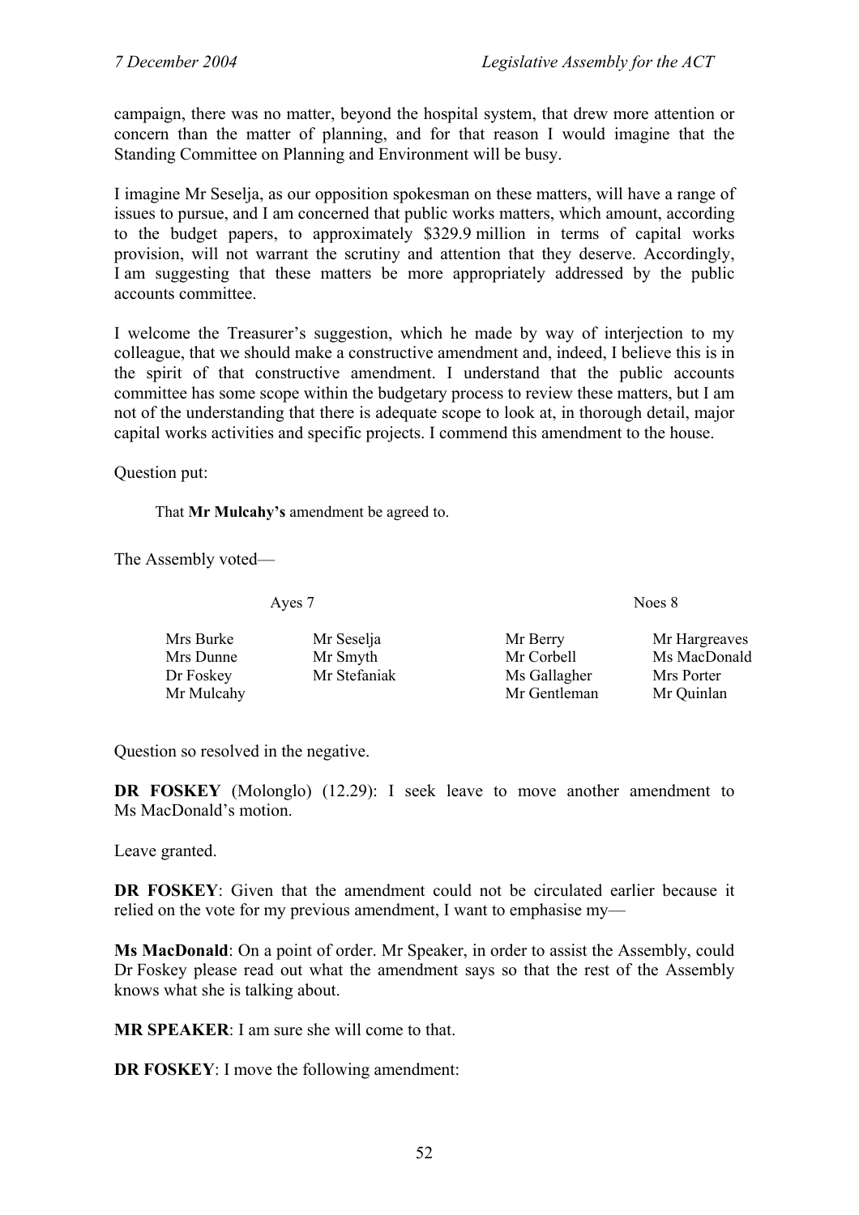campaign, there was no matter, beyond the hospital system, that drew more attention or concern than the matter of planning, and for that reason I would imagine that the Standing Committee on Planning and Environment will be busy.

I imagine Mr Seselja, as our opposition spokesman on these matters, will have a range of issues to pursue, and I am concerned that public works matters, which amount, according to the budget papers, to approximately $329.9 million in terms of capital works provision, will not warrant the scrutiny and attention that they deserve. Accordingly, I am suggesting that these matters be more appropriately addressed by the public accounts committee.

I welcome the Treasurer's suggestion, which he made by way of interjection to my colleague, that we should make a constructive amendment and, indeed, I believe this is in the spirit of that constructive amendment. I understand that the public accounts committee has some scope within the budgetary process to review these matters, but I am not of the understanding that there is adequate scope to look at, in thorough detail, major capital works activities and specific projects. I commend this amendment to the house.

Question put:

> That **Mr Mulcahy's** amendment be agreed to.

The Assembly voted—

| Ayes 7 | | Noes 8 | |
|---|---|---|---|
| Mrs Burke | Mr Seselja | Mr Berry | Mr Hargreaves |
| Mrs Dunne | Mr Smyth | Mr Corbell | Ms MacDonald |
| Dr Foskey | Mr Stefaniak | Ms Gallagher | Mrs Porter |
| Mr Mulcahy | | Mr Gentleman | Mr Quinlan |

Question so resolved in the negative.

**DR FOSKEY** (Molonglo) (12.29): I seek leave to move another amendment to Ms MacDonald's motion.

Leave granted.

**DR FOSKEY**: Given that the amendment could not be circulated earlier because it relied on the vote for my previous amendment, I want to emphasise my—

**Ms MacDonald**: On a point of order. Mr Speaker, in order to assist the Assembly, could Dr Foskey please read out what the amendment says so that the rest of the Assembly knows what she is talking about.

**MR SPEAKER**: I am sure she will come to that.

**DR FOSKEY**: I move the following amendment: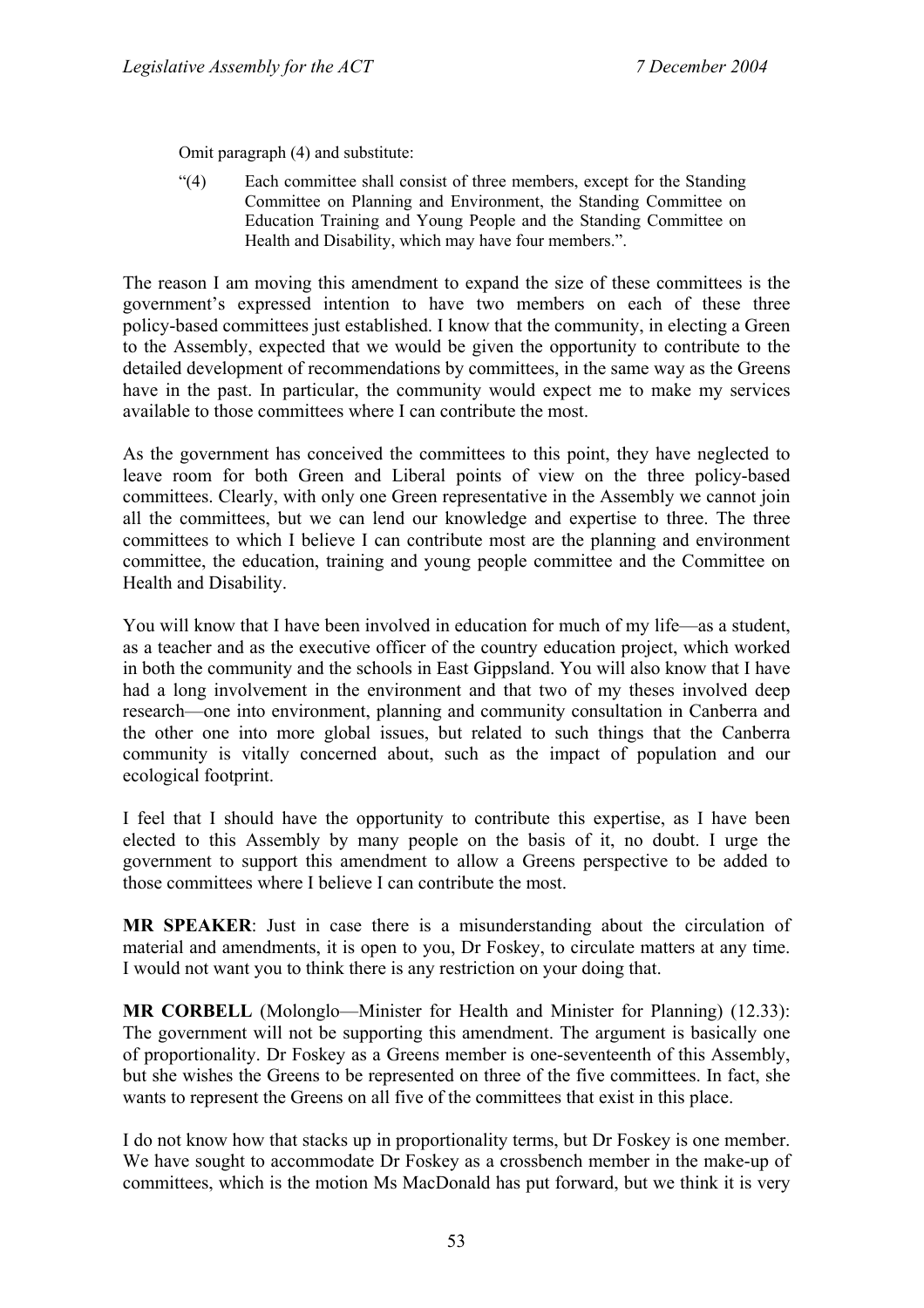Omit paragraph (4) and substitute:

> "(4) Each committee shall consist of three members, except for the Standing Committee on Planning and Environment, the Standing Committee on Education Training and Young People and the Standing Committee on Health and Disability, which may have four members.".

The reason I am moving this amendment to expand the size of these committees is the government's expressed intention to have two members on each of these three policy-based committees just established. I know that the community, in electing a Green to the Assembly, expected that we would be given the opportunity to contribute to the detailed development of recommendations by committees, in the same way as the Greens have in the past. In particular, the community would expect me to make my services available to those committees where I can contribute the most.

As the government has conceived the committees to this point, they have neglected to leave room for both Green and Liberal points of view on the three policy-based committees. Clearly, with only one Green representative in the Assembly we cannot join all the committees, but we can lend our knowledge and expertise to three. The three committees to which I believe I can contribute most are the planning and environment committee, the education, training and young people committee and the Committee on Health and Disability.

You will know that I have been involved in education for much of my life—as a student, as a teacher and as the executive officer of the country education project, which worked in both the community and the schools in East Gippsland. You will also know that I have had a long involvement in the environment and that two of my theses involved deep research—one into environment, planning and community consultation in Canberra and the other one into more global issues, but related to such things that the Canberra community is vitally concerned about, such as the impact of population and our ecological footprint.

I feel that I should have the opportunity to contribute this expertise, as I have been elected to this Assembly by many people on the basis of it, no doubt. I urge the government to support this amendment to allow a Greens perspective to be added to those committees where I believe I can contribute the most.

**MR SPEAKER**: Just in case there is a misunderstanding about the circulation of material and amendments, it is open to you, Dr Foskey, to circulate matters at any time. I would not want you to think there is any restriction on your doing that.

**MR CORBELL** (Molonglo—Minister for Health and Minister for Planning) (12.33): The government will not be supporting this amendment. The argument is basically one of proportionality. Dr Foskey as a Greens member is one-seventeenth of this Assembly, but she wishes the Greens to be represented on three of the five committees. In fact, she wants to represent the Greens on all five of the committees that exist in this place.

I do not know how that stacks up in proportionality terms, but Dr Foskey is one member. We have sought to accommodate Dr Foskey as a crossbench member in the make-up of committees, which is the motion Ms MacDonald has put forward, but we think it is very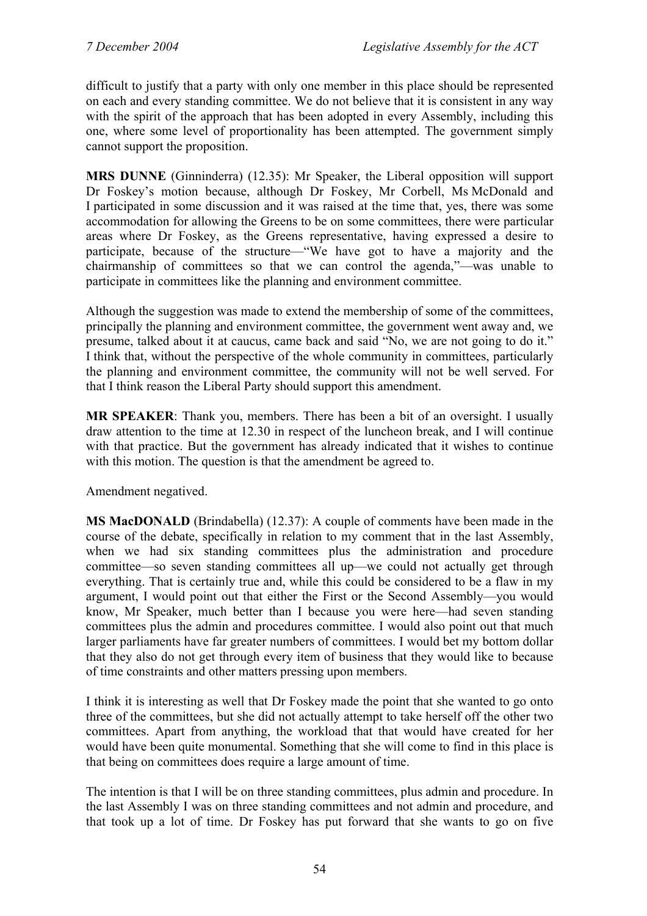difficult to justify that a party with only one member in this place should be represented on each and every standing committee. We do not believe that it is consistent in any way with the spirit of the approach that has been adopted in every Assembly, including this one, where some level of proportionality has been attempted. The government simply cannot support the proposition.

**MRS DUNNE** (Ginninderra) (12.35): Mr Speaker, the Liberal opposition will support Dr Foskey's motion because, although Dr Foskey, Mr Corbell, Ms McDonald and I participated in some discussion and it was raised at the time that, yes, there was some accommodation for allowing the Greens to be on some committees, there were particular areas where Dr Foskey, as the Greens representative, having expressed a desire to participate, because of the structure—"We have got to have a majority and the chairmanship of committees so that we can control the agenda,"—was unable to participate in committees like the planning and environment committee.

Although the suggestion was made to extend the membership of some of the committees, principally the planning and environment committee, the government went away and, we presume, talked about it at caucus, came back and said "No, we are not going to do it." I think that, without the perspective of the whole community in committees, particularly the planning and environment committee, the community will not be well served. For that I think reason the Liberal Party should support this amendment.

**MR SPEAKER**: Thank you, members. There has been a bit of an oversight. I usually draw attention to the time at 12.30 in respect of the luncheon break, and I will continue with that practice. But the government has already indicated that it wishes to continue with this motion. The question is that the amendment be agreed to.

Amendment negatived.

**MS MacDONALD** (Brindabella) (12.37): A couple of comments have been made in the course of the debate, specifically in relation to my comment that in the last Assembly, when we had six standing committees plus the administration and procedure committee—so seven standing committees all up—we could not actually get through everything. That is certainly true and, while this could be considered to be a flaw in my argument, I would point out that either the First or the Second Assembly—you would know, Mr Speaker, much better than I because you were here—had seven standing committees plus the admin and procedures committee. I would also point out that much larger parliaments have far greater numbers of committees. I would bet my bottom dollar that they also do not get through every item of business that they would like to because of time constraints and other matters pressing upon members.

I think it is interesting as well that Dr Foskey made the point that she wanted to go onto three of the committees, but she did not actually attempt to take herself off the other two committees. Apart from anything, the workload that that would have created for her would have been quite monumental. Something that she will come to find in this place is that being on committees does require a large amount of time.

The intention is that I will be on three standing committees, plus admin and procedure. In the last Assembly I was on three standing committees and not admin and procedure, and that took up a lot of time. Dr Foskey has put forward that she wants to go on five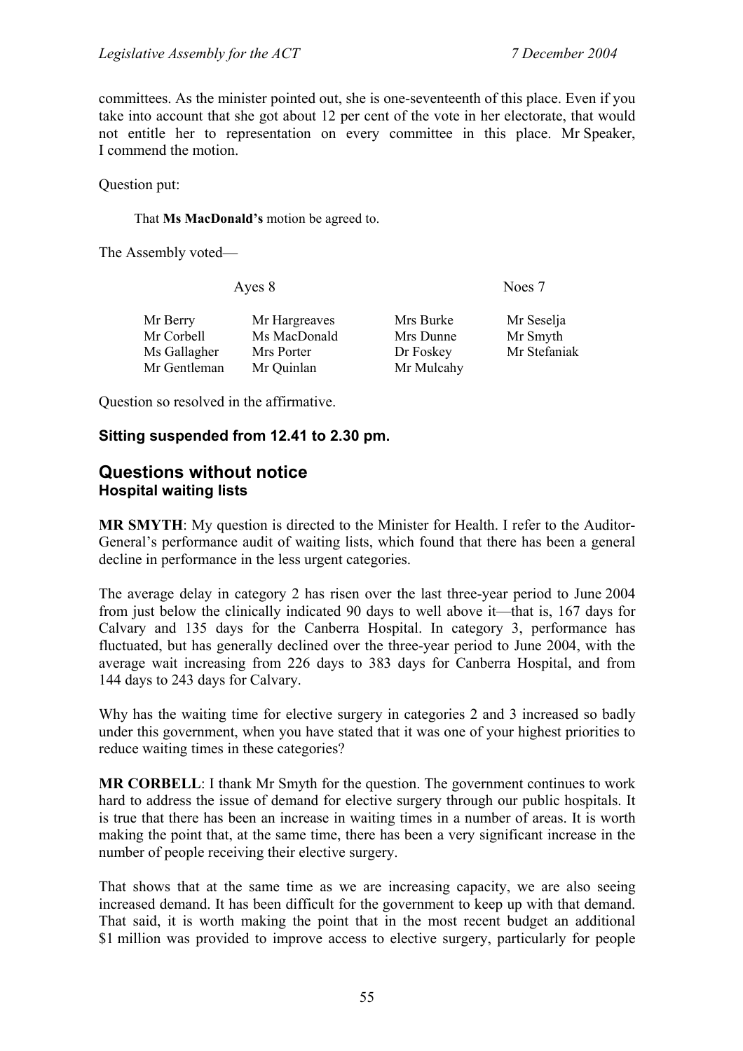committees. As the minister pointed out, she is one-seventeenth of this place. Even if you take into account that she got about 12 per cent of the vote in her electorate, that would not entitle her to representation on every committee in this place. Mr Speaker, I commend the motion.

Question put:

> That **Ms MacDonald's** motion be agreed to.

The Assembly voted—

| Ayes 8 | | Noes 7 | |
|---|---|---|---|
| Mr Berry | Mr Hargreaves | Mrs Burke | Mr Seselja |
| Mr Corbell | Ms MacDonald | Mrs Dunne | Mr Smyth |
| Ms Gallagher | Mrs Porter | Dr Foskey | Mr Stefaniak |
| Mr Gentleman | Mr Quinlan | Mr Mulcahy | |

Question so resolved in the affirmative.

**Sitting suspended from 12.41 to 2.30 pm.**

## Questions without notice

### Hospital waiting lists

**MR SMYTH**: My question is directed to the Minister for Health. I refer to the Auditor-General's performance audit of waiting lists, which found that there has been a general decline in performance in the less urgent categories.

The average delay in category 2 has risen over the last three-year period to June 2004 from just below the clinically indicated 90 days to well above it—that is, 167 days for Calvary and 135 days for the Canberra Hospital. In category 3, performance has fluctuated, but has generally declined over the three-year period to June 2004, with the average wait increasing from 226 days to 383 days for Canberra Hospital, and from 144 days to 243 days for Calvary.

Why has the waiting time for elective surgery in categories 2 and 3 increased so badly under this government, when you have stated that it was one of your highest priorities to reduce waiting times in these categories?

**MR CORBELL**: I thank Mr Smyth for the question. The government continues to work hard to address the issue of demand for elective surgery through our public hospitals. It is true that there has been an increase in waiting times in a number of areas. It is worth making the point that, at the same time, there has been a very significant increase in the number of people receiving their elective surgery.

That shows that at the same time as we are increasing capacity, we are also seeing increased demand. It has been difficult for the government to keep up with that demand. That said, it is worth making the point that in the most recent budget an additional $1 million was provided to improve access to elective surgery, particularly for people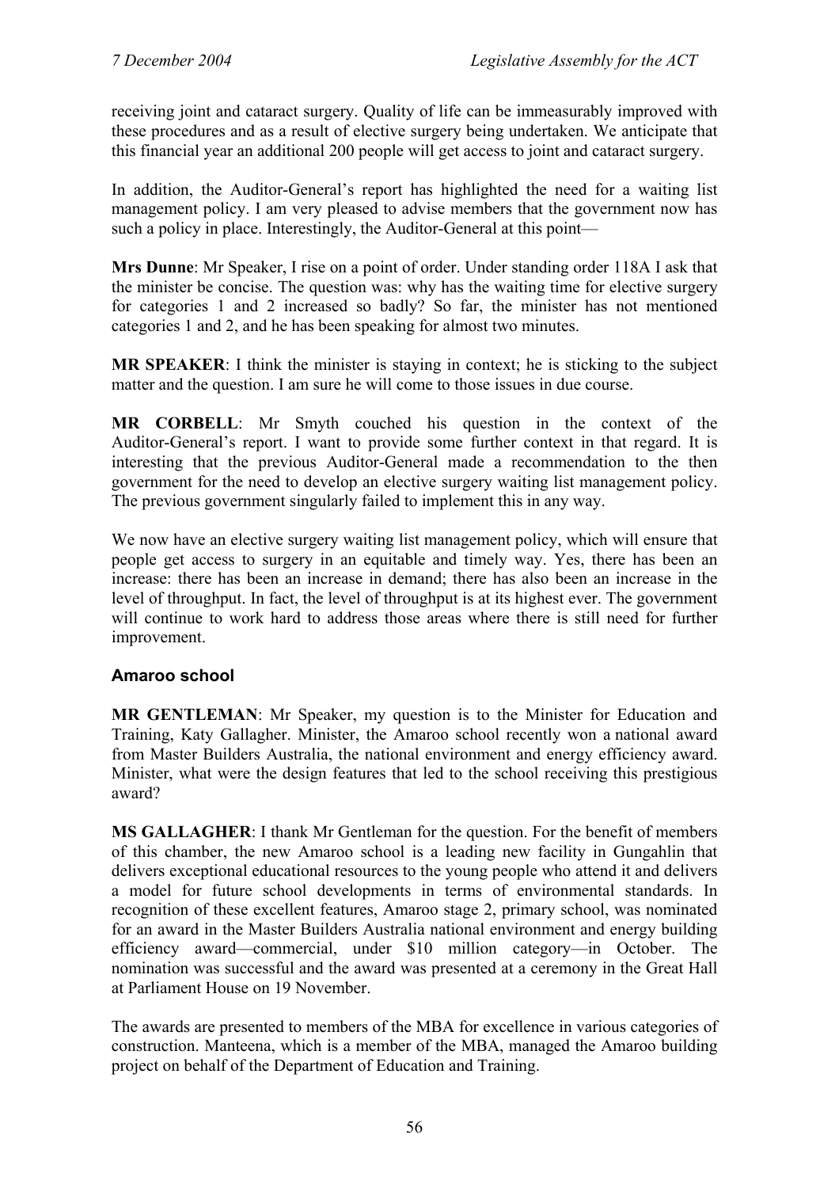receiving joint and cataract surgery. Quality of life can be immeasurably improved with these procedures and as a result of elective surgery being undertaken. We anticipate that this financial year an additional 200 people will get access to joint and cataract surgery.

In addition, the Auditor-General's report has highlighted the need for a waiting list management policy. I am very pleased to advise members that the government now has such a policy in place. Interestingly, the Auditor-General at this point—

**Mrs Dunne**: Mr Speaker, I rise on a point of order. Under standing order 118A I ask that the minister be concise. The question was: why has the waiting time for elective surgery for categories 1 and 2 increased so badly? So far, the minister has not mentioned categories 1 and 2, and he has been speaking for almost two minutes.

**MR SPEAKER**: I think the minister is staying in context; he is sticking to the subject matter and the question. I am sure he will come to those issues in due course.

**MR CORBELL**: Mr Smyth couched his question in the context of the Auditor-General's report. I want to provide some further context in that regard. It is interesting that the previous Auditor-General made a recommendation to the then government for the need to develop an elective surgery waiting list management policy. The previous government singularly failed to implement this in any way.

We now have an elective surgery waiting list management policy, which will ensure that people get access to surgery in an equitable and timely way. Yes, there has been an increase: there has been an increase in demand; there has also been an increase in the level of throughput. In fact, the level of throughput is at its highest ever. The government will continue to work hard to address those areas where there is still need for further improvement.

### Amaroo school

**MR GENTLEMAN**: Mr Speaker, my question is to the Minister for Education and Training, Katy Gallagher. Minister, the Amaroo school recently won a national award from Master Builders Australia, the national environment and energy efficiency award. Minister, what were the design features that led to the school receiving this prestigious award?

**MS GALLAGHER**: I thank Mr Gentleman for the question. For the benefit of members of this chamber, the new Amaroo school is a leading new facility in Gungahlin that delivers exceptional educational resources to the young people who attend it and delivers a model for future school developments in terms of environmental standards. In recognition of these excellent features, Amaroo stage 2, primary school, was nominated for an award in the Master Builders Australia national environment and energy building efficiency award—commercial, under $10 million category—in October. The nomination was successful and the award was presented at a ceremony in the Great Hall at Parliament House on 19 November.

The awards are presented to members of the MBA for excellence in various categories of construction. Manteena, which is a member of the MBA, managed the Amaroo building project on behalf of the Department of Education and Training.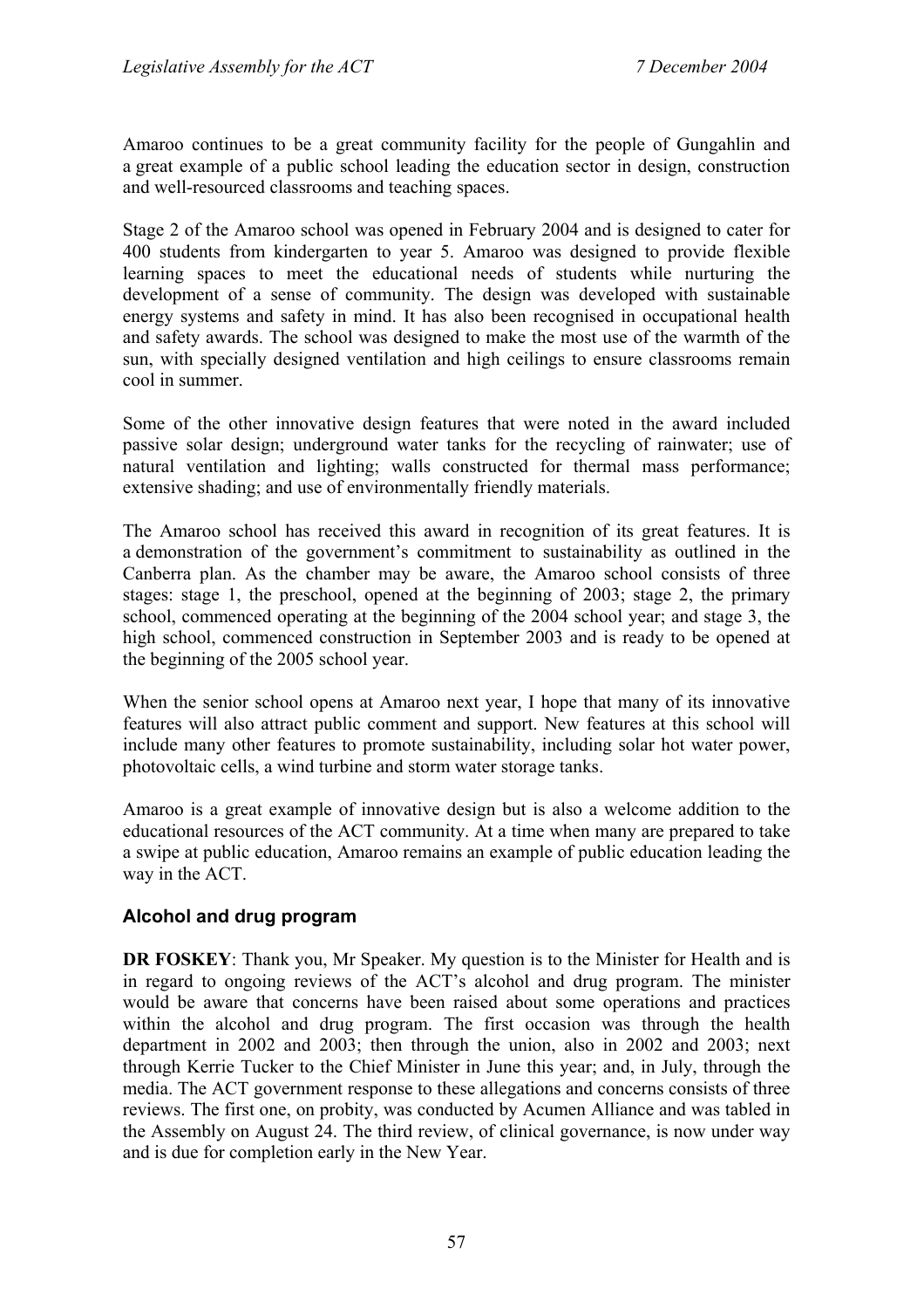Amaroo continues to be a great community facility for the people of Gungahlin and a great example of a public school leading the education sector in design, construction and well-resourced classrooms and teaching spaces.

Stage 2 of the Amaroo school was opened in February 2004 and is designed to cater for 400 students from kindergarten to year 5. Amaroo was designed to provide flexible learning spaces to meet the educational needs of students while nurturing the development of a sense of community. The design was developed with sustainable energy systems and safety in mind. It has also been recognised in occupational health and safety awards. The school was designed to make the most use of the warmth of the sun, with specially designed ventilation and high ceilings to ensure classrooms remain cool in summer.

Some of the other innovative design features that were noted in the award included passive solar design; underground water tanks for the recycling of rainwater; use of natural ventilation and lighting; walls constructed for thermal mass performance; extensive shading; and use of environmentally friendly materials.

The Amaroo school has received this award in recognition of its great features. It is a demonstration of the government's commitment to sustainability as outlined in the Canberra plan. As the chamber may be aware, the Amaroo school consists of three stages: stage 1, the preschool, opened at the beginning of 2003; stage 2, the primary school, commenced operating at the beginning of the 2004 school year; and stage 3, the high school, commenced construction in September 2003 and is ready to be opened at the beginning of the 2005 school year.

When the senior school opens at Amaroo next year, I hope that many of its innovative features will also attract public comment and support. New features at this school will include many other features to promote sustainability, including solar hot water power, photovoltaic cells, a wind turbine and storm water storage tanks.

Amaroo is a great example of innovative design but is also a welcome addition to the educational resources of the ACT community. At a time when many are prepared to take a swipe at public education, Amaroo remains an example of public education leading the way in the ACT.

## Alcohol and drug program

**DR FOSKEY**: Thank you, Mr Speaker. My question is to the Minister for Health and is in regard to ongoing reviews of the ACT's alcohol and drug program. The minister would be aware that concerns have been raised about some operations and practices within the alcohol and drug program. The first occasion was through the health department in 2002 and 2003; then through the union, also in 2002 and 2003; next through Kerrie Tucker to the Chief Minister in June this year; and, in July, through the media. The ACT government response to these allegations and concerns consists of three reviews. The first one, on probity, was conducted by Acumen Alliance and was tabled in the Assembly on August 24. The third review, of clinical governance, is now under way and is due for completion early in the New Year.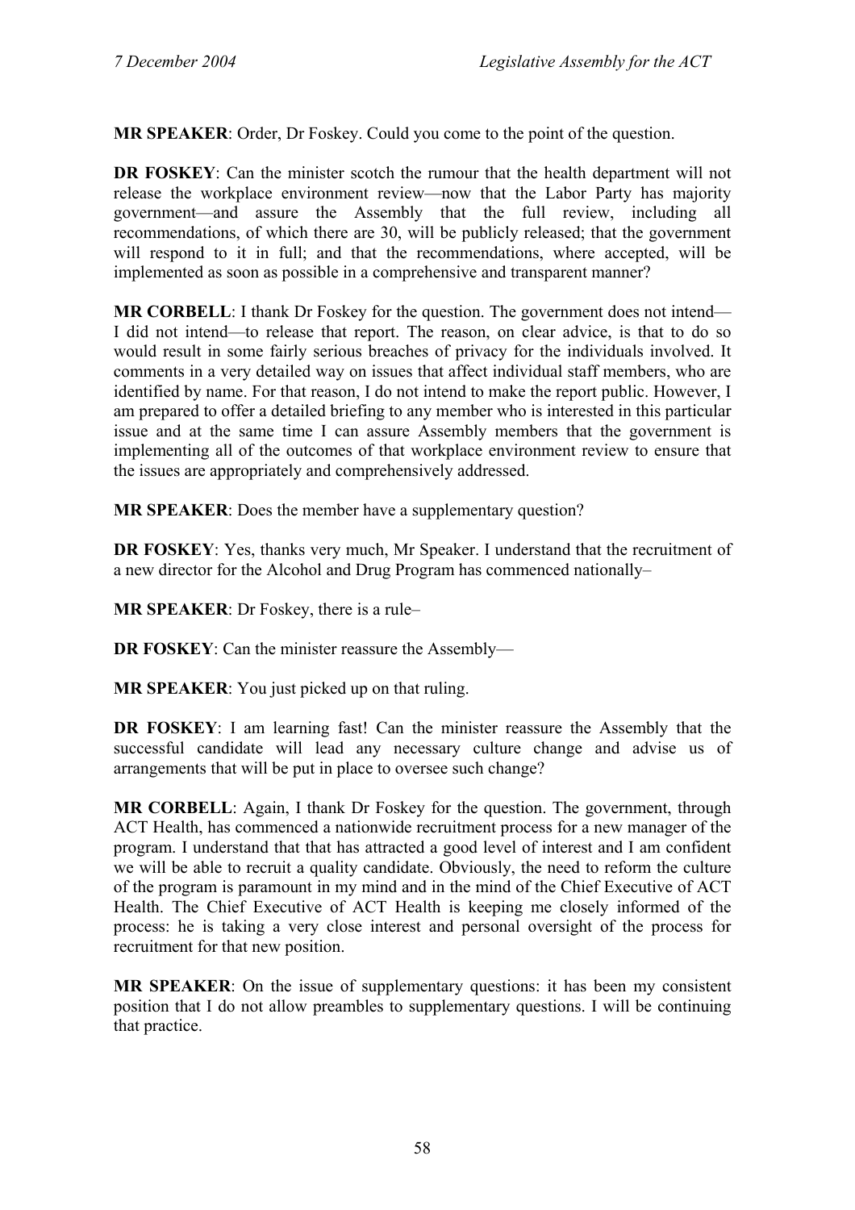**MR SPEAKER**: Order, Dr Foskey. Could you come to the point of the question.

**DR FOSKEY**: Can the minister scotch the rumour that the health department will not release the workplace environment review—now that the Labor Party has majority government—and assure the Assembly that the full review, including all recommendations, of which there are 30, will be publicly released; that the government will respond to it in full; and that the recommendations, where accepted, will be implemented as soon as possible in a comprehensive and transparent manner?

**MR CORBELL**: I thank Dr Foskey for the question. The government does not intend—I did not intend—to release that report. The reason, on clear advice, is that to do so would result in some fairly serious breaches of privacy for the individuals involved. It comments in a very detailed way on issues that affect individual staff members, who are identified by name. For that reason, I do not intend to make the report public. However, I am prepared to offer a detailed briefing to any member who is interested in this particular issue and at the same time I can assure Assembly members that the government is implementing all of the outcomes of that workplace environment review to ensure that the issues are appropriately and comprehensively addressed.

**MR SPEAKER**: Does the member have a supplementary question?

**DR FOSKEY**: Yes, thanks very much, Mr Speaker. I understand that the recruitment of a new director for the Alcohol and Drug Program has commenced nationally–

**MR SPEAKER**: Dr Foskey, there is a rule–

**DR FOSKEY**: Can the minister reassure the Assembly—

**MR SPEAKER**: You just picked up on that ruling.

**DR FOSKEY**: I am learning fast! Can the minister reassure the Assembly that the successful candidate will lead any necessary culture change and advise us of arrangements that will be put in place to oversee such change?

**MR CORBELL**: Again, I thank Dr Foskey for the question. The government, through ACT Health, has commenced a nationwide recruitment process for a new manager of the program. I understand that that has attracted a good level of interest and I am confident we will be able to recruit a quality candidate. Obviously, the need to reform the culture of the program is paramount in my mind and in the mind of the Chief Executive of ACT Health. The Chief Executive of ACT Health is keeping me closely informed of the process: he is taking a very close interest and personal oversight of the process for recruitment for that new position.

**MR SPEAKER**: On the issue of supplementary questions: it has been my consistent position that I do not allow preambles to supplementary questions. I will be continuing that practice.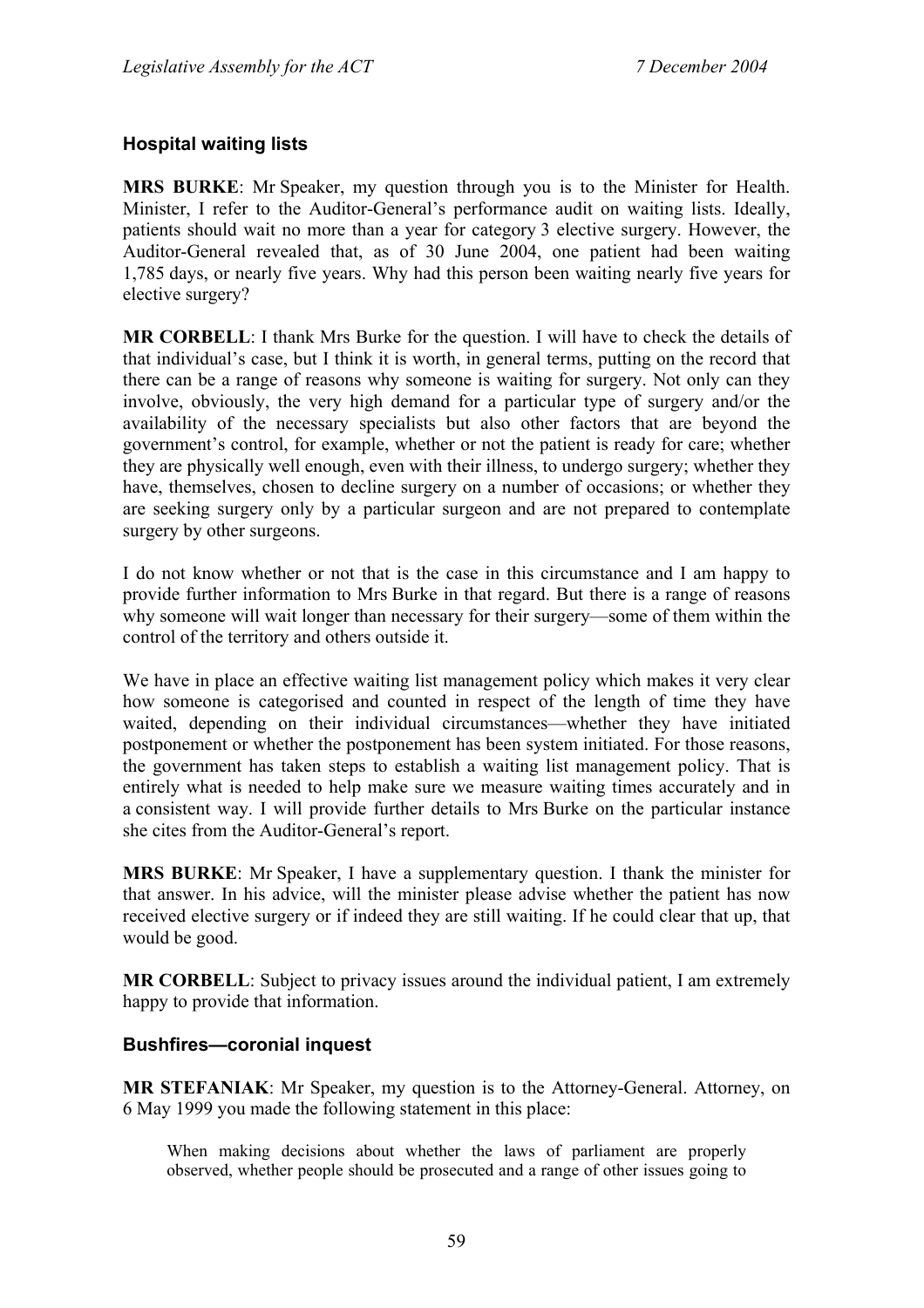### Hospital waiting lists

**MRS BURKE**: Mr Speaker, my question through you is to the Minister for Health. Minister, I refer to the Auditor-General's performance audit on waiting lists. Ideally, patients should wait no more than a year for category 3 elective surgery. However, the Auditor-General revealed that, as of 30 June 2004, one patient had been waiting 1,785 days, or nearly five years. Why had this person been waiting nearly five years for elective surgery?

**MR CORBELL**: I thank Mrs Burke for the question. I will have to check the details of that individual's case, but I think it is worth, in general terms, putting on the record that there can be a range of reasons why someone is waiting for surgery. Not only can they involve, obviously, the very high demand for a particular type of surgery and/or the availability of the necessary specialists but also other factors that are beyond the government's control, for example, whether or not the patient is ready for care; whether they are physically well enough, even with their illness, to undergo surgery; whether they have, themselves, chosen to decline surgery on a number of occasions; or whether they are seeking surgery only by a particular surgeon and are not prepared to contemplate surgery by other surgeons.

I do not know whether or not that is the case in this circumstance and I am happy to provide further information to Mrs Burke in that regard. But there is a range of reasons why someone will wait longer than necessary for their surgery—some of them within the control of the territory and others outside it.

We have in place an effective waiting list management policy which makes it very clear how someone is categorised and counted in respect of the length of time they have waited, depending on their individual circumstances—whether they have initiated postponement or whether the postponement has been system initiated. For those reasons, the government has taken steps to establish a waiting list management policy. That is entirely what is needed to help make sure we measure waiting times accurately and in a consistent way. I will provide further details to Mrs Burke on the particular instance she cites from the Auditor-General's report.

**MRS BURKE**: Mr Speaker, I have a supplementary question. I thank the minister for that answer. In his advice, will the minister please advise whether the patient has now received elective surgery or if indeed they are still waiting. If he could clear that up, that would be good.

**MR CORBELL**: Subject to privacy issues around the individual patient, I am extremely happy to provide that information.

### Bushfires—coronial inquest

**MR STEFANIAK**: Mr Speaker, my question is to the Attorney-General. Attorney, on 6 May 1999 you made the following statement in this place:

> When making decisions about whether the laws of parliament are properly observed, whether people should be prosecuted and a range of other issues going to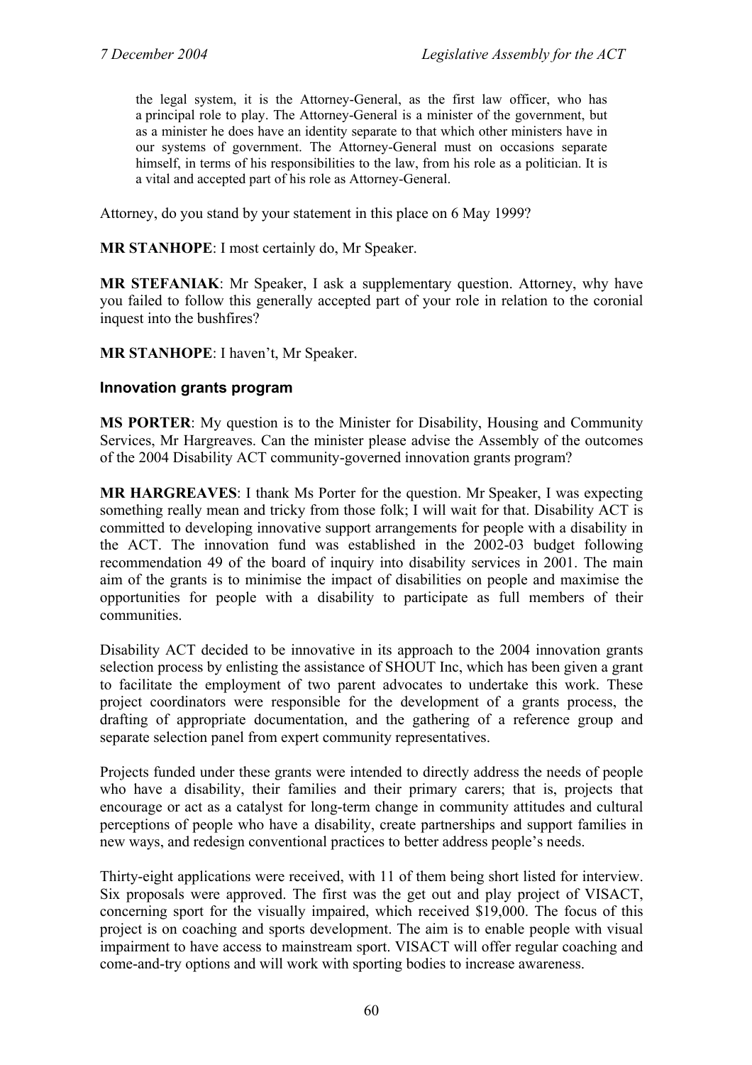> the legal system, it is the Attorney-General, as the first law officer, who has a principal role to play. The Attorney-General is a minister of the government, but as a minister he does have an identity separate to that which other ministers have in our systems of government. The Attorney-General must on occasions separate himself, in terms of his responsibilities to the law, from his role as a politician. It is a vital and accepted part of his role as Attorney-General.

Attorney, do you stand by your statement in this place on 6 May 1999?

**MR STANHOPE**: I most certainly do, Mr Speaker.

**MR STEFANIAK**: Mr Speaker, I ask a supplementary question. Attorney, why have you failed to follow this generally accepted part of your role in relation to the coronial inquest into the bushfires?

**MR STANHOPE**: I haven't, Mr Speaker.

### Innovation grants program

**MS PORTER**: My question is to the Minister for Disability, Housing and Community Services, Mr Hargreaves. Can the minister please advise the Assembly of the outcomes of the 2004 Disability ACT community-governed innovation grants program?

**MR HARGREAVES**: I thank Ms Porter for the question. Mr Speaker, I was expecting something really mean and tricky from those folk; I will wait for that. Disability ACT is committed to developing innovative support arrangements for people with a disability in the ACT. The innovation fund was established in the 2002-03 budget following recommendation 49 of the board of inquiry into disability services in 2001. The main aim of the grants is to minimise the impact of disabilities on people and maximise the opportunities for people with a disability to participate as full members of their communities.

Disability ACT decided to be innovative in its approach to the 2004 innovation grants selection process by enlisting the assistance of SHOUT Inc, which has been given a grant to facilitate the employment of two parent advocates to undertake this work. These project coordinators were responsible for the development of a grants process, the drafting of appropriate documentation, and the gathering of a reference group and separate selection panel from expert community representatives.

Projects funded under these grants were intended to directly address the needs of people who have a disability, their families and their primary carers; that is, projects that encourage or act as a catalyst for long-term change in community attitudes and cultural perceptions of people who have a disability, create partnerships and support families in new ways, and redesign conventional practices to better address people's needs.

Thirty-eight applications were received, with 11 of them being short listed for interview. Six proposals were approved. The first was the get out and play project of VISACT, concerning sport for the visually impaired, which received $19,000. The focus of this project is on coaching and sports development. The aim is to enable people with visual impairment to have access to mainstream sport. VISACT will offer regular coaching and come-and-try options and will work with sporting bodies to increase awareness.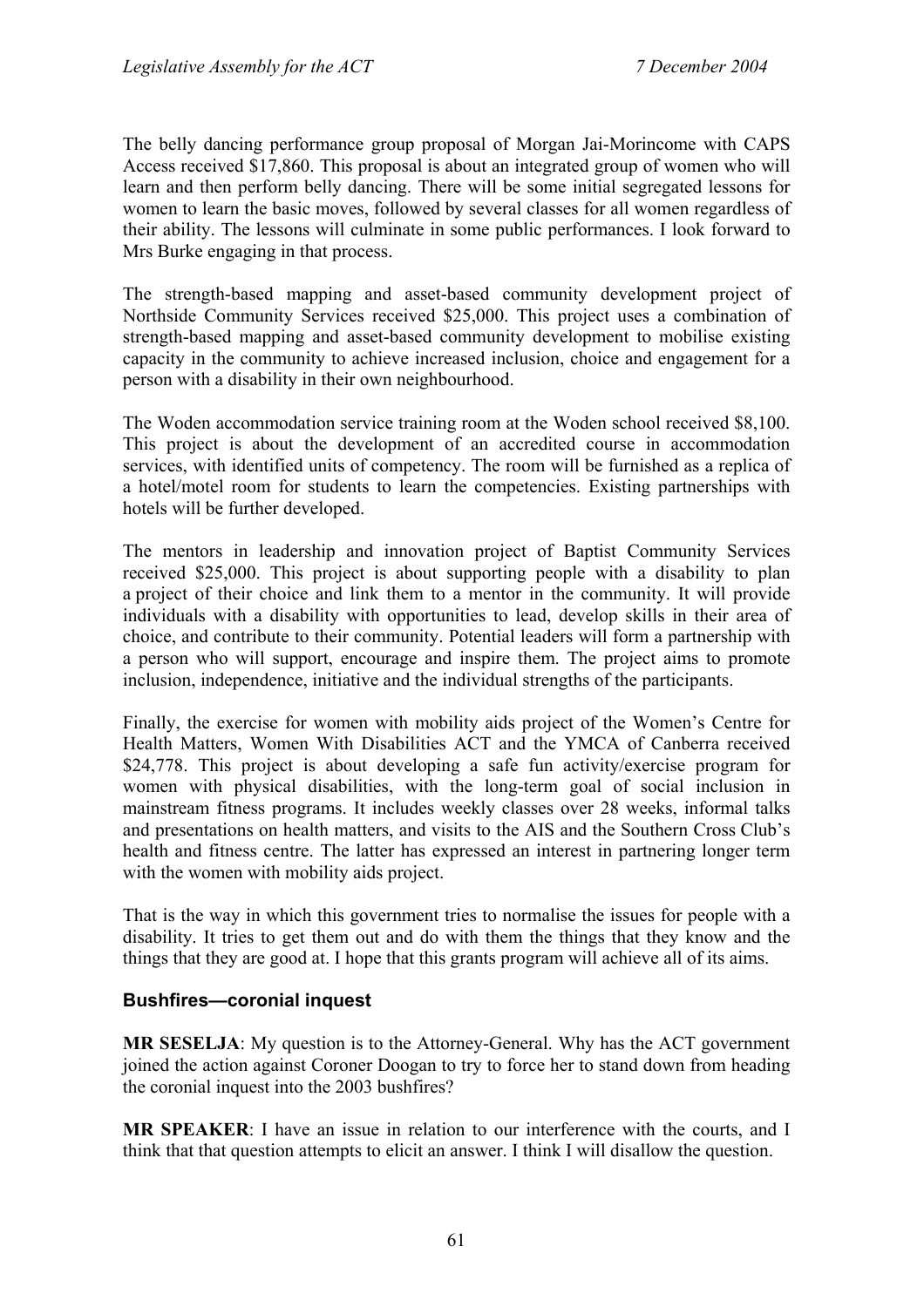The belly dancing performance group proposal of Morgan Jai-Morincome with CAPS Access received $17,860. This proposal is about an integrated group of women who will learn and then perform belly dancing. There will be some initial segregated lessons for women to learn the basic moves, followed by several classes for all women regardless of their ability. The lessons will culminate in some public performances. I look forward to Mrs Burke engaging in that process.

The strength-based mapping and asset-based community development project of Northside Community Services received $25,000. This project uses a combination of strength-based mapping and asset-based community development to mobilise existing capacity in the community to achieve increased inclusion, choice and engagement for a person with a disability in their own neighbourhood.

The Woden accommodation service training room at the Woden school received $8,100. This project is about the development of an accredited course in accommodation services, with identified units of competency. The room will be furnished as a replica of a hotel/motel room for students to learn the competencies. Existing partnerships with hotels will be further developed.

The mentors in leadership and innovation project of Baptist Community Services received $25,000. This project is about supporting people with a disability to plan a project of their choice and link them to a mentor in the community. It will provide individuals with a disability with opportunities to lead, develop skills in their area of choice, and contribute to their community. Potential leaders will form a partnership with a person who will support, encourage and inspire them. The project aims to promote inclusion, independence, initiative and the individual strengths of the participants.

Finally, the exercise for women with mobility aids project of the Women's Centre for Health Matters, Women With Disabilities ACT and the YMCA of Canberra received $24,778. This project is about developing a safe fun activity/exercise program for women with physical disabilities, with the long-term goal of social inclusion in mainstream fitness programs. It includes weekly classes over 28 weeks, informal talks and presentations on health matters, and visits to the AIS and the Southern Cross Club's health and fitness centre. The latter has expressed an interest in partnering longer term with the women with mobility aids project.

That is the way in which this government tries to normalise the issues for people with a disability. It tries to get them out and do with them the things that they know and the things that they are good at. I hope that this grants program will achieve all of its aims.

### Bushfires—coronial inquest

**MR SESELJA**: My question is to the Attorney-General. Why has the ACT government joined the action against Coroner Doogan to try to force her to stand down from heading the coronial inquest into the 2003 bushfires?

**MR SPEAKER**: I have an issue in relation to our interference with the courts, and I think that that question attempts to elicit an answer. I think I will disallow the question.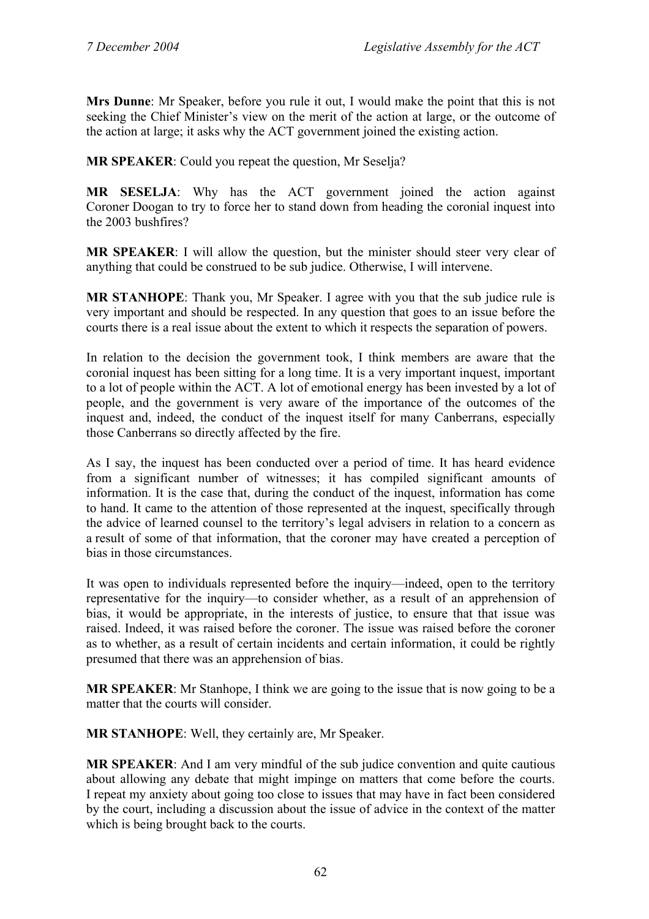**Mrs Dunne**: Mr Speaker, before you rule it out, I would make the point that this is not seeking the Chief Minister's view on the merit of the action at large, or the outcome of the action at large; it asks why the ACT government joined the existing action.

**MR SPEAKER**: Could you repeat the question, Mr Seselja?

**MR SESELJA**: Why has the ACT government joined the action against Coroner Doogan to try to force her to stand down from heading the coronial inquest into the 2003 bushfires?

**MR SPEAKER**: I will allow the question, but the minister should steer very clear of anything that could be construed to be sub judice. Otherwise, I will intervene.

**MR STANHOPE**: Thank you, Mr Speaker. I agree with you that the sub judice rule is very important and should be respected. In any question that goes to an issue before the courts there is a real issue about the extent to which it respects the separation of powers.

In relation to the decision the government took, I think members are aware that the coronial inquest has been sitting for a long time. It is a very important inquest, important to a lot of people within the ACT. A lot of emotional energy has been invested by a lot of people, and the government is very aware of the importance of the outcomes of the inquest and, indeed, the conduct of the inquest itself for many Canberrans, especially those Canberrans so directly affected by the fire.

As I say, the inquest has been conducted over a period of time. It has heard evidence from a significant number of witnesses; it has compiled significant amounts of information. It is the case that, during the conduct of the inquest, information has come to hand. It came to the attention of those represented at the inquest, specifically through the advice of learned counsel to the territory's legal advisers in relation to a concern as a result of some of that information, that the coroner may have created a perception of bias in those circumstances.

It was open to individuals represented before the inquiry—indeed, open to the territory representative for the inquiry—to consider whether, as a result of an apprehension of bias, it would be appropriate, in the interests of justice, to ensure that that issue was raised. Indeed, it was raised before the coroner. The issue was raised before the coroner as to whether, as a result of certain incidents and certain information, it could be rightly presumed that there was an apprehension of bias.

**MR SPEAKER**: Mr Stanhope, I think we are going to the issue that is now going to be a matter that the courts will consider.

**MR STANHOPE**: Well, they certainly are, Mr Speaker.

**MR SPEAKER**: And I am very mindful of the sub judice convention and quite cautious about allowing any debate that might impinge on matters that come before the courts. I repeat my anxiety about going too close to issues that may have in fact been considered by the court, including a discussion about the issue of advice in the context of the matter which is being brought back to the courts.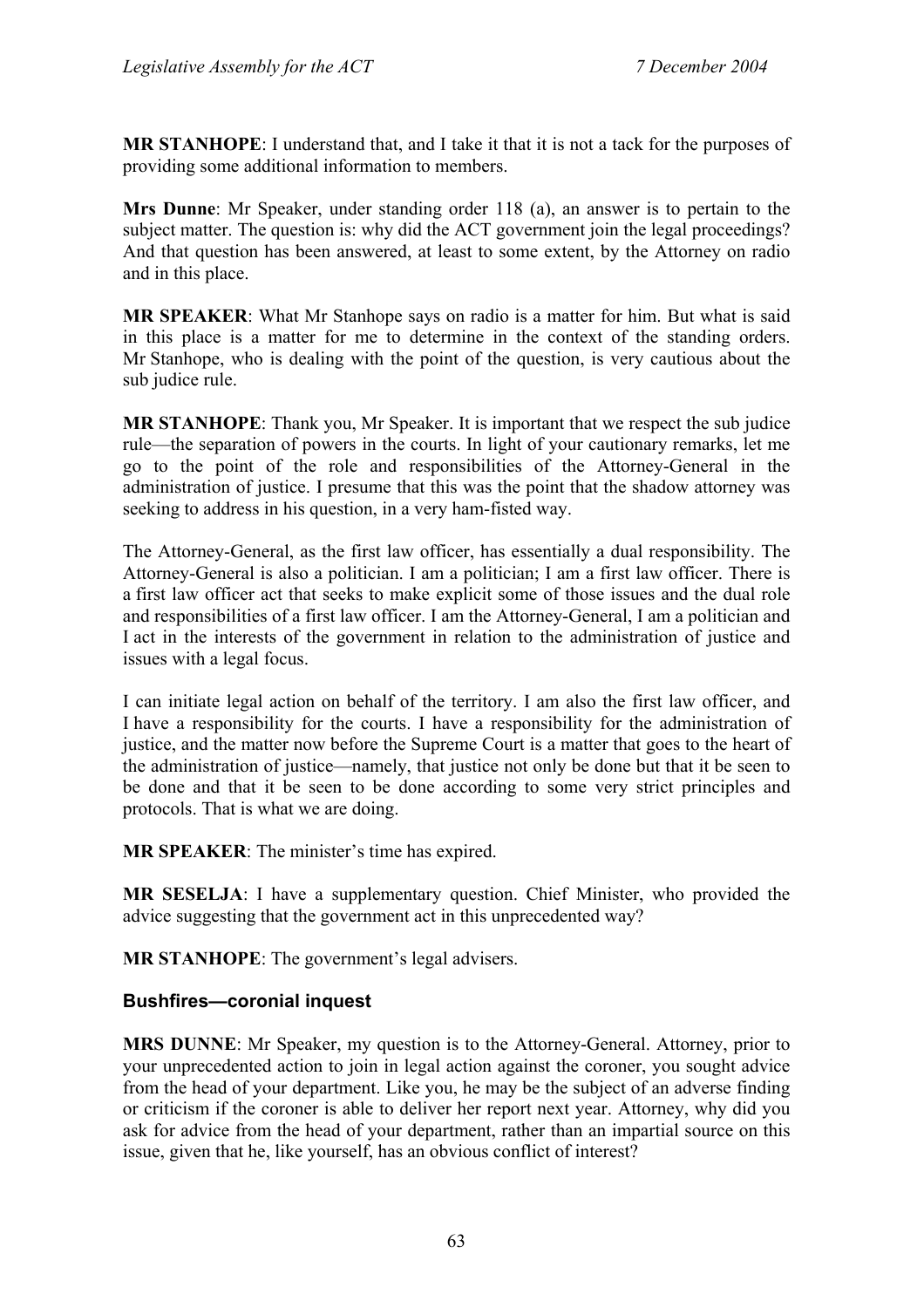**MR STANHOPE**: I understand that, and I take it that it is not a tack for the purposes of providing some additional information to members.

**Mrs Dunne**: Mr Speaker, under standing order 118 (a), an answer is to pertain to the subject matter. The question is: why did the ACT government join the legal proceedings? And that question has been answered, at least to some extent, by the Attorney on radio and in this place.

**MR SPEAKER**: What Mr Stanhope says on radio is a matter for him. But what is said in this place is a matter for me to determine in the context of the standing orders. Mr Stanhope, who is dealing with the point of the question, is very cautious about the sub judice rule.

**MR STANHOPE**: Thank you, Mr Speaker. It is important that we respect the sub judice rule—the separation of powers in the courts. In light of your cautionary remarks, let me go to the point of the role and responsibilities of the Attorney-General in the administration of justice. I presume that this was the point that the shadow attorney was seeking to address in his question, in a very ham-fisted way.

The Attorney-General, as the first law officer, has essentially a dual responsibility. The Attorney-General is also a politician. I am a politician; I am a first law officer. There is a first law officer act that seeks to make explicit some of those issues and the dual role and responsibilities of a first law officer. I am the Attorney-General, I am a politician and I act in the interests of the government in relation to the administration of justice and issues with a legal focus.

I can initiate legal action on behalf of the territory. I am also the first law officer, and I have a responsibility for the courts. I have a responsibility for the administration of justice, and the matter now before the Supreme Court is a matter that goes to the heart of the administration of justice—namely, that justice not only be done but that it be seen to be done and that it be seen to be done according to some very strict principles and protocols. That is what we are doing.

**MR SPEAKER**: The minister's time has expired.

**MR SESELJA**: I have a supplementary question. Chief Minister, who provided the advice suggesting that the government act in this unprecedented way?

**MR STANHOPE**: The government's legal advisers.

### Bushfires—coronial inquest

**MRS DUNNE**: Mr Speaker, my question is to the Attorney-General. Attorney, prior to your unprecedented action to join in legal action against the coroner, you sought advice from the head of your department. Like you, he may be the subject of an adverse finding or criticism if the coroner is able to deliver her report next year. Attorney, why did you ask for advice from the head of your department, rather than an impartial source on this issue, given that he, like yourself, has an obvious conflict of interest?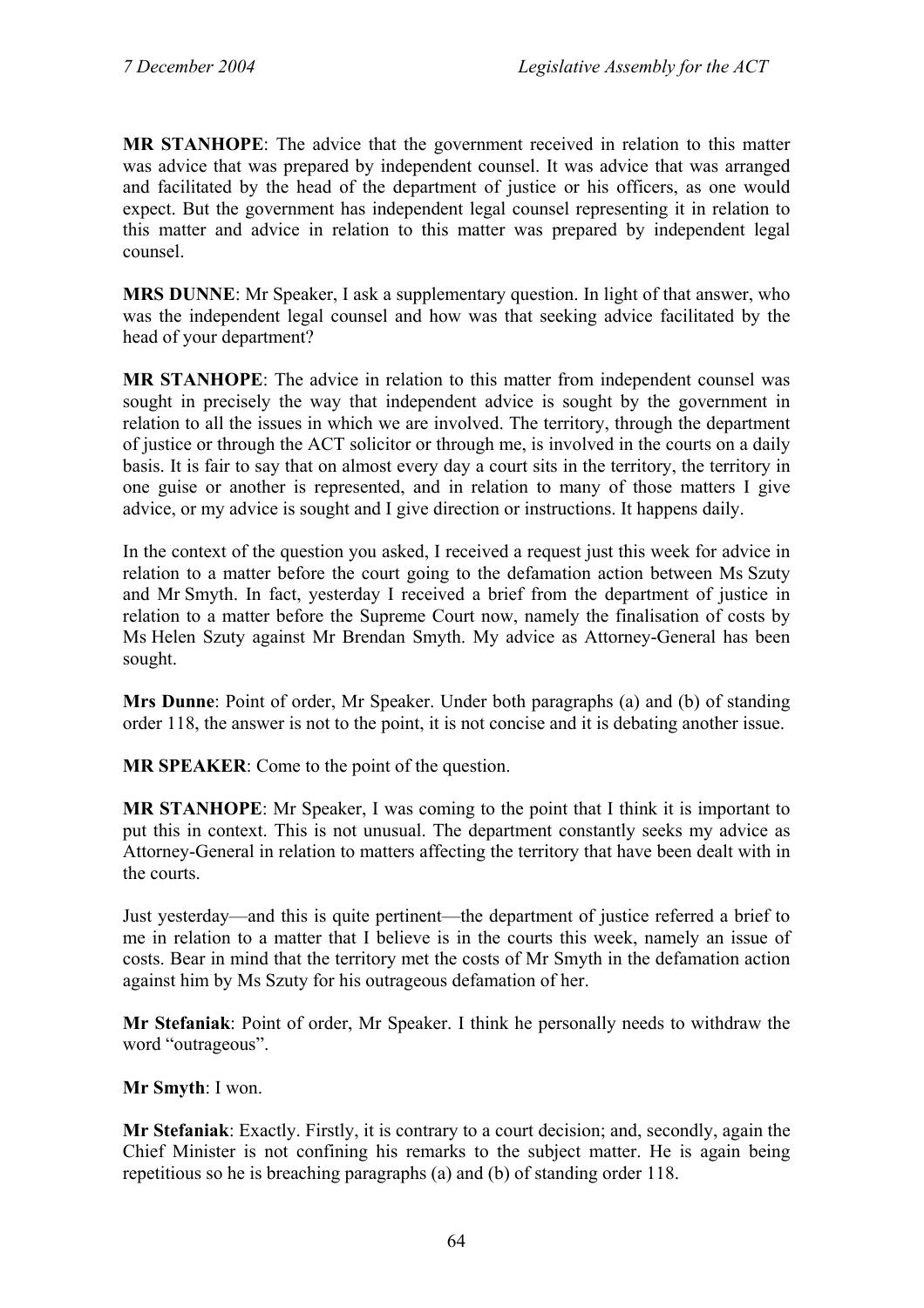**MR STANHOPE**: The advice that the government received in relation to this matter was advice that was prepared by independent counsel. It was advice that was arranged and facilitated by the head of the department of justice or his officers, as one would expect. But the government has independent legal counsel representing it in relation to this matter and advice in relation to this matter was prepared by independent legal counsel.

**MRS DUNNE**: Mr Speaker, I ask a supplementary question. In light of that answer, who was the independent legal counsel and how was that seeking advice facilitated by the head of your department?

**MR STANHOPE**: The advice in relation to this matter from independent counsel was sought in precisely the way that independent advice is sought by the government in relation to all the issues in which we are involved. The territory, through the department of justice or through the ACT solicitor or through me, is involved in the courts on a daily basis. It is fair to say that on almost every day a court sits in the territory, the territory in one guise or another is represented, and in relation to many of those matters I give advice, or my advice is sought and I give direction or instructions. It happens daily.

In the context of the question you asked, I received a request just this week for advice in relation to a matter before the court going to the defamation action between Ms Szuty and Mr Smyth. In fact, yesterday I received a brief from the department of justice in relation to a matter before the Supreme Court now, namely the finalisation of costs by Ms Helen Szuty against Mr Brendan Smyth. My advice as Attorney-General has been sought.

**Mrs Dunne**: Point of order, Mr Speaker. Under both paragraphs (a) and (b) of standing order 118, the answer is not to the point, it is not concise and it is debating another issue.

**MR SPEAKER**: Come to the point of the question.

**MR STANHOPE**: Mr Speaker, I was coming to the point that I think it is important to put this in context. This is not unusual. The department constantly seeks my advice as Attorney-General in relation to matters affecting the territory that have been dealt with in the courts.

Just yesterday—and this is quite pertinent—the department of justice referred a brief to me in relation to a matter that I believe is in the courts this week, namely an issue of costs. Bear in mind that the territory met the costs of Mr Smyth in the defamation action against him by Ms Szuty for his outrageous defamation of her.

**Mr Stefaniak**: Point of order, Mr Speaker. I think he personally needs to withdraw the word "outrageous".

**Mr Smyth**: I won.

**Mr Stefaniak**: Exactly. Firstly, it is contrary to a court decision; and, secondly, again the Chief Minister is not confining his remarks to the subject matter. He is again being repetitious so he is breaching paragraphs (a) and (b) of standing order 118.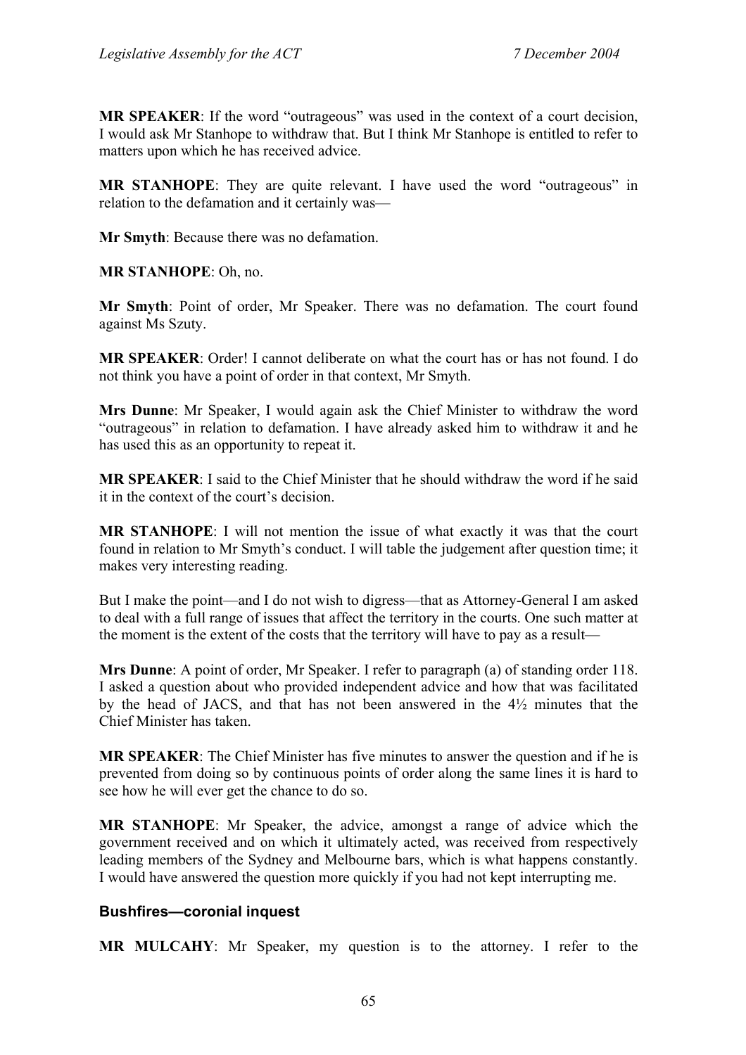**MR SPEAKER**: If the word "outrageous" was used in the context of a court decision, I would ask Mr Stanhope to withdraw that. But I think Mr Stanhope is entitled to refer to matters upon which he has received advice.

**MR STANHOPE**: They are quite relevant. I have used the word "outrageous" in relation to the defamation and it certainly was—

**Mr Smyth**: Because there was no defamation.

**MR STANHOPE**: Oh, no.

**Mr Smyth**: Point of order, Mr Speaker. There was no defamation. The court found against Ms Szuty.

**MR SPEAKER**: Order! I cannot deliberate on what the court has or has not found. I do not think you have a point of order in that context, Mr Smyth.

**Mrs Dunne**: Mr Speaker, I would again ask the Chief Minister to withdraw the word "outrageous" in relation to defamation. I have already asked him to withdraw it and he has used this as an opportunity to repeat it.

**MR SPEAKER**: I said to the Chief Minister that he should withdraw the word if he said it in the context of the court's decision.

**MR STANHOPE**: I will not mention the issue of what exactly it was that the court found in relation to Mr Smyth's conduct. I will table the judgement after question time; it makes very interesting reading.

But I make the point—and I do not wish to digress—that as Attorney-General I am asked to deal with a full range of issues that affect the territory in the courts. One such matter at the moment is the extent of the costs that the territory will have to pay as a result—

**Mrs Dunne**: A point of order, Mr Speaker. I refer to paragraph (a) of standing order 118. I asked a question about who provided independent advice and how that was facilitated by the head of JACS, and that has not been answered in the 4½ minutes that the Chief Minister has taken.

**MR SPEAKER**: The Chief Minister has five minutes to answer the question and if he is prevented from doing so by continuous points of order along the same lines it is hard to see how he will ever get the chance to do so.

**MR STANHOPE**: Mr Speaker, the advice, amongst a range of advice which the government received and on which it ultimately acted, was received from respectively leading members of the Sydney and Melbourne bars, which is what happens constantly. I would have answered the question more quickly if you had not kept interrupting me.

### Bushfires—coronial inquest

**MR MULCAHY**: Mr Speaker, my question is to the attorney. I refer to the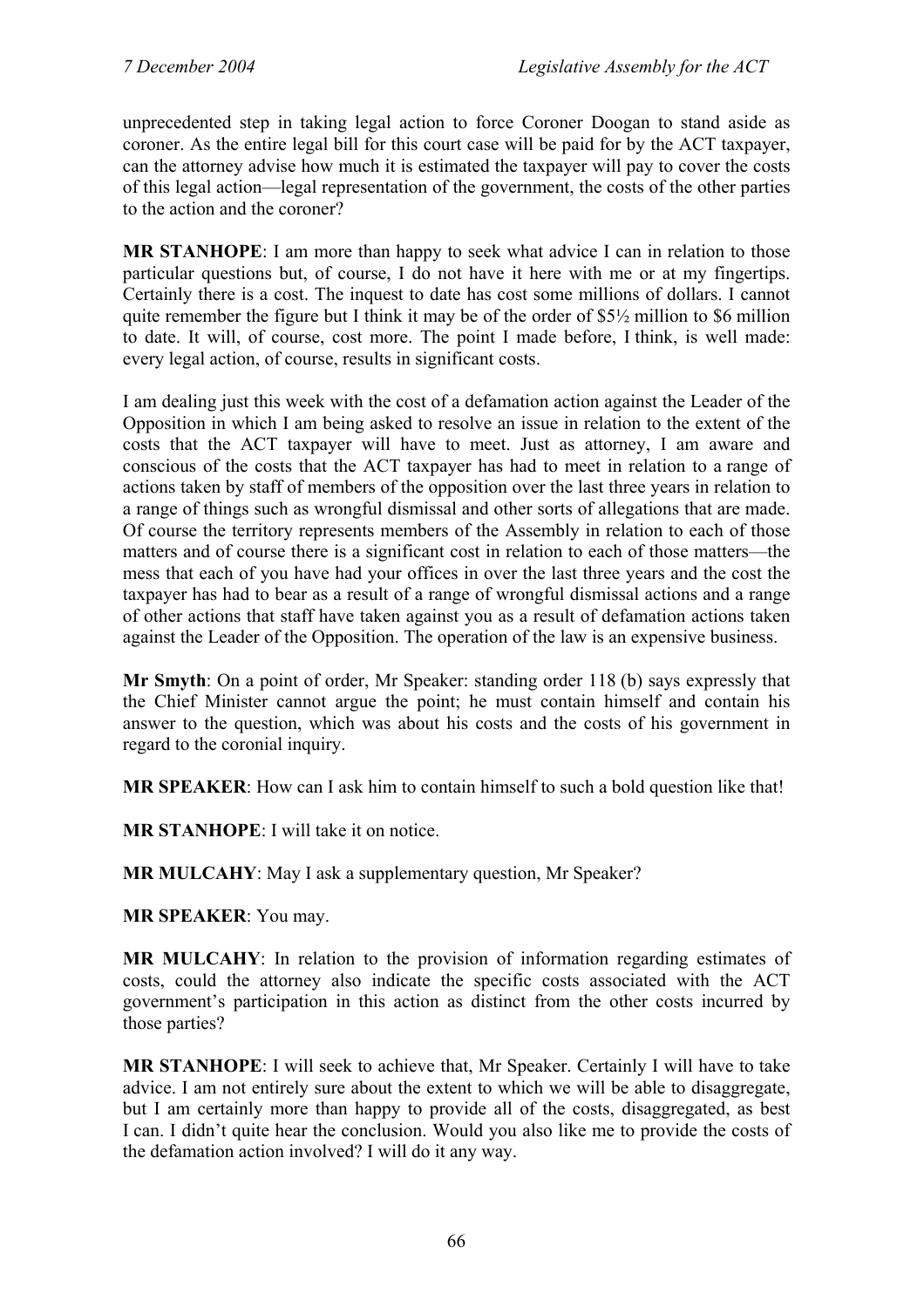unprecedented step in taking legal action to force Coroner Doogan to stand aside as coroner. As the entire legal bill for this court case will be paid for by the ACT taxpayer, can the attorney advise how much it is estimated the taxpayer will pay to cover the costs of this legal action—legal representation of the government, the costs of the other parties to the action and the coroner?

**MR STANHOPE**: I am more than happy to seek what advice I can in relation to those particular questions but, of course, I do not have it here with me or at my fingertips. Certainly there is a cost. The inquest to date has cost some millions of dollars. I cannot quite remember the figure but I think it may be of the order of $5½ million to $6 million to date. It will, of course, cost more. The point I made before, I think, is well made: every legal action, of course, results in significant costs.

I am dealing just this week with the cost of a defamation action against the Leader of the Opposition in which I am being asked to resolve an issue in relation to the extent of the costs that the ACT taxpayer will have to meet. Just as attorney, I am aware and conscious of the costs that the ACT taxpayer has had to meet in relation to a range of actions taken by staff of members of the opposition over the last three years in relation to a range of things such as wrongful dismissal and other sorts of allegations that are made. Of course the territory represents members of the Assembly in relation to each of those matters and of course there is a significant cost in relation to each of those matters—the mess that each of you have had your offices in over the last three years and the cost the taxpayer has had to bear as a result of a range of wrongful dismissal actions and a range of other actions that staff have taken against you as a result of defamation actions taken against the Leader of the Opposition. The operation of the law is an expensive business.

**Mr Smyth**: On a point of order, Mr Speaker: standing order 118 (b) says expressly that the Chief Minister cannot argue the point; he must contain himself and contain his answer to the question, which was about his costs and the costs of his government in regard to the coronial inquiry.

**MR SPEAKER**: How can I ask him to contain himself to such a bold question like that!

**MR STANHOPE**: I will take it on notice.

**MR MULCAHY**: May I ask a supplementary question, Mr Speaker?

**MR SPEAKER**: You may.

**MR MULCAHY**: In relation to the provision of information regarding estimates of costs, could the attorney also indicate the specific costs associated with the ACT government's participation in this action as distinct from the other costs incurred by those parties?

**MR STANHOPE**: I will seek to achieve that, Mr Speaker. Certainly I will have to take advice. I am not entirely sure about the extent to which we will be able to disaggregate, but I am certainly more than happy to provide all of the costs, disaggregated, as best I can. I didn't quite hear the conclusion. Would you also like me to provide the costs of the defamation action involved? I will do it any way.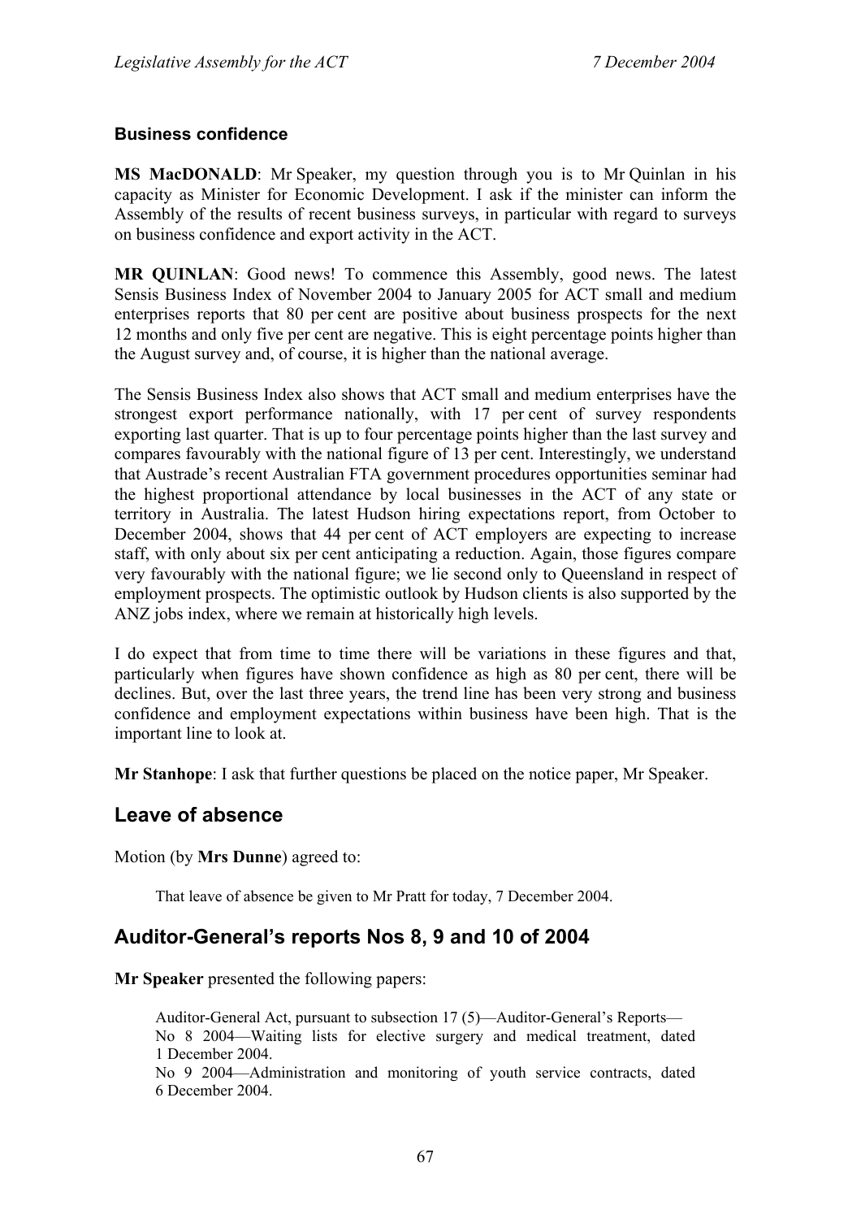### Business confidence

**MS MacDONALD**: Mr Speaker, my question through you is to Mr Quinlan in his capacity as Minister for Economic Development. I ask if the minister can inform the Assembly of the results of recent business surveys, in particular with regard to surveys on business confidence and export activity in the ACT.

**MR QUINLAN**: Good news! To commence this Assembly, good news. The latest Sensis Business Index of November 2004 to January 2005 for ACT small and medium enterprises reports that 80 per cent are positive about business prospects for the next 12 months and only five per cent are negative. This is eight percentage points higher than the August survey and, of course, it is higher than the national average.

The Sensis Business Index also shows that ACT small and medium enterprises have the strongest export performance nationally, with 17 per cent of survey respondents exporting last quarter. That is up to four percentage points higher than the last survey and compares favourably with the national figure of 13 per cent. Interestingly, we understand that Austrade's recent Australian FTA government procedures opportunities seminar had the highest proportional attendance by local businesses in the ACT of any state or territory in Australia. The latest Hudson hiring expectations report, from October to December 2004, shows that 44 per cent of ACT employers are expecting to increase staff, with only about six per cent anticipating a reduction. Again, those figures compare very favourably with the national figure; we lie second only to Queensland in respect of employment prospects. The optimistic outlook by Hudson clients is also supported by the ANZ jobs index, where we remain at historically high levels.

I do expect that from time to time there will be variations in these figures and that, particularly when figures have shown confidence as high as 80 per cent, there will be declines. But, over the last three years, the trend line has been very strong and business confidence and employment expectations within business have been high. That is the important line to look at.

**Mr Stanhope**: I ask that further questions be placed on the notice paper, Mr Speaker.

## Leave of absence

Motion (by **Mrs Dunne**) agreed to:

> That leave of absence be given to Mr Pratt for today, 7 December 2004.

## Auditor-General's reports Nos 8, 9 and 10 of 2004

**Mr Speaker** presented the following papers:

> Auditor-General Act, pursuant to subsection 17 (5)—Auditor-General's Reports—
> No 8 2004—Waiting lists for elective surgery and medical treatment, dated 1 December 2004.
> No 9 2004—Administration and monitoring of youth service contracts, dated 6 December 2004.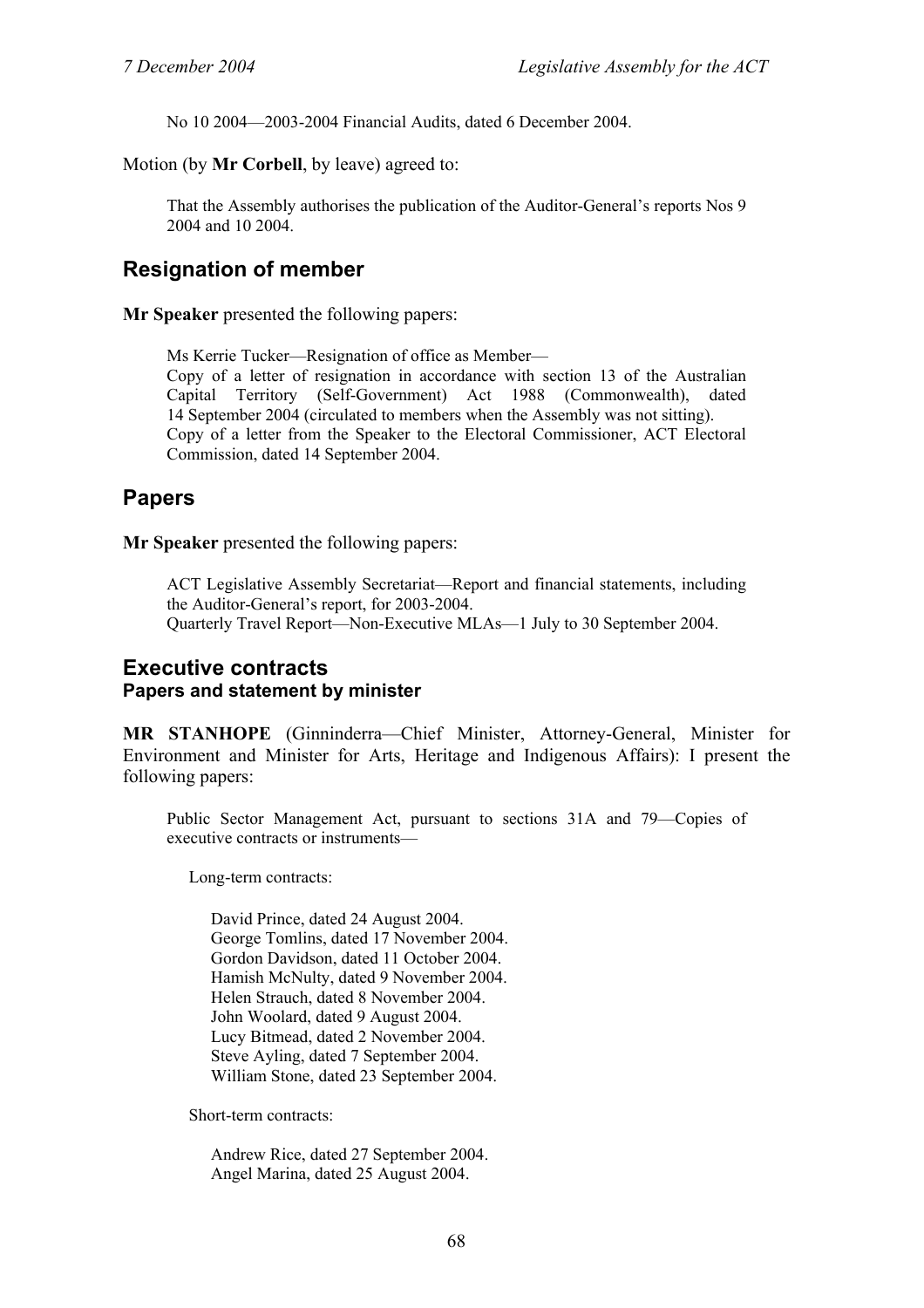No 10 2004—2003-2004 Financial Audits, dated 6 December 2004.

Motion (by **Mr Corbell**, by leave) agreed to:

> That the Assembly authorises the publication of the Auditor-General's reports Nos 9 2004 and 10 2004.

## Resignation of member

**Mr Speaker** presented the following papers:

> Ms Kerrie Tucker—Resignation of office as Member—
> Copy of a letter of resignation in accordance with section 13 of the Australian Capital Territory (Self-Government) Act 1988 (Commonwealth), dated 14 September 2004 (circulated to members when the Assembly was not sitting).
> Copy of a letter from the Speaker to the Electoral Commissioner, ACT Electoral Commission, dated 14 September 2004.

## Papers

**Mr Speaker** presented the following papers:

> ACT Legislative Assembly Secretariat—Report and financial statements, including the Auditor-General's report, for 2003-2004.
> Quarterly Travel Report—Non-Executive MLAs—1 July to 30 September 2004.

## Executive contracts
### Papers and statement by minister

**MR STANHOPE** (Ginninderra—Chief Minister, Attorney-General, Minister for Environment and Minister for Arts, Heritage and Indigenous Affairs): I present the following papers:

> Public Sector Management Act, pursuant to sections 31A and 79—Copies of executive contracts or instruments—
>
> Long-term contracts:
>
> David Prince, dated 24 August 2004.
> George Tomlins, dated 17 November 2004.
> Gordon Davidson, dated 11 October 2004.
> Hamish McNulty, dated 9 November 2004.
> Helen Strauch, dated 8 November 2004.
> John Woolard, dated 9 August 2004.
> Lucy Bitmead, dated 2 November 2004.
> Steve Ayling, dated 7 September 2004.
> William Stone, dated 23 September 2004.
>
> Short-term contracts:
>
> Andrew Rice, dated 27 September 2004.
> Angel Marina, dated 25 August 2004.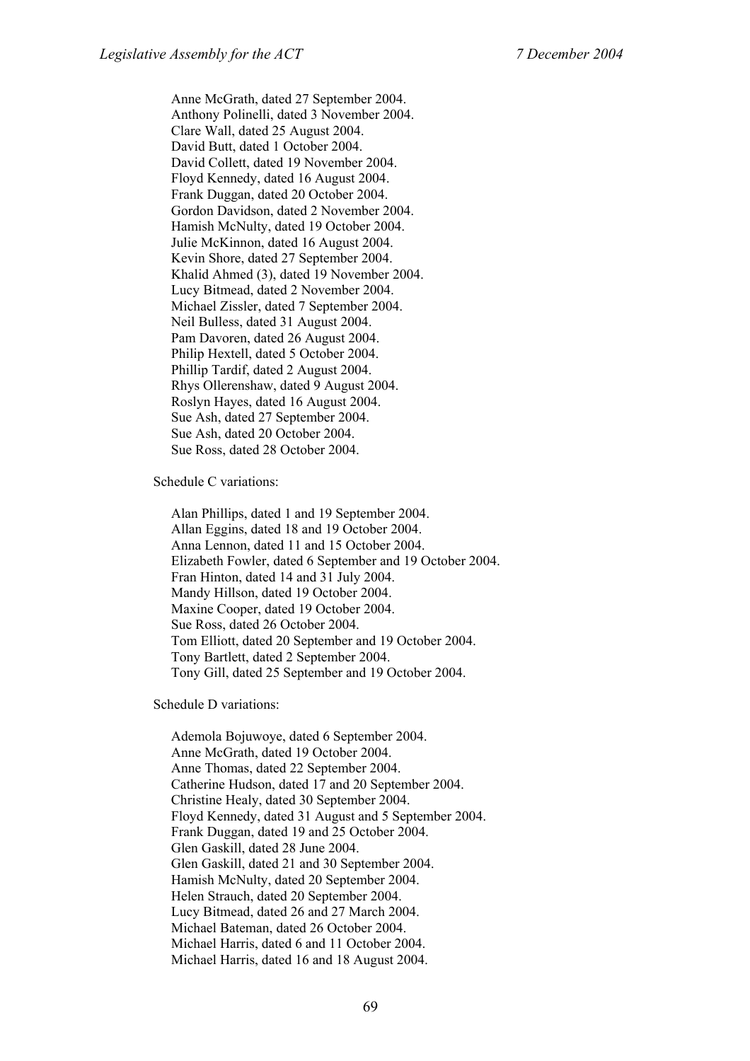Anne McGrath, dated 27 September 2004.
Anthony Polinelli, dated 3 November 2004.
Clare Wall, dated 25 August 2004.
David Butt, dated 1 October 2004.
David Collett, dated 19 November 2004.
Floyd Kennedy, dated 16 August 2004.
Frank Duggan, dated 20 October 2004.
Gordon Davidson, dated 2 November 2004.
Hamish McNulty, dated 19 October 2004.
Julie McKinnon, dated 16 August 2004.
Kevin Shore, dated 27 September 2004.
Khalid Ahmed (3), dated 19 November 2004.
Lucy Bitmead, dated 2 November 2004.
Michael Zissler, dated 7 September 2004.
Neil Bulless, dated 31 August 2004.
Pam Davoren, dated 26 August 2004.
Philip Hextell, dated 5 October 2004.
Phillip Tardif, dated 2 August 2004.
Rhys Ollerenshaw, dated 9 August 2004.
Roslyn Hayes, dated 16 August 2004.
Sue Ash, dated 27 September 2004.
Sue Ash, dated 20 October 2004.
Sue Ross, dated 28 October 2004.

Schedule C variations:

Alan Phillips, dated 1 and 19 September 2004.
Allan Eggins, dated 18 and 19 October 2004.
Anna Lennon, dated 11 and 15 October 2004.
Elizabeth Fowler, dated 6 September and 19 October 2004.
Fran Hinton, dated 14 and 31 July 2004.
Mandy Hillson, dated 19 October 2004.
Maxine Cooper, dated 19 October 2004.
Sue Ross, dated 26 October 2004.
Tom Elliott, dated 20 September and 19 October 2004.
Tony Bartlett, dated 2 September 2004.
Tony Gill, dated 25 September and 19 October 2004.

Schedule D variations:

Ademola Bojuwoye, dated 6 September 2004.
Anne McGrath, dated 19 October 2004.
Anne Thomas, dated 22 September 2004.
Catherine Hudson, dated 17 and 20 September 2004.
Christine Healy, dated 30 September 2004.
Floyd Kennedy, dated 31 August and 5 September 2004.
Frank Duggan, dated 19 and 25 October 2004.
Glen Gaskill, dated 28 June 2004.
Glen Gaskill, dated 21 and 30 September 2004.
Hamish McNulty, dated 20 September 2004.
Helen Strauch, dated 20 September 2004.
Lucy Bitmead, dated 26 and 27 March 2004.
Michael Bateman, dated 26 October 2004.
Michael Harris, dated 6 and 11 October 2004.
Michael Harris, dated 16 and 18 August 2004.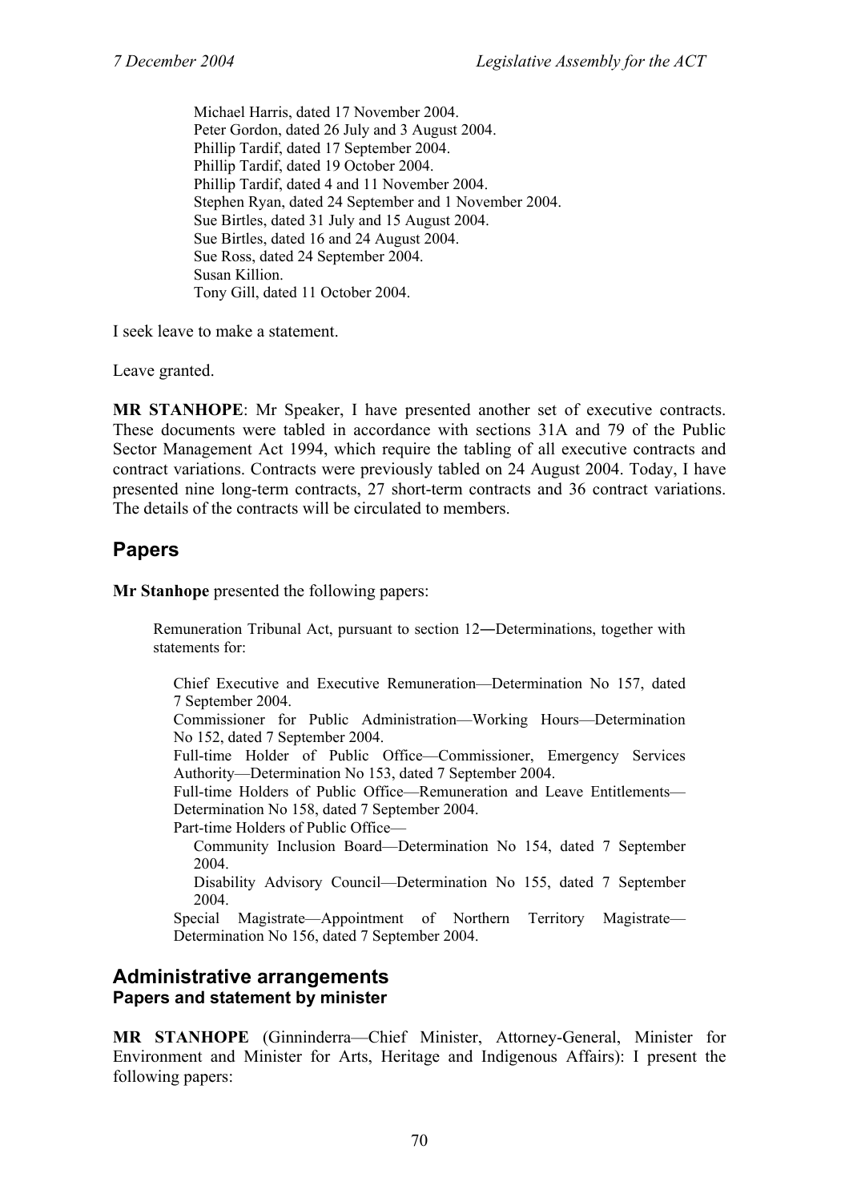Michael Harris, dated 17 November 2004.
Peter Gordon, dated 26 July and 3 August 2004.
Phillip Tardif, dated 17 September 2004.
Phillip Tardif, dated 19 October 2004.
Phillip Tardif, dated 4 and 11 November 2004.
Stephen Ryan, dated 24 September and 1 November 2004.
Sue Birtles, dated 31 July and 15 August 2004.
Sue Birtles, dated 16 and 24 August 2004.
Sue Ross, dated 24 September 2004.
Susan Killion.
Tony Gill, dated 11 October 2004.

I seek leave to make a statement.

Leave granted.

**MR STANHOPE**: Mr Speaker, I have presented another set of executive contracts. These documents were tabled in accordance with sections 31A and 79 of the Public Sector Management Act 1994, which require the tabling of all executive contracts and contract variations. Contracts were previously tabled on 24 August 2004. Today, I have presented nine long-term contracts, 27 short-term contracts and 36 contract variations. The details of the contracts will be circulated to members.

## Papers

**Mr Stanhope** presented the following papers:

Remuneration Tribunal Act, pursuant to section 12―Determinations, together with statements for:

Chief Executive and Executive Remuneration—Determination No 157, dated 7 September 2004.
Commissioner for Public Administration—Working Hours—Determination No 152, dated 7 September 2004.
Full-time Holder of Public Office—Commissioner, Emergency Services Authority—Determination No 153, dated 7 September 2004.
Full-time Holders of Public Office—Remuneration and Leave Entitlements—Determination No 158, dated 7 September 2004.
Part-time Holders of Public Office—
Community Inclusion Board—Determination No 154, dated 7 September 2004.
Disability Advisory Council—Determination No 155, dated 7 September 2004.
Special Magistrate—Appointment of Northern Territory Magistrate—Determination No 156, dated 7 September 2004.

## Administrative arrangements

### Papers and statement by minister

**MR STANHOPE** (Ginninderra—Chief Minister, Attorney-General, Minister for Environment and Minister for Arts, Heritage and Indigenous Affairs): I present the following papers: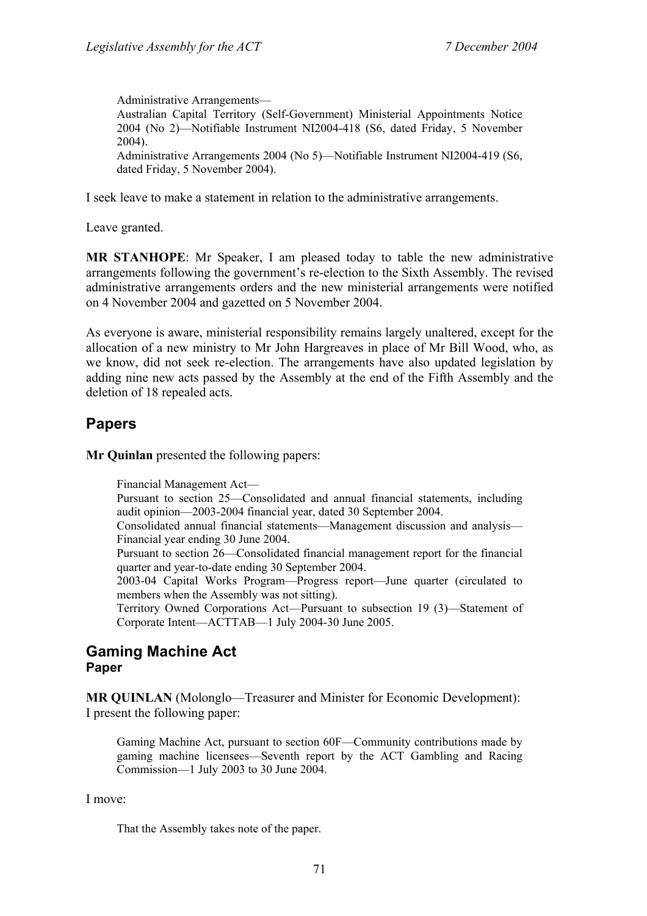> Administrative Arrangements—
> Australian Capital Territory (Self-Government) Ministerial Appointments Notice 2004 (No 2)—Notifiable Instrument NI2004-418 (S6, dated Friday, 5 November 2004).
> Administrative Arrangements 2004 (No 5)—Notifiable Instrument NI2004-419 (S6, dated Friday, 5 November 2004).

I seek leave to make a statement in relation to the administrative arrangements.

Leave granted.

**MR STANHOPE**: Mr Speaker, I am pleased today to table the new administrative arrangements following the government's re-election to the Sixth Assembly. The revised administrative arrangements orders and the new ministerial arrangements were notified on 4 November 2004 and gazetted on 5 November 2004.

As everyone is aware, ministerial responsibility remains largely unaltered, except for the allocation of a new ministry to Mr John Hargreaves in place of Mr Bill Wood, who, as we know, did not seek re-election. The arrangements have also updated legislation by adding nine new acts passed by the Assembly at the end of the Fifth Assembly and the deletion of 18 repealed acts.

## Papers

**Mr Quinlan** presented the following papers:

> Financial Management Act—
> Pursuant to section 25—Consolidated and annual financial statements, including audit opinion—2003-2004 financial year, dated 30 September 2004.
> Consolidated annual financial statements—Management discussion and analysis—Financial year ending 30 June 2004.
> Pursuant to section 26—Consolidated financial management report for the financial quarter and year-to-date ending 30 September 2004.
> 2003-04 Capital Works Program—Progress report—June quarter (circulated to members when the Assembly was not sitting).
> Territory Owned Corporations Act—Pursuant to subsection 19 (3)—Statement of Corporate Intent—ACTTAB—1 July 2004-30 June 2005.

## Gaming Machine Act
### Paper

**MR QUINLAN** (Molonglo—Treasurer and Minister for Economic Development): I present the following paper:

> Gaming Machine Act, pursuant to section 60F—Community contributions made by gaming machine licensees—Seventh report by the ACT Gambling and Racing Commission—1 July 2003 to 30 June 2004.

I move:

> That the Assembly takes note of the paper.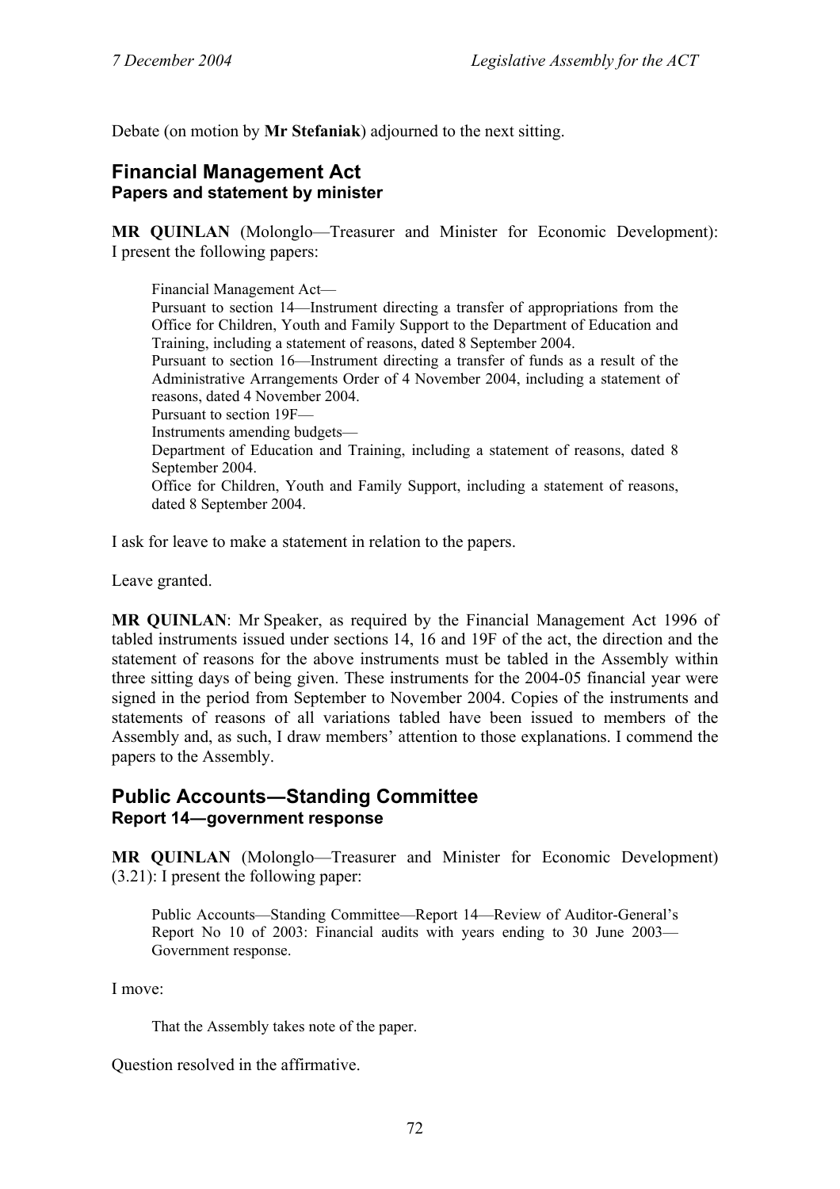Debate (on motion by **Mr Stefaniak**) adjourned to the next sitting.

## Financial Management Act

### Papers and statement by minister

**MR QUINLAN** (Molonglo—Treasurer and Minister for Economic Development): I present the following papers:

> Financial Management Act—
> Pursuant to section 14—Instrument directing a transfer of appropriations from the Office for Children, Youth and Family Support to the Department of Education and Training, including a statement of reasons, dated 8 September 2004.
> Pursuant to section 16—Instrument directing a transfer of funds as a result of the Administrative Arrangements Order of 4 November 2004, including a statement of reasons, dated 4 November 2004.
> Pursuant to section 19F—
> Instruments amending budgets—
> Department of Education and Training, including a statement of reasons, dated 8 September 2004.
> Office for Children, Youth and Family Support, including a statement of reasons, dated 8 September 2004.

I ask for leave to make a statement in relation to the papers.

Leave granted.

**MR QUINLAN**: Mr Speaker, as required by the Financial Management Act 1996 of tabled instruments issued under sections 14, 16 and 19F of the act, the direction and the statement of reasons for the above instruments must be tabled in the Assembly within three sitting days of being given. These instruments for the 2004-05 financial year were signed in the period from September to November 2004. Copies of the instruments and statements of reasons of all variations tabled have been issued to members of the Assembly and, as such, I draw members' attention to those explanations. I commend the papers to the Assembly.

## Public Accounts—Standing Committee

### Report 14—government response

**MR QUINLAN** (Molonglo—Treasurer and Minister for Economic Development) (3.21): I present the following paper:

> Public Accounts—Standing Committee—Report 14—Review of Auditor-General's Report No 10 of 2003: Financial audits with years ending to 30 June 2003—Government response.

I move:

> That the Assembly takes note of the paper.

Question resolved in the affirmative.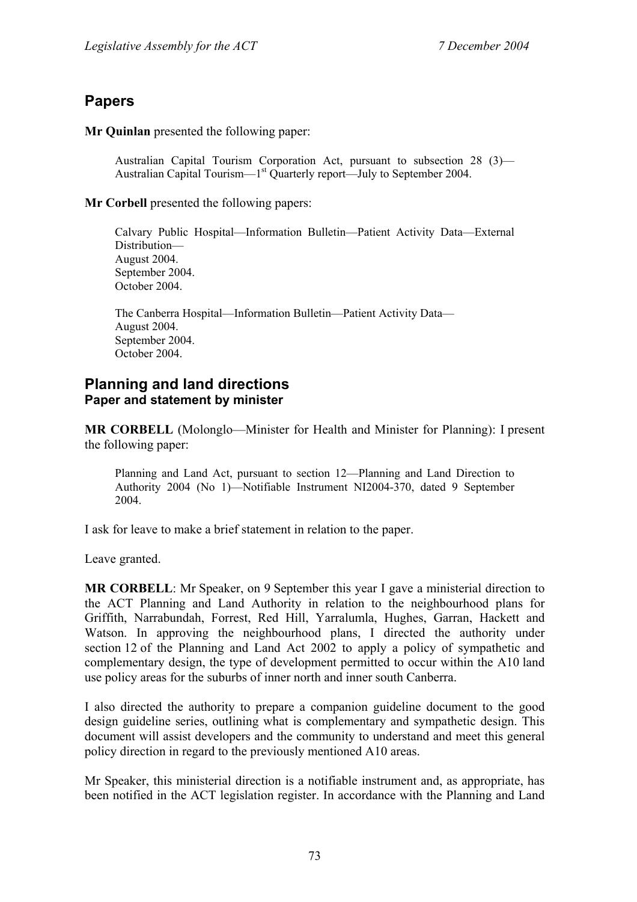## Papers

**Mr Quinlan** presented the following paper:

> Australian Capital Tourism Corporation Act, pursuant to subsection 28 (3)—Australian Capital Tourism—1st Quarterly report—July to September 2004.

**Mr Corbell** presented the following papers:

> Calvary Public Hospital—Information Bulletin—Patient Activity Data—External Distribution—
> August 2004.
> September 2004.
> October 2004.
>
> The Canberra Hospital—Information Bulletin—Patient Activity Data—
> August 2004.
> September 2004.
> October 2004.

## Planning and land directions
### Paper and statement by minister

**MR CORBELL** (Molonglo—Minister for Health and Minister for Planning): I present the following paper:

> Planning and Land Act, pursuant to section 12—Planning and Land Direction to Authority 2004 (No 1)—Notifiable Instrument NI2004-370, dated 9 September 2004.

I ask for leave to make a brief statement in relation to the paper.

Leave granted.

**MR CORBELL**: Mr Speaker, on 9 September this year I gave a ministerial direction to the ACT Planning and Land Authority in relation to the neighbourhood plans for Griffith, Narrabundah, Forrest, Red Hill, Yarralumla, Hughes, Garran, Hackett and Watson. In approving the neighbourhood plans, I directed the authority under section 12 of the Planning and Land Act 2002 to apply a policy of sympathetic and complementary design, the type of development permitted to occur within the A10 land use policy areas for the suburbs of inner north and inner south Canberra.

I also directed the authority to prepare a companion guideline document to the good design guideline series, outlining what is complementary and sympathetic design. This document will assist developers and the community to understand and meet this general policy direction in regard to the previously mentioned A10 areas.

Mr Speaker, this ministerial direction is a notifiable instrument and, as appropriate, has been notified in the ACT legislation register. In accordance with the Planning and Land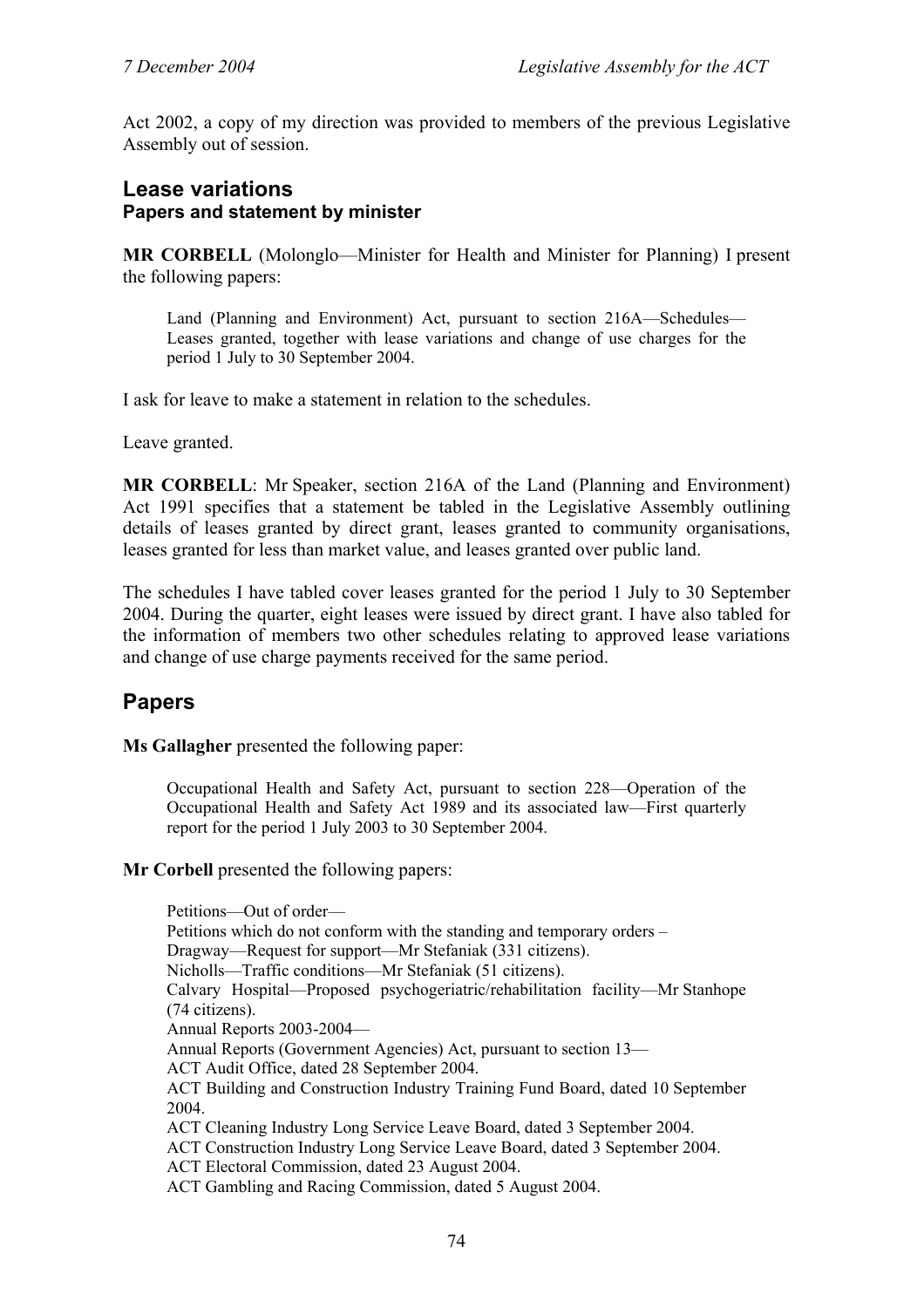Act 2002, a copy of my direction was provided to members of the previous Legislative Assembly out of session.

## Lease variations

### Papers and statement by minister

**MR CORBELL** (Molonglo—Minister for Health and Minister for Planning) I present the following papers:

> Land (Planning and Environment) Act, pursuant to section 216A—Schedules—Leases granted, together with lease variations and change of use charges for the period 1 July to 30 September 2004.

I ask for leave to make a statement in relation to the schedules.

Leave granted.

**MR CORBELL**: Mr Speaker, section 216A of the Land (Planning and Environment) Act 1991 specifies that a statement be tabled in the Legislative Assembly outlining details of leases granted by direct grant, leases granted to community organisations, leases granted for less than market value, and leases granted over public land.

The schedules I have tabled cover leases granted for the period 1 July to 30 September 2004. During the quarter, eight leases were issued by direct grant. I have also tabled for the information of members two other schedules relating to approved lease variations and change of use charge payments received for the same period.

## Papers

**Ms Gallagher** presented the following paper:

> Occupational Health and Safety Act, pursuant to section 228—Operation of the Occupational Health and Safety Act 1989 and its associated law—First quarterly report for the period 1 July 2003 to 30 September 2004.

**Mr Corbell** presented the following papers:

> Petitions—Out of order—
> Petitions which do not conform with the standing and temporary orders –
> Dragway—Request for support—Mr Stefaniak (331 citizens).
> Nicholls—Traffic conditions—Mr Stefaniak (51 citizens).
> Calvary Hospital—Proposed psychogeriatric/rehabilitation facility—Mr Stanhope (74 citizens).
> Annual Reports 2003-2004—
> Annual Reports (Government Agencies) Act, pursuant to section 13—
> ACT Audit Office, dated 28 September 2004.
> ACT Building and Construction Industry Training Fund Board, dated 10 September 2004.
> ACT Cleaning Industry Long Service Leave Board, dated 3 September 2004.
> ACT Construction Industry Long Service Leave Board, dated 3 September 2004.
> ACT Electoral Commission, dated 23 August 2004.
> ACT Gambling and Racing Commission, dated 5 August 2004.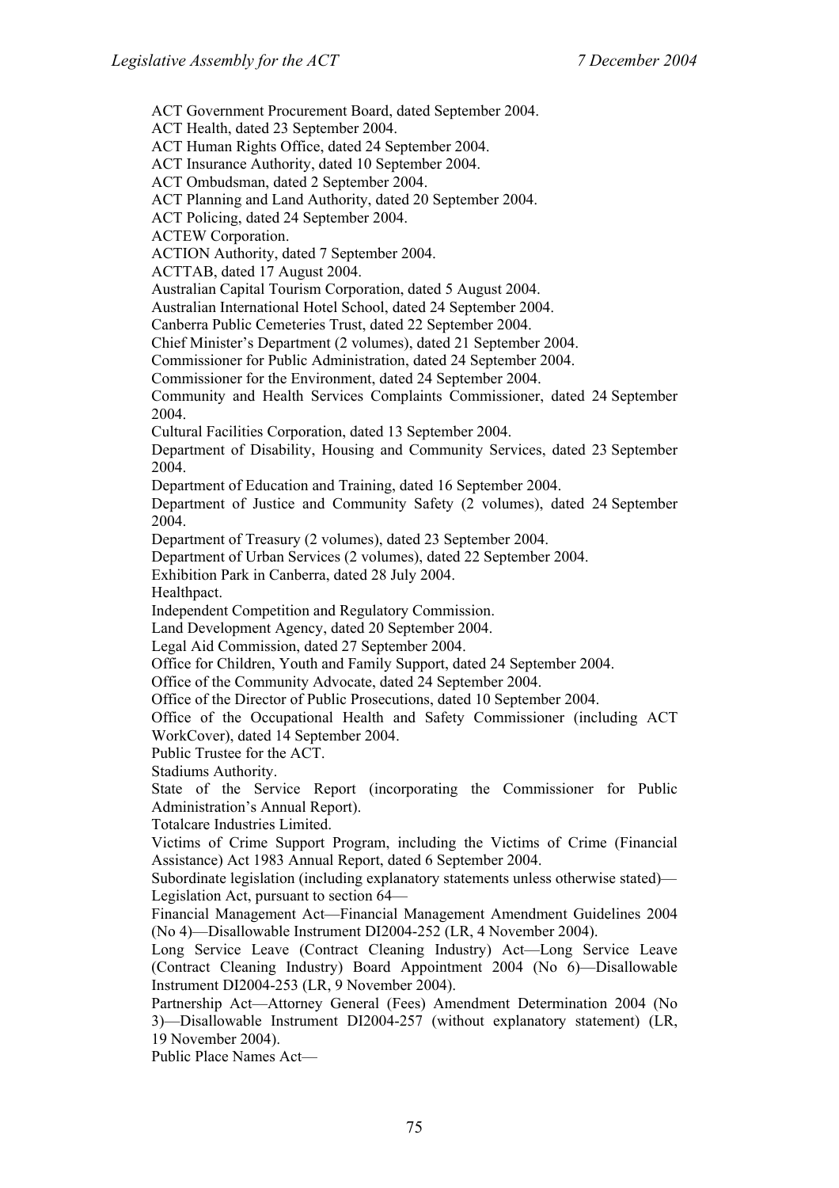ACT Government Procurement Board, dated September 2004.

ACT Health, dated 23 September 2004.

ACT Human Rights Office, dated 24 September 2004.

ACT Insurance Authority, dated 10 September 2004.

ACT Ombudsman, dated 2 September 2004.

ACT Planning and Land Authority, dated 20 September 2004.

ACT Policing, dated 24 September 2004.

ACTEW Corporation.

ACTION Authority, dated 7 September 2004.

ACTTAB, dated 17 August 2004.

Australian Capital Tourism Corporation, dated 5 August 2004.

Australian International Hotel School, dated 24 September 2004.

Canberra Public Cemeteries Trust, dated 22 September 2004.

Chief Minister's Department (2 volumes), dated 21 September 2004.

Commissioner for Public Administration, dated 24 September 2004.

Commissioner for the Environment, dated 24 September 2004.

Community and Health Services Complaints Commissioner, dated 24 September 2004.

Cultural Facilities Corporation, dated 13 September 2004.

Department of Disability, Housing and Community Services, dated 23 September 2004.

Department of Education and Training, dated 16 September 2004.

Department of Justice and Community Safety (2 volumes), dated 24 September 2004.

Department of Treasury (2 volumes), dated 23 September 2004.

Department of Urban Services (2 volumes), dated 22 September 2004.

Exhibition Park in Canberra, dated 28 July 2004.

Healthpact.

Independent Competition and Regulatory Commission.

Land Development Agency, dated 20 September 2004.

Legal Aid Commission, dated 27 September 2004.

Office for Children, Youth and Family Support, dated 24 September 2004.

Office of the Community Advocate, dated 24 September 2004.

Office of the Director of Public Prosecutions, dated 10 September 2004.

Office of the Occupational Health and Safety Commissioner (including ACT WorkCover), dated 14 September 2004.

Public Trustee for the ACT.

Stadiums Authority.

State of the Service Report (incorporating the Commissioner for Public Administration's Annual Report).

Totalcare Industries Limited.

Victims of Crime Support Program, including the Victims of Crime (Financial Assistance) Act 1983 Annual Report, dated 6 September 2004.

Subordinate legislation (including explanatory statements unless otherwise stated)—Legislation Act, pursuant to section 64—

Financial Management Act—Financial Management Amendment Guidelines 2004 (No 4)—Disallowable Instrument DI2004-252 (LR, 4 November 2004).

Long Service Leave (Contract Cleaning Industry) Act—Long Service Leave (Contract Cleaning Industry) Board Appointment 2004 (No 6)—Disallowable Instrument DI2004-253 (LR, 9 November 2004).

Partnership Act—Attorney General (Fees) Amendment Determination 2004 (No 3)—Disallowable Instrument DI2004-257 (without explanatory statement) (LR, 19 November 2004).

Public Place Names Act—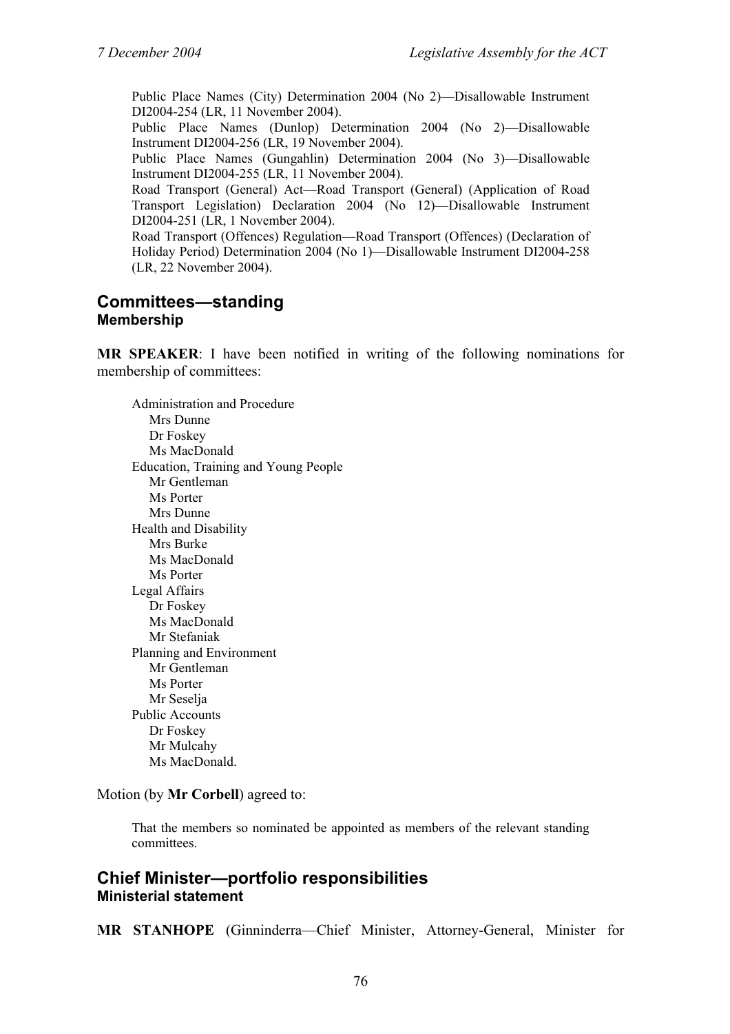Public Place Names (City) Determination 2004 (No 2)—Disallowable Instrument DI2004-254 (LR, 11 November 2004).

Public Place Names (Dunlop) Determination 2004 (No 2)—Disallowable Instrument DI2004-256 (LR, 19 November 2004).

Public Place Names (Gungahlin) Determination 2004 (No 3)—Disallowable Instrument DI2004-255 (LR, 11 November 2004).

Road Transport (General) Act—Road Transport (General) (Application of Road Transport Legislation) Declaration 2004 (No 12)—Disallowable Instrument DI2004-251 (LR, 1 November 2004).

Road Transport (Offences) Regulation—Road Transport (Offences) (Declaration of Holiday Period) Determination 2004 (No 1)—Disallowable Instrument DI2004-258 (LR, 22 November 2004).

## Committees—standing

### Membership

**MR SPEAKER**: I have been notified in writing of the following nominations for membership of committees:

Administration and Procedure
- Mrs Dunne
- Dr Foskey
- Ms MacDonald

Education, Training and Young People
- Mr Gentleman
- Ms Porter
- Mrs Dunne

Health and Disability
- Mrs Burke
- Ms MacDonald
- Ms Porter

Legal Affairs
- Dr Foskey
- Ms MacDonald
- Mr Stefaniak

Planning and Environment
- Mr Gentleman
- Ms Porter
- Mr Seselja

Public Accounts
- Dr Foskey
- Mr Mulcahy
- Ms MacDonald.

Motion (by **Mr Corbell**) agreed to:

> That the members so nominated be appointed as members of the relevant standing committees.

## Chief Minister—portfolio responsibilities

### Ministerial statement

**MR STANHOPE** (Ginninderra—Chief Minister, Attorney-General, Minister for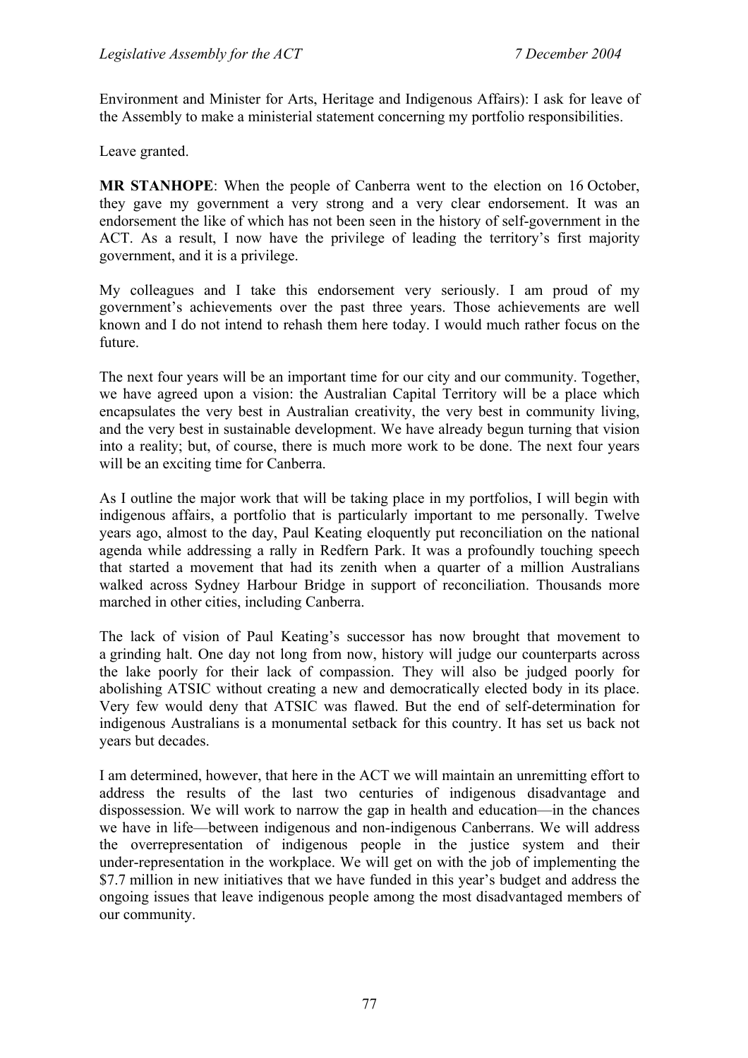Environment and Minister for Arts, Heritage and Indigenous Affairs): I ask for leave of the Assembly to make a ministerial statement concerning my portfolio responsibilities.

Leave granted.

**MR STANHOPE**: When the people of Canberra went to the election on 16 October, they gave my government a very strong and a very clear endorsement. It was an endorsement the like of which has not been seen in the history of self-government in the ACT. As a result, I now have the privilege of leading the territory's first majority government, and it is a privilege.

My colleagues and I take this endorsement very seriously. I am proud of my government's achievements over the past three years. Those achievements are well known and I do not intend to rehash them here today. I would much rather focus on the future.

The next four years will be an important time for our city and our community. Together, we have agreed upon a vision: the Australian Capital Territory will be a place which encapsulates the very best in Australian creativity, the very best in community living, and the very best in sustainable development. We have already begun turning that vision into a reality; but, of course, there is much more work to be done. The next four years will be an exciting time for Canberra.

As I outline the major work that will be taking place in my portfolios, I will begin with indigenous affairs, a portfolio that is particularly important to me personally. Twelve years ago, almost to the day, Paul Keating eloquently put reconciliation on the national agenda while addressing a rally in Redfern Park. It was a profoundly touching speech that started a movement that had its zenith when a quarter of a million Australians walked across Sydney Harbour Bridge in support of reconciliation. Thousands more marched in other cities, including Canberra.

The lack of vision of Paul Keating's successor has now brought that movement to a grinding halt. One day not long from now, history will judge our counterparts across the lake poorly for their lack of compassion. They will also be judged poorly for abolishing ATSIC without creating a new and democratically elected body in its place. Very few would deny that ATSIC was flawed. But the end of self-determination for indigenous Australians is a monumental setback for this country. It has set us back not years but decades.

I am determined, however, that here in the ACT we will maintain an unremitting effort to address the results of the last two centuries of indigenous disadvantage and dispossession. We will work to narrow the gap in health and education—in the chances we have in life—between indigenous and non-indigenous Canberrans. We will address the overrepresentation of indigenous people in the justice system and their under-representation in the workplace. We will get on with the job of implementing the $7.7 million in new initiatives that we have funded in this year's budget and address the ongoing issues that leave indigenous people among the most disadvantaged members of our community.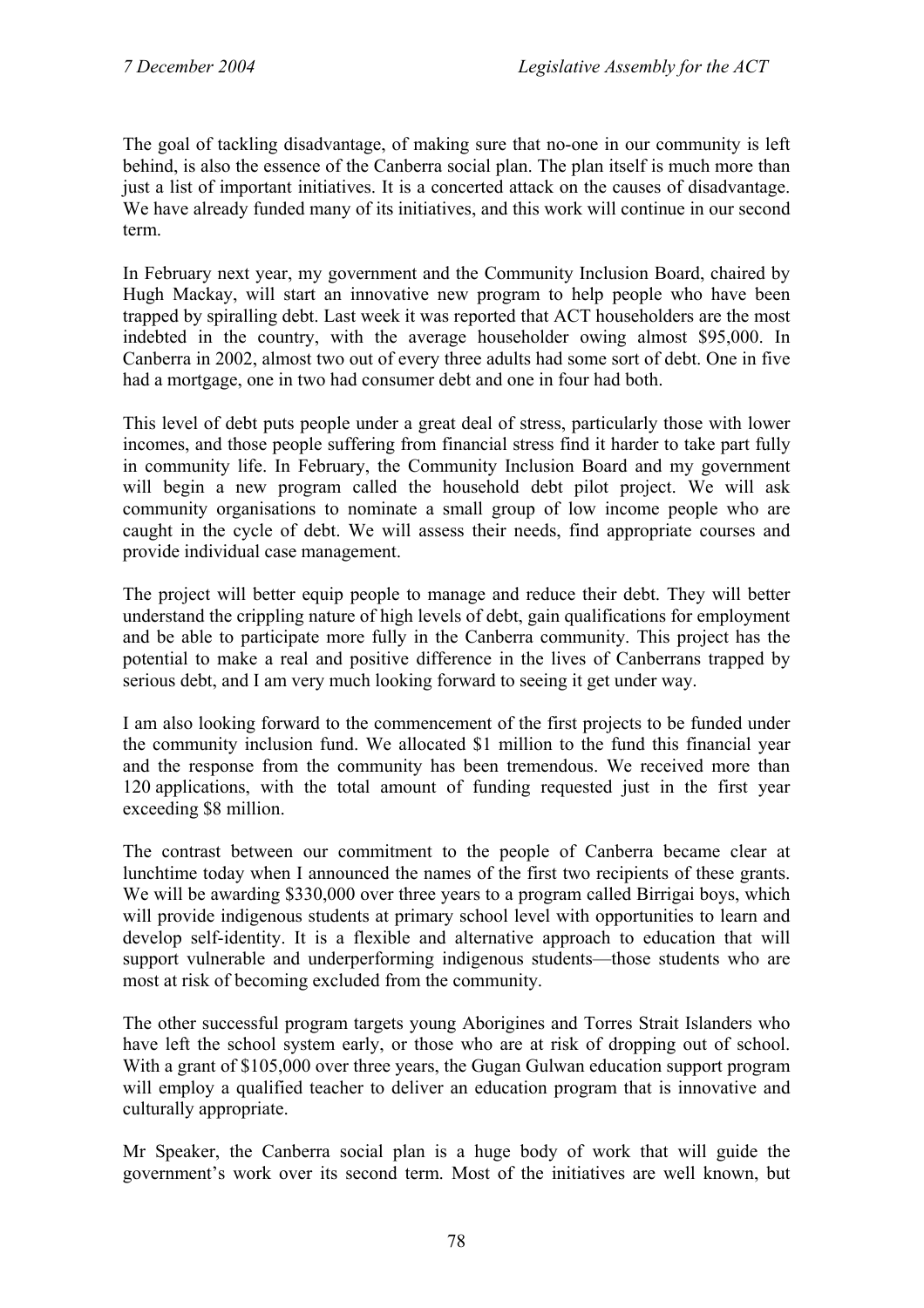The goal of tackling disadvantage, of making sure that no-one in our community is left behind, is also the essence of the Canberra social plan. The plan itself is much more than just a list of important initiatives. It is a concerted attack on the causes of disadvantage. We have already funded many of its initiatives, and this work will continue in our second term.

In February next year, my government and the Community Inclusion Board, chaired by Hugh Mackay, will start an innovative new program to help people who have been trapped by spiralling debt. Last week it was reported that ACT householders are the most indebted in the country, with the average householder owing almost $95,000. In Canberra in 2002, almost two out of every three adults had some sort of debt. One in five had a mortgage, one in two had consumer debt and one in four had both.

This level of debt puts people under a great deal of stress, particularly those with lower incomes, and those people suffering from financial stress find it harder to take part fully in community life. In February, the Community Inclusion Board and my government will begin a new program called the household debt pilot project. We will ask community organisations to nominate a small group of low income people who are caught in the cycle of debt. We will assess their needs, find appropriate courses and provide individual case management.

The project will better equip people to manage and reduce their debt. They will better understand the crippling nature of high levels of debt, gain qualifications for employment and be able to participate more fully in the Canberra community. This project has the potential to make a real and positive difference in the lives of Canberrans trapped by serious debt, and I am very much looking forward to seeing it get under way.

I am also looking forward to the commencement of the first projects to be funded under the community inclusion fund. We allocated $1 million to the fund this financial year and the response from the community has been tremendous. We received more than 120 applications, with the total amount of funding requested just in the first year exceeding $8 million.

The contrast between our commitment to the people of Canberra became clear at lunchtime today when I announced the names of the first two recipients of these grants. We will be awarding $330,000 over three years to a program called Birrigai boys, which will provide indigenous students at primary school level with opportunities to learn and develop self-identity. It is a flexible and alternative approach to education that will support vulnerable and underperforming indigenous students—those students who are most at risk of becoming excluded from the community.

The other successful program targets young Aborigines and Torres Strait Islanders who have left the school system early, or those who are at risk of dropping out of school. With a grant of $105,000 over three years, the Gugan Gulwan education support program will employ a qualified teacher to deliver an education program that is innovative and culturally appropriate.

Mr Speaker, the Canberra social plan is a huge body of work that will guide the government's work over its second term. Most of the initiatives are well known, but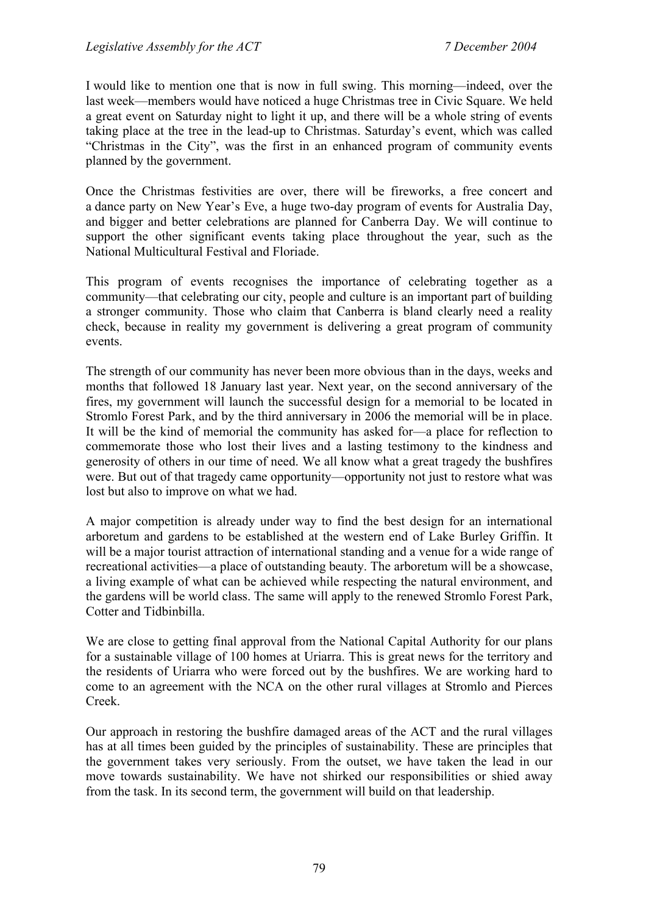I would like to mention one that is now in full swing. This morning—indeed, over the last week—members would have noticed a huge Christmas tree in Civic Square. We held a great event on Saturday night to light it up, and there will be a whole string of events taking place at the tree in the lead-up to Christmas. Saturday's event, which was called "Christmas in the City", was the first in an enhanced program of community events planned by the government.

Once the Christmas festivities are over, there will be fireworks, a free concert and a dance party on New Year's Eve, a huge two-day program of events for Australia Day, and bigger and better celebrations are planned for Canberra Day. We will continue to support the other significant events taking place throughout the year, such as the National Multicultural Festival and Floriade.

This program of events recognises the importance of celebrating together as a community—that celebrating our city, people and culture is an important part of building a stronger community. Those who claim that Canberra is bland clearly need a reality check, because in reality my government is delivering a great program of community events.

The strength of our community has never been more obvious than in the days, weeks and months that followed 18 January last year. Next year, on the second anniversary of the fires, my government will launch the successful design for a memorial to be located in Stromlo Forest Park, and by the third anniversary in 2006 the memorial will be in place. It will be the kind of memorial the community has asked for—a place for reflection to commemorate those who lost their lives and a lasting testimony to the kindness and generosity of others in our time of need. We all know what a great tragedy the bushfires were. But out of that tragedy came opportunity—opportunity not just to restore what was lost but also to improve on what we had.

A major competition is already under way to find the best design for an international arboretum and gardens to be established at the western end of Lake Burley Griffin. It will be a major tourist attraction of international standing and a venue for a wide range of recreational activities—a place of outstanding beauty. The arboretum will be a showcase, a living example of what can be achieved while respecting the natural environment, and the gardens will be world class. The same will apply to the renewed Stromlo Forest Park, Cotter and Tidbinbilla.

We are close to getting final approval from the National Capital Authority for our plans for a sustainable village of 100 homes at Uriarra. This is great news for the territory and the residents of Uriarra who were forced out by the bushfires. We are working hard to come to an agreement with the NCA on the other rural villages at Stromlo and Pierces Creek.

Our approach in restoring the bushfire damaged areas of the ACT and the rural villages has at all times been guided by the principles of sustainability. These are principles that the government takes very seriously. From the outset, we have taken the lead in our move towards sustainability. We have not shirked our responsibilities or shied away from the task. In its second term, the government will build on that leadership.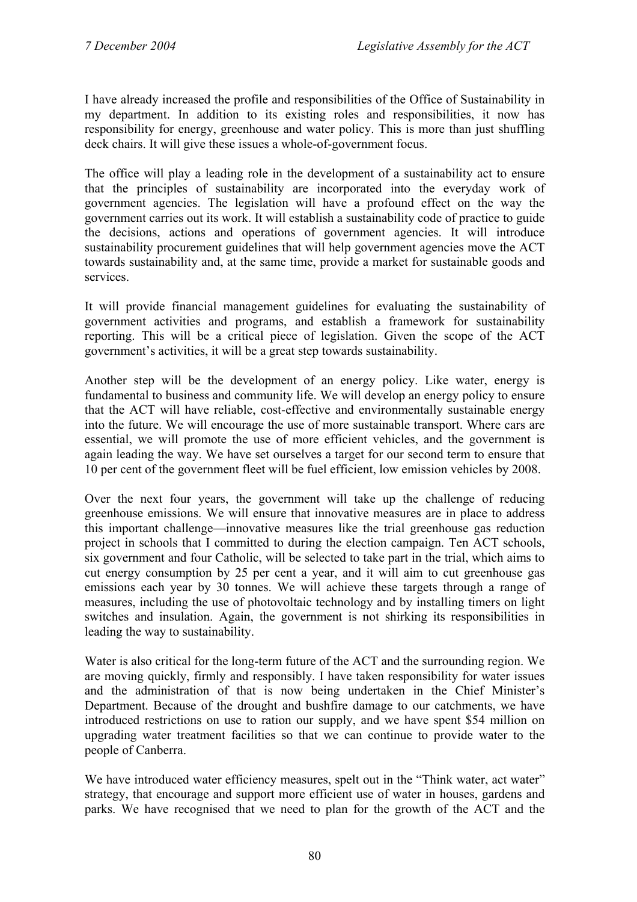I have already increased the profile and responsibilities of the Office of Sustainability in my department. In addition to its existing roles and responsibilities, it now has responsibility for energy, greenhouse and water policy. This is more than just shuffling deck chairs. It will give these issues a whole-of-government focus.

The office will play a leading role in the development of a sustainability act to ensure that the principles of sustainability are incorporated into the everyday work of government agencies. The legislation will have a profound effect on the way the government carries out its work. It will establish a sustainability code of practice to guide the decisions, actions and operations of government agencies. It will introduce sustainability procurement guidelines that will help government agencies move the ACT towards sustainability and, at the same time, provide a market for sustainable goods and services.

It will provide financial management guidelines for evaluating the sustainability of government activities and programs, and establish a framework for sustainability reporting. This will be a critical piece of legislation. Given the scope of the ACT government's activities, it will be a great step towards sustainability.

Another step will be the development of an energy policy. Like water, energy is fundamental to business and community life. We will develop an energy policy to ensure that the ACT will have reliable, cost-effective and environmentally sustainable energy into the future. We will encourage the use of more sustainable transport. Where cars are essential, we will promote the use of more efficient vehicles, and the government is again leading the way. We have set ourselves a target for our second term to ensure that 10 per cent of the government fleet will be fuel efficient, low emission vehicles by 2008.

Over the next four years, the government will take up the challenge of reducing greenhouse emissions. We will ensure that innovative measures are in place to address this important challenge—innovative measures like the trial greenhouse gas reduction project in schools that I committed to during the election campaign. Ten ACT schools, six government and four Catholic, will be selected to take part in the trial, which aims to cut energy consumption by 25 per cent a year, and it will aim to cut greenhouse gas emissions each year by 30 tonnes. We will achieve these targets through a range of measures, including the use of photovoltaic technology and by installing timers on light switches and insulation. Again, the government is not shirking its responsibilities in leading the way to sustainability.

Water is also critical for the long-term future of the ACT and the surrounding region. We are moving quickly, firmly and responsibly. I have taken responsibility for water issues and the administration of that is now being undertaken in the Chief Minister's Department. Because of the drought and bushfire damage to our catchments, we have introduced restrictions on use to ration our supply, and we have spent $54 million on upgrading water treatment facilities so that we can continue to provide water to the people of Canberra.

We have introduced water efficiency measures, spelt out in the "Think water, act water" strategy, that encourage and support more efficient use of water in houses, gardens and parks. We have recognised that we need to plan for the growth of the ACT and the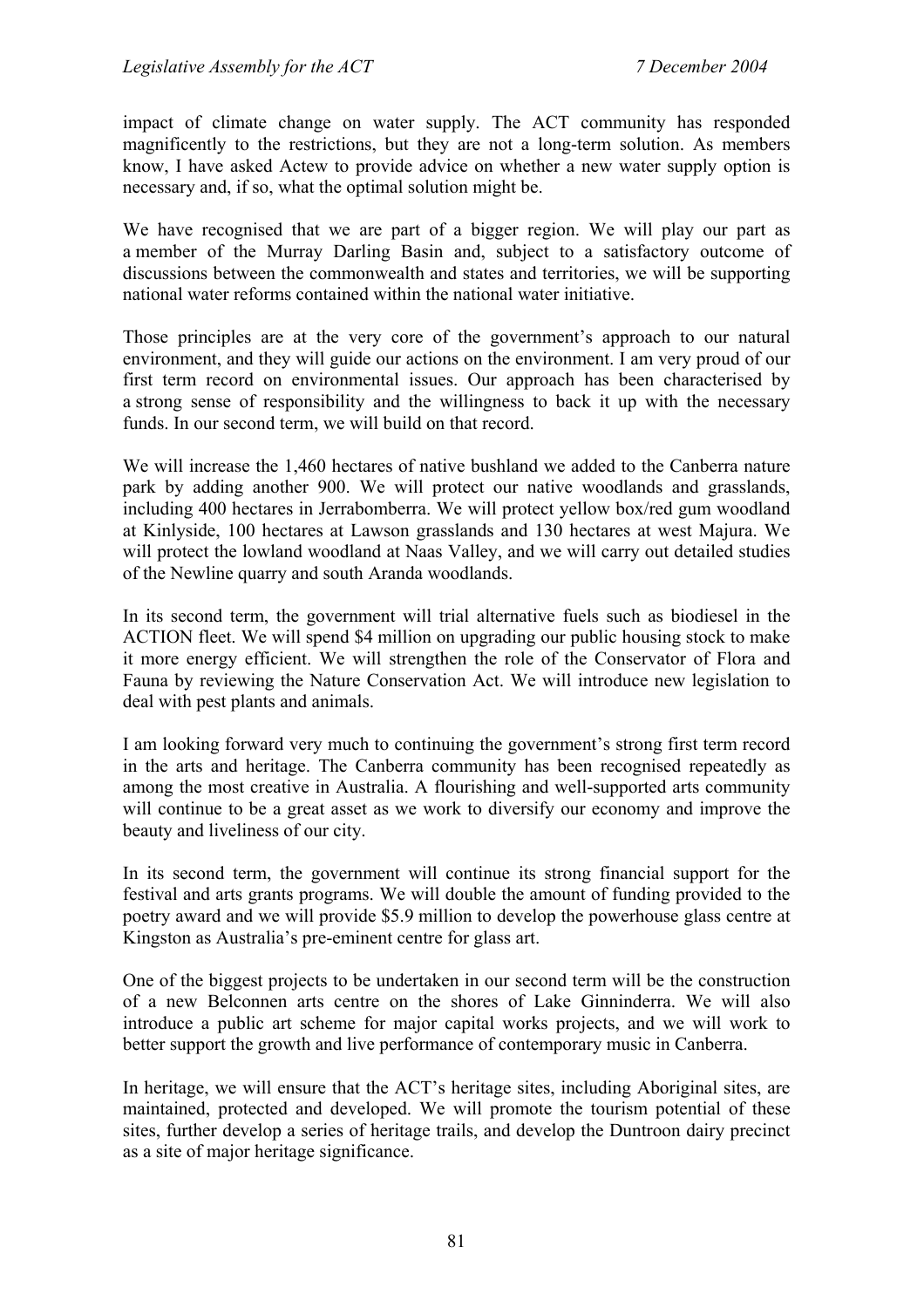impact of climate change on water supply. The ACT community has responded magnificently to the restrictions, but they are not a long-term solution. As members know, I have asked Actew to provide advice on whether a new water supply option is necessary and, if so, what the optimal solution might be.

We have recognised that we are part of a bigger region. We will play our part as a member of the Murray Darling Basin and, subject to a satisfactory outcome of discussions between the commonwealth and states and territories, we will be supporting national water reforms contained within the national water initiative.

Those principles are at the very core of the government's approach to our natural environment, and they will guide our actions on the environment. I am very proud of our first term record on environmental issues. Our approach has been characterised by a strong sense of responsibility and the willingness to back it up with the necessary funds. In our second term, we will build on that record.

We will increase the 1,460 hectares of native bushland we added to the Canberra nature park by adding another 900. We will protect our native woodlands and grasslands, including 400 hectares in Jerrabomberra. We will protect yellow box/red gum woodland at Kinlyside, 100 hectares at Lawson grasslands and 130 hectares at west Majura. We will protect the lowland woodland at Naas Valley, and we will carry out detailed studies of the Newline quarry and south Aranda woodlands.

In its second term, the government will trial alternative fuels such as biodiesel in the ACTION fleet. We will spend $4 million on upgrading our public housing stock to make it more energy efficient. We will strengthen the role of the Conservator of Flora and Fauna by reviewing the Nature Conservation Act. We will introduce new legislation to deal with pest plants and animals.

I am looking forward very much to continuing the government's strong first term record in the arts and heritage. The Canberra community has been recognised repeatedly as among the most creative in Australia. A flourishing and well-supported arts community will continue to be a great asset as we work to diversify our economy and improve the beauty and liveliness of our city.

In its second term, the government will continue its strong financial support for the festival and arts grants programs. We will double the amount of funding provided to the poetry award and we will provide $5.9 million to develop the powerhouse glass centre at Kingston as Australia's pre-eminent centre for glass art.

One of the biggest projects to be undertaken in our second term will be the construction of a new Belconnen arts centre on the shores of Lake Ginninderra. We will also introduce a public art scheme for major capital works projects, and we will work to better support the growth and live performance of contemporary music in Canberra.

In heritage, we will ensure that the ACT's heritage sites, including Aboriginal sites, are maintained, protected and developed. We will promote the tourism potential of these sites, further develop a series of heritage trails, and develop the Duntroon dairy precinct as a site of major heritage significance.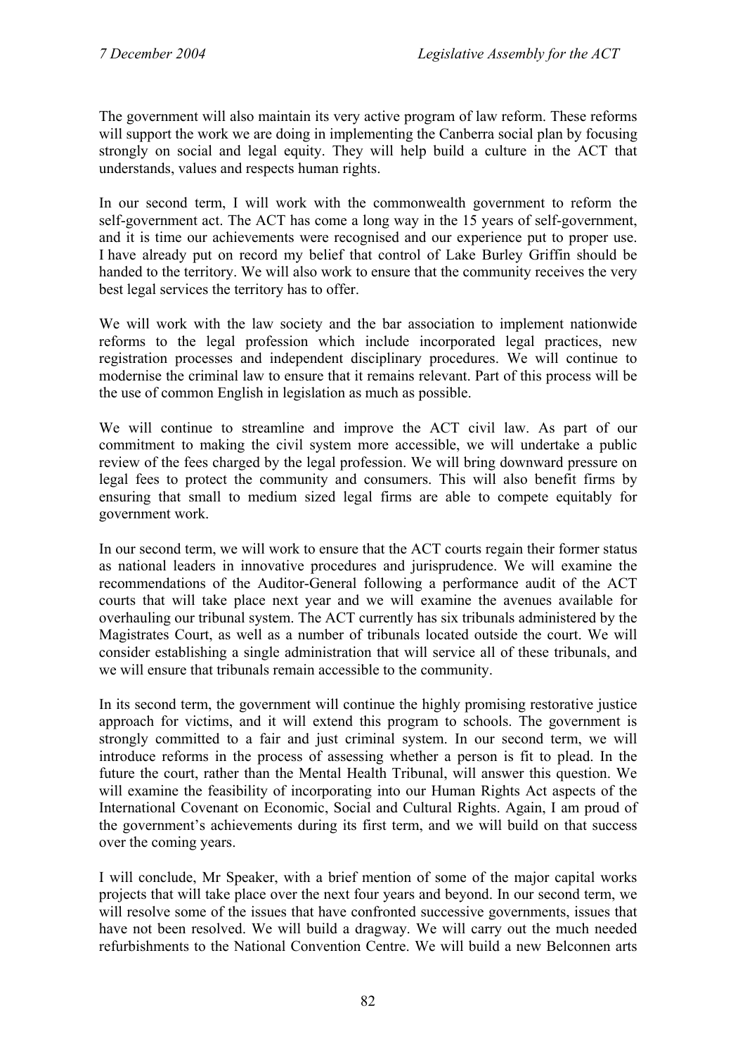The government will also maintain its very active program of law reform. These reforms will support the work we are doing in implementing the Canberra social plan by focusing strongly on social and legal equity. They will help build a culture in the ACT that understands, values and respects human rights.

In our second term, I will work with the commonwealth government to reform the self-government act. The ACT has come a long way in the 15 years of self-government, and it is time our achievements were recognised and our experience put to proper use. I have already put on record my belief that control of Lake Burley Griffin should be handed to the territory. We will also work to ensure that the community receives the very best legal services the territory has to offer.

We will work with the law society and the bar association to implement nationwide reforms to the legal profession which include incorporated legal practices, new registration processes and independent disciplinary procedures. We will continue to modernise the criminal law to ensure that it remains relevant. Part of this process will be the use of common English in legislation as much as possible.

We will continue to streamline and improve the ACT civil law. As part of our commitment to making the civil system more accessible, we will undertake a public review of the fees charged by the legal profession. We will bring downward pressure on legal fees to protect the community and consumers. This will also benefit firms by ensuring that small to medium sized legal firms are able to compete equitably for government work.

In our second term, we will work to ensure that the ACT courts regain their former status as national leaders in innovative procedures and jurisprudence. We will examine the recommendations of the Auditor-General following a performance audit of the ACT courts that will take place next year and we will examine the avenues available for overhauling our tribunal system. The ACT currently has six tribunals administered by the Magistrates Court, as well as a number of tribunals located outside the court. We will consider establishing a single administration that will service all of these tribunals, and we will ensure that tribunals remain accessible to the community.

In its second term, the government will continue the highly promising restorative justice approach for victims, and it will extend this program to schools. The government is strongly committed to a fair and just criminal system. In our second term, we will introduce reforms in the process of assessing whether a person is fit to plead. In the future the court, rather than the Mental Health Tribunal, will answer this question. We will examine the feasibility of incorporating into our Human Rights Act aspects of the International Covenant on Economic, Social and Cultural Rights. Again, I am proud of the government's achievements during its first term, and we will build on that success over the coming years.

I will conclude, Mr Speaker, with a brief mention of some of the major capital works projects that will take place over the next four years and beyond. In our second term, we will resolve some of the issues that have confronted successive governments, issues that have not been resolved. We will build a dragway. We will carry out the much needed refurbishments to the National Convention Centre. We will build a new Belconnen arts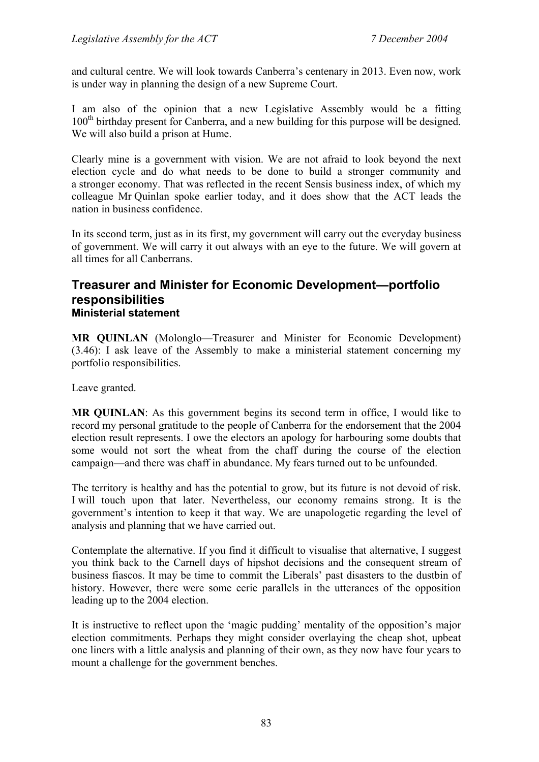and cultural centre. We will look towards Canberra's centenary in 2013. Even now, work is under way in planning the design of a new Supreme Court.

I am also of the opinion that a new Legislative Assembly would be a fitting 100th birthday present for Canberra, and a new building for this purpose will be designed. We will also build a prison at Hume.

Clearly mine is a government with vision. We are not afraid to look beyond the next election cycle and do what needs to be done to build a stronger community and a stronger economy. That was reflected in the recent Sensis business index, of which my colleague Mr Quinlan spoke earlier today, and it does show that the ACT leads the nation in business confidence.

In its second term, just as in its first, my government will carry out the everyday business of government. We will carry it out always with an eye to the future. We will govern at all times for all Canberrans.

## Treasurer and Minister for Economic Development—portfolio responsibilities
### Ministerial statement

**MR QUINLAN** (Molonglo—Treasurer and Minister for Economic Development) (3.46): I ask leave of the Assembly to make a ministerial statement concerning my portfolio responsibilities.

Leave granted.

**MR QUINLAN**: As this government begins its second term in office, I would like to record my personal gratitude to the people of Canberra for the endorsement that the 2004 election result represents. I owe the electors an apology for harbouring some doubts that some would not sort the wheat from the chaff during the course of the election campaign—and there was chaff in abundance. My fears turned out to be unfounded.

The territory is healthy and has the potential to grow, but its future is not devoid of risk. I will touch upon that later. Nevertheless, our economy remains strong. It is the government's intention to keep it that way. We are unapologetic regarding the level of analysis and planning that we have carried out.

Contemplate the alternative. If you find it difficult to visualise that alternative, I suggest you think back to the Carnell days of hipshot decisions and the consequent stream of business fiascos. It may be time to commit the Liberals' past disasters to the dustbin of history. However, there were some eerie parallels in the utterances of the opposition leading up to the 2004 election.

It is instructive to reflect upon the 'magic pudding' mentality of the opposition's major election commitments. Perhaps they might consider overlaying the cheap shot, upbeat one liners with a little analysis and planning of their own, as they now have four years to mount a challenge for the government benches.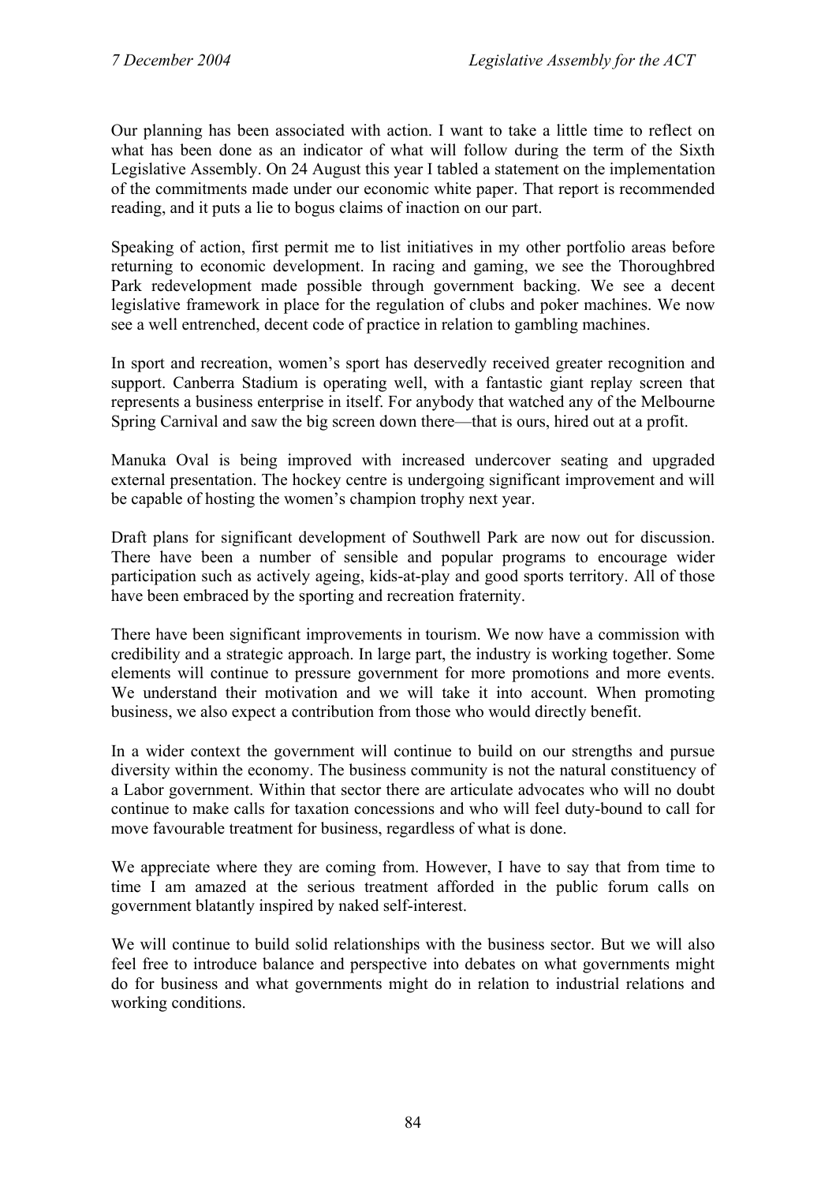Our planning has been associated with action. I want to take a little time to reflect on what has been done as an indicator of what will follow during the term of the Sixth Legislative Assembly. On 24 August this year I tabled a statement on the implementation of the commitments made under our economic white paper. That report is recommended reading, and it puts a lie to bogus claims of inaction on our part.

Speaking of action, first permit me to list initiatives in my other portfolio areas before returning to economic development. In racing and gaming, we see the Thoroughbred Park redevelopment made possible through government backing. We see a decent legislative framework in place for the regulation of clubs and poker machines. We now see a well entrenched, decent code of practice in relation to gambling machines.

In sport and recreation, women's sport has deservedly received greater recognition and support. Canberra Stadium is operating well, with a fantastic giant replay screen that represents a business enterprise in itself. For anybody that watched any of the Melbourne Spring Carnival and saw the big screen down there—that is ours, hired out at a profit.

Manuka Oval is being improved with increased undercover seating and upgraded external presentation. The hockey centre is undergoing significant improvement and will be capable of hosting the women's champion trophy next year.

Draft plans for significant development of Southwell Park are now out for discussion. There have been a number of sensible and popular programs to encourage wider participation such as actively ageing, kids-at-play and good sports territory. All of those have been embraced by the sporting and recreation fraternity.

There have been significant improvements in tourism. We now have a commission with credibility and a strategic approach. In large part, the industry is working together. Some elements will continue to pressure government for more promotions and more events. We understand their motivation and we will take it into account. When promoting business, we also expect a contribution from those who would directly benefit.

In a wider context the government will continue to build on our strengths and pursue diversity within the economy. The business community is not the natural constituency of a Labor government. Within that sector there are articulate advocates who will no doubt continue to make calls for taxation concessions and who will feel duty-bound to call for move favourable treatment for business, regardless of what is done.

We appreciate where they are coming from. However, I have to say that from time to time I am amazed at the serious treatment afforded in the public forum calls on government blatantly inspired by naked self-interest.

We will continue to build solid relationships with the business sector. But we will also feel free to introduce balance and perspective into debates on what governments might do for business and what governments might do in relation to industrial relations and working conditions.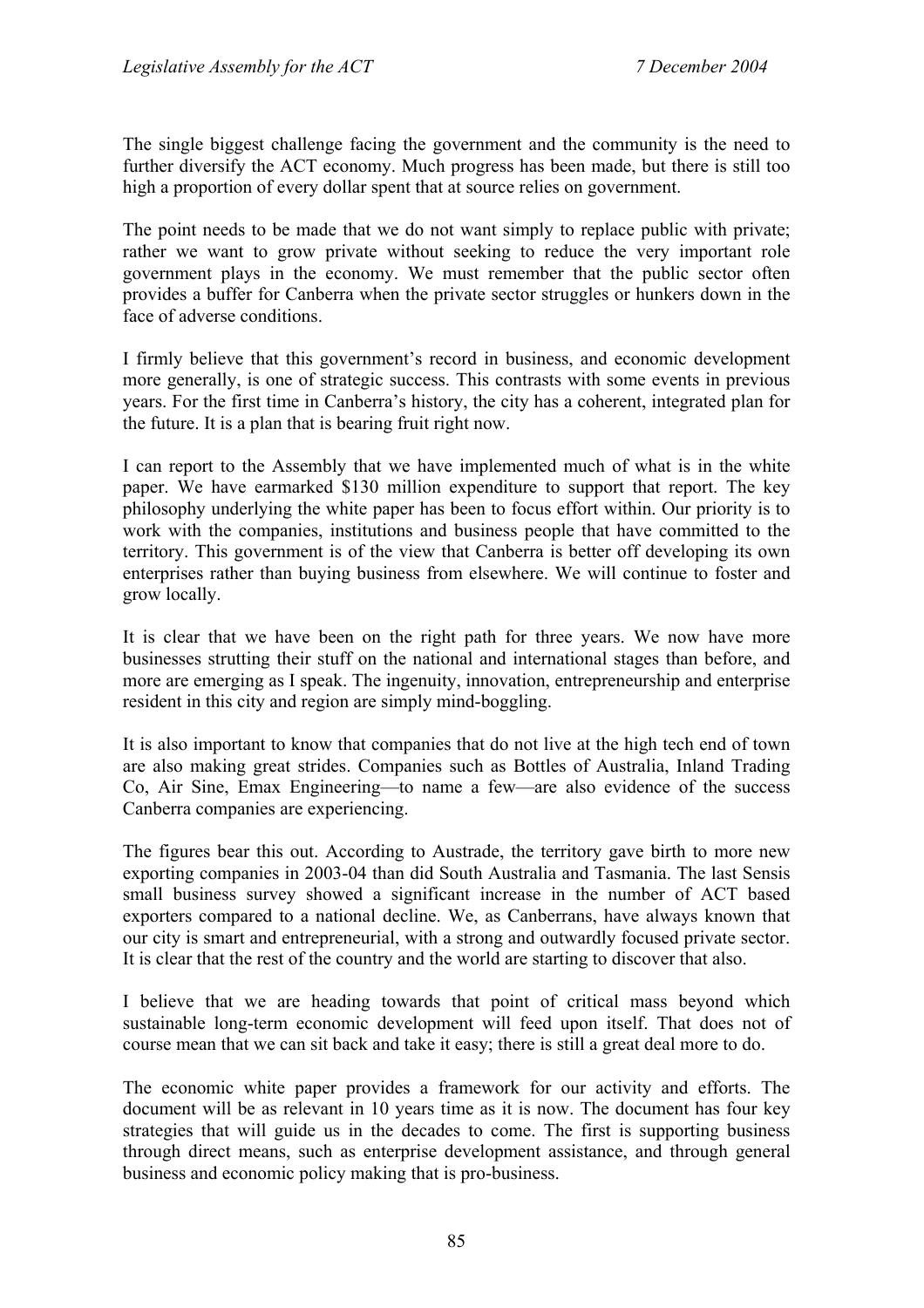The single biggest challenge facing the government and the community is the need to further diversify the ACT economy. Much progress has been made, but there is still too high a proportion of every dollar spent that at source relies on government.

The point needs to be made that we do not want simply to replace public with private; rather we want to grow private without seeking to reduce the very important role government plays in the economy. We must remember that the public sector often provides a buffer for Canberra when the private sector struggles or hunkers down in the face of adverse conditions.

I firmly believe that this government's record in business, and economic development more generally, is one of strategic success. This contrasts with some events in previous years. For the first time in Canberra's history, the city has a coherent, integrated plan for the future. It is a plan that is bearing fruit right now.

I can report to the Assembly that we have implemented much of what is in the white paper. We have earmarked $130 million expenditure to support that report. The key philosophy underlying the white paper has been to focus effort within. Our priority is to work with the companies, institutions and business people that have committed to the territory. This government is of the view that Canberra is better off developing its own enterprises rather than buying business from elsewhere. We will continue to foster and grow locally.

It is clear that we have been on the right path for three years. We now have more businesses strutting their stuff on the national and international stages than before, and more are emerging as I speak. The ingenuity, innovation, entrepreneurship and enterprise resident in this city and region are simply mind-boggling.

It is also important to know that companies that do not live at the high tech end of town are also making great strides. Companies such as Bottles of Australia, Inland Trading Co, Air Sine, Emax Engineering—to name a few—are also evidence of the success Canberra companies are experiencing.

The figures bear this out. According to Austrade, the territory gave birth to more new exporting companies in 2003-04 than did South Australia and Tasmania. The last Sensis small business survey showed a significant increase in the number of ACT based exporters compared to a national decline. We, as Canberrans, have always known that our city is smart and entrepreneurial, with a strong and outwardly focused private sector. It is clear that the rest of the country and the world are starting to discover that also.

I believe that we are heading towards that point of critical mass beyond which sustainable long-term economic development will feed upon itself. That does not of course mean that we can sit back and take it easy; there is still a great deal more to do.

The economic white paper provides a framework for our activity and efforts. The document will be as relevant in 10 years time as it is now. The document has four key strategies that will guide us in the decades to come. The first is supporting business through direct means, such as enterprise development assistance, and through general business and economic policy making that is pro-business.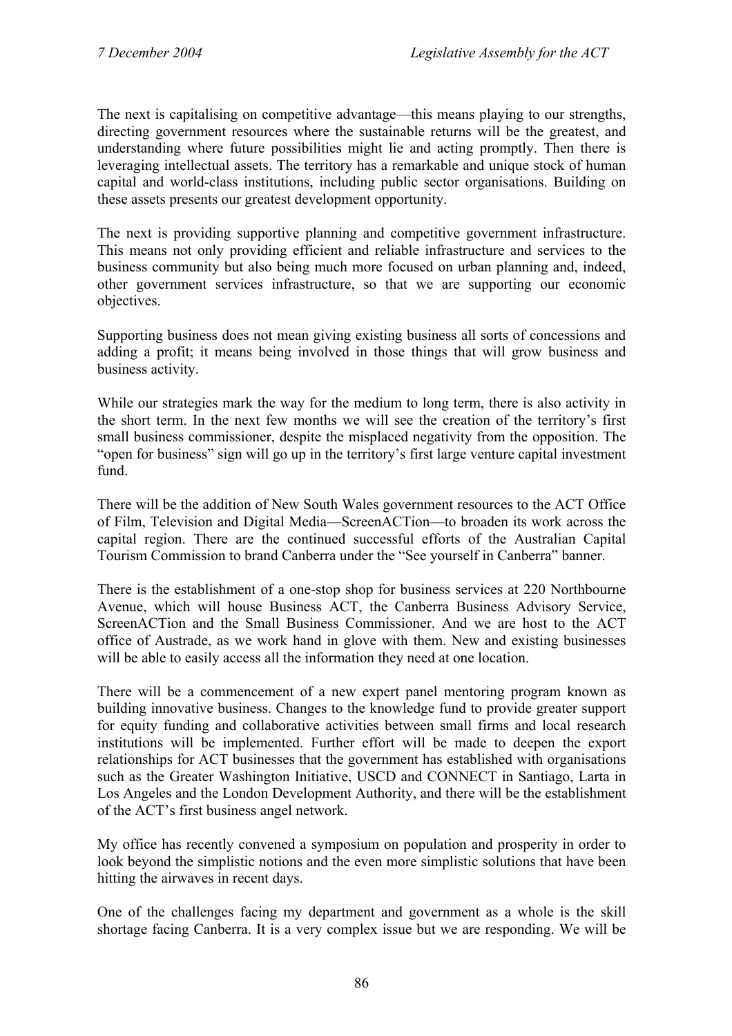The next is capitalising on competitive advantage—this means playing to our strengths, directing government resources where the sustainable returns will be the greatest, and understanding where future possibilities might lie and acting promptly. Then there is leveraging intellectual assets. The territory has a remarkable and unique stock of human capital and world-class institutions, including public sector organisations. Building on these assets presents our greatest development opportunity.

The next is providing supportive planning and competitive government infrastructure. This means not only providing efficient and reliable infrastructure and services to the business community but also being much more focused on urban planning and, indeed, other government services infrastructure, so that we are supporting our economic objectives.

Supporting business does not mean giving existing business all sorts of concessions and adding a profit; it means being involved in those things that will grow business and business activity.

While our strategies mark the way for the medium to long term, there is also activity in the short term. In the next few months we will see the creation of the territory's first small business commissioner, despite the misplaced negativity from the opposition. The "open for business" sign will go up in the territory's first large venture capital investment fund.

There will be the addition of New South Wales government resources to the ACT Office of Film, Television and Digital Media—ScreenACTion—to broaden its work across the capital region. There are the continued successful efforts of the Australian Capital Tourism Commission to brand Canberra under the "See yourself in Canberra" banner.

There is the establishment of a one-stop shop for business services at 220 Northbourne Avenue, which will house Business ACT, the Canberra Business Advisory Service, ScreenACTion and the Small Business Commissioner. And we are host to the ACT office of Austrade, as we work hand in glove with them. New and existing businesses will be able to easily access all the information they need at one location.

There will be a commencement of a new expert panel mentoring program known as building innovative business. Changes to the knowledge fund to provide greater support for equity funding and collaborative activities between small firms and local research institutions will be implemented. Further effort will be made to deepen the export relationships for ACT businesses that the government has established with organisations such as the Greater Washington Initiative, USCD and CONNECT in Santiago, Larta in Los Angeles and the London Development Authority, and there will be the establishment of the ACT's first business angel network.

My office has recently convened a symposium on population and prosperity in order to look beyond the simplistic notions and the even more simplistic solutions that have been hitting the airwaves in recent days.

One of the challenges facing my department and government as a whole is the skill shortage facing Canberra. It is a very complex issue but we are responding. We will be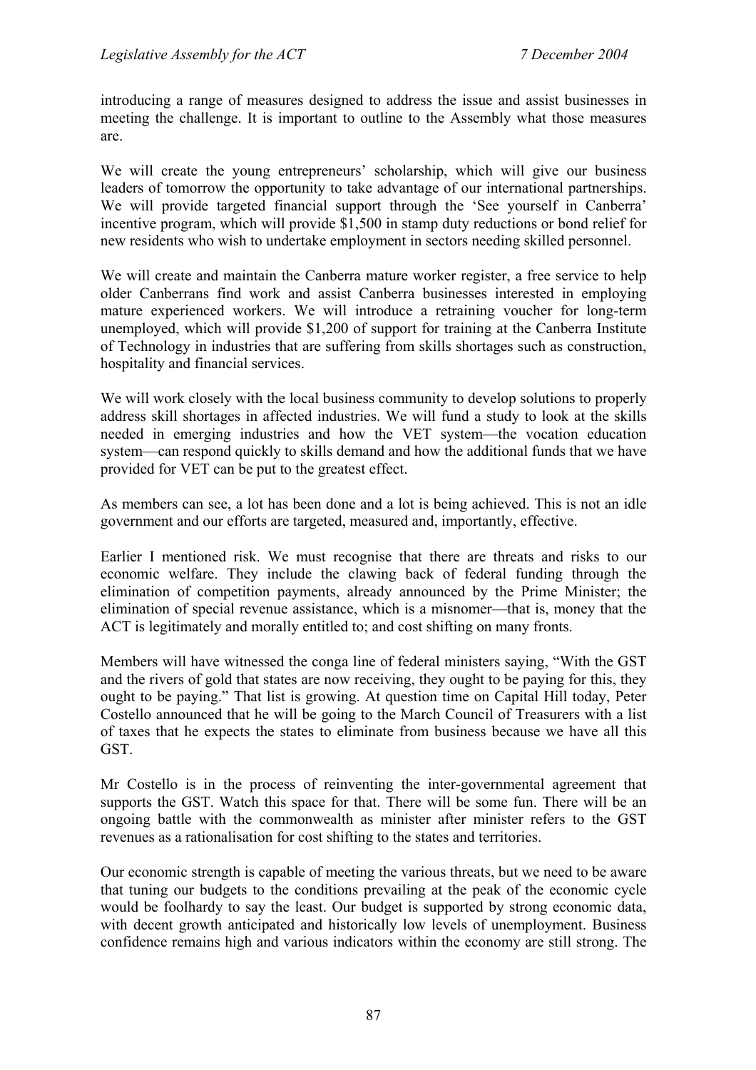introducing a range of measures designed to address the issue and assist businesses in meeting the challenge. It is important to outline to the Assembly what those measures are.

We will create the young entrepreneurs' scholarship, which will give our business leaders of tomorrow the opportunity to take advantage of our international partnerships. We will provide targeted financial support through the 'See yourself in Canberra' incentive program, which will provide $1,500 in stamp duty reductions or bond relief for new residents who wish to undertake employment in sectors needing skilled personnel.

We will create and maintain the Canberra mature worker register, a free service to help older Canberrans find work and assist Canberra businesses interested in employing mature experienced workers. We will introduce a retraining voucher for long-term unemployed, which will provide $1,200 of support for training at the Canberra Institute of Technology in industries that are suffering from skills shortages such as construction, hospitality and financial services.

We will work closely with the local business community to develop solutions to properly address skill shortages in affected industries. We will fund a study to look at the skills needed in emerging industries and how the VET system—the vocation education system—can respond quickly to skills demand and how the additional funds that we have provided for VET can be put to the greatest effect.

As members can see, a lot has been done and a lot is being achieved. This is not an idle government and our efforts are targeted, measured and, importantly, effective.

Earlier I mentioned risk. We must recognise that there are threats and risks to our economic welfare. They include the clawing back of federal funding through the elimination of competition payments, already announced by the Prime Minister; the elimination of special revenue assistance, which is a misnomer—that is, money that the ACT is legitimately and morally entitled to; and cost shifting on many fronts.

Members will have witnessed the conga line of federal ministers saying, "With the GST and the rivers of gold that states are now receiving, they ought to be paying for this, they ought to be paying." That list is growing. At question time on Capital Hill today, Peter Costello announced that he will be going to the March Council of Treasurers with a list of taxes that he expects the states to eliminate from business because we have all this GST.

Mr Costello is in the process of reinventing the inter-governmental agreement that supports the GST. Watch this space for that. There will be some fun. There will be an ongoing battle with the commonwealth as minister after minister refers to the GST revenues as a rationalisation for cost shifting to the states and territories.

Our economic strength is capable of meeting the various threats, but we need to be aware that tuning our budgets to the conditions prevailing at the peak of the economic cycle would be foolhardy to say the least. Our budget is supported by strong economic data, with decent growth anticipated and historically low levels of unemployment. Business confidence remains high and various indicators within the economy are still strong. The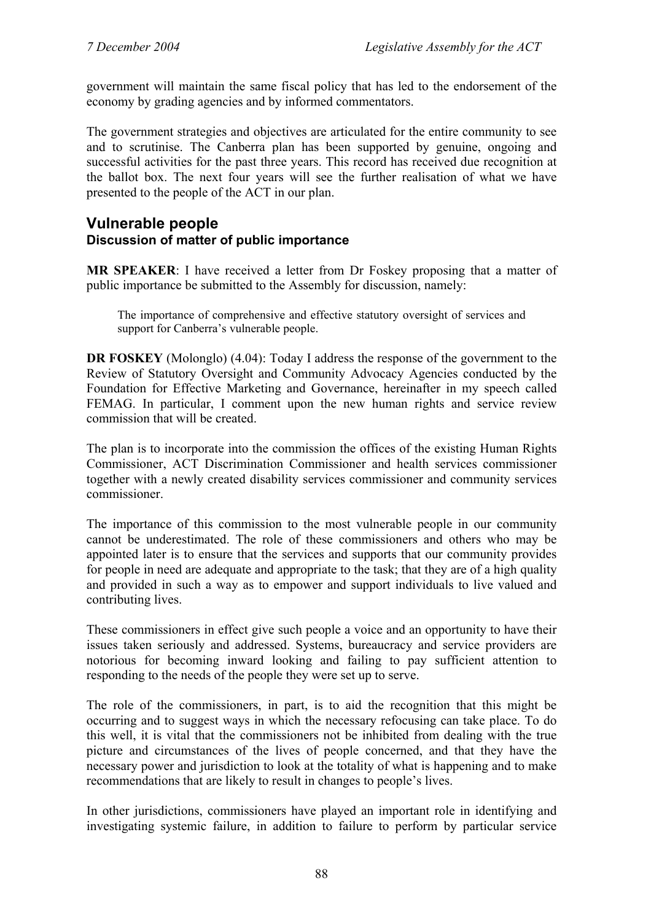government will maintain the same fiscal policy that has led to the endorsement of the economy by grading agencies and by informed commentators.

The government strategies and objectives are articulated for the entire community to see and to scrutinise. The Canberra plan has been supported by genuine, ongoing and successful activities for the past three years. This record has received due recognition at the ballot box. The next four years will see the further realisation of what we have presented to the people of the ACT in our plan.

## Vulnerable people

### Discussion of matter of public importance

**MR SPEAKER**: I have received a letter from Dr Foskey proposing that a matter of public importance be submitted to the Assembly for discussion, namely:

> The importance of comprehensive and effective statutory oversight of services and support for Canberra's vulnerable people.

**DR FOSKEY** (Molonglo) (4.04): Today I address the response of the government to the Review of Statutory Oversight and Community Advocacy Agencies conducted by the Foundation for Effective Marketing and Governance, hereinafter in my speech called FEMAG. In particular, I comment upon the new human rights and service review commission that will be created.

The plan is to incorporate into the commission the offices of the existing Human Rights Commissioner, ACT Discrimination Commissioner and health services commissioner together with a newly created disability services commissioner and community services commissioner.

The importance of this commission to the most vulnerable people in our community cannot be underestimated. The role of these commissioners and others who may be appointed later is to ensure that the services and supports that our community provides for people in need are adequate and appropriate to the task; that they are of a high quality and provided in such a way as to empower and support individuals to live valued and contributing lives.

These commissioners in effect give such people a voice and an opportunity to have their issues taken seriously and addressed. Systems, bureaucracy and service providers are notorious for becoming inward looking and failing to pay sufficient attention to responding to the needs of the people they were set up to serve.

The role of the commissioners, in part, is to aid the recognition that this might be occurring and to suggest ways in which the necessary refocusing can take place. To do this well, it is vital that the commissioners not be inhibited from dealing with the true picture and circumstances of the lives of people concerned, and that they have the necessary power and jurisdiction to look at the totality of what is happening and to make recommendations that are likely to result in changes to people's lives.

In other jurisdictions, commissioners have played an important role in identifying and investigating systemic failure, in addition to failure to perform by particular service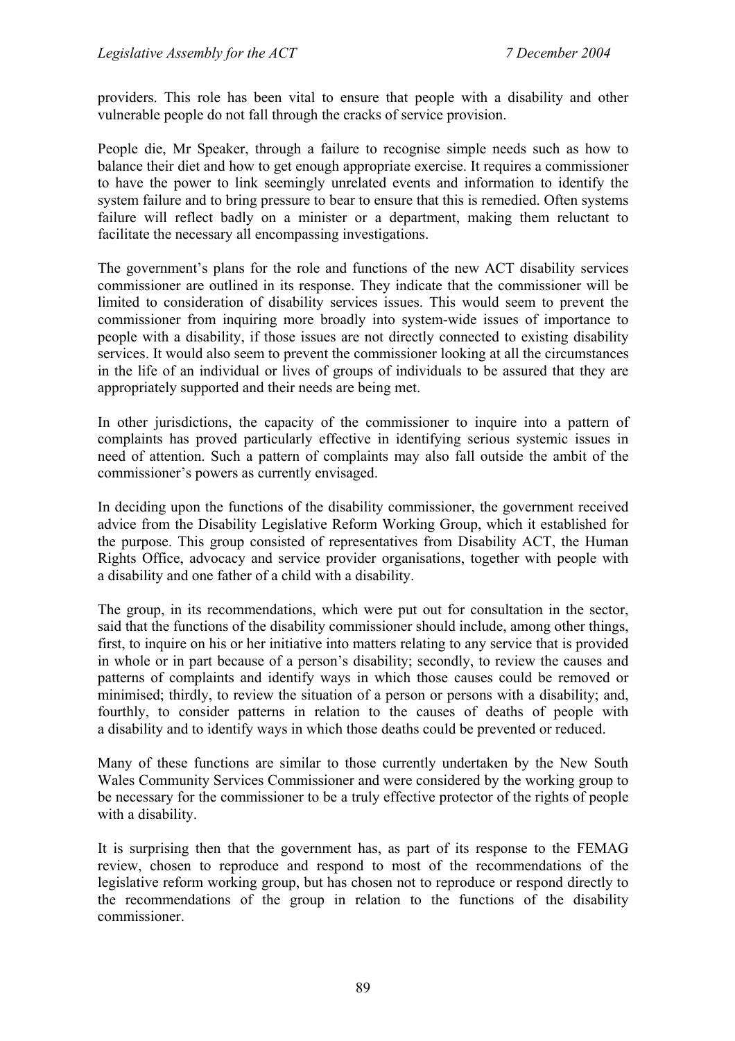providers. This role has been vital to ensure that people with a disability and other vulnerable people do not fall through the cracks of service provision.

People die, Mr Speaker, through a failure to recognise simple needs such as how to balance their diet and how to get enough appropriate exercise. It requires a commissioner to have the power to link seemingly unrelated events and information to identify the system failure and to bring pressure to bear to ensure that this is remedied. Often systems failure will reflect badly on a minister or a department, making them reluctant to facilitate the necessary all encompassing investigations.

The government's plans for the role and functions of the new ACT disability services commissioner are outlined in its response. They indicate that the commissioner will be limited to consideration of disability services issues. This would seem to prevent the commissioner from inquiring more broadly into system-wide issues of importance to people with a disability, if those issues are not directly connected to existing disability services. It would also seem to prevent the commissioner looking at all the circumstances in the life of an individual or lives of groups of individuals to be assured that they are appropriately supported and their needs are being met.

In other jurisdictions, the capacity of the commissioner to inquire into a pattern of complaints has proved particularly effective in identifying serious systemic issues in need of attention. Such a pattern of complaints may also fall outside the ambit of the commissioner's powers as currently envisaged.

In deciding upon the functions of the disability commissioner, the government received advice from the Disability Legislative Reform Working Group, which it established for the purpose. This group consisted of representatives from Disability ACT, the Human Rights Office, advocacy and service provider organisations, together with people with a disability and one father of a child with a disability.

The group, in its recommendations, which were put out for consultation in the sector, said that the functions of the disability commissioner should include, among other things, first, to inquire on his or her initiative into matters relating to any service that is provided in whole or in part because of a person's disability; secondly, to review the causes and patterns of complaints and identify ways in which those causes could be removed or minimised; thirdly, to review the situation of a person or persons with a disability; and, fourthly, to consider patterns in relation to the causes of deaths of people with a disability and to identify ways in which those deaths could be prevented or reduced.

Many of these functions are similar to those currently undertaken by the New South Wales Community Services Commissioner and were considered by the working group to be necessary for the commissioner to be a truly effective protector of the rights of people with a disability.

It is surprising then that the government has, as part of its response to the FEMAG review, chosen to reproduce and respond to most of the recommendations of the legislative reform working group, but has chosen not to reproduce or respond directly to the recommendations of the group in relation to the functions of the disability commissioner.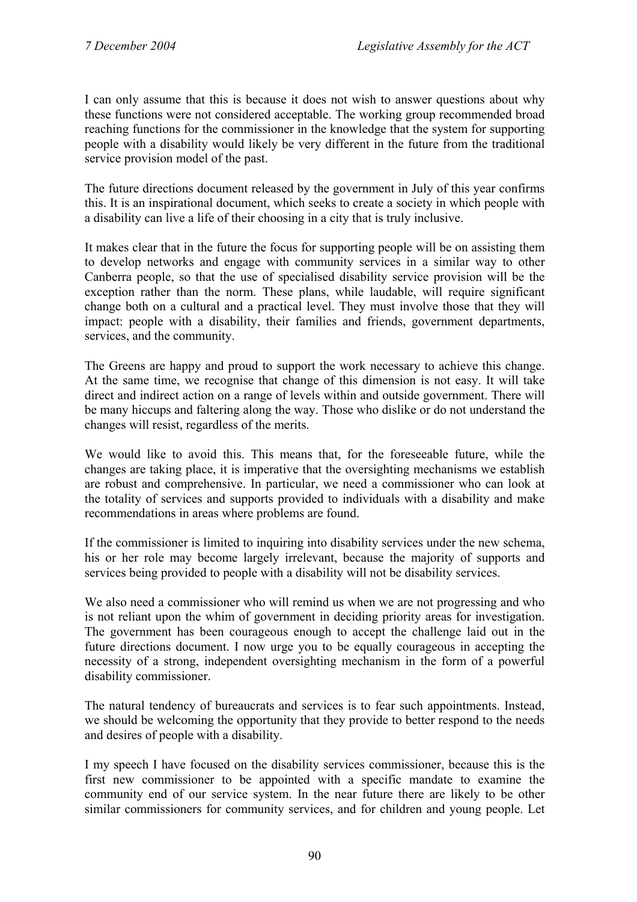I can only assume that this is because it does not wish to answer questions about why these functions were not considered acceptable. The working group recommended broad reaching functions for the commissioner in the knowledge that the system for supporting people with a disability would likely be very different in the future from the traditional service provision model of the past.

The future directions document released by the government in July of this year confirms this. It is an inspirational document, which seeks to create a society in which people with a disability can live a life of their choosing in a city that is truly inclusive.

It makes clear that in the future the focus for supporting people will be on assisting them to develop networks and engage with community services in a similar way to other Canberra people, so that the use of specialised disability service provision will be the exception rather than the norm. These plans, while laudable, will require significant change both on a cultural and a practical level. They must involve those that they will impact: people with a disability, their families and friends, government departments, services, and the community.

The Greens are happy and proud to support the work necessary to achieve this change. At the same time, we recognise that change of this dimension is not easy. It will take direct and indirect action on a range of levels within and outside government. There will be many hiccups and faltering along the way. Those who dislike or do not understand the changes will resist, regardless of the merits.

We would like to avoid this. This means that, for the foreseeable future, while the changes are taking place, it is imperative that the oversighting mechanisms we establish are robust and comprehensive. In particular, we need a commissioner who can look at the totality of services and supports provided to individuals with a disability and make recommendations in areas where problems are found.

If the commissioner is limited to inquiring into disability services under the new schema, his or her role may become largely irrelevant, because the majority of supports and services being provided to people with a disability will not be disability services.

We also need a commissioner who will remind us when we are not progressing and who is not reliant upon the whim of government in deciding priority areas for investigation. The government has been courageous enough to accept the challenge laid out in the future directions document. I now urge you to be equally courageous in accepting the necessity of a strong, independent oversighting mechanism in the form of a powerful disability commissioner.

The natural tendency of bureaucrats and services is to fear such appointments. Instead, we should be welcoming the opportunity that they provide to better respond to the needs and desires of people with a disability.

I my speech I have focused on the disability services commissioner, because this is the first new commissioner to be appointed with a specific mandate to examine the community end of our service system. In the near future there are likely to be other similar commissioners for community services, and for children and young people. Let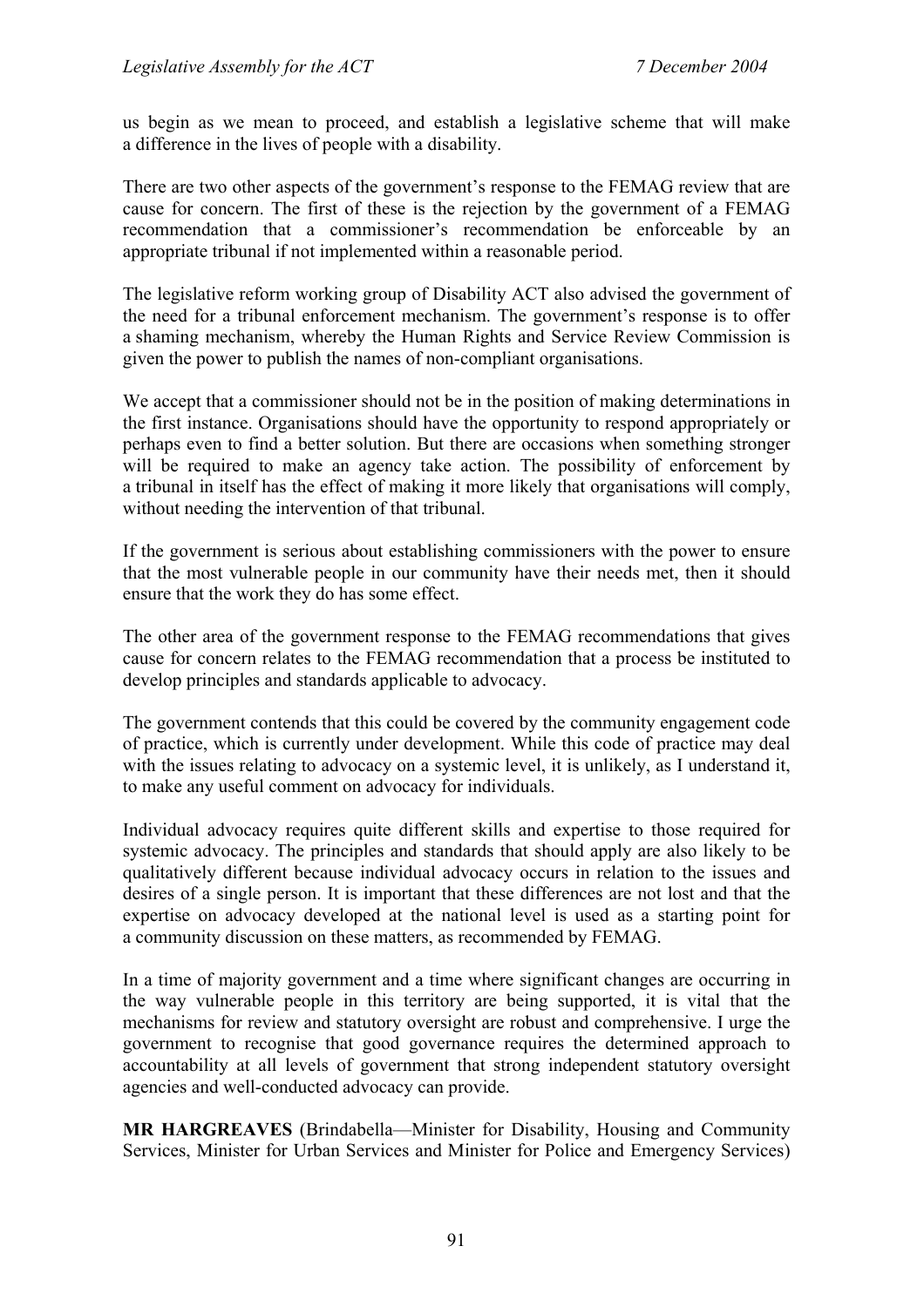us begin as we mean to proceed, and establish a legislative scheme that will make a difference in the lives of people with a disability.

There are two other aspects of the government's response to the FEMAG review that are cause for concern. The first of these is the rejection by the government of a FEMAG recommendation that a commissioner's recommendation be enforceable by an appropriate tribunal if not implemented within a reasonable period.

The legislative reform working group of Disability ACT also advised the government of the need for a tribunal enforcement mechanism. The government's response is to offer a shaming mechanism, whereby the Human Rights and Service Review Commission is given the power to publish the names of non-compliant organisations.

We accept that a commissioner should not be in the position of making determinations in the first instance. Organisations should have the opportunity to respond appropriately or perhaps even to find a better solution. But there are occasions when something stronger will be required to make an agency take action. The possibility of enforcement by a tribunal in itself has the effect of making it more likely that organisations will comply, without needing the intervention of that tribunal.

If the government is serious about establishing commissioners with the power to ensure that the most vulnerable people in our community have their needs met, then it should ensure that the work they do has some effect.

The other area of the government response to the FEMAG recommendations that gives cause for concern relates to the FEMAG recommendation that a process be instituted to develop principles and standards applicable to advocacy.

The government contends that this could be covered by the community engagement code of practice, which is currently under development. While this code of practice may deal with the issues relating to advocacy on a systemic level, it is unlikely, as I understand it, to make any useful comment on advocacy for individuals.

Individual advocacy requires quite different skills and expertise to those required for systemic advocacy. The principles and standards that should apply are also likely to be qualitatively different because individual advocacy occurs in relation to the issues and desires of a single person. It is important that these differences are not lost and that the expertise on advocacy developed at the national level is used as a starting point for a community discussion on these matters, as recommended by FEMAG.

In a time of majority government and a time where significant changes are occurring in the way vulnerable people in this territory are being supported, it is vital that the mechanisms for review and statutory oversight are robust and comprehensive. I urge the government to recognise that good governance requires the determined approach to accountability at all levels of government that strong independent statutory oversight agencies and well-conducted advocacy can provide.

**MR HARGREAVES** (Brindabella—Minister for Disability, Housing and Community Services, Minister for Urban Services and Minister for Police and Emergency Services)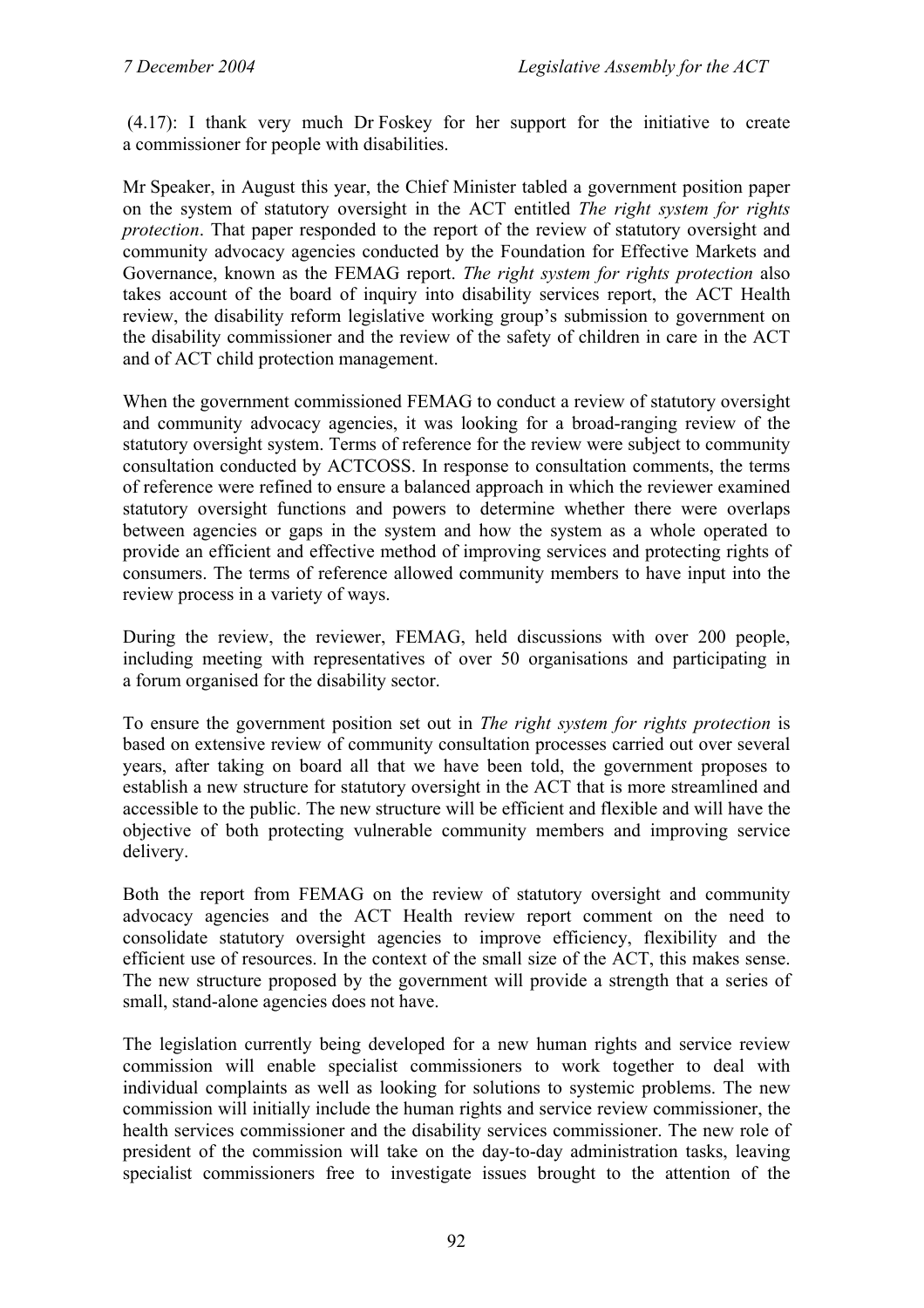(4.17): I thank very much Dr Foskey for her support for the initiative to create a commissioner for people with disabilities.

Mr Speaker, in August this year, the Chief Minister tabled a government position paper on the system of statutory oversight in the ACT entitled *The right system for rights protection*. That paper responded to the report of the review of statutory oversight and community advocacy agencies conducted by the Foundation for Effective Markets and Governance, known as the FEMAG report. *The right system for rights protection* also takes account of the board of inquiry into disability services report, the ACT Health review, the disability reform legislative working group's submission to government on the disability commissioner and the review of the safety of children in care in the ACT and of ACT child protection management.

When the government commissioned FEMAG to conduct a review of statutory oversight and community advocacy agencies, it was looking for a broad-ranging review of the statutory oversight system. Terms of reference for the review were subject to community consultation conducted by ACTCOSS. In response to consultation comments, the terms of reference were refined to ensure a balanced approach in which the reviewer examined statutory oversight functions and powers to determine whether there were overlaps between agencies or gaps in the system and how the system as a whole operated to provide an efficient and effective method of improving services and protecting rights of consumers. The terms of reference allowed community members to have input into the review process in a variety of ways.

During the review, the reviewer, FEMAG, held discussions with over 200 people, including meeting with representatives of over 50 organisations and participating in a forum organised for the disability sector.

To ensure the government position set out in *The right system for rights protection* is based on extensive review of community consultation processes carried out over several years, after taking on board all that we have been told, the government proposes to establish a new structure for statutory oversight in the ACT that is more streamlined and accessible to the public. The new structure will be efficient and flexible and will have the objective of both protecting vulnerable community members and improving service delivery.

Both the report from FEMAG on the review of statutory oversight and community advocacy agencies and the ACT Health review report comment on the need to consolidate statutory oversight agencies to improve efficiency, flexibility and the efficient use of resources. In the context of the small size of the ACT, this makes sense. The new structure proposed by the government will provide a strength that a series of small, stand-alone agencies does not have.

The legislation currently being developed for a new human rights and service review commission will enable specialist commissioners to work together to deal with individual complaints as well as looking for solutions to systemic problems. The new commission will initially include the human rights and service review commissioner, the health services commissioner and the disability services commissioner. The new role of president of the commission will take on the day-to-day administration tasks, leaving specialist commissioners free to investigate issues brought to the attention of the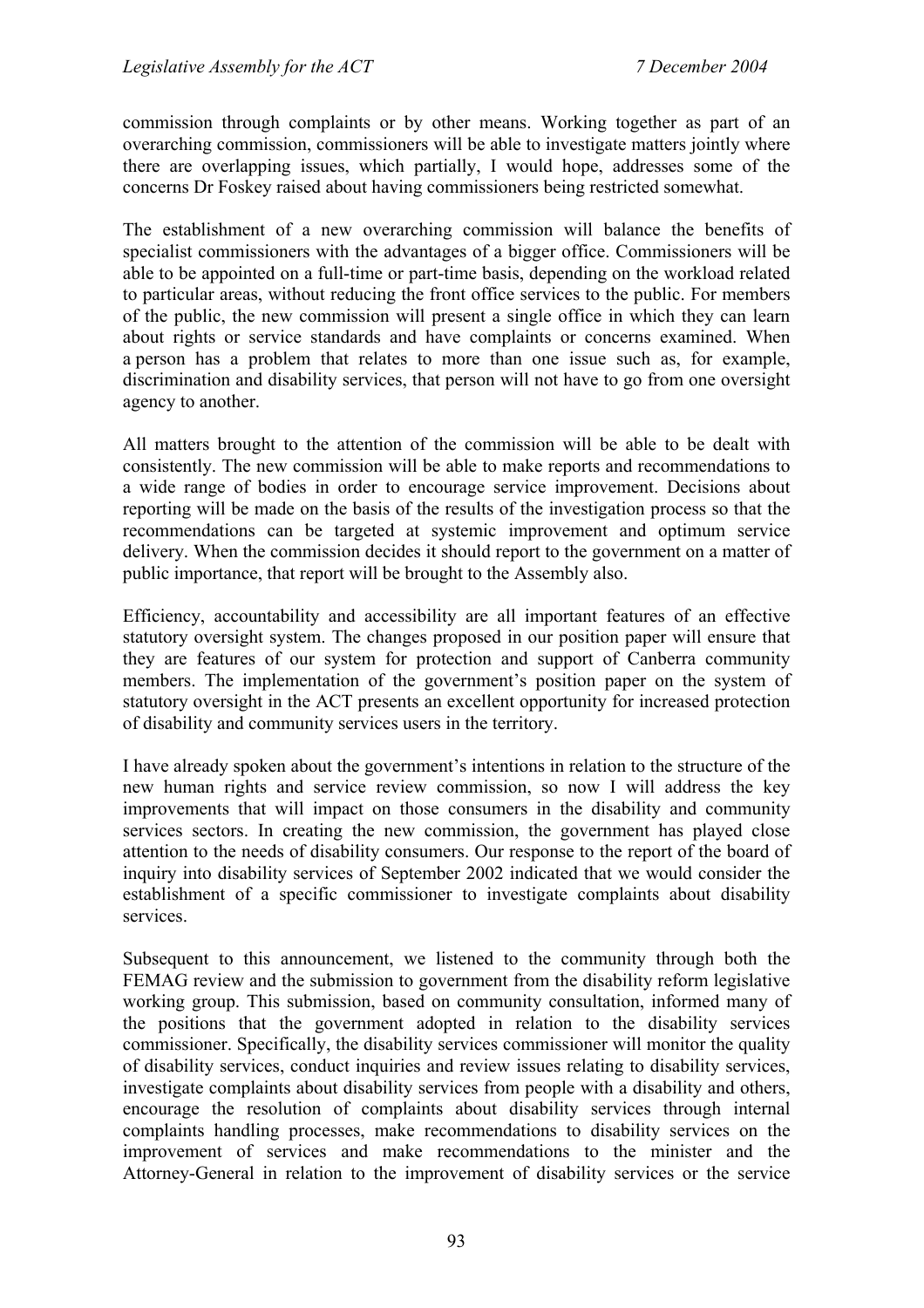commission through complaints or by other means. Working together as part of an overarching commission, commissioners will be able to investigate matters jointly where there are overlapping issues, which partially, I would hope, addresses some of the concerns Dr Foskey raised about having commissioners being restricted somewhat.

The establishment of a new overarching commission will balance the benefits of specialist commissioners with the advantages of a bigger office. Commissioners will be able to be appointed on a full-time or part-time basis, depending on the workload related to particular areas, without reducing the front office services to the public. For members of the public, the new commission will present a single office in which they can learn about rights or service standards and have complaints or concerns examined. When a person has a problem that relates to more than one issue such as, for example, discrimination and disability services, that person will not have to go from one oversight agency to another.

All matters brought to the attention of the commission will be able to be dealt with consistently. The new commission will be able to make reports and recommendations to a wide range of bodies in order to encourage service improvement. Decisions about reporting will be made on the basis of the results of the investigation process so that the recommendations can be targeted at systemic improvement and optimum service delivery. When the commission decides it should report to the government on a matter of public importance, that report will be brought to the Assembly also.

Efficiency, accountability and accessibility are all important features of an effective statutory oversight system. The changes proposed in our position paper will ensure that they are features of our system for protection and support of Canberra community members. The implementation of the government's position paper on the system of statutory oversight in the ACT presents an excellent opportunity for increased protection of disability and community services users in the territory.

I have already spoken about the government's intentions in relation to the structure of the new human rights and service review commission, so now I will address the key improvements that will impact on those consumers in the disability and community services sectors. In creating the new commission, the government has played close attention to the needs of disability consumers. Our response to the report of the board of inquiry into disability services of September 2002 indicated that we would consider the establishment of a specific commissioner to investigate complaints about disability services.

Subsequent to this announcement, we listened to the community through both the FEMAG review and the submission to government from the disability reform legislative working group. This submission, based on community consultation, informed many of the positions that the government adopted in relation to the disability services commissioner. Specifically, the disability services commissioner will monitor the quality of disability services, conduct inquiries and review issues relating to disability services, investigate complaints about disability services from people with a disability and others, encourage the resolution of complaints about disability services through internal complaints handling processes, make recommendations to disability services on the improvement of services and make recommendations to the minister and the Attorney-General in relation to the improvement of disability services or the service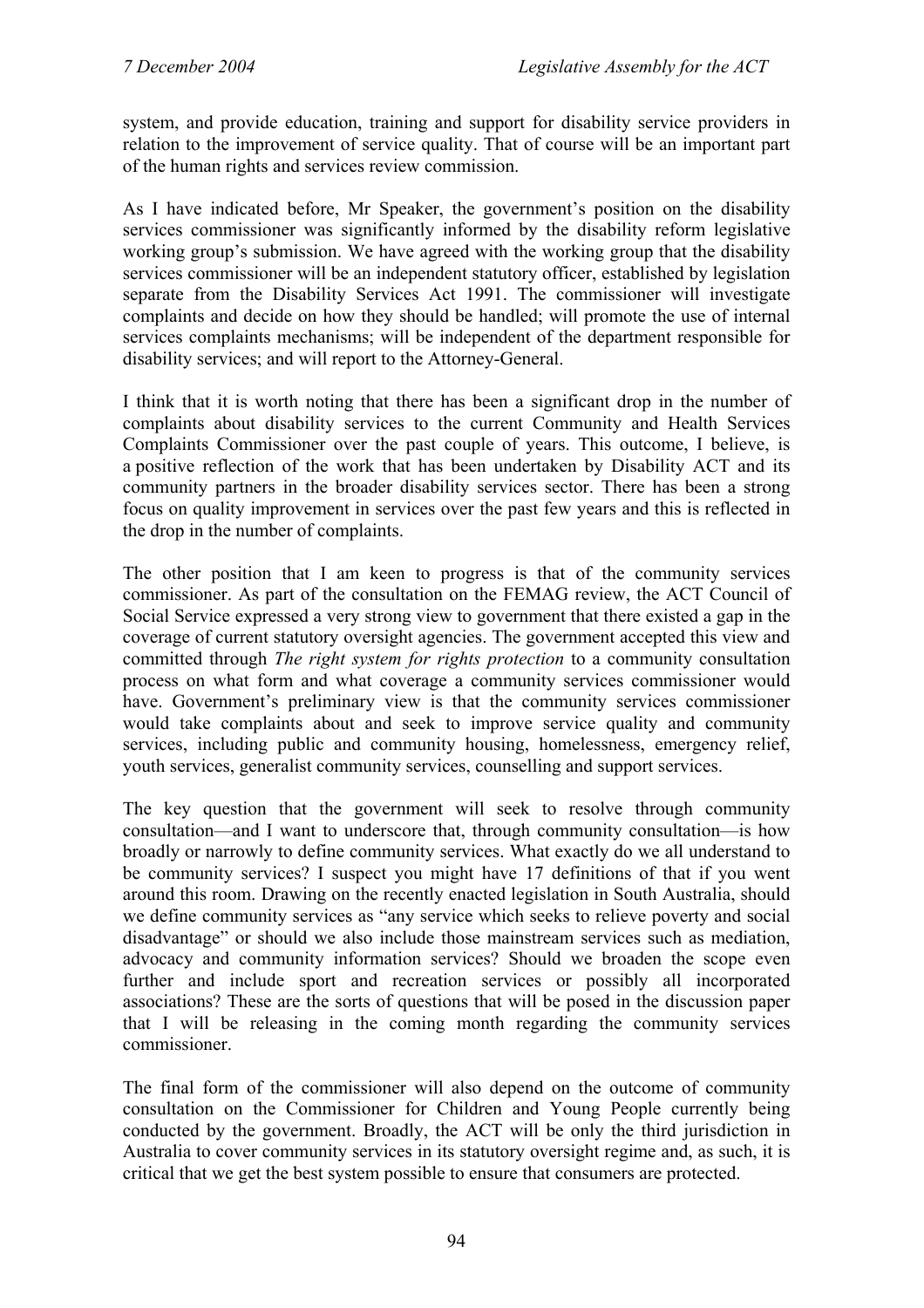system, and provide education, training and support for disability service providers in relation to the improvement of service quality. That of course will be an important part of the human rights and services review commission.

As I have indicated before, Mr Speaker, the government's position on the disability services commissioner was significantly informed by the disability reform legislative working group's submission. We have agreed with the working group that the disability services commissioner will be an independent statutory officer, established by legislation separate from the Disability Services Act 1991. The commissioner will investigate complaints and decide on how they should be handled; will promote the use of internal services complaints mechanisms; will be independent of the department responsible for disability services; and will report to the Attorney-General.

I think that it is worth noting that there has been a significant drop in the number of complaints about disability services to the current Community and Health Services Complaints Commissioner over the past couple of years. This outcome, I believe, is a positive reflection of the work that has been undertaken by Disability ACT and its community partners in the broader disability services sector. There has been a strong focus on quality improvement in services over the past few years and this is reflected in the drop in the number of complaints.

The other position that I am keen to progress is that of the community services commissioner. As part of the consultation on the FEMAG review, the ACT Council of Social Service expressed a very strong view to government that there existed a gap in the coverage of current statutory oversight agencies. The government accepted this view and committed through *The right system for rights protection* to a community consultation process on what form and what coverage a community services commissioner would have. Government's preliminary view is that the community services commissioner would take complaints about and seek to improve service quality and community services, including public and community housing, homelessness, emergency relief, youth services, generalist community services, counselling and support services.

The key question that the government will seek to resolve through community consultation—and I want to underscore that, through community consultation—is how broadly or narrowly to define community services. What exactly do we all understand to be community services? I suspect you might have 17 definitions of that if you went around this room. Drawing on the recently enacted legislation in South Australia, should we define community services as "any service which seeks to relieve poverty and social disadvantage" or should we also include those mainstream services such as mediation, advocacy and community information services? Should we broaden the scope even further and include sport and recreation services or possibly all incorporated associations? These are the sorts of questions that will be posed in the discussion paper that I will be releasing in the coming month regarding the community services commissioner.

The final form of the commissioner will also depend on the outcome of community consultation on the Commissioner for Children and Young People currently being conducted by the government. Broadly, the ACT will be only the third jurisdiction in Australia to cover community services in its statutory oversight regime and, as such, it is critical that we get the best system possible to ensure that consumers are protected.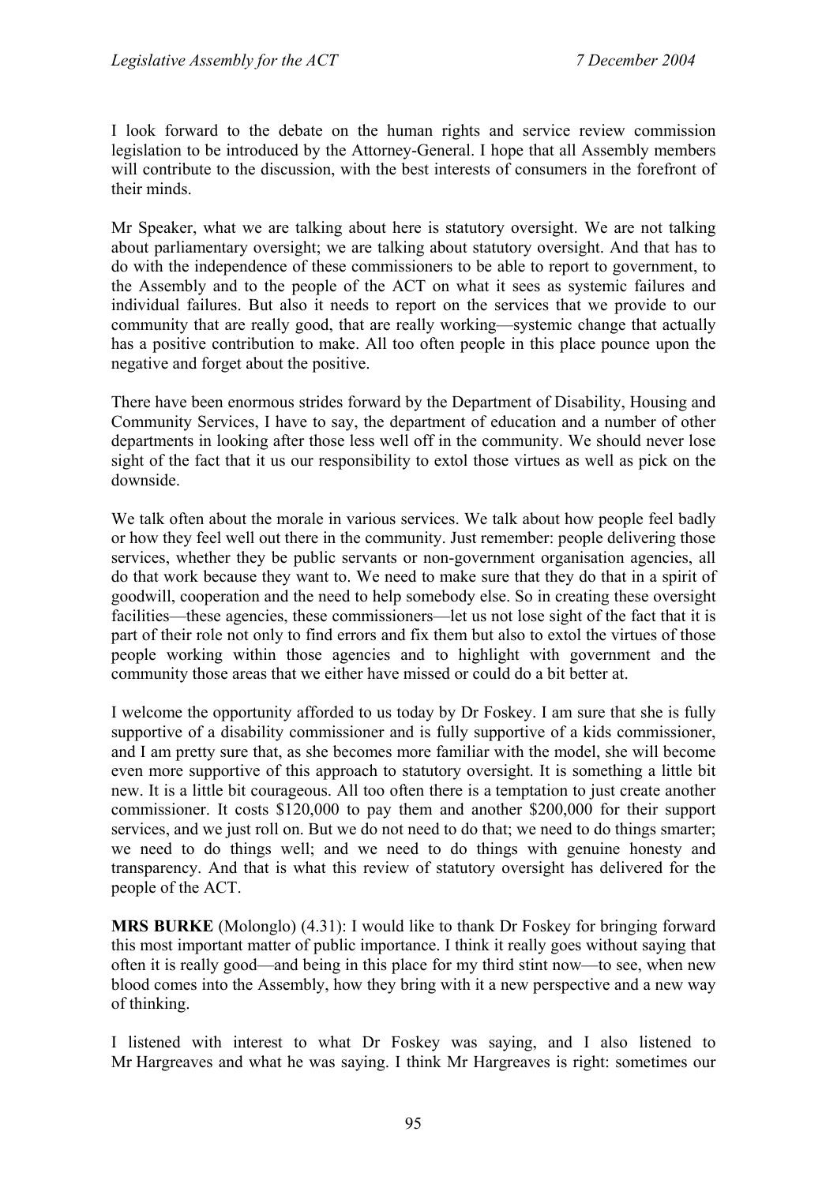I look forward to the debate on the human rights and service review commission legislation to be introduced by the Attorney-General. I hope that all Assembly members will contribute to the discussion, with the best interests of consumers in the forefront of their minds.

Mr Speaker, what we are talking about here is statutory oversight. We are not talking about parliamentary oversight; we are talking about statutory oversight. And that has to do with the independence of these commissioners to be able to report to government, to the Assembly and to the people of the ACT on what it sees as systemic failures and individual failures. But also it needs to report on the services that we provide to our community that are really good, that are really working—systemic change that actually has a positive contribution to make. All too often people in this place pounce upon the negative and forget about the positive.

There have been enormous strides forward by the Department of Disability, Housing and Community Services, I have to say, the department of education and a number of other departments in looking after those less well off in the community. We should never lose sight of the fact that it us our responsibility to extol those virtues as well as pick on the downside.

We talk often about the morale in various services. We talk about how people feel badly or how they feel well out there in the community. Just remember: people delivering those services, whether they be public servants or non-government organisation agencies, all do that work because they want to. We need to make sure that they do that in a spirit of goodwill, cooperation and the need to help somebody else. So in creating these oversight facilities—these agencies, these commissioners—let us not lose sight of the fact that it is part of their role not only to find errors and fix them but also to extol the virtues of those people working within those agencies and to highlight with government and the community those areas that we either have missed or could do a bit better at.

I welcome the opportunity afforded to us today by Dr Foskey. I am sure that she is fully supportive of a disability commissioner and is fully supportive of a kids commissioner, and I am pretty sure that, as she becomes more familiar with the model, she will become even more supportive of this approach to statutory oversight. It is something a little bit new. It is a little bit courageous. All too often there is a temptation to just create another commissioner. It costs \$120,000 to pay them and another \$200,000 for their support services, and we just roll on. But we do not need to do that; we need to do things smarter; we need to do things well; and we need to do things with genuine honesty and transparency. And that is what this review of statutory oversight has delivered for the people of the ACT.

**MRS BURKE** (Molonglo) (4.31): I would like to thank Dr Foskey for bringing forward this most important matter of public importance. I think it really goes without saying that often it is really good—and being in this place for my third stint now—to see, when new blood comes into the Assembly, how they bring with it a new perspective and a new way of thinking.

I listened with interest to what Dr Foskey was saying, and I also listened to Mr Hargreaves and what he was saying. I think Mr Hargreaves is right: sometimes our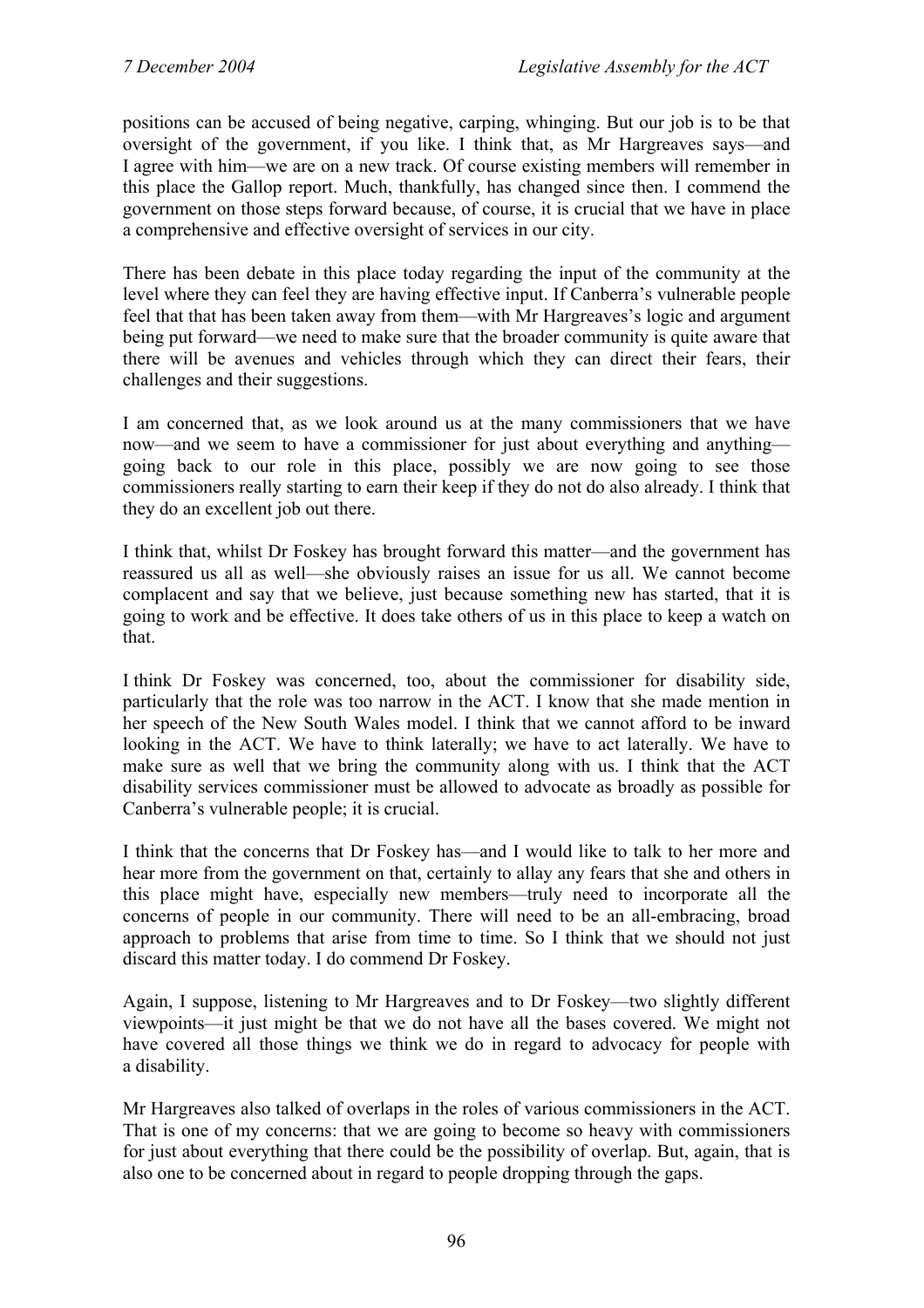positions can be accused of being negative, carping, whinging. But our job is to be that oversight of the government, if you like. I think that, as Mr Hargreaves says—and I agree with him—we are on a new track. Of course existing members will remember in this place the Gallop report. Much, thankfully, has changed since then. I commend the government on those steps forward because, of course, it is crucial that we have in place a comprehensive and effective oversight of services in our city.

There has been debate in this place today regarding the input of the community at the level where they can feel they are having effective input. If Canberra's vulnerable people feel that that has been taken away from them—with Mr Hargreaves's logic and argument being put forward—we need to make sure that the broader community is quite aware that there will be avenues and vehicles through which they can direct their fears, their challenges and their suggestions.

I am concerned that, as we look around us at the many commissioners that we have now—and we seem to have a commissioner for just about everything and anything—going back to our role in this place, possibly we are now going to see those commissioners really starting to earn their keep if they do not do also already. I think that they do an excellent job out there.

I think that, whilst Dr Foskey has brought forward this matter—and the government has reassured us all as well—she obviously raises an issue for us all. We cannot become complacent and say that we believe, just because something new has started, that it is going to work and be effective. It does take others of us in this place to keep a watch on that.

I think Dr Foskey was concerned, too, about the commissioner for disability side, particularly that the role was too narrow in the ACT. I know that she made mention in her speech of the New South Wales model. I think that we cannot afford to be inward looking in the ACT. We have to think laterally; we have to act laterally. We have to make sure as well that we bring the community along with us. I think that the ACT disability services commissioner must be allowed to advocate as broadly as possible for Canberra's vulnerable people; it is crucial.

I think that the concerns that Dr Foskey has—and I would like to talk to her more and hear more from the government on that, certainly to allay any fears that she and others in this place might have, especially new members—truly need to incorporate all the concerns of people in our community. There will need to be an all-embracing, broad approach to problems that arise from time to time. So I think that we should not just discard this matter today. I do commend Dr Foskey.

Again, I suppose, listening to Mr Hargreaves and to Dr Foskey—two slightly different viewpoints—it just might be that we do not have all the bases covered. We might not have covered all those things we think we do in regard to advocacy for people with a disability.

Mr Hargreaves also talked of overlaps in the roles of various commissioners in the ACT. That is one of my concerns: that we are going to become so heavy with commissioners for just about everything that there could be the possibility of overlap. But, again, that is also one to be concerned about in regard to people dropping through the gaps.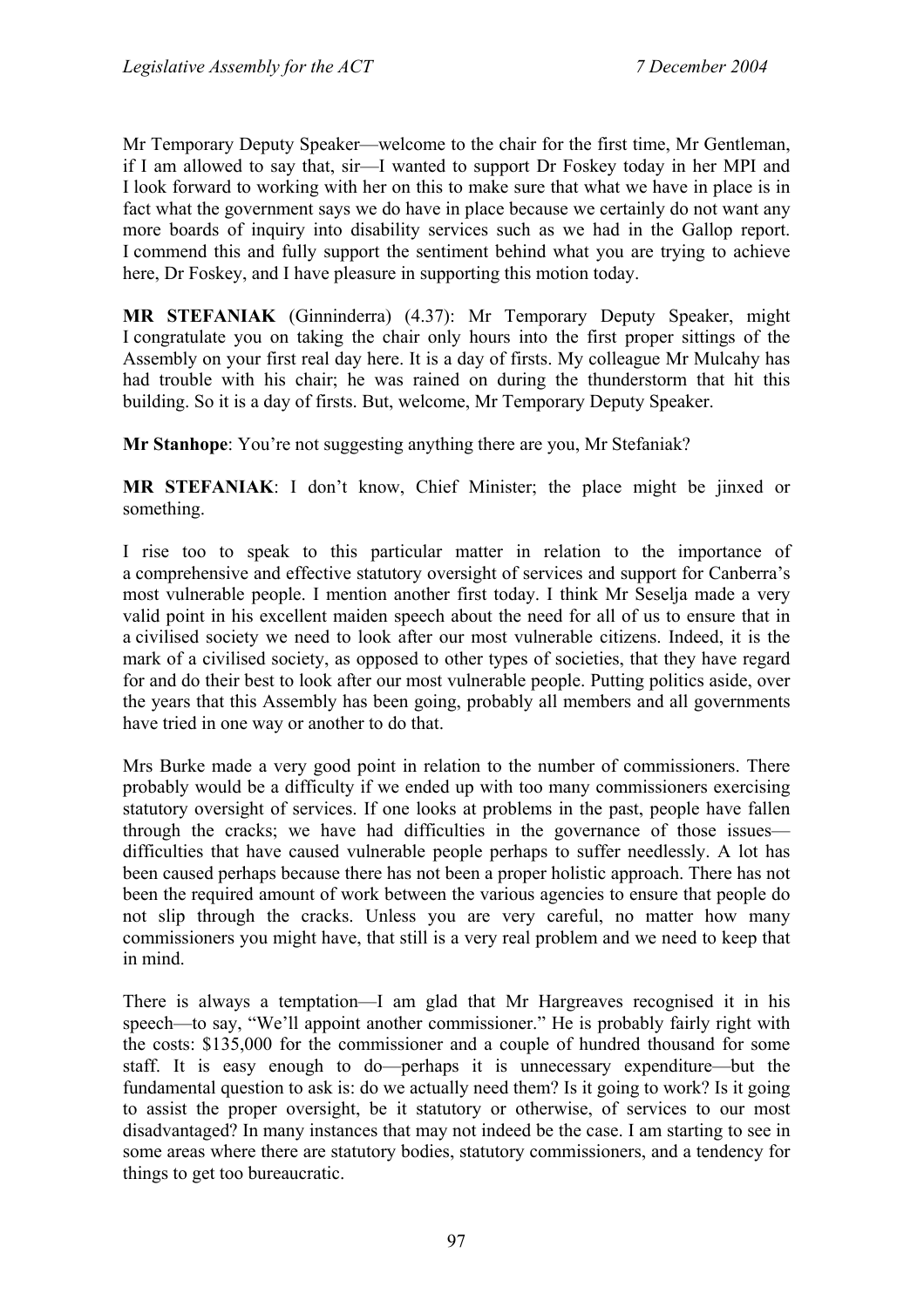Mr Temporary Deputy Speaker—welcome to the chair for the first time, Mr Gentleman, if I am allowed to say that, sir—I wanted to support Dr Foskey today in her MPI and I look forward to working with her on this to make sure that what we have in place is in fact what the government says we do have in place because we certainly do not want any more boards of inquiry into disability services such as we had in the Gallop report. I commend this and fully support the sentiment behind what you are trying to achieve here, Dr Foskey, and I have pleasure in supporting this motion today.

**MR STEFANIAK** (Ginninderra) (4.37): Mr Temporary Deputy Speaker, might I congratulate you on taking the chair only hours into the first proper sittings of the Assembly on your first real day here. It is a day of firsts. My colleague Mr Mulcahy has had trouble with his chair; he was rained on during the thunderstorm that hit this building. So it is a day of firsts. But, welcome, Mr Temporary Deputy Speaker.

**Mr Stanhope**: You're not suggesting anything there are you, Mr Stefaniak?

**MR STEFANIAK**: I don't know, Chief Minister; the place might be jinxed or something.

I rise too to speak to this particular matter in relation to the importance of a comprehensive and effective statutory oversight of services and support for Canberra's most vulnerable people. I mention another first today. I think Mr Seselja made a very valid point in his excellent maiden speech about the need for all of us to ensure that in a civilised society we need to look after our most vulnerable citizens. Indeed, it is the mark of a civilised society, as opposed to other types of societies, that they have regard for and do their best to look after our most vulnerable people. Putting politics aside, over the years that this Assembly has been going, probably all members and all governments have tried in one way or another to do that.

Mrs Burke made a very good point in relation to the number of commissioners. There probably would be a difficulty if we ended up with too many commissioners exercising statutory oversight of services. If one looks at problems in the past, people have fallen through the cracks; we have had difficulties in the governance of those issues—difficulties that have caused vulnerable people perhaps to suffer needlessly. A lot has been caused perhaps because there has not been a proper holistic approach. There has not been the required amount of work between the various agencies to ensure that people do not slip through the cracks. Unless you are very careful, no matter how many commissioners you might have, that still is a very real problem and we need to keep that in mind.

There is always a temptation—I am glad that Mr Hargreaves recognised it in his speech—to say, "We'll appoint another commissioner." He is probably fairly right with the costs: $135,000 for the commissioner and a couple of hundred thousand for some staff. It is easy enough to do—perhaps it is unnecessary expenditure—but the fundamental question to ask is: do we actually need them? Is it going to work? Is it going to assist the proper oversight, be it statutory or otherwise, of services to our most disadvantaged? In many instances that may not indeed be the case. I am starting to see in some areas where there are statutory bodies, statutory commissioners, and a tendency for things to get too bureaucratic.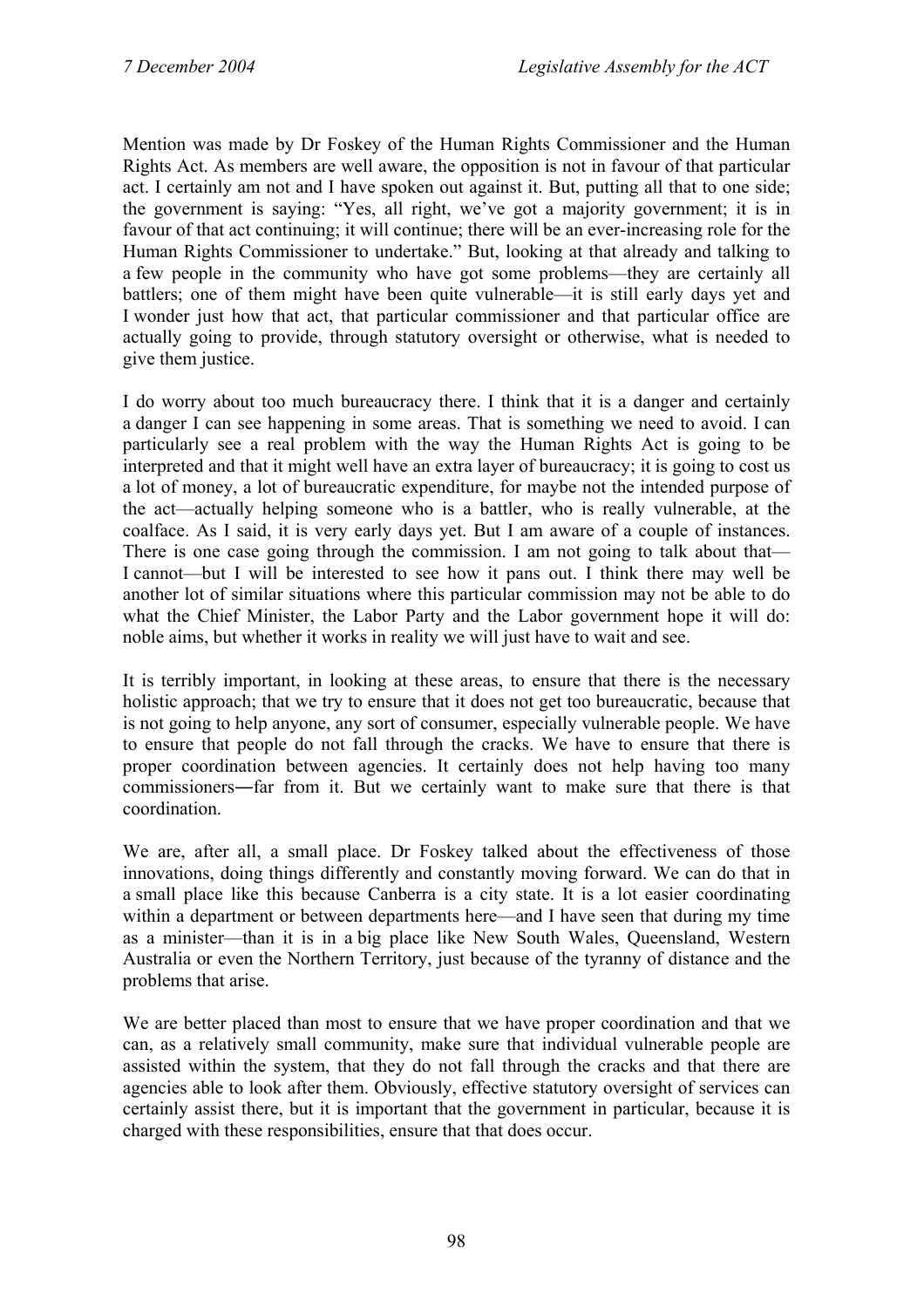Mention was made by Dr Foskey of the Human Rights Commissioner and the Human Rights Act. As members are well aware, the opposition is not in favour of that particular act. I certainly am not and I have spoken out against it. But, putting all that to one side; the government is saying: "Yes, all right, we've got a majority government; it is in favour of that act continuing; it will continue; there will be an ever-increasing role for the Human Rights Commissioner to undertake." But, looking at that already and talking to a few people in the community who have got some problems—they are certainly all battlers; one of them might have been quite vulnerable—it is still early days yet and I wonder just how that act, that particular commissioner and that particular office are actually going to provide, through statutory oversight or otherwise, what is needed to give them justice.

I do worry about too much bureaucracy there. I think that it is a danger and certainly a danger I can see happening in some areas. That is something we need to avoid. I can particularly see a real problem with the way the Human Rights Act is going to be interpreted and that it might well have an extra layer of bureaucracy; it is going to cost us a lot of money, a lot of bureaucratic expenditure, for maybe not the intended purpose of the act—actually helping someone who is a battler, who is really vulnerable, at the coalface. As I said, it is very early days yet. But I am aware of a couple of instances. There is one case going through the commission. I am not going to talk about that—I cannot—but I will be interested to see how it pans out. I think there may well be another lot of similar situations where this particular commission may not be able to do what the Chief Minister, the Labor Party and the Labor government hope it will do: noble aims, but whether it works in reality we will just have to wait and see.

It is terribly important, in looking at these areas, to ensure that there is the necessary holistic approach; that we try to ensure that it does not get too bureaucratic, because that is not going to help anyone, any sort of consumer, especially vulnerable people. We have to ensure that people do not fall through the cracks. We have to ensure that there is proper coordination between agencies. It certainly does not help having too many commissioners―far from it. But we certainly want to make sure that there is that coordination.

We are, after all, a small place. Dr Foskey talked about the effectiveness of those innovations, doing things differently and constantly moving forward. We can do that in a small place like this because Canberra is a city state. It is a lot easier coordinating within a department or between departments here—and I have seen that during my time as a minister—than it is in a big place like New South Wales, Queensland, Western Australia or even the Northern Territory, just because of the tyranny of distance and the problems that arise.

We are better placed than most to ensure that we have proper coordination and that we can, as a relatively small community, make sure that individual vulnerable people are assisted within the system, that they do not fall through the cracks and that there are agencies able to look after them. Obviously, effective statutory oversight of services can certainly assist there, but it is important that the government in particular, because it is charged with these responsibilities, ensure that that does occur.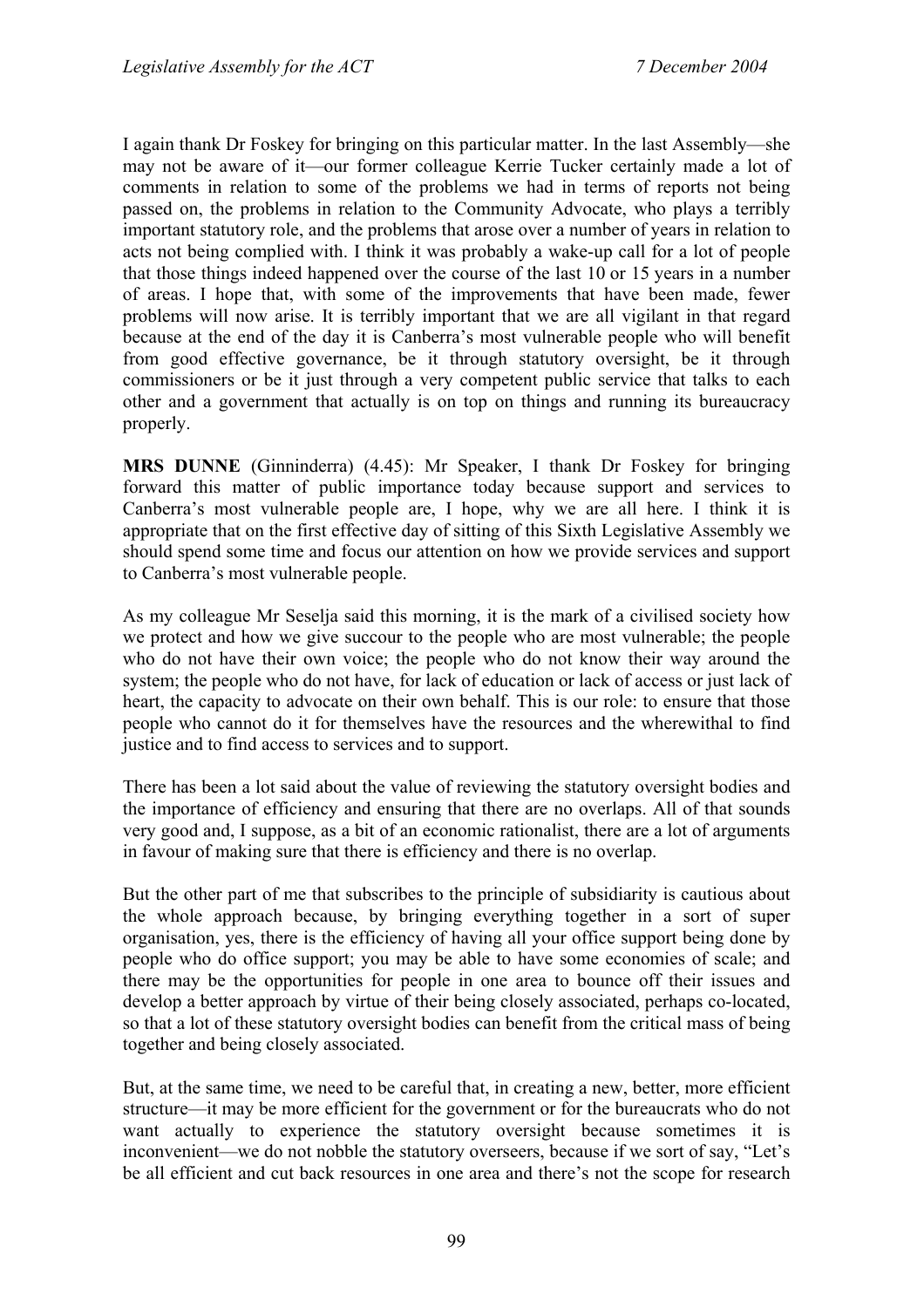I again thank Dr Foskey for bringing on this particular matter. In the last Assembly—she may not be aware of it—our former colleague Kerrie Tucker certainly made a lot of comments in relation to some of the problems we had in terms of reports not being passed on, the problems in relation to the Community Advocate, who plays a terribly important statutory role, and the problems that arose over a number of years in relation to acts not being complied with. I think it was probably a wake-up call for a lot of people that those things indeed happened over the course of the last 10 or 15 years in a number of areas. I hope that, with some of the improvements that have been made, fewer problems will now arise. It is terribly important that we are all vigilant in that regard because at the end of the day it is Canberra's most vulnerable people who will benefit from good effective governance, be it through statutory oversight, be it through commissioners or be it just through a very competent public service that talks to each other and a government that actually is on top on things and running its bureaucracy properly.

**MRS DUNNE** (Ginninderra) (4.45): Mr Speaker, I thank Dr Foskey for bringing forward this matter of public importance today because support and services to Canberra's most vulnerable people are, I hope, why we are all here. I think it is appropriate that on the first effective day of sitting of this Sixth Legislative Assembly we should spend some time and focus our attention on how we provide services and support to Canberra's most vulnerable people.

As my colleague Mr Seselja said this morning, it is the mark of a civilised society how we protect and how we give succour to the people who are most vulnerable; the people who do not have their own voice; the people who do not know their way around the system; the people who do not have, for lack of education or lack of access or just lack of heart, the capacity to advocate on their own behalf. This is our role: to ensure that those people who cannot do it for themselves have the resources and the wherewithal to find justice and to find access to services and to support.

There has been a lot said about the value of reviewing the statutory oversight bodies and the importance of efficiency and ensuring that there are no overlaps. All of that sounds very good and, I suppose, as a bit of an economic rationalist, there are a lot of arguments in favour of making sure that there is efficiency and there is no overlap.

But the other part of me that subscribes to the principle of subsidiarity is cautious about the whole approach because, by bringing everything together in a sort of super organisation, yes, there is the efficiency of having all your office support being done by people who do office support; you may be able to have some economies of scale; and there may be the opportunities for people in one area to bounce off their issues and develop a better approach by virtue of their being closely associated, perhaps co-located, so that a lot of these statutory oversight bodies can benefit from the critical mass of being together and being closely associated.

But, at the same time, we need to be careful that, in creating a new, better, more efficient structure—it may be more efficient for the government or for the bureaucrats who do not want actually to experience the statutory oversight because sometimes it is inconvenient—we do not nobble the statutory overseers, because if we sort of say, "Let's be all efficient and cut back resources in one area and there's not the scope for research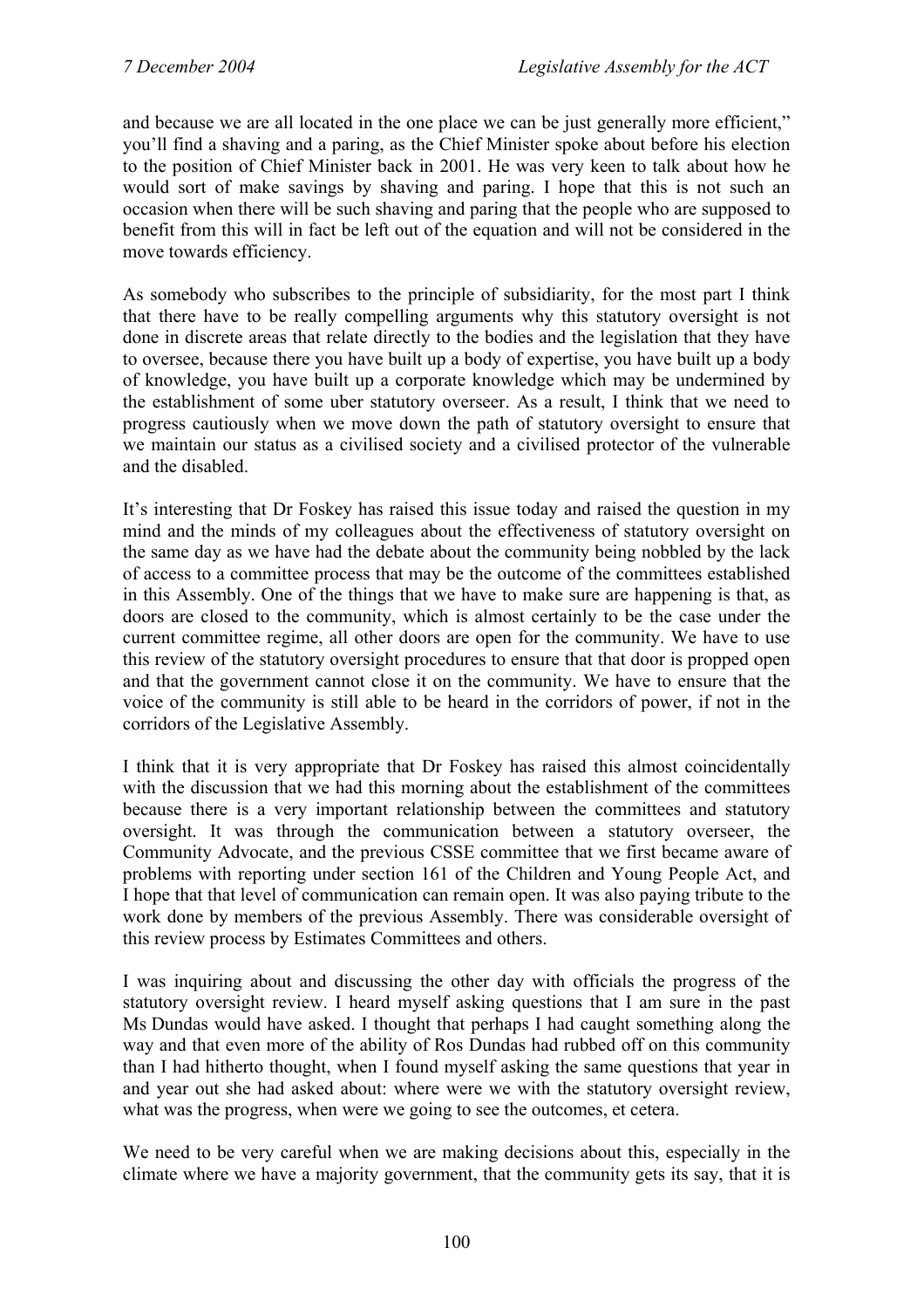and because we are all located in the one place we can be just generally more efficient," you'll find a shaving and a paring, as the Chief Minister spoke about before his election to the position of Chief Minister back in 2001. He was very keen to talk about how he would sort of make savings by shaving and paring. I hope that this is not such an occasion when there will be such shaving and paring that the people who are supposed to benefit from this will in fact be left out of the equation and will not be considered in the move towards efficiency.

As somebody who subscribes to the principle of subsidiarity, for the most part I think that there have to be really compelling arguments why this statutory oversight is not done in discrete areas that relate directly to the bodies and the legislation that they have to oversee, because there you have built up a body of expertise, you have built up a body of knowledge, you have built up a corporate knowledge which may be undermined by the establishment of some uber statutory overseer. As a result, I think that we need to progress cautiously when we move down the path of statutory oversight to ensure that we maintain our status as a civilised society and a civilised protector of the vulnerable and the disabled.

It's interesting that Dr Foskey has raised this issue today and raised the question in my mind and the minds of my colleagues about the effectiveness of statutory oversight on the same day as we have had the debate about the community being nobbled by the lack of access to a committee process that may be the outcome of the committees established in this Assembly. One of the things that we have to make sure are happening is that, as doors are closed to the community, which is almost certainly to be the case under the current committee regime, all other doors are open for the community. We have to use this review of the statutory oversight procedures to ensure that that door is propped open and that the government cannot close it on the community. We have to ensure that the voice of the community is still able to be heard in the corridors of power, if not in the corridors of the Legislative Assembly.

I think that it is very appropriate that Dr Foskey has raised this almost coincidentally with the discussion that we had this morning about the establishment of the committees because there is a very important relationship between the committees and statutory oversight. It was through the communication between a statutory overseer, the Community Advocate, and the previous CSSE committee that we first became aware of problems with reporting under section 161 of the Children and Young People Act, and I hope that that level of communication can remain open. It was also paying tribute to the work done by members of the previous Assembly. There was considerable oversight of this review process by Estimates Committees and others.

I was inquiring about and discussing the other day with officials the progress of the statutory oversight review. I heard myself asking questions that I am sure in the past Ms Dundas would have asked. I thought that perhaps I had caught something along the way and that even more of the ability of Ros Dundas had rubbed off on this community than I had hitherto thought, when I found myself asking the same questions that year in and year out she had asked about: where were we with the statutory oversight review, what was the progress, when were we going to see the outcomes, et cetera.

We need to be very careful when we are making decisions about this, especially in the climate where we have a majority government, that the community gets its say, that it is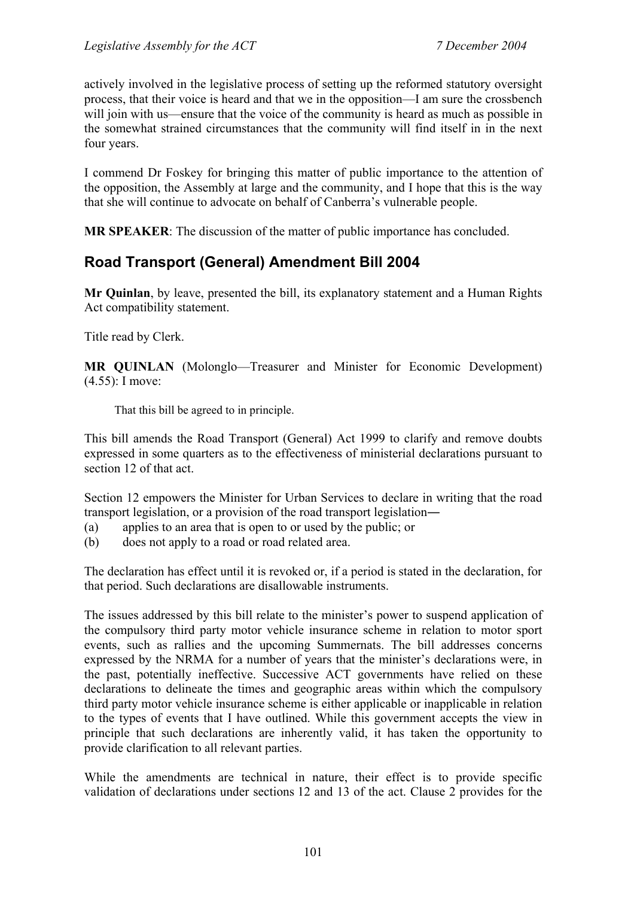actively involved in the legislative process of setting up the reformed statutory oversight process, that their voice is heard and that we in the opposition—I am sure the crossbench will join with us—ensure that the voice of the community is heard as much as possible in the somewhat strained circumstances that the community will find itself in in the next four years.

I commend Dr Foskey for bringing this matter of public importance to the attention of the opposition, the Assembly at large and the community, and I hope that this is the way that she will continue to advocate on behalf of Canberra's vulnerable people.

**MR SPEAKER**: The discussion of the matter of public importance has concluded.

## Road Transport (General) Amendment Bill 2004

**Mr Quinlan**, by leave, presented the bill, its explanatory statement and a Human Rights Act compatibility statement.

Title read by Clerk.

**MR QUINLAN** (Molonglo—Treasurer and Minister for Economic Development) (4.55): I move:

> That this bill be agreed to in principle.

This bill amends the Road Transport (General) Act 1999 to clarify and remove doubts expressed in some quarters as to the effectiveness of ministerial declarations pursuant to section 12 of that act.

Section 12 empowers the Minister for Urban Services to declare in writing that the road transport legislation, or a provision of the road transport legislation―

(a) applies to an area that is open to or used by the public; or
(b) does not apply to a road or road related area.

The declaration has effect until it is revoked or, if a period is stated in the declaration, for that period. Such declarations are disallowable instruments.

The issues addressed by this bill relate to the minister's power to suspend application of the compulsory third party motor vehicle insurance scheme in relation to motor sport events, such as rallies and the upcoming Summernats. The bill addresses concerns expressed by the NRMA for a number of years that the minister's declarations were, in the past, potentially ineffective. Successive ACT governments have relied on these declarations to delineate the times and geographic areas within which the compulsory third party motor vehicle insurance scheme is either applicable or inapplicable in relation to the types of events that I have outlined. While this government accepts the view in principle that such declarations are inherently valid, it has taken the opportunity to provide clarification to all relevant parties.

While the amendments are technical in nature, their effect is to provide specific validation of declarations under sections 12 and 13 of the act. Clause 2 provides for the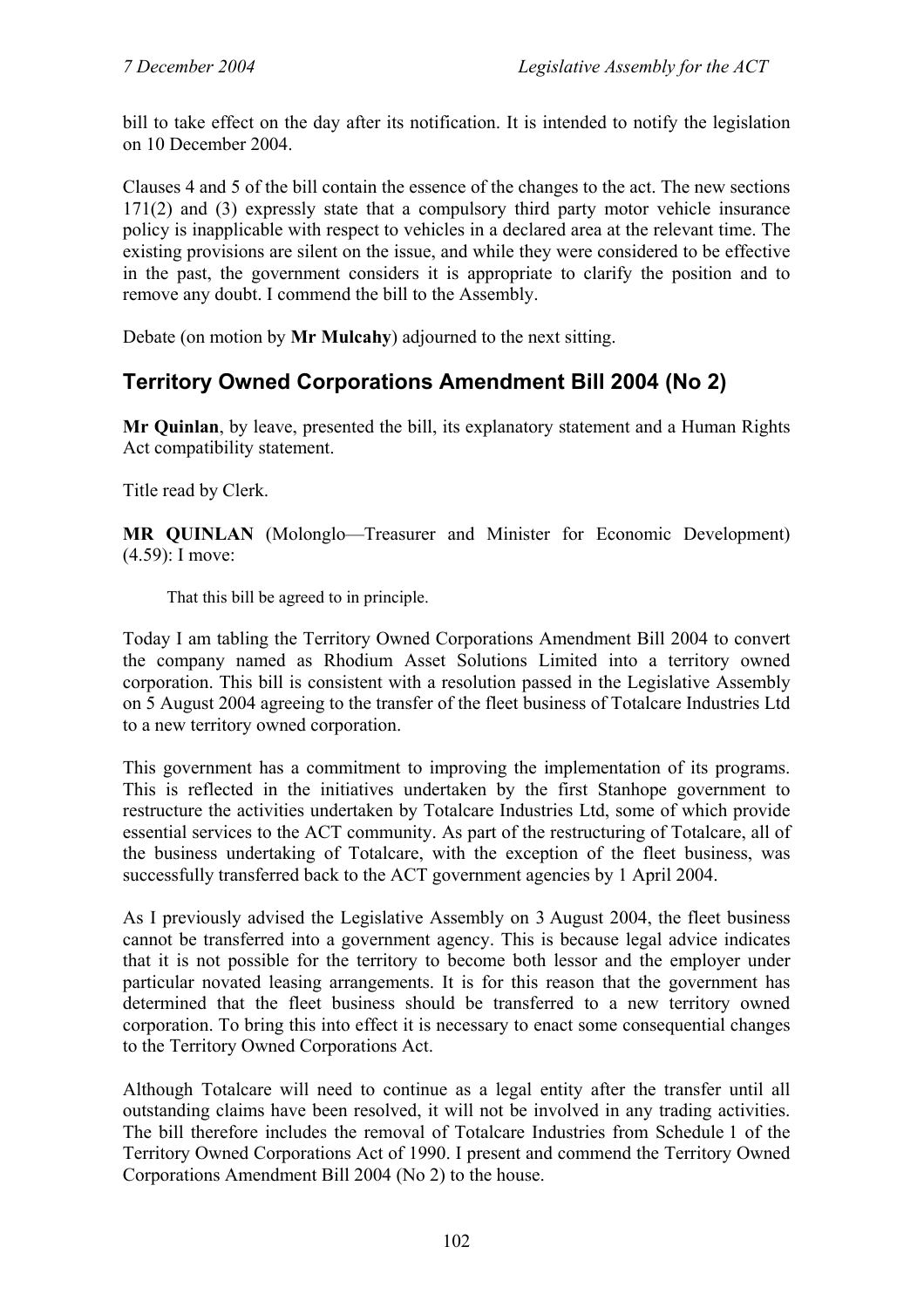bill to take effect on the day after its notification. It is intended to notify the legislation on 10 December 2004.

Clauses 4 and 5 of the bill contain the essence of the changes to the act. The new sections 171(2) and (3) expressly state that a compulsory third party motor vehicle insurance policy is inapplicable with respect to vehicles in a declared area at the relevant time. The existing provisions are silent on the issue, and while they were considered to be effective in the past, the government considers it is appropriate to clarify the position and to remove any doubt. I commend the bill to the Assembly.

Debate (on motion by **Mr Mulcahy**) adjourned to the next sitting.

## Territory Owned Corporations Amendment Bill 2004 (No 2)

**Mr Quinlan**, by leave, presented the bill, its explanatory statement and a Human Rights Act compatibility statement.

Title read by Clerk.

**MR QUINLAN** (Molonglo—Treasurer and Minister for Economic Development) (4.59): I move:

> That this bill be agreed to in principle.

Today I am tabling the Territory Owned Corporations Amendment Bill 2004 to convert the company named as Rhodium Asset Solutions Limited into a territory owned corporation. This bill is consistent with a resolution passed in the Legislative Assembly on 5 August 2004 agreeing to the transfer of the fleet business of Totalcare Industries Ltd to a new territory owned corporation.

This government has a commitment to improving the implementation of its programs. This is reflected in the initiatives undertaken by the first Stanhope government to restructure the activities undertaken by Totalcare Industries Ltd, some of which provide essential services to the ACT community. As part of the restructuring of Totalcare, all of the business undertaking of Totalcare, with the exception of the fleet business, was successfully transferred back to the ACT government agencies by 1 April 2004.

As I previously advised the Legislative Assembly on 3 August 2004, the fleet business cannot be transferred into a government agency. This is because legal advice indicates that it is not possible for the territory to become both lessor and the employer under particular novated leasing arrangements. It is for this reason that the government has determined that the fleet business should be transferred to a new territory owned corporation. To bring this into effect it is necessary to enact some consequential changes to the Territory Owned Corporations Act.

Although Totalcare will need to continue as a legal entity after the transfer until all outstanding claims have been resolved, it will not be involved in any trading activities. The bill therefore includes the removal of Totalcare Industries from Schedule 1 of the Territory Owned Corporations Act of 1990. I present and commend the Territory Owned Corporations Amendment Bill 2004 (No 2) to the house.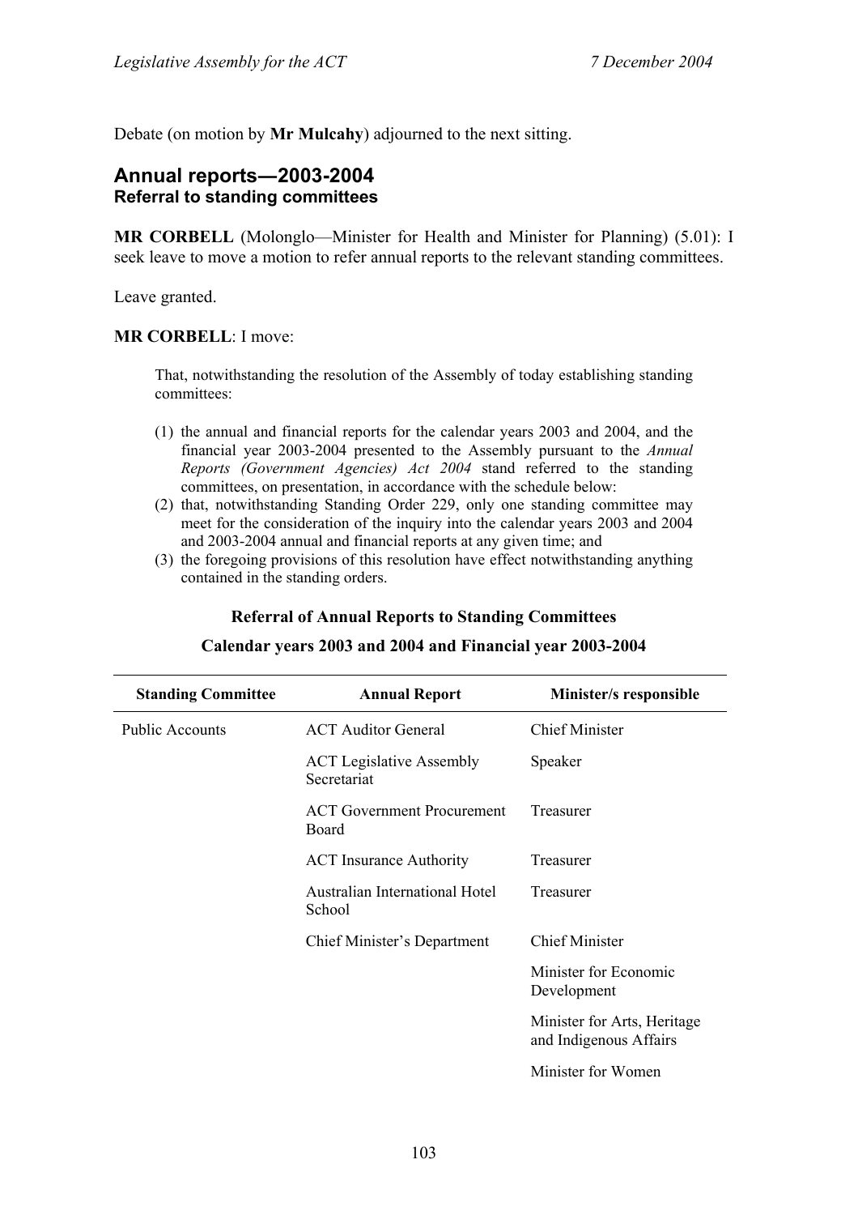Debate (on motion by **Mr Mulcahy**) adjourned to the next sitting.

## Annual reports—2003-2004
### Referral to standing committees

**MR CORBELL** (Molonglo—Minister for Health and Minister for Planning) (5.01): I seek leave to move a motion to refer annual reports to the relevant standing committees.

Leave granted.

**MR CORBELL**: I move:

> That, notwithstanding the resolution of the Assembly of today establishing standing committees:
>
> (1) the annual and financial reports for the calendar years 2003 and 2004, and the financial year 2003-2004 presented to the Assembly pursuant to the *Annual Reports (Government Agencies) Act 2004* stand referred to the standing committees, on presentation, in accordance with the schedule below:
>
> (2) that, notwithstanding Standing Order 229, only one standing committee may meet for the consideration of the inquiry into the calendar years 2003 and 2004 and 2003-2004 annual and financial reports at any given time; and
>
> (3) the foregoing provisions of this resolution have effect notwithstanding anything contained in the standing orders.

**Referral of Annual Reports to Standing Committees**

**Calendar years 2003 and 2004 and Financial year 2003-2004**

| Standing Committee | Annual Report | Minister/s responsible |
|---|---|---|
| Public Accounts | ACT Auditor General | Chief Minister |
| | ACT Legislative Assembly Secretariat | Speaker |
| | ACT Government Procurement Board | Treasurer |
| | ACT Insurance Authority | Treasurer |
| | Australian International Hotel School | Treasurer |
| | Chief Minister's Department | Chief Minister |
| | | Minister for Economic Development |
| | | Minister for Arts, Heritage and Indigenous Affairs |
| | | Minister for Women |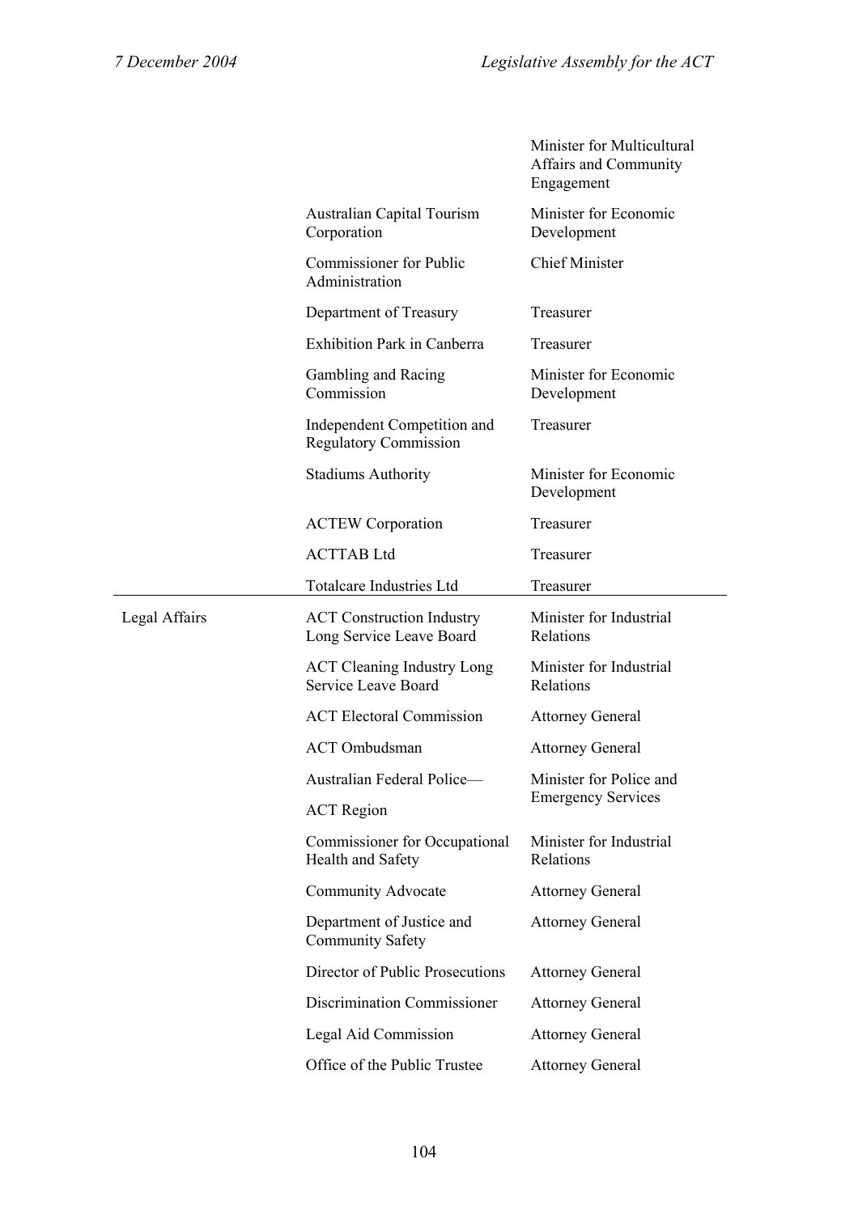| | | |
|---|---|---|
| | | Minister for Multicultural Affairs and Community Engagement |
| | Australian Capital Tourism Corporation | Minister for Economic Development |
| | Commissioner for Public Administration | Chief Minister |
| | Department of Treasury | Treasurer |
| | Exhibition Park in Canberra | Treasurer |
| | Gambling and Racing Commission | Minister for Economic Development |
| | Independent Competition and Regulatory Commission | Treasurer |
| | Stadiums Authority | Minister for Economic Development |
| | ACTEW Corporation | Treasurer |
| | ACTTAB Ltd | Treasurer |
| | Totalcare Industries Ltd | Treasurer |
| Legal Affairs | ACT Construction Industry Long Service Leave Board | Minister for Industrial Relations |
| | ACT Cleaning Industry Long Service Leave Board | Minister for Industrial Relations |
| | ACT Electoral Commission | Attorney General |
| | ACT Ombudsman | Attorney General |
| | Australian Federal Police—ACT Region | Minister for Police and Emergency Services |
| | Commissioner for Occupational Health and Safety | Minister for Industrial Relations |
| | Community Advocate | Attorney General |
| | Department of Justice and Community Safety | Attorney General |
| | Director of Public Prosecutions | Attorney General |
| | Discrimination Commissioner | Attorney General |
| | Legal Aid Commission | Attorney General |
| | Office of the Public Trustee | Attorney General |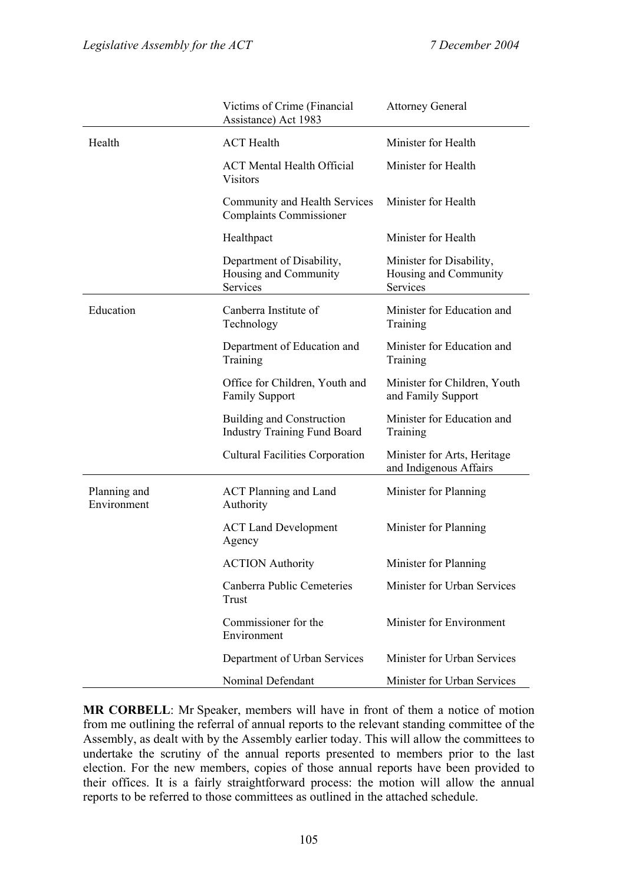| | | |
|---|---|---|
| | Victims of Crime (Financial Assistance) Act 1983 | Attorney General |
| Health | ACT Health | Minister for Health |
| | ACT Mental Health Official Visitors | Minister for Health |
| | Community and Health Services Complaints Commissioner | Minister for Health |
| | Healthpact | Minister for Health |
| | Department of Disability, Housing and Community Services | Minister for Disability, Housing and Community Services |
| Education | Canberra Institute of Technology | Minister for Education and Training |
| | Department of Education and Training | Minister for Education and Training |
| | Office for Children, Youth and Family Support | Minister for Children, Youth and Family Support |
| | Building and Construction Industry Training Fund Board | Minister for Education and Training |
| | Cultural Facilities Corporation | Minister for Arts, Heritage and Indigenous Affairs |
| Planning and Environment | ACT Planning and Land Authority | Minister for Planning |
| | ACT Land Development Agency | Minister for Planning |
| | ACTION Authority | Minister for Planning |
| | Canberra Public Cemeteries Trust | Minister for Urban Services |
| | Commissioner for the Environment | Minister for Environment |
| | Department of Urban Services | Minister for Urban Services |
| | Nominal Defendant | Minister for Urban Services |

**MR CORBELL**: Mr Speaker, members will have in front of them a notice of motion from me outlining the referral of annual reports to the relevant standing committee of the Assembly, as dealt with by the Assembly earlier today. This will allow the committees to undertake the scrutiny of the annual reports presented to members prior to the last election. For the new members, copies of those annual reports have been provided to their offices. It is a fairly straightforward process: the motion will allow the annual reports to be referred to those committees as outlined in the attached schedule.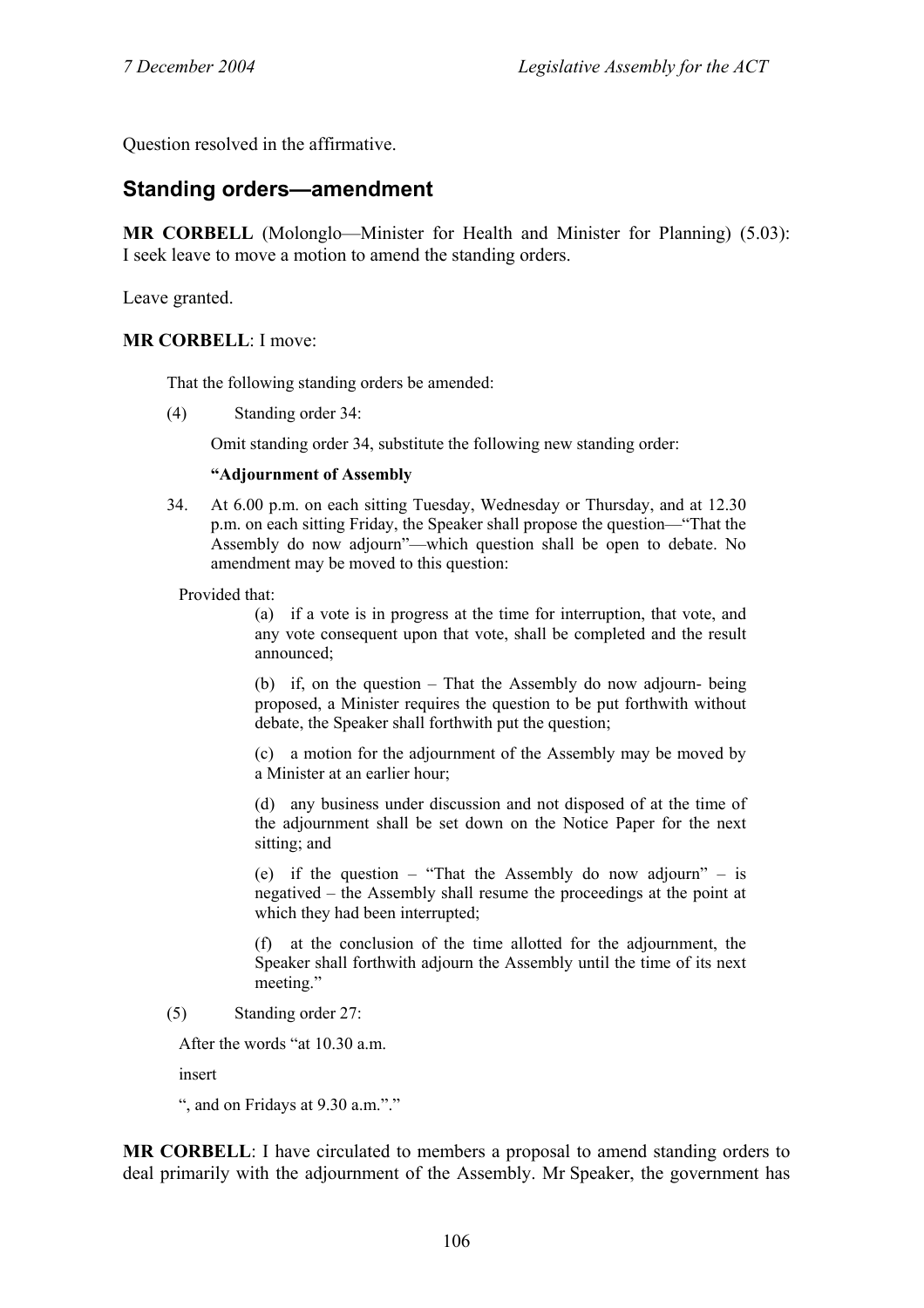Question resolved in the affirmative.

## Standing orders—amendment

**MR CORBELL** (Molonglo—Minister for Health and Minister for Planning) (5.03): I seek leave to move a motion to amend the standing orders.

Leave granted.

**MR CORBELL**: I move:

> That the following standing orders be amended:
>
> (4) Standing order 34:
>
> Omit standing order 34, substitute the following new standing order:
>
> **"Adjournment of Assembly**
>
> 34. At 6.00 p.m. on each sitting Tuesday, Wednesday or Thursday, and at 12.30 p.m. on each sitting Friday, the Speaker shall propose the question—"That the Assembly do now adjourn"—which question shall be open to debate. No amendment may be moved to this question:
>
> Provided that:
>
> (a) if a vote is in progress at the time for interruption, that vote, and any vote consequent upon that vote, shall be completed and the result announced;
>
> (b) if, on the question – That the Assembly do now adjourn- being proposed, a Minister requires the question to be put forthwith without debate, the Speaker shall forthwith put the question;
>
> (c) a motion for the adjournment of the Assembly may be moved by a Minister at an earlier hour;
>
> (d) any business under discussion and not disposed of at the time of the adjournment shall be set down on the Notice Paper for the next sitting; and
>
> (e) if the question – "That the Assembly do now adjourn" – is negatived – the Assembly shall resume the proceedings at the point at which they had been interrupted;
>
> (f) at the conclusion of the time allotted for the adjournment, the Speaker shall forthwith adjourn the Assembly until the time of its next meeting."
>
> (5) Standing order 27:
>
> After the words "at 10.30 a.m.
>
> insert
>
> ", and on Fridays at 9.30 a.m."."

**MR CORBELL**: I have circulated to members a proposal to amend standing orders to deal primarily with the adjournment of the Assembly. Mr Speaker, the government has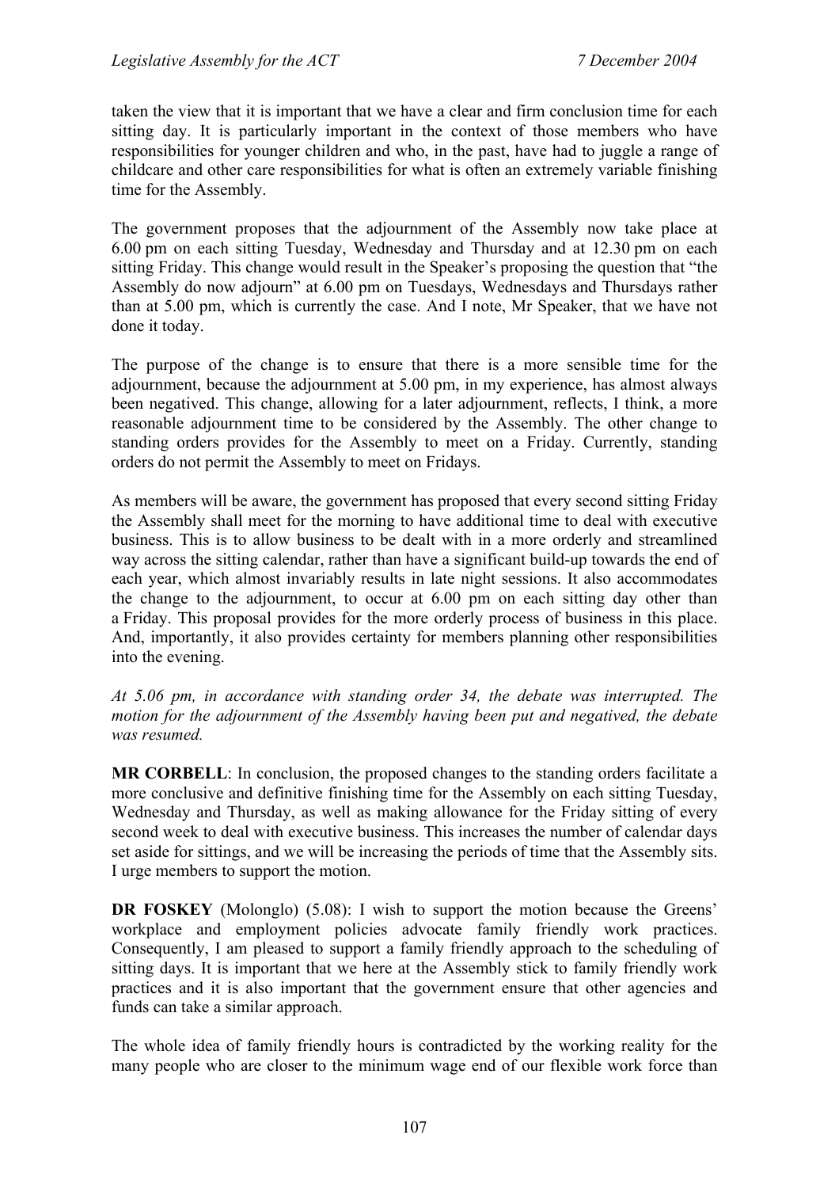taken the view that it is important that we have a clear and firm conclusion time for each sitting day. It is particularly important in the context of those members who have responsibilities for younger children and who, in the past, have had to juggle a range of childcare and other care responsibilities for what is often an extremely variable finishing time for the Assembly.

The government proposes that the adjournment of the Assembly now take place at 6.00 pm on each sitting Tuesday, Wednesday and Thursday and at 12.30 pm on each sitting Friday. This change would result in the Speaker's proposing the question that "the Assembly do now adjourn" at 6.00 pm on Tuesdays, Wednesdays and Thursdays rather than at 5.00 pm, which is currently the case. And I note, Mr Speaker, that we have not done it today.

The purpose of the change is to ensure that there is a more sensible time for the adjournment, because the adjournment at 5.00 pm, in my experience, has almost always been negatived. This change, allowing for a later adjournment, reflects, I think, a more reasonable adjournment time to be considered by the Assembly. The other change to standing orders provides for the Assembly to meet on a Friday. Currently, standing orders do not permit the Assembly to meet on Fridays.

As members will be aware, the government has proposed that every second sitting Friday the Assembly shall meet for the morning to have additional time to deal with executive business. This is to allow business to be dealt with in a more orderly and streamlined way across the sitting calendar, rather than have a significant build-up towards the end of each year, which almost invariably results in late night sessions. It also accommodates the change to the adjournment, to occur at 6.00 pm on each sitting day other than a Friday. This proposal provides for the more orderly process of business in this place. And, importantly, it also provides certainty for members planning other responsibilities into the evening.

*At 5.06 pm, in accordance with standing order 34, the debate was interrupted. The motion for the adjournment of the Assembly having been put and negatived, the debate was resumed.*

**MR CORBELL**: In conclusion, the proposed changes to the standing orders facilitate a more conclusive and definitive finishing time for the Assembly on each sitting Tuesday, Wednesday and Thursday, as well as making allowance for the Friday sitting of every second week to deal with executive business. This increases the number of calendar days set aside for sittings, and we will be increasing the periods of time that the Assembly sits. I urge members to support the motion.

**DR FOSKEY** (Molonglo) (5.08): I wish to support the motion because the Greens' workplace and employment policies advocate family friendly work practices. Consequently, I am pleased to support a family friendly approach to the scheduling of sitting days. It is important that we here at the Assembly stick to family friendly work practices and it is also important that the government ensure that other agencies and funds can take a similar approach.

The whole idea of family friendly hours is contradicted by the working reality for the many people who are closer to the minimum wage end of our flexible work force than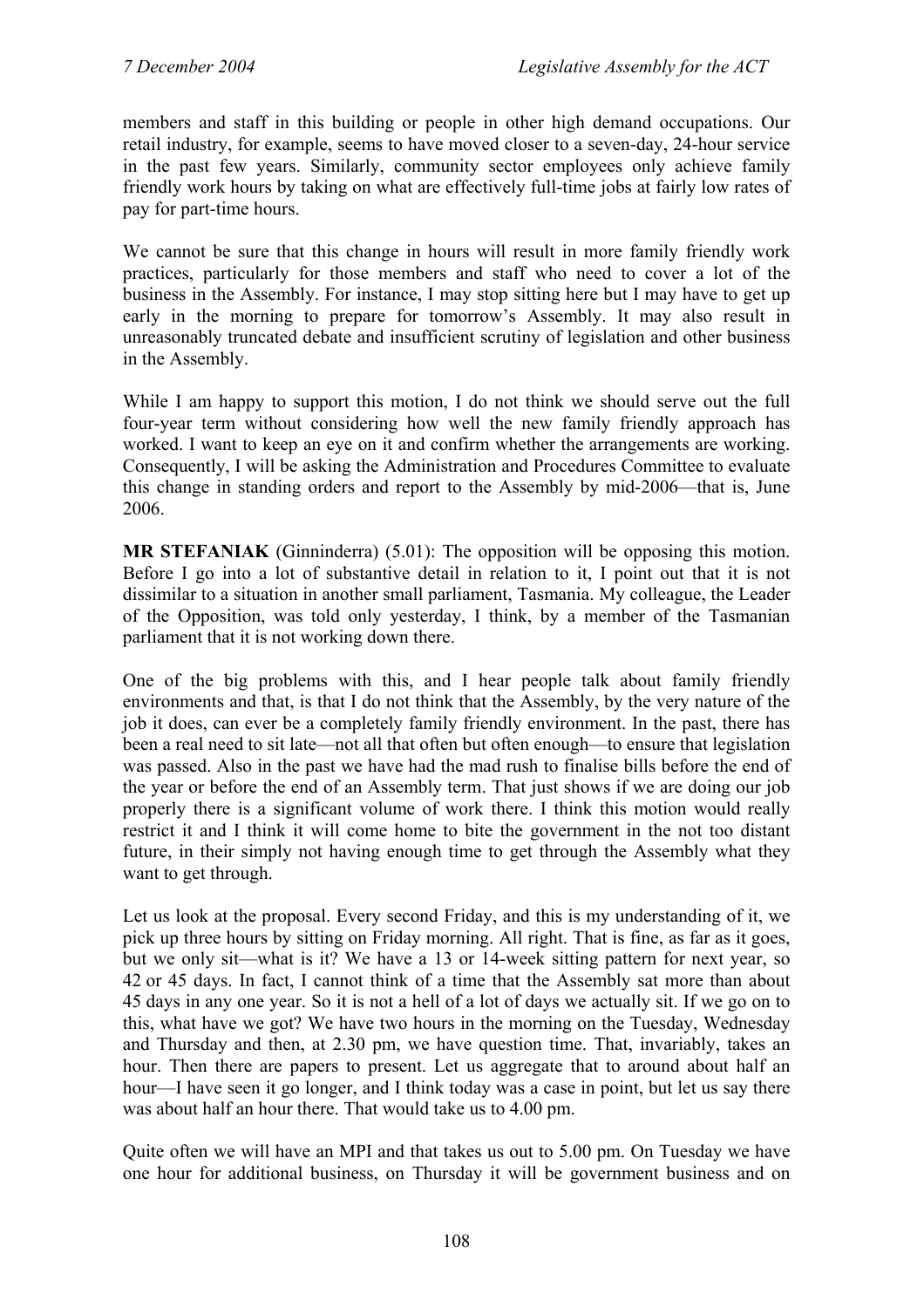members and staff in this building or people in other high demand occupations. Our retail industry, for example, seems to have moved closer to a seven-day, 24-hour service in the past few years. Similarly, community sector employees only achieve family friendly work hours by taking on what are effectively full-time jobs at fairly low rates of pay for part-time hours.

We cannot be sure that this change in hours will result in more family friendly work practices, particularly for those members and staff who need to cover a lot of the business in the Assembly. For instance, I may stop sitting here but I may have to get up early in the morning to prepare for tomorrow's Assembly. It may also result in unreasonably truncated debate and insufficient scrutiny of legislation and other business in the Assembly.

While I am happy to support this motion, I do not think we should serve out the full four-year term without considering how well the new family friendly approach has worked. I want to keep an eye on it and confirm whether the arrangements are working. Consequently, I will be asking the Administration and Procedures Committee to evaluate this change in standing orders and report to the Assembly by mid-2006—that is, June 2006.

**MR STEFANIAK** (Ginninderra) (5.01): The opposition will be opposing this motion. Before I go into a lot of substantive detail in relation to it, I point out that it is not dissimilar to a situation in another small parliament, Tasmania. My colleague, the Leader of the Opposition, was told only yesterday, I think, by a member of the Tasmanian parliament that it is not working down there.

One of the big problems with this, and I hear people talk about family friendly environments and that, is that I do not think that the Assembly, by the very nature of the job it does, can ever be a completely family friendly environment. In the past, there has been a real need to sit late—not all that often but often enough—to ensure that legislation was passed. Also in the past we have had the mad rush to finalise bills before the end of the year or before the end of an Assembly term. That just shows if we are doing our job properly there is a significant volume of work there. I think this motion would really restrict it and I think it will come home to bite the government in the not too distant future, in their simply not having enough time to get through the Assembly what they want to get through.

Let us look at the proposal. Every second Friday, and this is my understanding of it, we pick up three hours by sitting on Friday morning. All right. That is fine, as far as it goes, but we only sit—what is it? We have a 13 or 14-week sitting pattern for next year, so 42 or 45 days. In fact, I cannot think of a time that the Assembly sat more than about 45 days in any one year. So it is not a hell of a lot of days we actually sit. If we go on to this, what have we got? We have two hours in the morning on the Tuesday, Wednesday and Thursday and then, at 2.30 pm, we have question time. That, invariably, takes an hour. Then there are papers to present. Let us aggregate that to around about half an hour—I have seen it go longer, and I think today was a case in point, but let us say there was about half an hour there. That would take us to 4.00 pm.

Quite often we will have an MPI and that takes us out to 5.00 pm. On Tuesday we have one hour for additional business, on Thursday it will be government business and on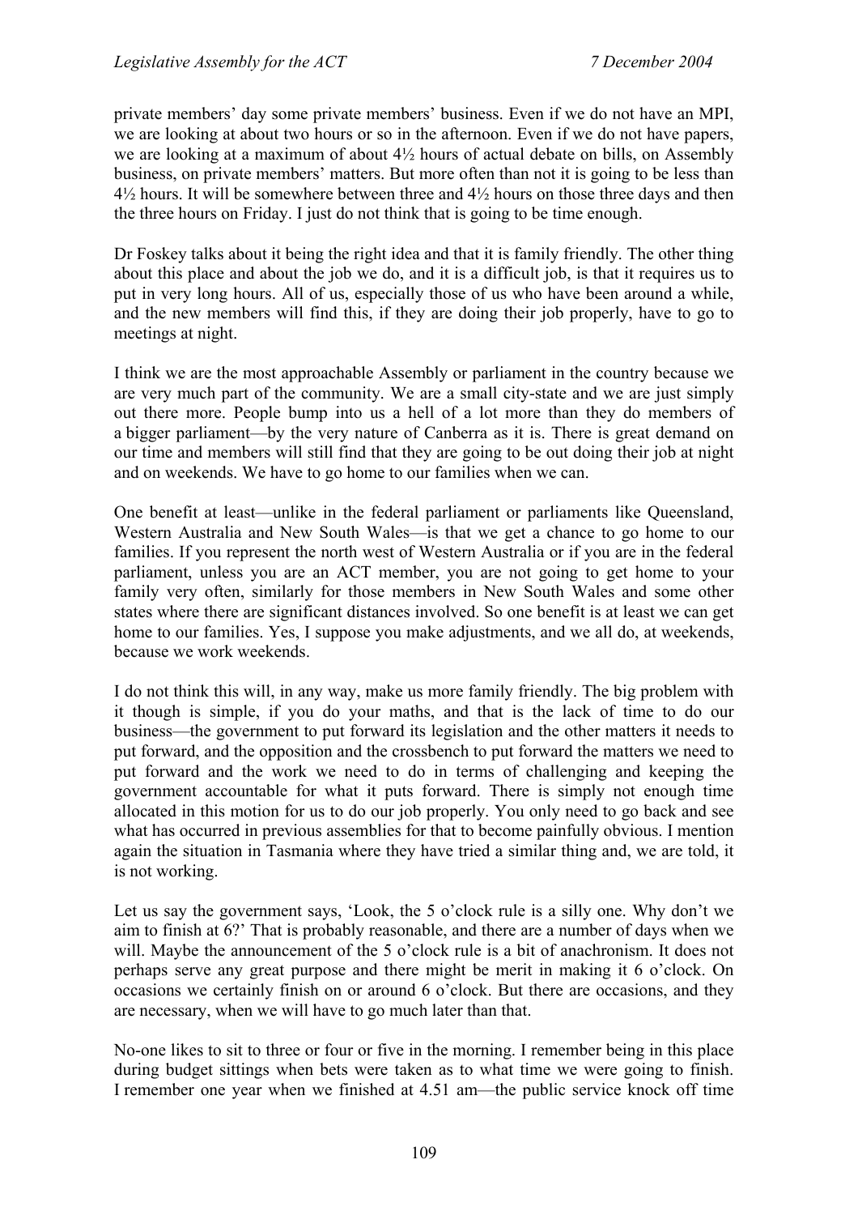private members' day some private members' business. Even if we do not have an MPI, we are looking at about two hours or so in the afternoon. Even if we do not have papers, we are looking at a maximum of about 4½ hours of actual debate on bills, on Assembly business, on private members' matters. But more often than not it is going to be less than 4½ hours. It will be somewhere between three and 4½ hours on those three days and then the three hours on Friday. I just do not think that is going to be time enough.

Dr Foskey talks about it being the right idea and that it is family friendly. The other thing about this place and about the job we do, and it is a difficult job, is that it requires us to put in very long hours. All of us, especially those of us who have been around a while, and the new members will find this, if they are doing their job properly, have to go to meetings at night.

I think we are the most approachable Assembly or parliament in the country because we are very much part of the community. We are a small city-state and we are just simply out there more. People bump into us a hell of a lot more than they do members of a bigger parliament—by the very nature of Canberra as it is. There is great demand on our time and members will still find that they are going to be out doing their job at night and on weekends. We have to go home to our families when we can.

One benefit at least—unlike in the federal parliament or parliaments like Queensland, Western Australia and New South Wales—is that we get a chance to go home to our families. If you represent the north west of Western Australia or if you are in the federal parliament, unless you are an ACT member, you are not going to get home to your family very often, similarly for those members in New South Wales and some other states where there are significant distances involved. So one benefit is at least we can get home to our families. Yes, I suppose you make adjustments, and we all do, at weekends, because we work weekends.

I do not think this will, in any way, make us more family friendly. The big problem with it though is simple, if you do your maths, and that is the lack of time to do our business—the government to put forward its legislation and the other matters it needs to put forward, and the opposition and the crossbench to put forward the matters we need to put forward and the work we need to do in terms of challenging and keeping the government accountable for what it puts forward. There is simply not enough time allocated in this motion for us to do our job properly. You only need to go back and see what has occurred in previous assemblies for that to become painfully obvious. I mention again the situation in Tasmania where they have tried a similar thing and, we are told, it is not working.

Let us say the government says, 'Look, the 5 o'clock rule is a silly one. Why don't we aim to finish at 6?' That is probably reasonable, and there are a number of days when we will. Maybe the announcement of the 5 o'clock rule is a bit of anachronism. It does not perhaps serve any great purpose and there might be merit in making it 6 o'clock. On occasions we certainly finish on or around 6 o'clock. But there are occasions, and they are necessary, when we will have to go much later than that.

No-one likes to sit to three or four or five in the morning. I remember being in this place during budget sittings when bets were taken as to what time we were going to finish. I remember one year when we finished at 4.51 am—the public service knock off time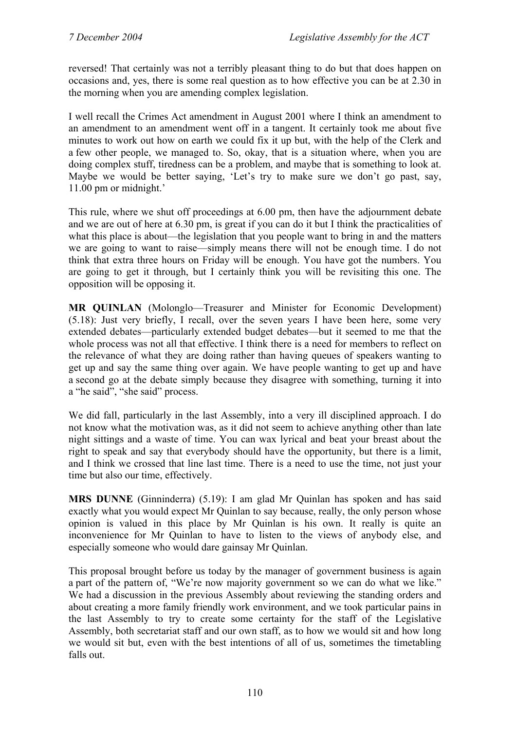reversed! That certainly was not a terribly pleasant thing to do but that does happen on occasions and, yes, there is some real question as to how effective you can be at 2.30 in the morning when you are amending complex legislation.

I well recall the Crimes Act amendment in August 2001 where I think an amendment to an amendment to an amendment went off in a tangent. It certainly took me about five minutes to work out how on earth we could fix it up but, with the help of the Clerk and a few other people, we managed to. So, okay, that is a situation where, when you are doing complex stuff, tiredness can be a problem, and maybe that is something to look at. Maybe we would be better saying, 'Let's try to make sure we don't go past, say, 11.00 pm or midnight.'

This rule, where we shut off proceedings at 6.00 pm, then have the adjournment debate and we are out of here at 6.30 pm, is great if you can do it but I think the practicalities of what this place is about—the legislation that you people want to bring in and the matters we are going to want to raise—simply means there will not be enough time. I do not think that extra three hours on Friday will be enough. You have got the numbers. You are going to get it through, but I certainly think you will be revisiting this one. The opposition will be opposing it.

**MR QUINLAN** (Molonglo—Treasurer and Minister for Economic Development) (5.18): Just very briefly, I recall, over the seven years I have been here, some very extended debates—particularly extended budget debates—but it seemed to me that the whole process was not all that effective. I think there is a need for members to reflect on the relevance of what they are doing rather than having queues of speakers wanting to get up and say the same thing over again. We have people wanting to get up and have a second go at the debate simply because they disagree with something, turning it into a "he said", "she said" process.

We did fall, particularly in the last Assembly, into a very ill disciplined approach. I do not know what the motivation was, as it did not seem to achieve anything other than late night sittings and a waste of time. You can wax lyrical and beat your breast about the right to speak and say that everybody should have the opportunity, but there is a limit, and I think we crossed that line last time. There is a need to use the time, not just your time but also our time, effectively.

**MRS DUNNE** (Ginninderra) (5.19): I am glad Mr Quinlan has spoken and has said exactly what you would expect Mr Quinlan to say because, really, the only person whose opinion is valued in this place by Mr Quinlan is his own. It really is quite an inconvenience for Mr Quinlan to have to listen to the views of anybody else, and especially someone who would dare gainsay Mr Quinlan.

This proposal brought before us today by the manager of government business is again a part of the pattern of, "We're now majority government so we can do what we like." We had a discussion in the previous Assembly about reviewing the standing orders and about creating a more family friendly work environment, and we took particular pains in the last Assembly to try to create some certainty for the staff of the Legislative Assembly, both secretariat staff and our own staff, as to how we would sit and how long we would sit but, even with the best intentions of all of us, sometimes the timetabling falls out.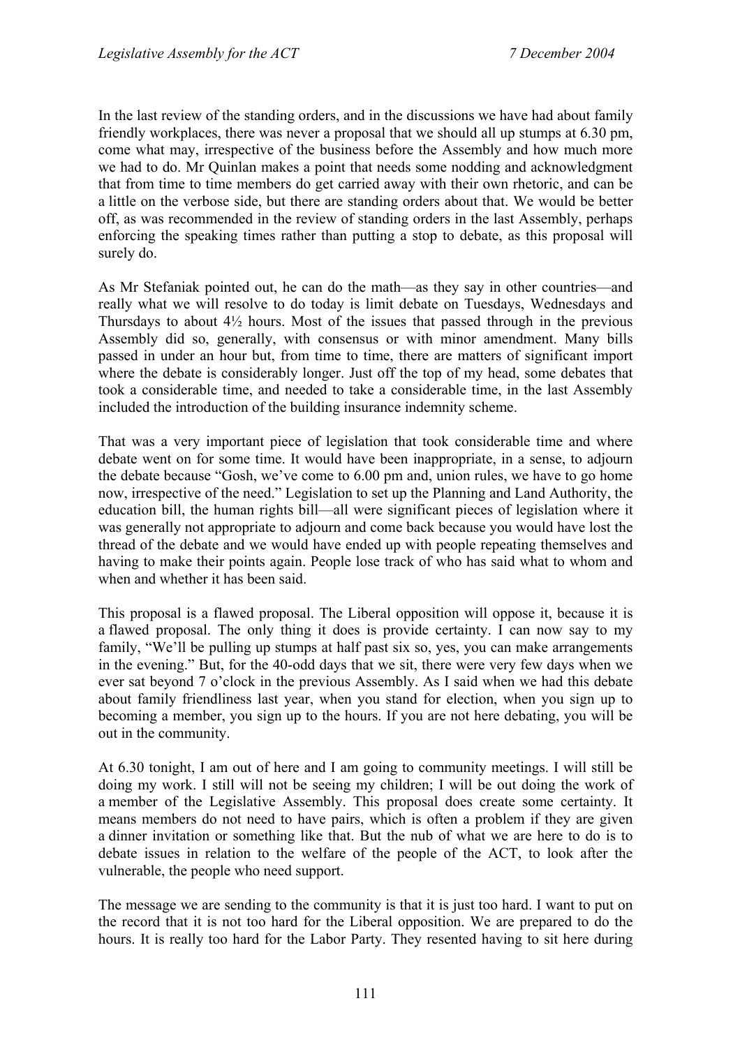In the last review of the standing orders, and in the discussions we have had about family friendly workplaces, there was never a proposal that we should all up stumps at 6.30 pm, come what may, irrespective of the business before the Assembly and how much more we had to do. Mr Quinlan makes a point that needs some nodding and acknowledgment that from time to time members do get carried away with their own rhetoric, and can be a little on the verbose side, but there are standing orders about that. We would be better off, as was recommended in the review of standing orders in the last Assembly, perhaps enforcing the speaking times rather than putting a stop to debate, as this proposal will surely do.

As Mr Stefaniak pointed out, he can do the math—as they say in other countries—and really what we will resolve to do today is limit debate on Tuesdays, Wednesdays and Thursdays to about 4½ hours. Most of the issues that passed through in the previous Assembly did so, generally, with consensus or with minor amendment. Many bills passed in under an hour but, from time to time, there are matters of significant import where the debate is considerably longer. Just off the top of my head, some debates that took a considerable time, and needed to take a considerable time, in the last Assembly included the introduction of the building insurance indemnity scheme.

That was a very important piece of legislation that took considerable time and where debate went on for some time. It would have been inappropriate, in a sense, to adjourn the debate because "Gosh, we've come to 6.00 pm and, union rules, we have to go home now, irrespective of the need." Legislation to set up the Planning and Land Authority, the education bill, the human rights bill—all were significant pieces of legislation where it was generally not appropriate to adjourn and come back because you would have lost the thread of the debate and we would have ended up with people repeating themselves and having to make their points again. People lose track of who has said what to whom and when and whether it has been said.

This proposal is a flawed proposal. The Liberal opposition will oppose it, because it is a flawed proposal. The only thing it does is provide certainty. I can now say to my family, "We'll be pulling up stumps at half past six so, yes, you can make arrangements in the evening." But, for the 40-odd days that we sit, there were very few days when we ever sat beyond 7 o'clock in the previous Assembly. As I said when we had this debate about family friendliness last year, when you stand for election, when you sign up to becoming a member, you sign up to the hours. If you are not here debating, you will be out in the community.

At 6.30 tonight, I am out of here and I am going to community meetings. I will still be doing my work. I still will not be seeing my children; I will be out doing the work of a member of the Legislative Assembly. This proposal does create some certainty. It means members do not need to have pairs, which is often a problem if they are given a dinner invitation or something like that. But the nub of what we are here to do is to debate issues in relation to the welfare of the people of the ACT, to look after the vulnerable, the people who need support.

The message we are sending to the community is that it is just too hard. I want to put on the record that it is not too hard for the Liberal opposition. We are prepared to do the hours. It is really too hard for the Labor Party. They resented having to sit here during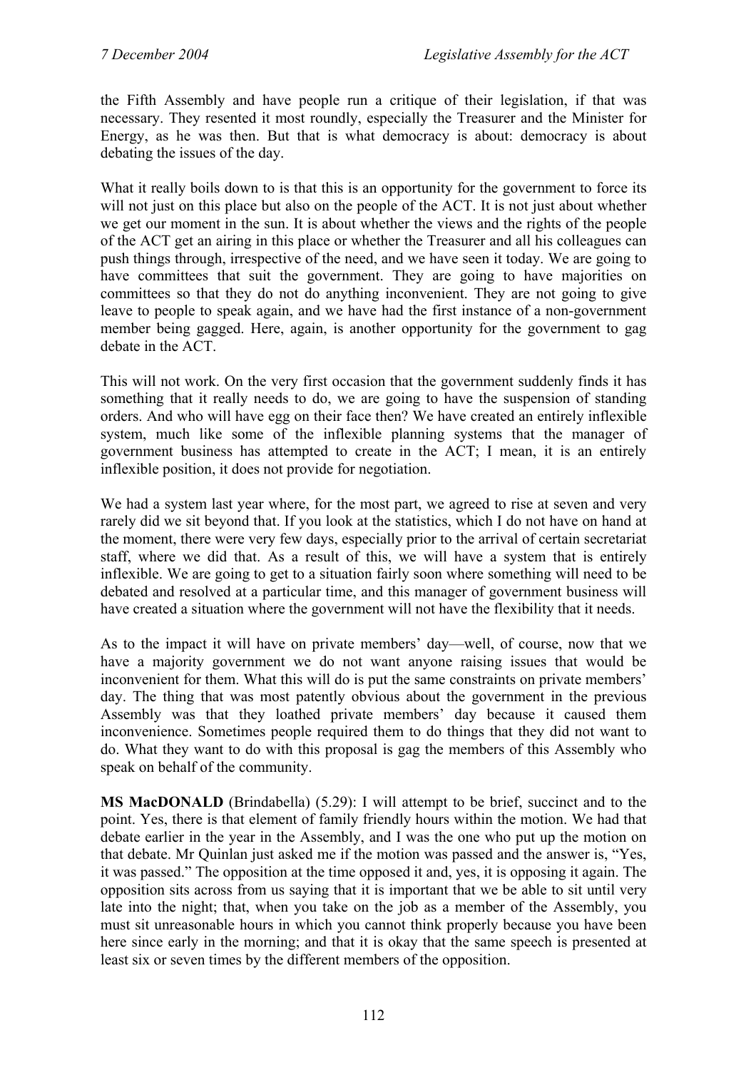the Fifth Assembly and have people run a critique of their legislation, if that was necessary. They resented it most roundly, especially the Treasurer and the Minister for Energy, as he was then. But that is what democracy is about: democracy is about debating the issues of the day.

What it really boils down to is that this is an opportunity for the government to force its will not just on this place but also on the people of the ACT. It is not just about whether we get our moment in the sun. It is about whether the views and the rights of the people of the ACT get an airing in this place or whether the Treasurer and all his colleagues can push things through, irrespective of the need, and we have seen it today. We are going to have committees that suit the government. They are going to have majorities on committees so that they do not do anything inconvenient. They are not going to give leave to people to speak again, and we have had the first instance of a non-government member being gagged. Here, again, is another opportunity for the government to gag debate in the ACT.

This will not work. On the very first occasion that the government suddenly finds it has something that it really needs to do, we are going to have the suspension of standing orders. And who will have egg on their face then? We have created an entirely inflexible system, much like some of the inflexible planning systems that the manager of government business has attempted to create in the ACT; I mean, it is an entirely inflexible position, it does not provide for negotiation.

We had a system last year where, for the most part, we agreed to rise at seven and very rarely did we sit beyond that. If you look at the statistics, which I do not have on hand at the moment, there were very few days, especially prior to the arrival of certain secretariat staff, where we did that. As a result of this, we will have a system that is entirely inflexible. We are going to get to a situation fairly soon where something will need to be debated and resolved at a particular time, and this manager of government business will have created a situation where the government will not have the flexibility that it needs.

As to the impact it will have on private members' day—well, of course, now that we have a majority government we do not want anyone raising issues that would be inconvenient for them. What this will do is put the same constraints on private members' day. The thing that was most patently obvious about the government in the previous Assembly was that they loathed private members' day because it caused them inconvenience. Sometimes people required them to do things that they did not want to do. What they want to do with this proposal is gag the members of this Assembly who speak on behalf of the community.

**MS MacDONALD** (Brindabella) (5.29): I will attempt to be brief, succinct and to the point. Yes, there is that element of family friendly hours within the motion. We had that debate earlier in the year in the Assembly, and I was the one who put up the motion on that debate. Mr Quinlan just asked me if the motion was passed and the answer is, "Yes, it was passed." The opposition at the time opposed it and, yes, it is opposing it again. The opposition sits across from us saying that it is important that we be able to sit until very late into the night; that, when you take on the job as a member of the Assembly, you must sit unreasonable hours in which you cannot think properly because you have been here since early in the morning; and that it is okay that the same speech is presented at least six or seven times by the different members of the opposition.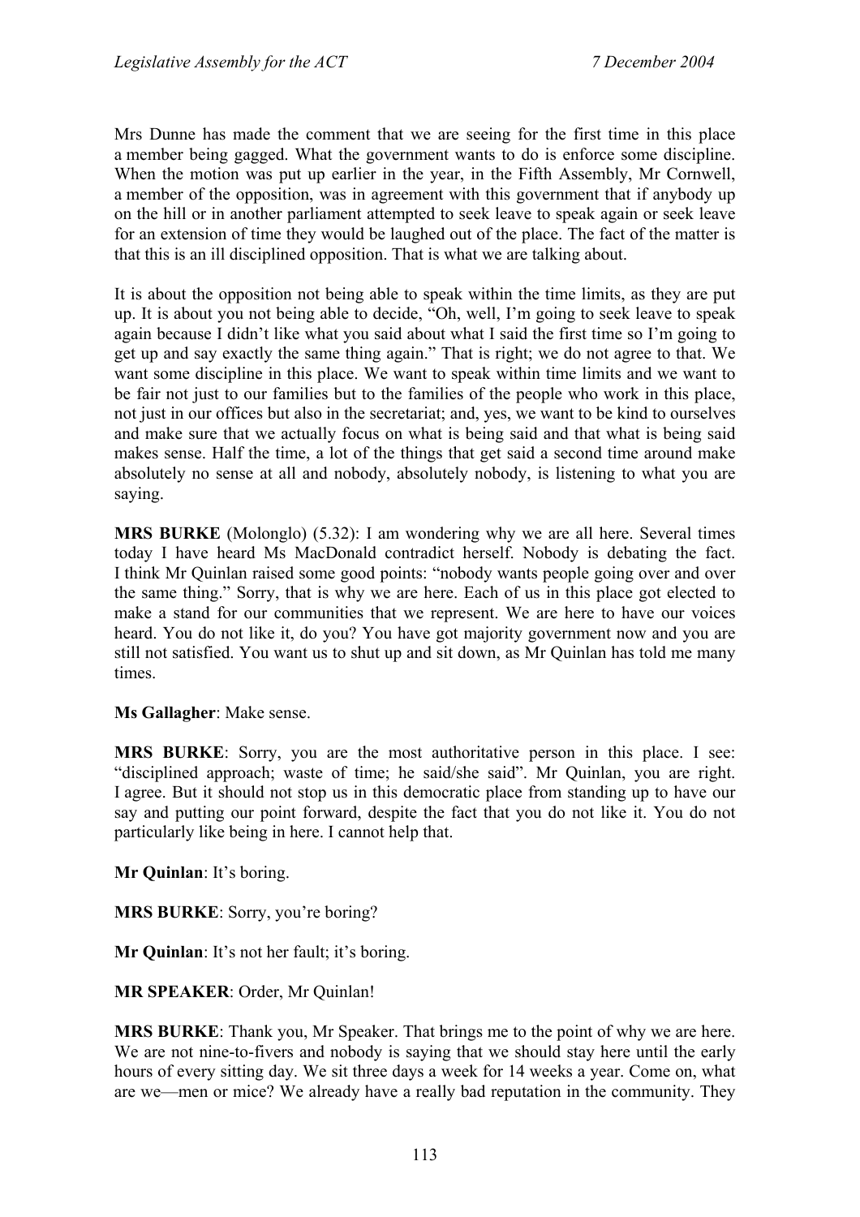Mrs Dunne has made the comment that we are seeing for the first time in this place a member being gagged. What the government wants to do is enforce some discipline. When the motion was put up earlier in the year, in the Fifth Assembly, Mr Cornwell, a member of the opposition, was in agreement with this government that if anybody up on the hill or in another parliament attempted to seek leave to speak again or seek leave for an extension of time they would be laughed out of the place. The fact of the matter is that this is an ill disciplined opposition. That is what we are talking about.

It is about the opposition not being able to speak within the time limits, as they are put up. It is about you not being able to decide, "Oh, well, I'm going to seek leave to speak again because I didn't like what you said about what I said the first time so I'm going to get up and say exactly the same thing again." That is right; we do not agree to that. We want some discipline in this place. We want to speak within time limits and we want to be fair not just to our families but to the families of the people who work in this place, not just in our offices but also in the secretariat; and, yes, we want to be kind to ourselves and make sure that we actually focus on what is being said and that what is being said makes sense. Half the time, a lot of the things that get said a second time around make absolutely no sense at all and nobody, absolutely nobody, is listening to what you are saying.

**MRS BURKE** (Molonglo) (5.32): I am wondering why we are all here. Several times today I have heard Ms MacDonald contradict herself. Nobody is debating the fact. I think Mr Quinlan raised some good points: "nobody wants people going over and over the same thing." Sorry, that is why we are here. Each of us in this place got elected to make a stand for our communities that we represent. We are here to have our voices heard. You do not like it, do you? You have got majority government now and you are still not satisfied. You want us to shut up and sit down, as Mr Quinlan has told me many times.

**Ms Gallagher**: Make sense.

**MRS BURKE**: Sorry, you are the most authoritative person in this place. I see: "disciplined approach; waste of time; he said/she said". Mr Quinlan, you are right. I agree. But it should not stop us in this democratic place from standing up to have our say and putting our point forward, despite the fact that you do not like it. You do not particularly like being in here. I cannot help that.

**Mr Quinlan**: It's boring.

**MRS BURKE**: Sorry, you're boring?

**Mr Quinlan**: It's not her fault; it's boring.

**MR SPEAKER**: Order, Mr Quinlan!

**MRS BURKE**: Thank you, Mr Speaker. That brings me to the point of why we are here. We are not nine-to-fivers and nobody is saying that we should stay here until the early hours of every sitting day. We sit three days a week for 14 weeks a year. Come on, what are we—men or mice? We already have a really bad reputation in the community. They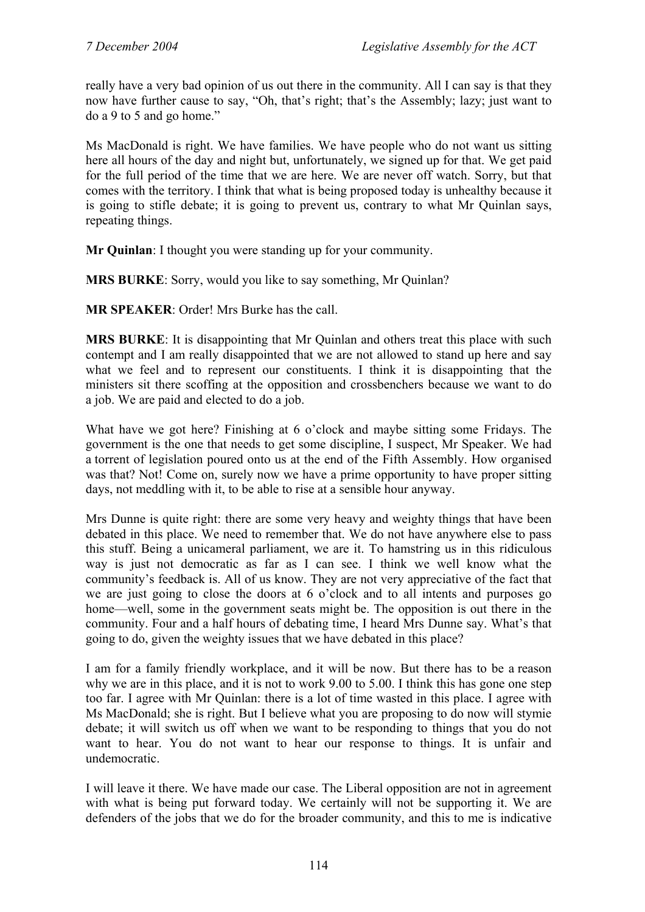really have a very bad opinion of us out there in the community. All I can say is that they now have further cause to say, "Oh, that's right; that's the Assembly; lazy; just want to do a 9 to 5 and go home."

Ms MacDonald is right. We have families. We have people who do not want us sitting here all hours of the day and night but, unfortunately, we signed up for that. We get paid for the full period of the time that we are here. We are never off watch. Sorry, but that comes with the territory. I think that what is being proposed today is unhealthy because it is going to stifle debate; it is going to prevent us, contrary to what Mr Quinlan says, repeating things.

**Mr Quinlan**: I thought you were standing up for your community.

**MRS BURKE**: Sorry, would you like to say something, Mr Quinlan?

**MR SPEAKER**: Order! Mrs Burke has the call.

**MRS BURKE**: It is disappointing that Mr Quinlan and others treat this place with such contempt and I am really disappointed that we are not allowed to stand up here and say what we feel and to represent our constituents. I think it is disappointing that the ministers sit there scoffing at the opposition and crossbenchers because we want to do a job. We are paid and elected to do a job.

What have we got here? Finishing at 6 o'clock and maybe sitting some Fridays. The government is the one that needs to get some discipline, I suspect, Mr Speaker. We had a torrent of legislation poured onto us at the end of the Fifth Assembly. How organised was that? Not! Come on, surely now we have a prime opportunity to have proper sitting days, not meddling with it, to be able to rise at a sensible hour anyway.

Mrs Dunne is quite right: there are some very heavy and weighty things that have been debated in this place. We need to remember that. We do not have anywhere else to pass this stuff. Being a unicameral parliament, we are it. To hamstring us in this ridiculous way is just not democratic as far as I can see. I think we well know what the community's feedback is. All of us know. They are not very appreciative of the fact that we are just going to close the doors at 6 o'clock and to all intents and purposes go home—well, some in the government seats might be. The opposition is out there in the community. Four and a half hours of debating time, I heard Mrs Dunne say. What's that going to do, given the weighty issues that we have debated in this place?

I am for a family friendly workplace, and it will be now. But there has to be a reason why we are in this place, and it is not to work 9.00 to 5.00. I think this has gone one step too far. I agree with Mr Quinlan: there is a lot of time wasted in this place. I agree with Ms MacDonald; she is right. But I believe what you are proposing to do now will stymie debate; it will switch us off when we want to be responding to things that you do not want to hear. You do not want to hear our response to things. It is unfair and undemocratic.

I will leave it there. We have made our case. The Liberal opposition are not in agreement with what is being put forward today. We certainly will not be supporting it. We are defenders of the jobs that we do for the broader community, and this to me is indicative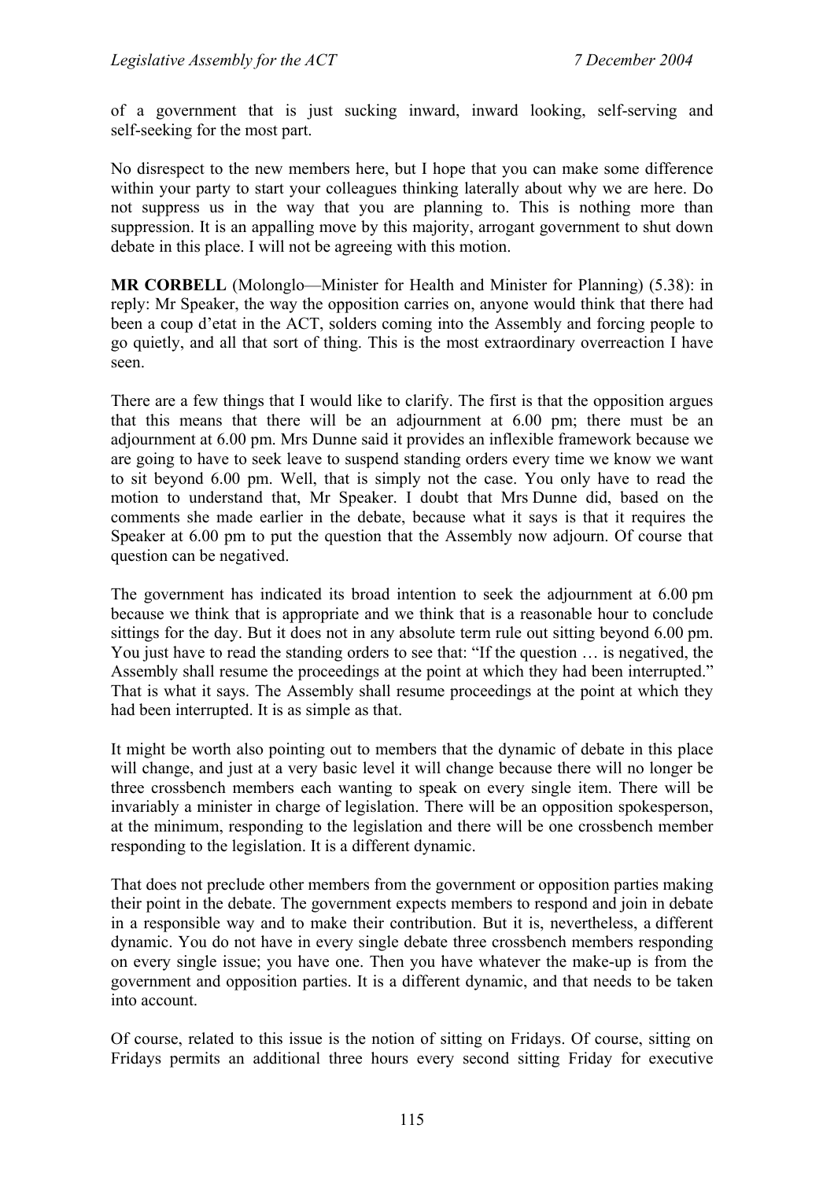of a government that is just sucking inward, inward looking, self-serving and self-seeking for the most part.

No disrespect to the new members here, but I hope that you can make some difference within your party to start your colleagues thinking laterally about why we are here. Do not suppress us in the way that you are planning to. This is nothing more than suppression. It is an appalling move by this majority, arrogant government to shut down debate in this place. I will not be agreeing with this motion.

**MR CORBELL** (Molonglo—Minister for Health and Minister for Planning) (5.38): in reply: Mr Speaker, the way the opposition carries on, anyone would think that there had been a coup d'etat in the ACT, solders coming into the Assembly and forcing people to go quietly, and all that sort of thing. This is the most extraordinary overreaction I have seen.

There are a few things that I would like to clarify. The first is that the opposition argues that this means that there will be an adjournment at 6.00 pm; there must be an adjournment at 6.00 pm. Mrs Dunne said it provides an inflexible framework because we are going to have to seek leave to suspend standing orders every time we know we want to sit beyond 6.00 pm. Well, that is simply not the case. You only have to read the motion to understand that, Mr Speaker. I doubt that Mrs Dunne did, based on the comments she made earlier in the debate, because what it says is that it requires the Speaker at 6.00 pm to put the question that the Assembly now adjourn. Of course that question can be negatived.

The government has indicated its broad intention to seek the adjournment at 6.00 pm because we think that is appropriate and we think that is a reasonable hour to conclude sittings for the day. But it does not in any absolute term rule out sitting beyond 6.00 pm. You just have to read the standing orders to see that: "If the question … is negatived, the Assembly shall resume the proceedings at the point at which they had been interrupted." That is what it says. The Assembly shall resume proceedings at the point at which they had been interrupted. It is as simple as that.

It might be worth also pointing out to members that the dynamic of debate in this place will change, and just at a very basic level it will change because there will no longer be three crossbench members each wanting to speak on every single item. There will be invariably a minister in charge of legislation. There will be an opposition spokesperson, at the minimum, responding to the legislation and there will be one crossbench member responding to the legislation. It is a different dynamic.

That does not preclude other members from the government or opposition parties making their point in the debate. The government expects members to respond and join in debate in a responsible way and to make their contribution. But it is, nevertheless, a different dynamic. You do not have in every single debate three crossbench members responding on every single issue; you have one. Then you have whatever the make-up is from the government and opposition parties. It is a different dynamic, and that needs to be taken into account.

Of course, related to this issue is the notion of sitting on Fridays. Of course, sitting on Fridays permits an additional three hours every second sitting Friday for executive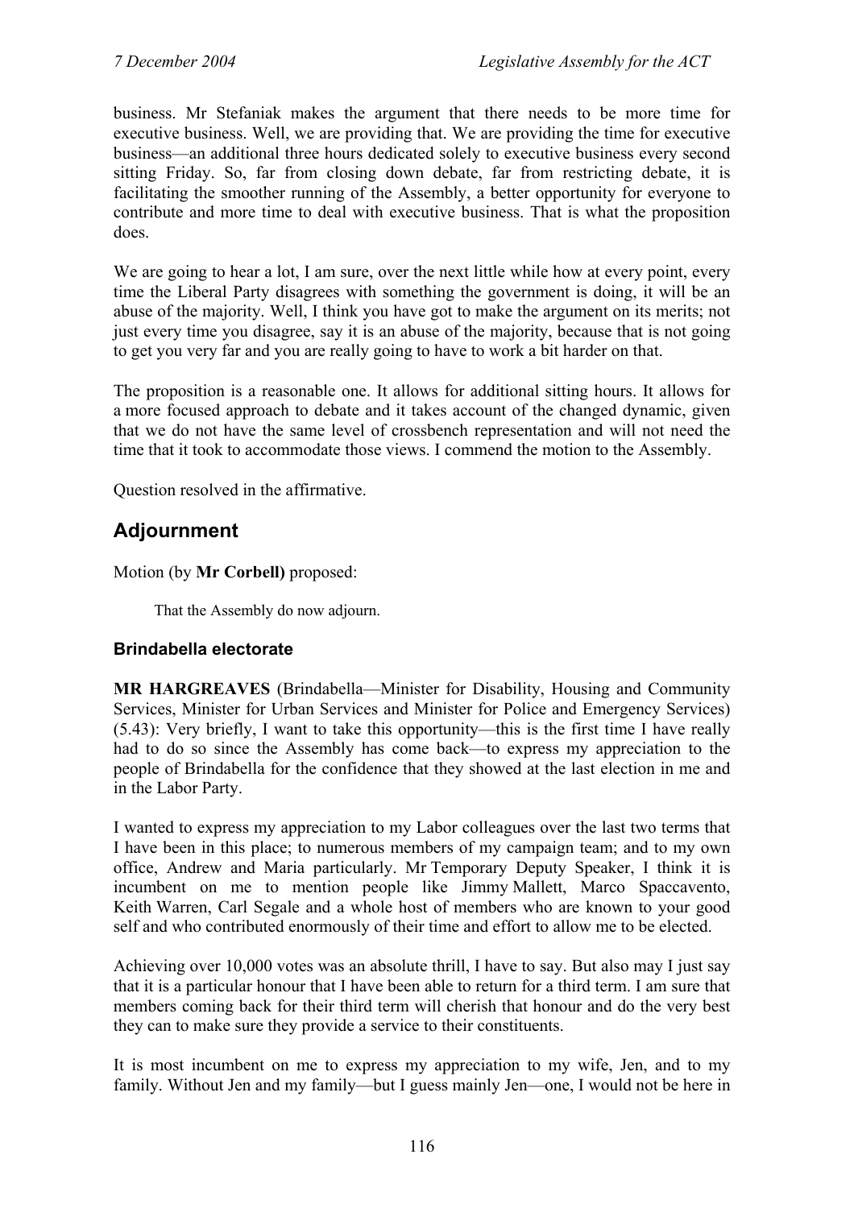business. Mr Stefaniak makes the argument that there needs to be more time for executive business. Well, we are providing that. We are providing the time for executive business—an additional three hours dedicated solely to executive business every second sitting Friday. So, far from closing down debate, far from restricting debate, it is facilitating the smoother running of the Assembly, a better opportunity for everyone to contribute and more time to deal with executive business. That is what the proposition does.

We are going to hear a lot, I am sure, over the next little while how at every point, every time the Liberal Party disagrees with something the government is doing, it will be an abuse of the majority. Well, I think you have got to make the argument on its merits; not just every time you disagree, say it is an abuse of the majority, because that is not going to get you very far and you are really going to have to work a bit harder on that.

The proposition is a reasonable one. It allows for additional sitting hours. It allows for a more focused approach to debate and it takes account of the changed dynamic, given that we do not have the same level of crossbench representation and will not need the time that it took to accommodate those views. I commend the motion to the Assembly.

Question resolved in the affirmative.

## Adjournment

Motion (by **Mr Corbell)** proposed:

> That the Assembly do now adjourn.

### Brindabella electorate

**MR HARGREAVES** (Brindabella—Minister for Disability, Housing and Community Services, Minister for Urban Services and Minister for Police and Emergency Services) (5.43): Very briefly, I want to take this opportunity—this is the first time I have really had to do so since the Assembly has come back—to express my appreciation to the people of Brindabella for the confidence that they showed at the last election in me and in the Labor Party.

I wanted to express my appreciation to my Labor colleagues over the last two terms that I have been in this place; to numerous members of my campaign team; and to my own office, Andrew and Maria particularly. Mr Temporary Deputy Speaker, I think it is incumbent on me to mention people like Jimmy Mallett, Marco Spaccavento, Keith Warren, Carl Segale and a whole host of members who are known to your good self and who contributed enormously of their time and effort to allow me to be elected.

Achieving over 10,000 votes was an absolute thrill, I have to say. But also may I just say that it is a particular honour that I have been able to return for a third term. I am sure that members coming back for their third term will cherish that honour and do the very best they can to make sure they provide a service to their constituents.

It is most incumbent on me to express my appreciation to my wife, Jen, and to my family. Without Jen and my family—but I guess mainly Jen—one, I would not be here in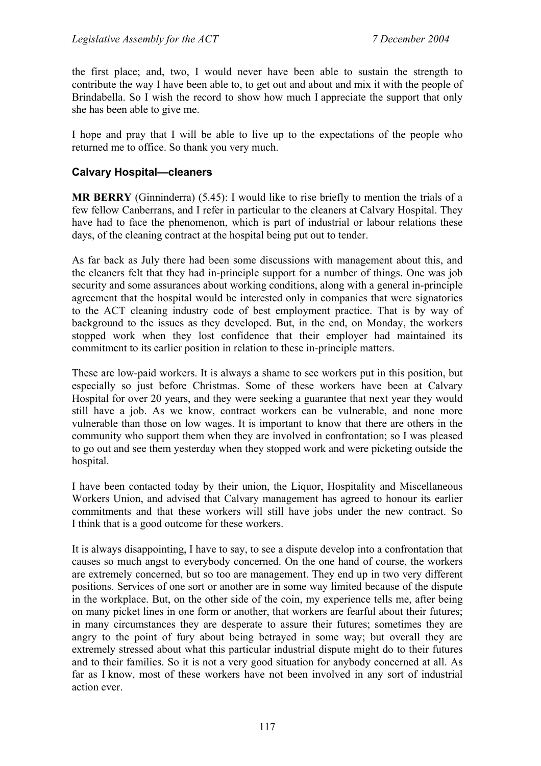the first place; and, two, I would never have been able to sustain the strength to contribute the way I have been able to, to get out and about and mix it with the people of Brindabella. So I wish the record to show how much I appreciate the support that only she has been able to give me.

I hope and pray that I will be able to live up to the expectations of the people who returned me to office. So thank you very much.

### Calvary Hospital—cleaners

**MR BERRY** (Ginninderra) (5.45): I would like to rise briefly to mention the trials of a few fellow Canberrans, and I refer in particular to the cleaners at Calvary Hospital. They have had to face the phenomenon, which is part of industrial or labour relations these days, of the cleaning contract at the hospital being put out to tender.

As far back as July there had been some discussions with management about this, and the cleaners felt that they had in-principle support for a number of things. One was job security and some assurances about working conditions, along with a general in-principle agreement that the hospital would be interested only in companies that were signatories to the ACT cleaning industry code of best employment practice. That is by way of background to the issues as they developed. But, in the end, on Monday, the workers stopped work when they lost confidence that their employer had maintained its commitment to its earlier position in relation to these in-principle matters.

These are low-paid workers. It is always a shame to see workers put in this position, but especially so just before Christmas. Some of these workers have been at Calvary Hospital for over 20 years, and they were seeking a guarantee that next year they would still have a job. As we know, contract workers can be vulnerable, and none more vulnerable than those on low wages. It is important to know that there are others in the community who support them when they are involved in confrontation; so I was pleased to go out and see them yesterday when they stopped work and were picketing outside the hospital.

I have been contacted today by their union, the Liquor, Hospitality and Miscellaneous Workers Union, and advised that Calvary management has agreed to honour its earlier commitments and that these workers will still have jobs under the new contract. So I think that is a good outcome for these workers.

It is always disappointing, I have to say, to see a dispute develop into a confrontation that causes so much angst to everybody concerned. On the one hand of course, the workers are extremely concerned, but so too are management. They end up in two very different positions. Services of one sort or another are in some way limited because of the dispute in the workplace. But, on the other side of the coin, my experience tells me, after being on many picket lines in one form or another, that workers are fearful about their futures; in many circumstances they are desperate to assure their futures; sometimes they are angry to the point of fury about being betrayed in some way; but overall they are extremely stressed about what this particular industrial dispute might do to their futures and to their families. So it is not a very good situation for anybody concerned at all. As far as I know, most of these workers have not been involved in any sort of industrial action ever.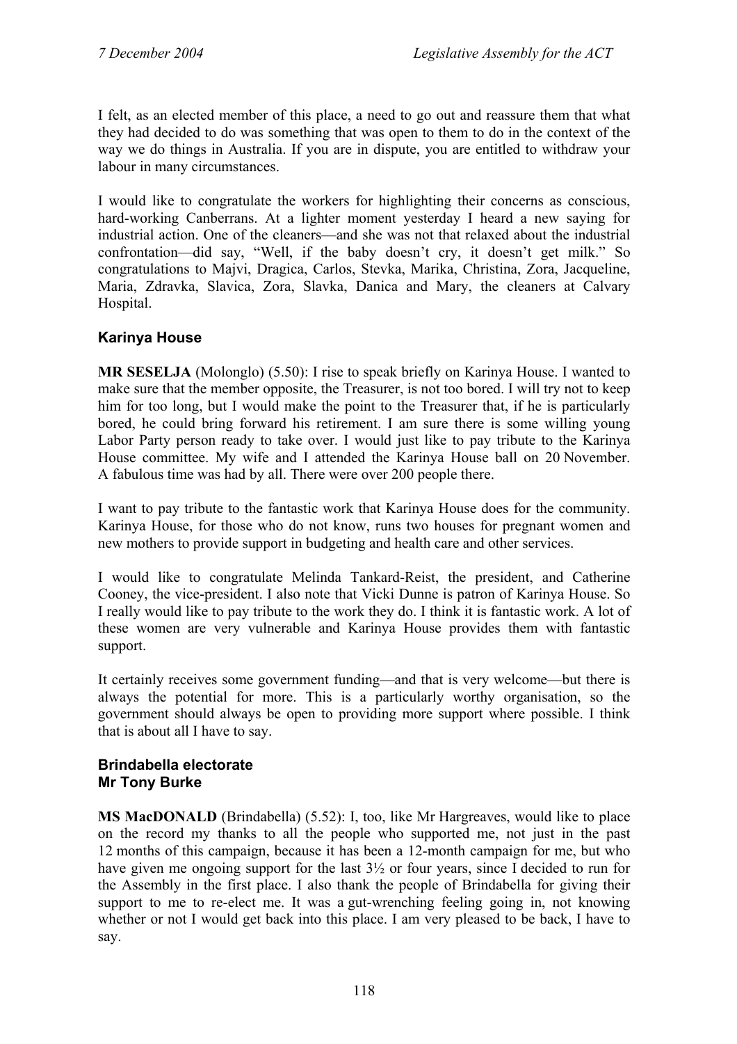I felt, as an elected member of this place, a need to go out and reassure them that what they had decided to do was something that was open to them to do in the context of the way we do things in Australia. If you are in dispute, you are entitled to withdraw your labour in many circumstances.

I would like to congratulate the workers for highlighting their concerns as conscious, hard-working Canberrans. At a lighter moment yesterday I heard a new saying for industrial action. One of the cleaners—and she was not that relaxed about the industrial confrontation—did say, "Well, if the baby doesn't cry, it doesn't get milk." So congratulations to Majvi, Dragica, Carlos, Stevka, Marika, Christina, Zora, Jacqueline, Maria, Zdravka, Slavica, Zora, Slavka, Danica and Mary, the cleaners at Calvary Hospital.

### Karinya House

**MR SESELJA** (Molonglo) (5.50): I rise to speak briefly on Karinya House. I wanted to make sure that the member opposite, the Treasurer, is not too bored. I will try not to keep him for too long, but I would make the point to the Treasurer that, if he is particularly bored, he could bring forward his retirement. I am sure there is some willing young Labor Party person ready to take over. I would just like to pay tribute to the Karinya House committee. My wife and I attended the Karinya House ball on 20 November. A fabulous time was had by all. There were over 200 people there.

I want to pay tribute to the fantastic work that Karinya House does for the community. Karinya House, for those who do not know, runs two houses for pregnant women and new mothers to provide support in budgeting and health care and other services.

I would like to congratulate Melinda Tankard-Reist, the president, and Catherine Cooney, the vice-president. I also note that Vicki Dunne is patron of Karinya House. So I really would like to pay tribute to the work they do. I think it is fantastic work. A lot of these women are very vulnerable and Karinya House provides them with fantastic support.

It certainly receives some government funding—and that is very welcome—but there is always the potential for more. This is a particularly worthy organisation, so the government should always be open to providing more support where possible. I think that is about all I have to say.

### Brindabella electorate
### Mr Tony Burke

**MS MacDONALD** (Brindabella) (5.52): I, too, like Mr Hargreaves, would like to place on the record my thanks to all the people who supported me, not just in the past 12 months of this campaign, because it has been a 12-month campaign for me, but who have given me ongoing support for the last 3½ or four years, since I decided to run for the Assembly in the first place. I also thank the people of Brindabella for giving their support to me to re-elect me. It was a gut-wrenching feeling going in, not knowing whether or not I would get back into this place. I am very pleased to be back, I have to say.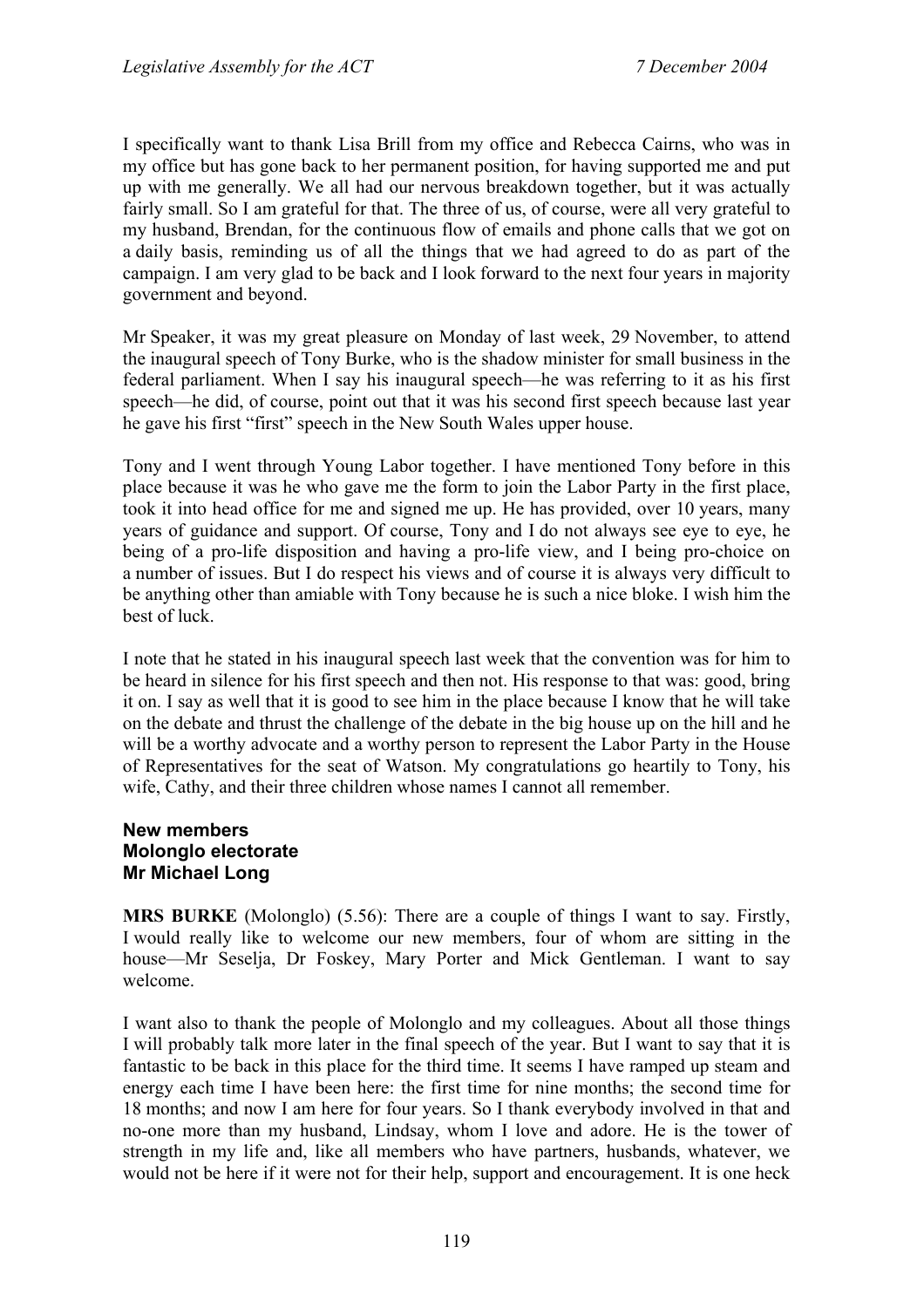I specifically want to thank Lisa Brill from my office and Rebecca Cairns, who was in my office but has gone back to her permanent position, for having supported me and put up with me generally. We all had our nervous breakdown together, but it was actually fairly small. So I am grateful for that. The three of us, of course, were all very grateful to my husband, Brendan, for the continuous flow of emails and phone calls that we got on a daily basis, reminding us of all the things that we had agreed to do as part of the campaign. I am very glad to be back and I look forward to the next four years in majority government and beyond.

Mr Speaker, it was my great pleasure on Monday of last week, 29 November, to attend the inaugural speech of Tony Burke, who is the shadow minister for small business in the federal parliament. When I say his inaugural speech—he was referring to it as his first speech—he did, of course, point out that it was his second first speech because last year he gave his first "first" speech in the New South Wales upper house.

Tony and I went through Young Labor together. I have mentioned Tony before in this place because it was he who gave me the form to join the Labor Party in the first place, took it into head office for me and signed me up. He has provided, over 10 years, many years of guidance and support. Of course, Tony and I do not always see eye to eye, he being of a pro-life disposition and having a pro-life view, and I being pro-choice on a number of issues. But I do respect his views and of course it is always very difficult to be anything other than amiable with Tony because he is such a nice bloke. I wish him the best of luck.

I note that he stated in his inaugural speech last week that the convention was for him to be heard in silence for his first speech and then not. His response to that was: good, bring it on. I say as well that it is good to see him in the place because I know that he will take on the debate and thrust the challenge of the debate in the big house up on the hill and he will be a worthy advocate and a worthy person to represent the Labor Party in the House of Representatives for the seat of Watson. My congratulations go heartily to Tony, his wife, Cathy, and their three children whose names I cannot all remember.

### New members
### Molonglo electorate
### Mr Michael Long

**MRS BURKE** (Molonglo) (5.56): There are a couple of things I want to say. Firstly, I would really like to welcome our new members, four of whom are sitting in the house—Mr Seselja, Dr Foskey, Mary Porter and Mick Gentleman. I want to say welcome.

I want also to thank the people of Molonglo and my colleagues. About all those things I will probably talk more later in the final speech of the year. But I want to say that it is fantastic to be back in this place for the third time. It seems I have ramped up steam and energy each time I have been here: the first time for nine months; the second time for 18 months; and now I am here for four years. So I thank everybody involved in that and no-one more than my husband, Lindsay, whom I love and adore. He is the tower of strength in my life and, like all members who have partners, husbands, whatever, we would not be here if it were not for their help, support and encouragement. It is one heck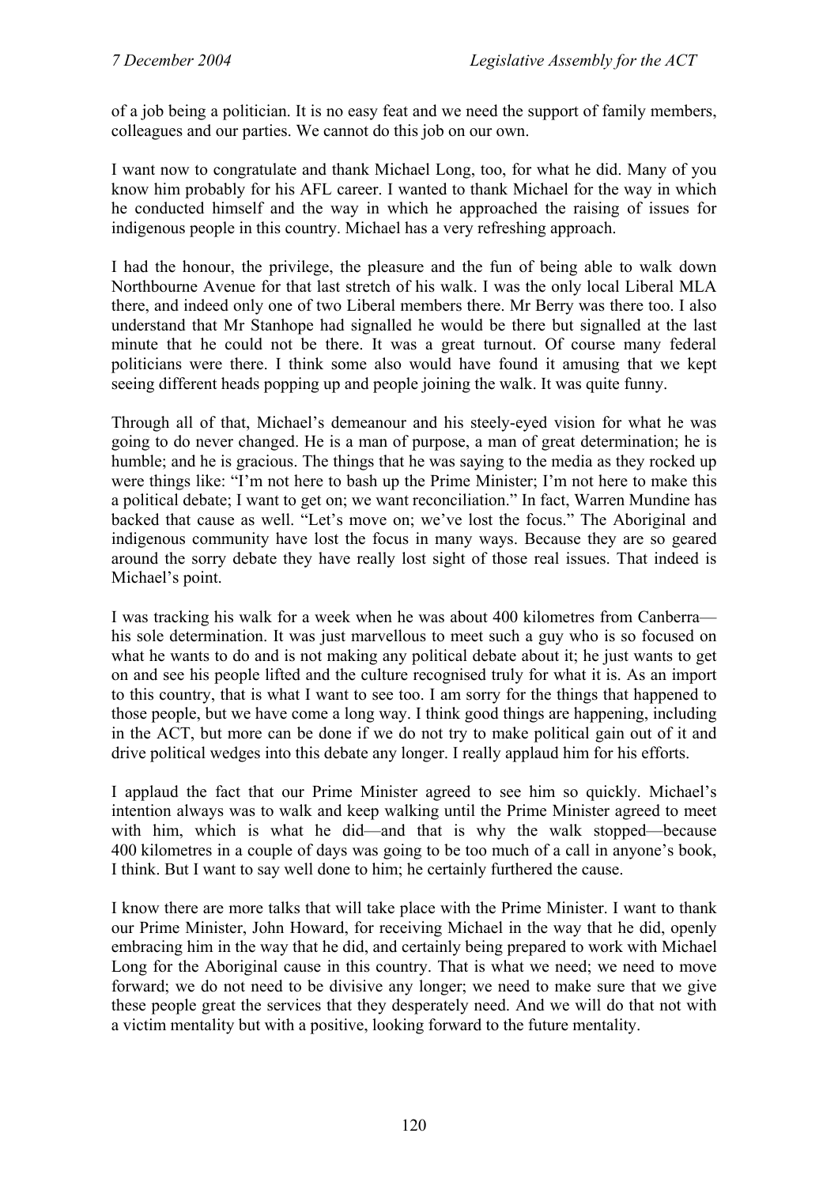of a job being a politician. It is no easy feat and we need the support of family members, colleagues and our parties. We cannot do this job on our own.

I want now to congratulate and thank Michael Long, too, for what he did. Many of you know him probably for his AFL career. I wanted to thank Michael for the way in which he conducted himself and the way in which he approached the raising of issues for indigenous people in this country. Michael has a very refreshing approach.

I had the honour, the privilege, the pleasure and the fun of being able to walk down Northbourne Avenue for that last stretch of his walk. I was the only local Liberal MLA there, and indeed only one of two Liberal members there. Mr Berry was there too. I also understand that Mr Stanhope had signalled he would be there but signalled at the last minute that he could not be there. It was a great turnout. Of course many federal politicians were there. I think some also would have found it amusing that we kept seeing different heads popping up and people joining the walk. It was quite funny.

Through all of that, Michael's demeanour and his steely-eyed vision for what he was going to do never changed. He is a man of purpose, a man of great determination; he is humble; and he is gracious. The things that he was saying to the media as they rocked up were things like: "I'm not here to bash up the Prime Minister; I'm not here to make this a political debate; I want to get on; we want reconciliation." In fact, Warren Mundine has backed that cause as well. "Let's move on; we've lost the focus." The Aboriginal and indigenous community have lost the focus in many ways. Because they are so geared around the sorry debate they have really lost sight of those real issues. That indeed is Michael's point.

I was tracking his walk for a week when he was about 400 kilometres from Canberra—his sole determination. It was just marvellous to meet such a guy who is so focused on what he wants to do and is not making any political debate about it; he just wants to get on and see his people lifted and the culture recognised truly for what it is. As an import to this country, that is what I want to see too. I am sorry for the things that happened to those people, but we have come a long way. I think good things are happening, including in the ACT, but more can be done if we do not try to make political gain out of it and drive political wedges into this debate any longer. I really applaud him for his efforts.

I applaud the fact that our Prime Minister agreed to see him so quickly. Michael's intention always was to walk and keep walking until the Prime Minister agreed to meet with him, which is what he did—and that is why the walk stopped—because 400 kilometres in a couple of days was going to be too much of a call in anyone's book, I think. But I want to say well done to him; he certainly furthered the cause.

I know there are more talks that will take place with the Prime Minister. I want to thank our Prime Minister, John Howard, for receiving Michael in the way that he did, openly embracing him in the way that he did, and certainly being prepared to work with Michael Long for the Aboriginal cause in this country. That is what we need; we need to move forward; we do not need to be divisive any longer; we need to make sure that we give these people great the services that they desperately need. And we will do that not with a victim mentality but with a positive, looking forward to the future mentality.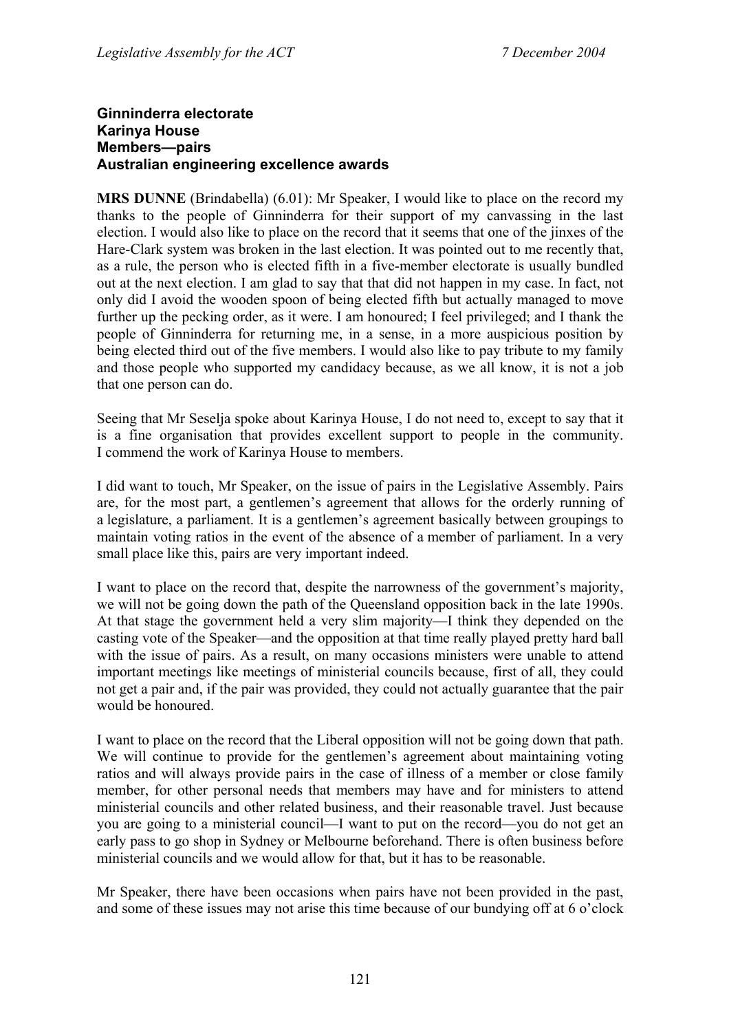**Ginninderra electorate**
**Karinya House**
**Members—pairs**
**Australian engineering excellence awards**

**MRS DUNNE** (Brindabella) (6.01): Mr Speaker, I would like to place on the record my thanks to the people of Ginninderra for their support of my canvassing in the last election. I would also like to place on the record that it seems that one of the jinxes of the Hare-Clark system was broken in the last election. It was pointed out to me recently that, as a rule, the person who is elected fifth in a five-member electorate is usually bundled out at the next election. I am glad to say that that did not happen in my case. In fact, not only did I avoid the wooden spoon of being elected fifth but actually managed to move further up the pecking order, as it were. I am honoured; I feel privileged; and I thank the people of Ginninderra for returning me, in a sense, in a more auspicious position by being elected third out of the five members. I would also like to pay tribute to my family and those people who supported my candidacy because, as we all know, it is not a job that one person can do.

Seeing that Mr Seselja spoke about Karinya House, I do not need to, except to say that it is a fine organisation that provides excellent support to people in the community. I commend the work of Karinya House to members.

I did want to touch, Mr Speaker, on the issue of pairs in the Legislative Assembly. Pairs are, for the most part, a gentlemen's agreement that allows for the orderly running of a legislature, a parliament. It is a gentlemen's agreement basically between groupings to maintain voting ratios in the event of the absence of a member of parliament. In a very small place like this, pairs are very important indeed.

I want to place on the record that, despite the narrowness of the government's majority, we will not be going down the path of the Queensland opposition back in the late 1990s. At that stage the government held a very slim majority—I think they depended on the casting vote of the Speaker—and the opposition at that time really played pretty hard ball with the issue of pairs. As a result, on many occasions ministers were unable to attend important meetings like meetings of ministerial councils because, first of all, they could not get a pair and, if the pair was provided, they could not actually guarantee that the pair would be honoured.

I want to place on the record that the Liberal opposition will not be going down that path. We will continue to provide for the gentlemen's agreement about maintaining voting ratios and will always provide pairs in the case of illness of a member or close family member, for other personal needs that members may have and for ministers to attend ministerial councils and other related business, and their reasonable travel. Just because you are going to a ministerial council—I want to put on the record—you do not get an early pass to go shop in Sydney or Melbourne beforehand. There is often business before ministerial councils and we would allow for that, but it has to be reasonable.

Mr Speaker, there have been occasions when pairs have not been provided in the past, and some of these issues may not arise this time because of our bundying off at 6 o'clock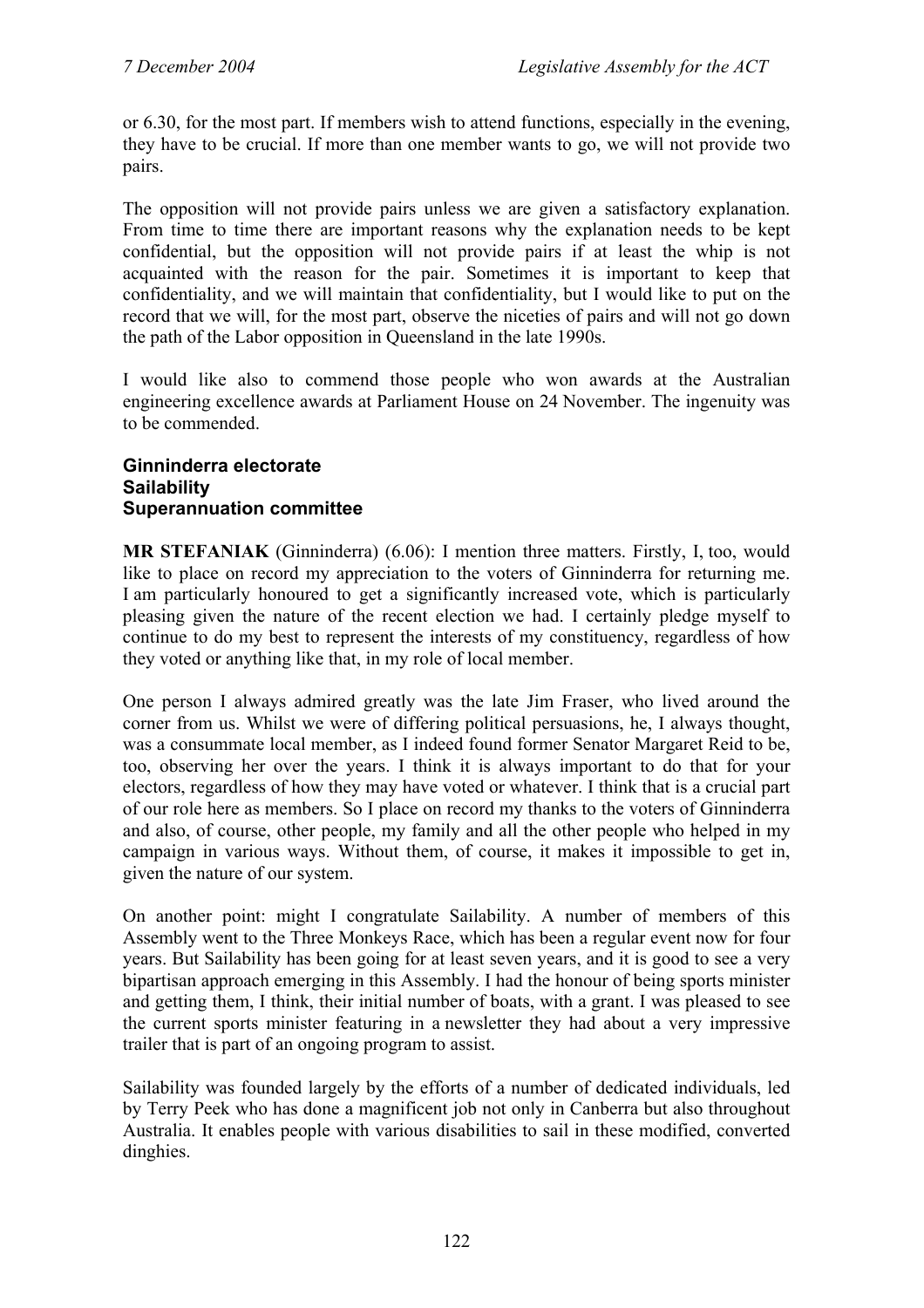or 6.30, for the most part. If members wish to attend functions, especially in the evening, they have to be crucial. If more than one member wants to go, we will not provide two pairs.

The opposition will not provide pairs unless we are given a satisfactory explanation. From time to time there are important reasons why the explanation needs to be kept confidential, but the opposition will not provide pairs if at least the whip is not acquainted with the reason for the pair. Sometimes it is important to keep that confidentiality, and we will maintain that confidentiality, but I would like to put on the record that we will, for the most part, observe the niceties of pairs and will not go down the path of the Labor opposition in Queensland in the late 1990s.

I would like also to commend those people who won awards at the Australian engineering excellence awards at Parliament House on 24 November. The ingenuity was to be commended.

### Ginninderra electorate
### Sailability
### Superannuation committee

**MR STEFANIAK** (Ginninderra) (6.06): I mention three matters. Firstly, I, too, would like to place on record my appreciation to the voters of Ginninderra for returning me. I am particularly honoured to get a significantly increased vote, which is particularly pleasing given the nature of the recent election we had. I certainly pledge myself to continue to do my best to represent the interests of my constituency, regardless of how they voted or anything like that, in my role of local member.

One person I always admired greatly was the late Jim Fraser, who lived around the corner from us. Whilst we were of differing political persuasions, he, I always thought, was a consummate local member, as I indeed found former Senator Margaret Reid to be, too, observing her over the years. I think it is always important to do that for your electors, regardless of how they may have voted or whatever. I think that is a crucial part of our role here as members. So I place on record my thanks to the voters of Ginninderra and also, of course, other people, my family and all the other people who helped in my campaign in various ways. Without them, of course, it makes it impossible to get in, given the nature of our system.

On another point: might I congratulate Sailability. A number of members of this Assembly went to the Three Monkeys Race, which has been a regular event now for four years. But Sailability has been going for at least seven years, and it is good to see a very bipartisan approach emerging in this Assembly. I had the honour of being sports minister and getting them, I think, their initial number of boats, with a grant. I was pleased to see the current sports minister featuring in a newsletter they had about a very impressive trailer that is part of an ongoing program to assist.

Sailability was founded largely by the efforts of a number of dedicated individuals, led by Terry Peek who has done a magnificent job not only in Canberra but also throughout Australia. It enables people with various disabilities to sail in these modified, converted dinghies.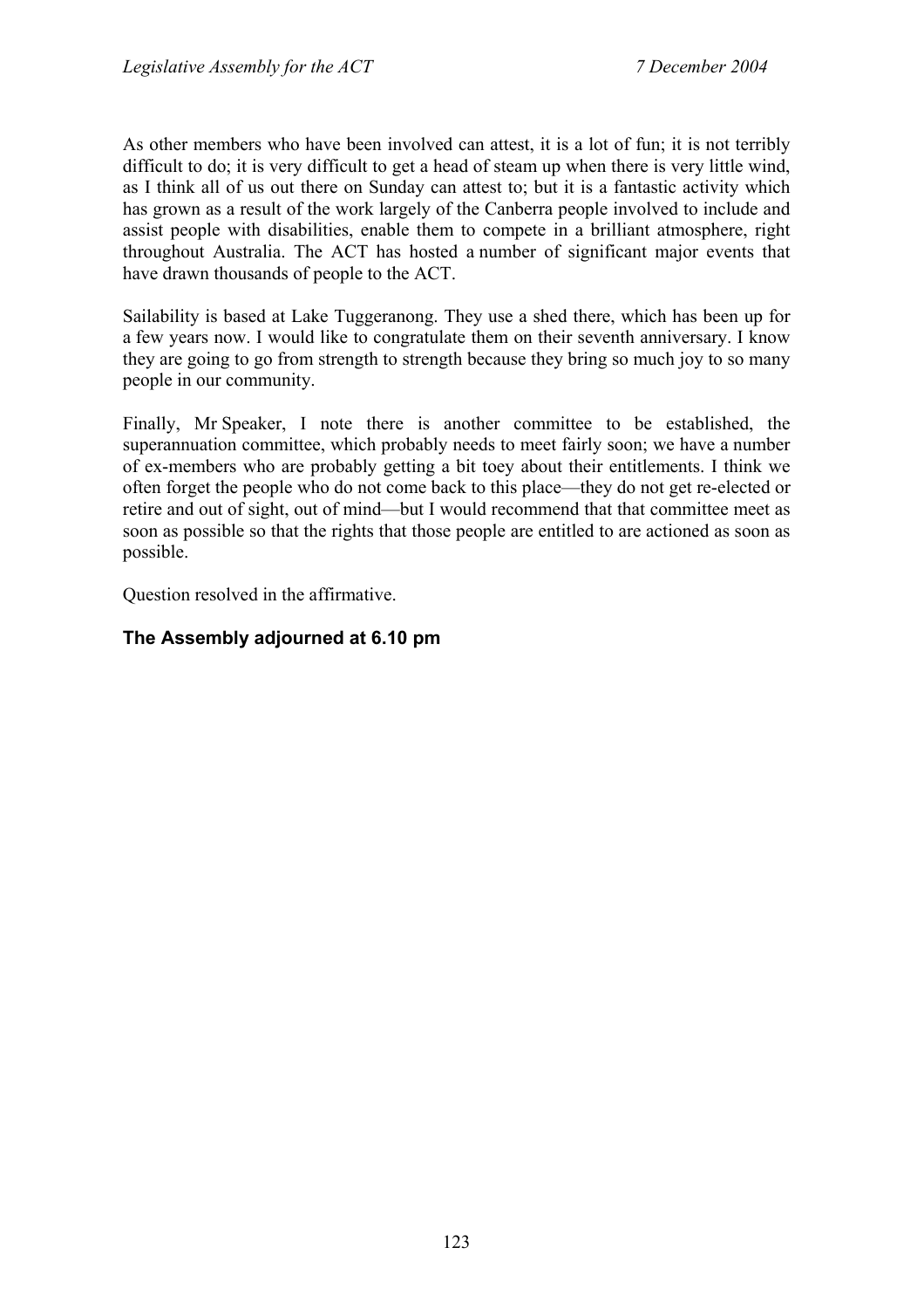As other members who have been involved can attest, it is a lot of fun; it is not terribly difficult to do; it is very difficult to get a head of steam up when there is very little wind, as I think all of us out there on Sunday can attest to; but it is a fantastic activity which has grown as a result of the work largely of the Canberra people involved to include and assist people with disabilities, enable them to compete in a brilliant atmosphere, right throughout Australia. The ACT has hosted a number of significant major events that have drawn thousands of people to the ACT.

Sailability is based at Lake Tuggeranong. They use a shed there, which has been up for a few years now. I would like to congratulate them on their seventh anniversary. I know they are going to go from strength to strength because they bring so much joy to so many people in our community.

Finally, Mr Speaker, I note there is another committee to be established, the superannuation committee, which probably needs to meet fairly soon; we have a number of ex-members who are probably getting a bit toey about their entitlements. I think we often forget the people who do not come back to this place—they do not get re-elected or retire and out of sight, out of mind—but I would recommend that that committee meet as soon as possible so that the rights that those people are entitled to are actioned as soon as possible.

Question resolved in the affirmative.

### The Assembly adjourned at 6.10 pm